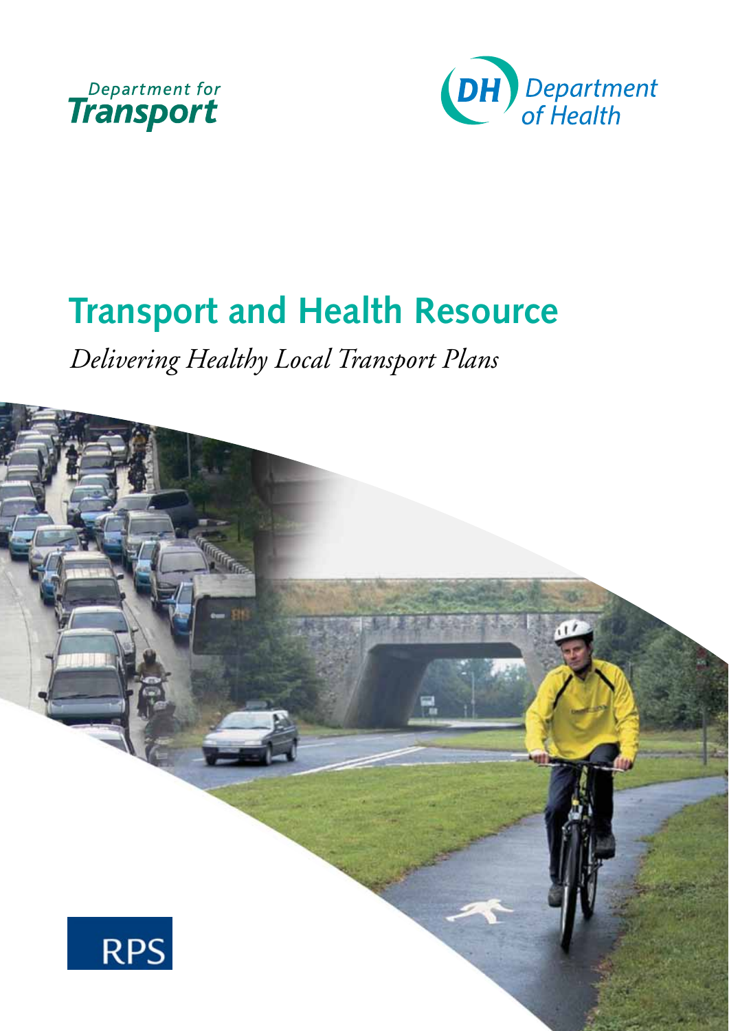Department for Transport

Department of Health

# Transport and Health Resource

*Delivering Healthy Local Transport Plans*

RPS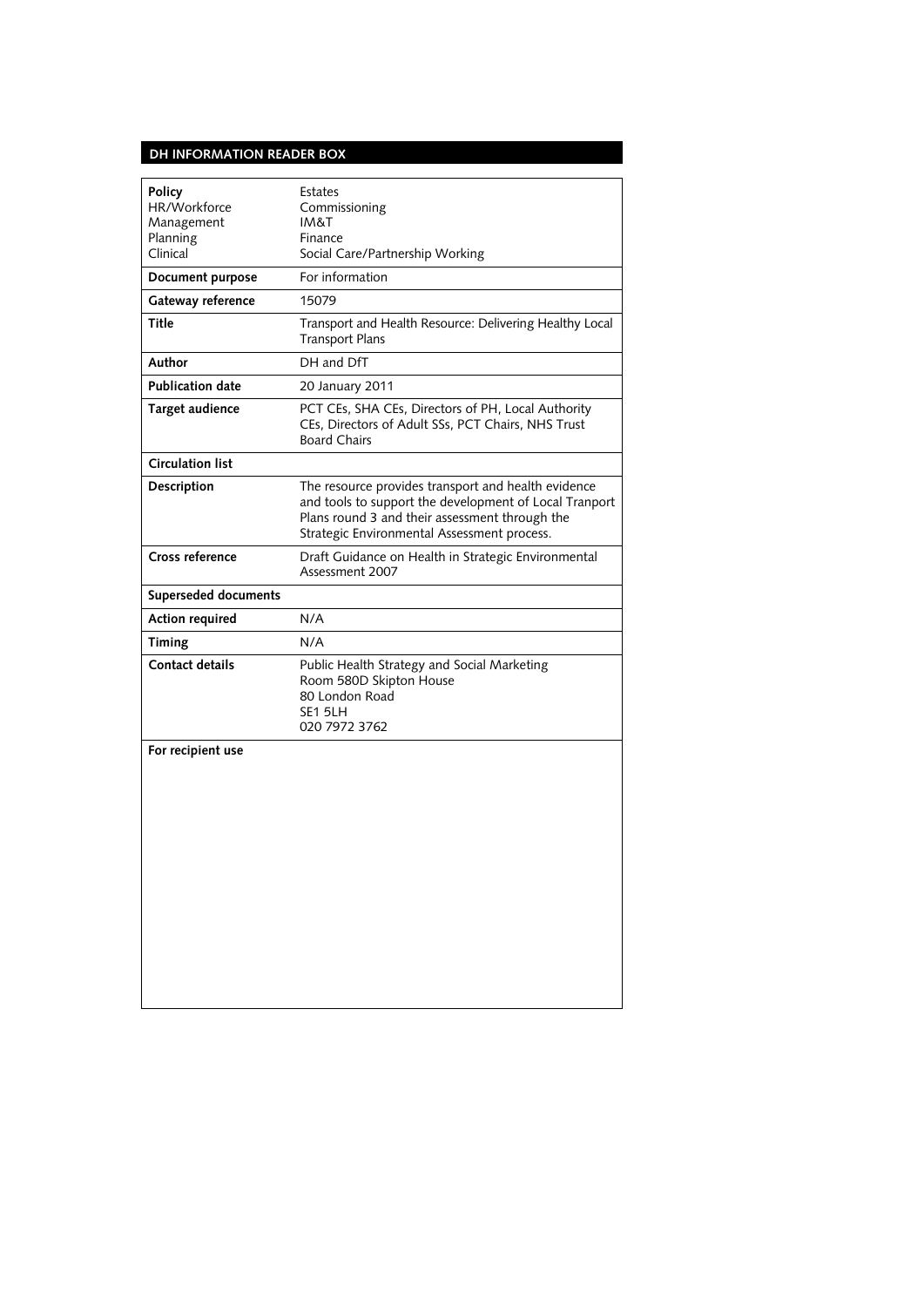## DH INFORMATION READER BOX

| | |
|---|---|
| **Policy**<br>HR/Workforce<br>Management<br>Planning<br>Clinical | Estates<br>Commissioning<br>IM&T<br>Finance<br>Social Care/Partnership Working |
| **Document purpose** | For information |
| **Gateway reference** | 15079 |
| **Title** | Transport and Health Resource: Delivering Healthy Local Transport Plans |
| **Author** | DH and DfT |
| **Publication date** | 20 January 2011 |
| **Target audience** | PCT CEs, SHA CEs, Directors of PH, Local Authority CEs, Directors of Adult SSs, PCT Chairs, NHS Trust Board Chairs |
| **Circulation list** | |
| **Description** | The resource provides transport and health evidence and tools to support the development of Local Tranport Plans round 3 and their assessment through the Strategic Environmental Assessment process. |
| **Cross reference** | Draft Guidance on Health in Strategic Environmental Assessment 2007 |
| **Superseded documents** | |
| **Action required** | N/A |
| **Timing** | N/A |
| **Contact details** | Public Health Strategy and Social Marketing<br>Room 580D Skipton House<br>80 London Road<br>SE1 5LH<br>020 7972 3762 |
| **For recipient use** | |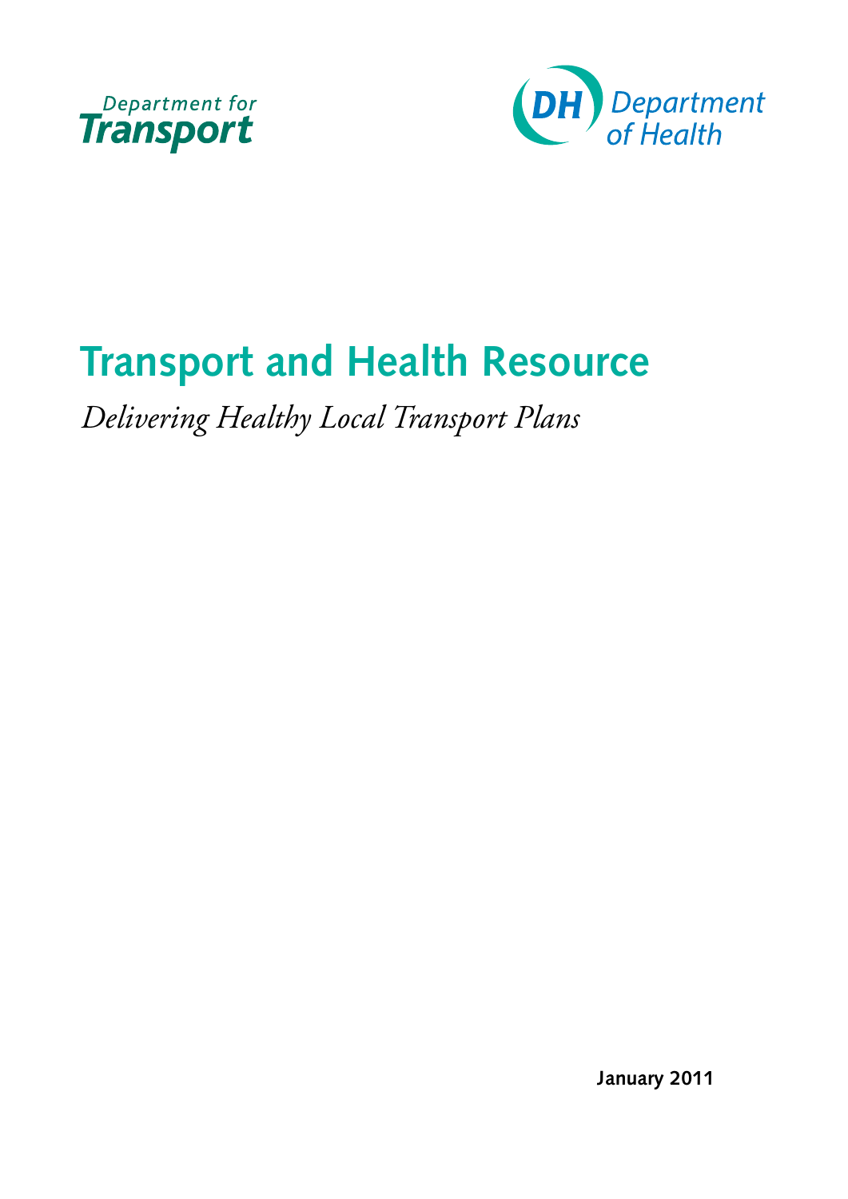Department for Transport

Department of Health

# Transport and Health Resource

*Delivering Healthy Local Transport Plans*

**January 2011**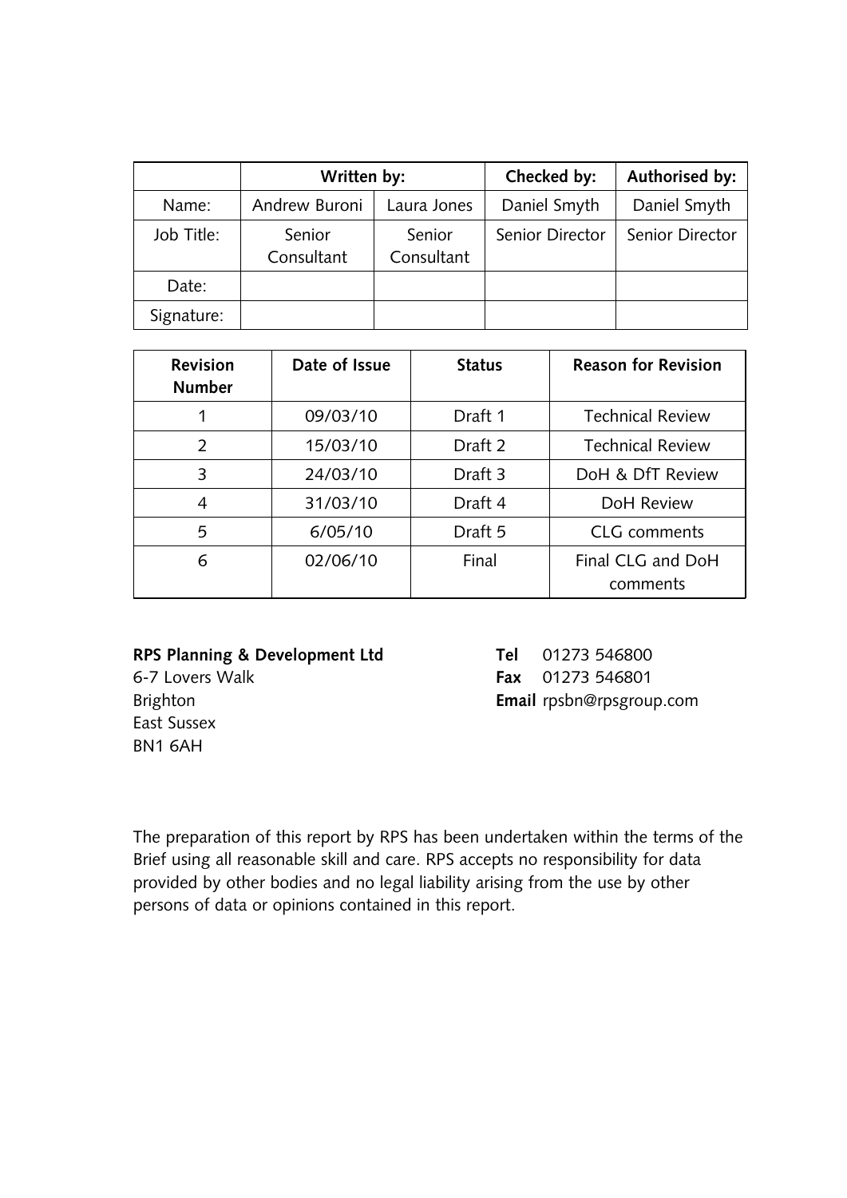| | Written by: | | Checked by: | Authorised by: |
|---|---|---|---|---|
| Name: | Andrew Buroni | Laura Jones | Daniel Smyth | Daniel Smyth |
| Job Title: | Senior Consultant | Senior Consultant | Senior Director | Senior Director |
| Date: | | | | |
| Signature: | | | | |

| Revision Number | Date of Issue | Status | Reason for Revision |
|---|---|---|---|
| 1 | 09/03/10 | Draft 1 | Technical Review |
| 2 | 15/03/10 | Draft 2 | Technical Review |
| 3 | 24/03/10 | Draft 3 | DoH & DfT Review |
| 4 | 31/03/10 | Draft 4 | DoH Review |
| 5 | 6/05/10 | Draft 5 | CLG comments |
| 6 | 02/06/10 | Final | Final CLG and DoH comments |

**RPS Planning & Development Ltd**
6-7 Lovers Walk
Brighton
East Sussex
BN1 6AH

**Tel** 01273 546800
**Fax** 01273 546801
**Email** rpsbn@rpsgroup.com

The preparation of this report by RPS has been undertaken within the terms of the Brief using all reasonable skill and care. RPS accepts no responsibility for data provided by other bodies and no legal liability arising from the use by other persons of data or opinions contained in this report.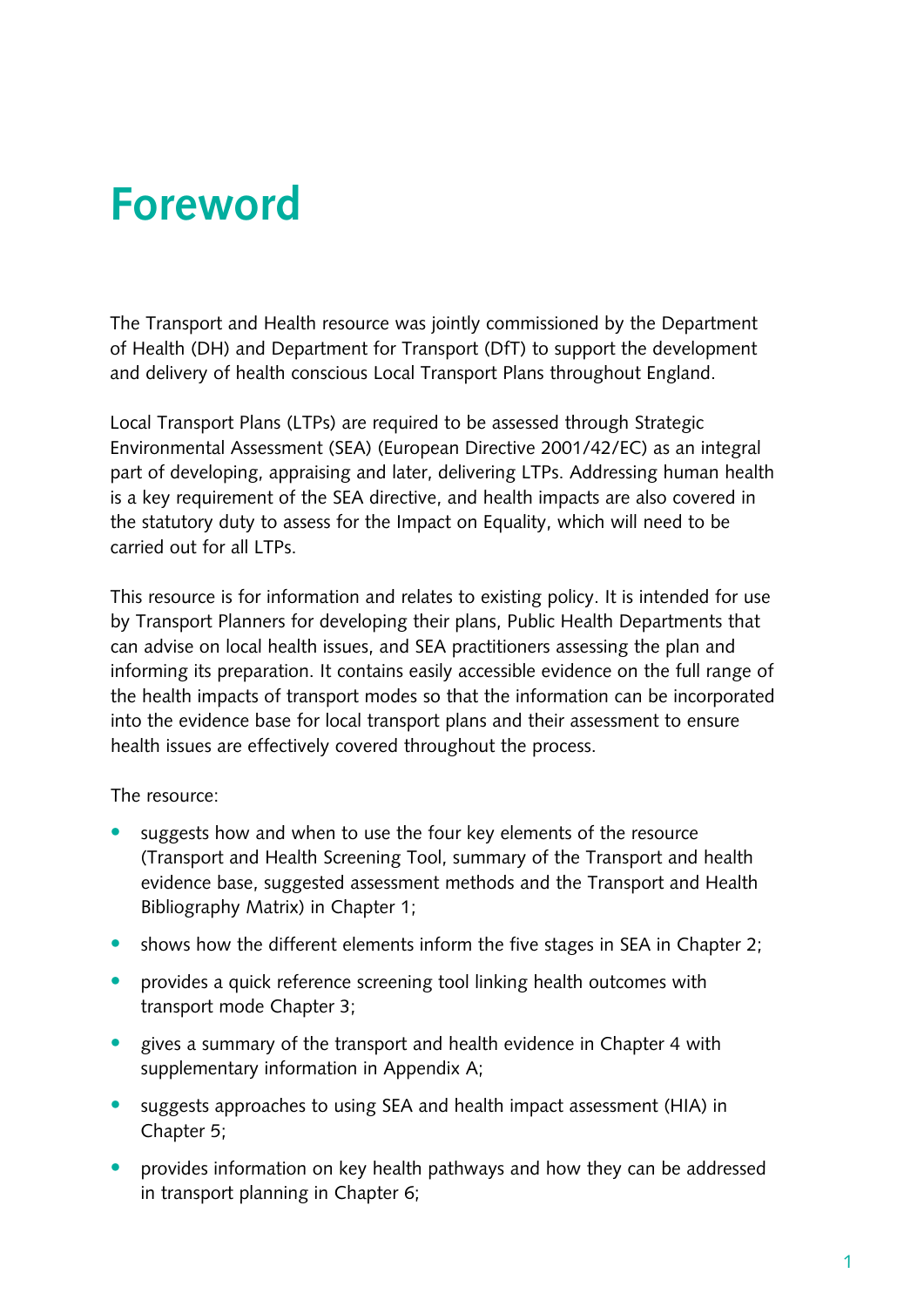# Foreword

The Transport and Health resource was jointly commissioned by the Department of Health (DH) and Department for Transport (DfT) to support the development and delivery of health conscious Local Transport Plans throughout England.

Local Transport Plans (LTPs) are required to be assessed through Strategic Environmental Assessment (SEA) (European Directive 2001/42/EC) as an integral part of developing, appraising and later, delivering LTPs. Addressing human health is a key requirement of the SEA directive, and health impacts are also covered in the statutory duty to assess for the Impact on Equality, which will need to be carried out for all LTPs.

This resource is for information and relates to existing policy. It is intended for use by Transport Planners for developing their plans, Public Health Departments that can advise on local health issues, and SEA practitioners assessing the plan and informing its preparation. It contains easily accessible evidence on the full range of the health impacts of transport modes so that the information can be incorporated into the evidence base for local transport plans and their assessment to ensure health issues are effectively covered throughout the process.

The resource:

- suggests how and when to use the four key elements of the resource (Transport and Health Screening Tool, summary of the Transport and health evidence base, suggested assessment methods and the Transport and Health Bibliography Matrix) in Chapter 1;
- shows how the different elements inform the five stages in SEA in Chapter 2;
- provides a quick reference screening tool linking health outcomes with transport mode Chapter 3;
- gives a summary of the transport and health evidence in Chapter 4 with supplementary information in Appendix A;
- suggests approaches to using SEA and health impact assessment (HIA) in Chapter 5;
- provides information on key health pathways and how they can be addressed in transport planning in Chapter 6;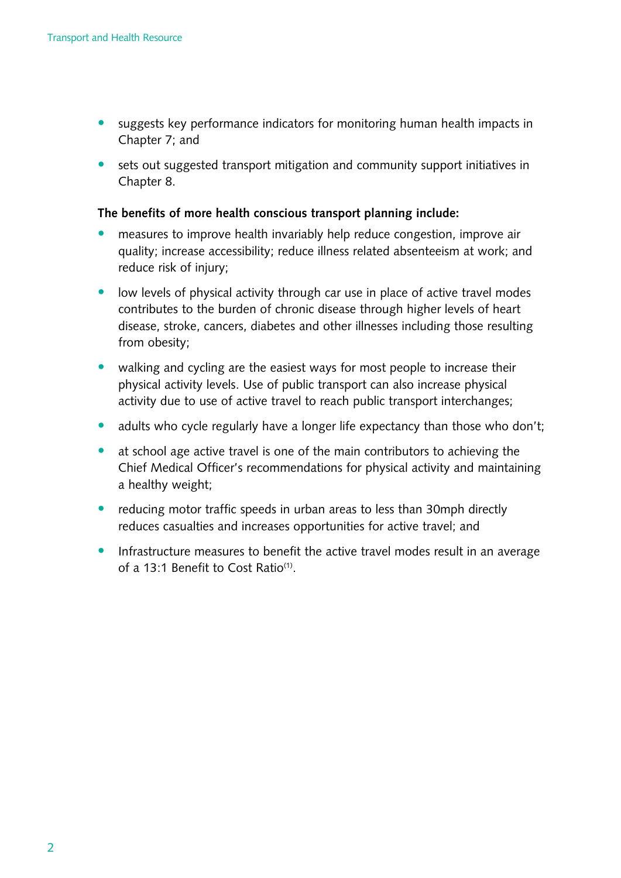- suggests key performance indicators for monitoring human health impacts in Chapter 7; and
- sets out suggested transport mitigation and community support initiatives in Chapter 8.

**The benefits of more health conscious transport planning include:**

- measures to improve health invariably help reduce congestion, improve air quality; increase accessibility; reduce illness related absenteeism at work; and reduce risk of injury;
- low levels of physical activity through car use in place of active travel modes contributes to the burden of chronic disease through higher levels of heart disease, stroke, cancers, diabetes and other illnesses including those resulting from obesity;
- walking and cycling are the easiest ways for most people to increase their physical activity levels. Use of public transport can also increase physical activity due to use of active travel to reach public transport interchanges;
- adults who cycle regularly have a longer life expectancy than those who don't;
- at school age active travel is one of the main contributors to achieving the Chief Medical Officer's recommendations for physical activity and maintaining a healthy weight;
- reducing motor traffic speeds in urban areas to less than 30mph directly reduces casualties and increases opportunities for active travel; and
- Infrastructure measures to benefit the active travel modes result in an average of a 13:1 Benefit to Cost Ratio[(1)].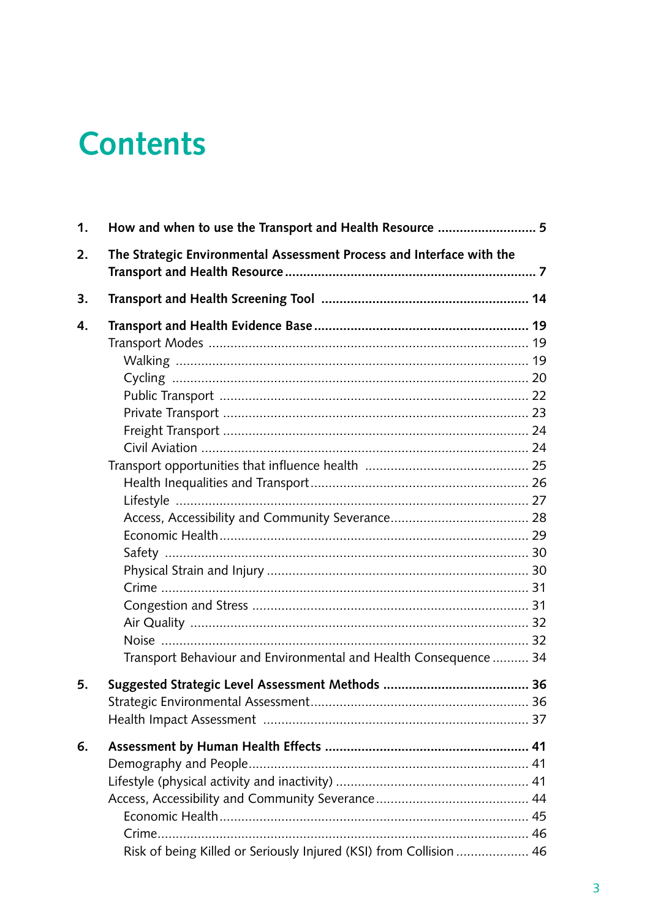# Contents

1. **How and when to use the Transport and Health Resource ........................... 5**

2. **The Strategic Environmental Assessment Process and Interface with the Transport and Health Resource ..................................................................... 7**

3. **Transport and Health Screening Tool ........................................................ 14**

4. **Transport and Health Evidence Base .......................................................... 19**
   - Transport Modes ...................................................................................... 19
     - Walking ................................................................................................ 19
     - Cycling ................................................................................................ 20
     - Public Transport .................................................................................... 22
     - Private Transport ................................................................................... 23
     - Freight Transport ................................................................................... 24
     - Civil Aviation ......................................................................................... 24
   - Transport opportunities that influence health ............................................ 25
     - Health Inequalities and Transport ............................................................ 26
     - Lifestyle ................................................................................................ 27
     - Access, Accessibility and Community Severance ...................................... 28
     - Economic Health .................................................................................... 29
     - Safety ................................................................................................... 30
     - Physical Strain and Injury ....................................................................... 30
     - Crime .................................................................................................... 31
     - Congestion and Stress ........................................................................... 31
     - Air Quality ............................................................................................ 32
     - Noise .................................................................................................... 32
     - Transport Behaviour and Environmental and Health Consequence .......... 34

5. **Suggested Strategic Level Assessment Methods ........................................ 36**
   - Strategic Environmental Assessment ........................................................... 36
   - Health Impact Assessment ......................................................................... 37

6. **Assessment by Human Health Effects ....................................................... 41**
   - Demography and People ............................................................................ 41
   - Lifestyle (physical activity and inactivity) ..................................................... 41
   - Access, Accessibility and Community Severance .......................................... 44
     - Economic Health .................................................................................... 45
     - Crime .................................................................................................... 46
     - Risk of being Killed or Seriously Injured (KSI) from Collision .................... 46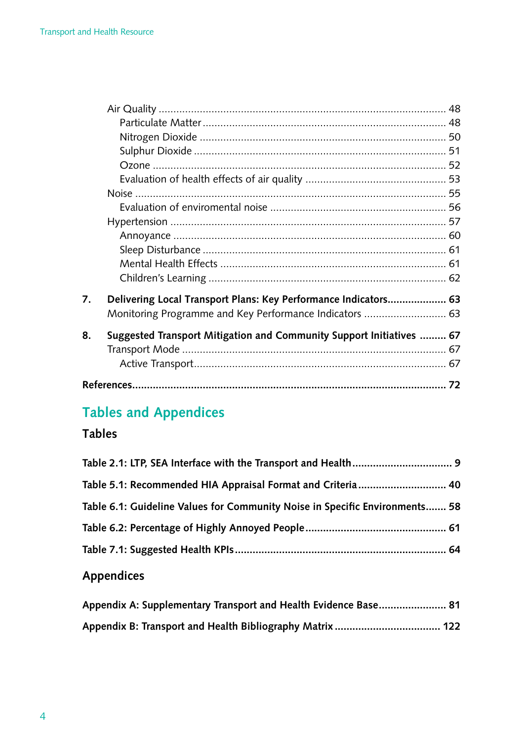Air Quality ........................................................................................ 48

Particulate Matter ........................................................................ 48

Nitrogen Dioxide ......................................................................... 50

Sulphur Dioxide ........................................................................... 51

Ozone ........................................................................................... 52

Evaluation of health effects of air quality ..................................... 53

Noise ................................................................................................ 55

Evaluation of enviromental noise ................................................. 56

Hypertension ................................................................................... 57

Annoyance .................................................................................... 60

Sleep Disturbance ........................................................................ 61

Mental Health Effects .................................................................. 61

Children's Learning ....................................................................... 62

**7. Delivering Local Transport Plans: Key Performance Indicators.................... 63**

Monitoring Programme and Key Performance Indicators ............................ 63

**8. Suggested Transport Mitigation and Community Support Initiatives ......... 67**

Transport Mode ............................................................................................ 67

Active Transport........................................................................................ 67

**References.......................................................................................................... 72**

# Tables and Appendices

## Tables

**Table 2.1: LTP, SEA Interface with the Transport and Health................................. 9**

**Table 5.1: Recommended HIA Appraisal Format and Criteria............................. 40**

**Table 6.1: Guideline Values for Community Noise in Specific Environments....... 58**

**Table 6.2: Percentage of Highly Annoyed People................................................ 61**

**Table 7.1: Suggested Health KPIs........................................................................ 64**

## Appendices

**Appendix A: Supplementary Transport and Health Evidence Base....................... 81**

**Appendix B: Transport and Health Bibliography Matrix.................................... 122**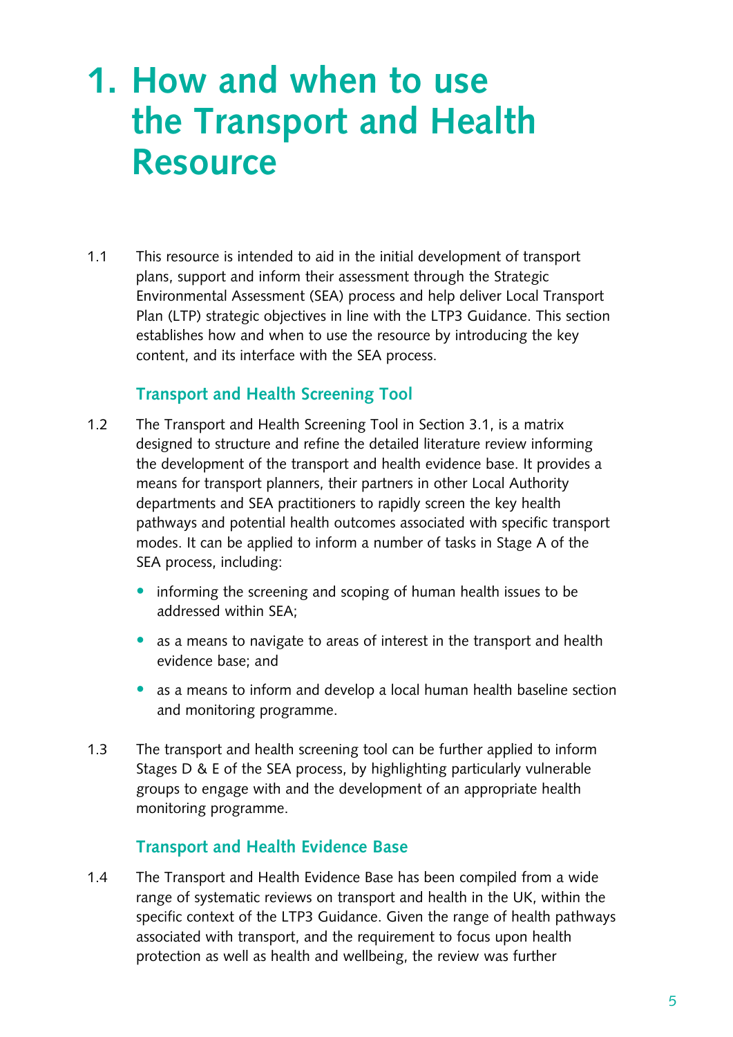# 1. How and when to use the Transport and Health Resource

1.1 This resource is intended to aid in the initial development of transport plans, support and inform their assessment through the Strategic Environmental Assessment (SEA) process and help deliver Local Transport Plan (LTP) strategic objectives in line with the LTP3 Guidance. This section establishes how and when to use the resource by introducing the key content, and its interface with the SEA process.

### Transport and Health Screening Tool

1.2 The Transport and Health Screening Tool in Section 3.1, is a matrix designed to structure and refine the detailed literature review informing the development of the transport and health evidence base. It provides a means for transport planners, their partners in other Local Authority departments and SEA practitioners to rapidly screen the key health pathways and potential health outcomes associated with specific transport modes. It can be applied to inform a number of tasks in Stage A of the SEA process, including:

- informing the screening and scoping of human health issues to be addressed within SEA;
- as a means to navigate to areas of interest in the transport and health evidence base; and
- as a means to inform and develop a local human health baseline section and monitoring programme.

1.3 The transport and health screening tool can be further applied to inform Stages D & E of the SEA process, by highlighting particularly vulnerable groups to engage with and the development of an appropriate health monitoring programme.

### Transport and Health Evidence Base

1.4 The Transport and Health Evidence Base has been compiled from a wide range of systematic reviews on transport and health in the UK, within the specific context of the LTP3 Guidance. Given the range of health pathways associated with transport, and the requirement to focus upon health protection as well as health and wellbeing, the review was further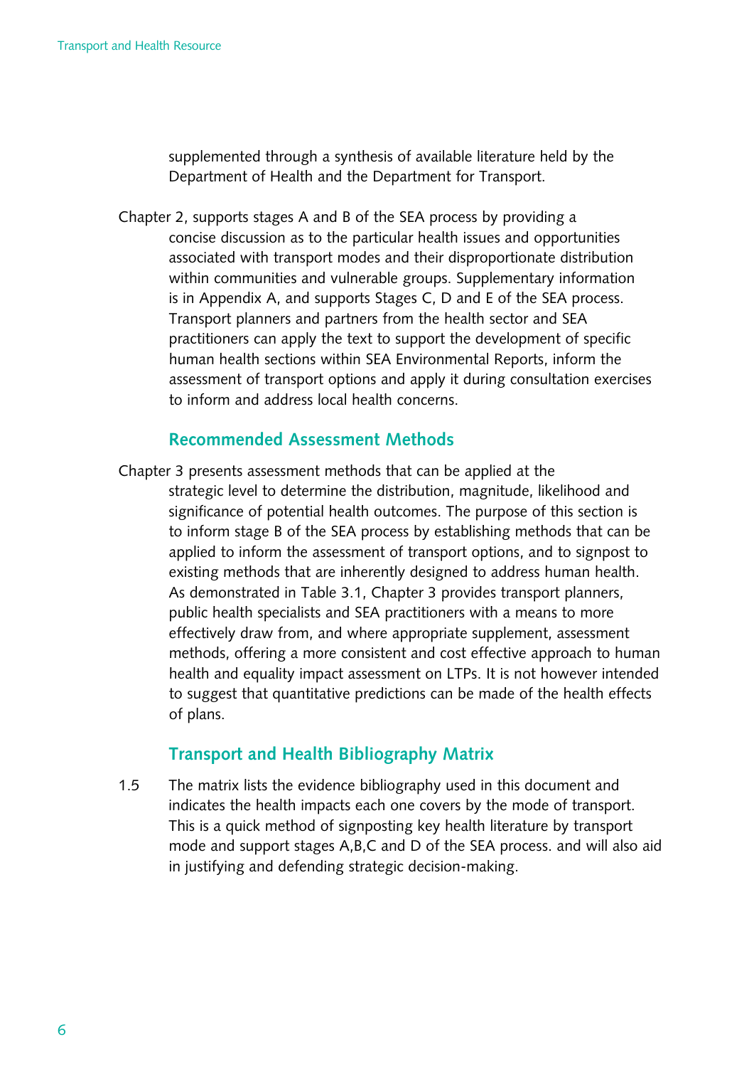supplemented through a synthesis of available literature held by the Department of Health and the Department for Transport.

Chapter 2, supports stages A and B of the SEA process by providing a concise discussion as to the particular health issues and opportunities associated with transport modes and their disproportionate distribution within communities and vulnerable groups. Supplementary information is in Appendix A, and supports Stages C, D and E of the SEA process. Transport planners and partners from the health sector and SEA practitioners can apply the text to support the development of specific human health sections within SEA Environmental Reports, inform the assessment of transport options and apply it during consultation exercises to inform and address local health concerns.

### Recommended Assessment Methods

Chapter 3 presents assessment methods that can be applied at the strategic level to determine the distribution, magnitude, likelihood and significance of potential health outcomes. The purpose of this section is to inform stage B of the SEA process by establishing methods that can be applied to inform the assessment of transport options, and to signpost to existing methods that are inherently designed to address human health. As demonstrated in Table 3.1, Chapter 3 provides transport planners, public health specialists and SEA practitioners with a means to more effectively draw from, and where appropriate supplement, assessment methods, offering a more consistent and cost effective approach to human health and equality impact assessment on LTPs. It is not however intended to suggest that quantitative predictions can be made of the health effects of plans.

### Transport and Health Bibliography Matrix

1.5 The matrix lists the evidence bibliography used in this document and indicates the health impacts each one covers by the mode of transport. This is a quick method of signposting key health literature by transport mode and support stages A,B,C and D of the SEA process. and will also aid in justifying and defending strategic decision-making.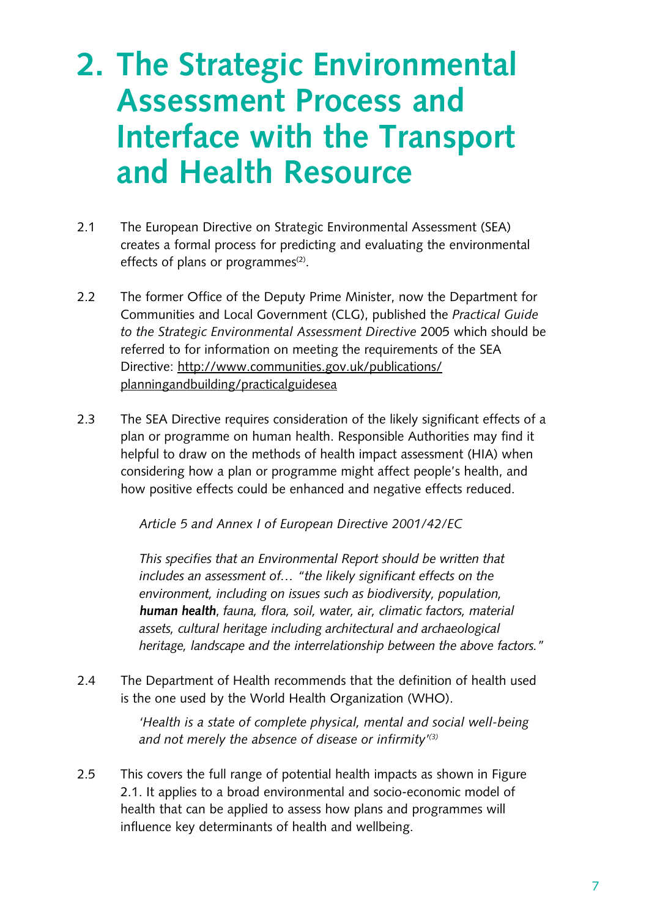# 2. The Strategic Environmental Assessment Process and Interface with the Transport and Health Resource

2.1 The European Directive on Strategic Environmental Assessment (SEA) creates a formal process for predicting and evaluating the environmental effects of plans or programmes[2].

2.2 The former Office of the Deputy Prime Minister, now the Department for Communities and Local Government (CLG), published the *Practical Guide to the Strategic Environmental Assessment Directive* 2005 which should be referred to for information on meeting the requirements of the SEA Directive: http://www.communities.gov.uk/publications/planningandbuilding/practicalguidesea

2.3 The SEA Directive requires consideration of the likely significant effects of a plan or programme on human health. Responsible Authorities may find it helpful to draw on the methods of health impact assessment (HIA) when considering how a plan or programme might affect people's health, and how positive effects could be enhanced and negative effects reduced.

> *Article 5 and Annex I of European Directive 2001/42/EC*
>
> *This specifies that an Environmental Report should be written that includes an assessment of… "the likely significant effects on the environment, including on issues such as biodiversity, population,* ***human health****, fauna, flora, soil, water, air, climatic factors, material assets, cultural heritage including architectural and archaeological heritage, landscape and the interrelationship between the above factors."*

2.4 The Department of Health recommends that the definition of health used is the one used by the World Health Organization (WHO).

> *'Health is a state of complete physical, mental and social well-being and not merely the absence of disease or infirmity"*[3]

2.5 This covers the full range of potential health impacts as shown in Figure 2.1. It applies to a broad environmental and socio-economic model of health that can be applied to assess how plans and programmes will influence key determinants of health and wellbeing.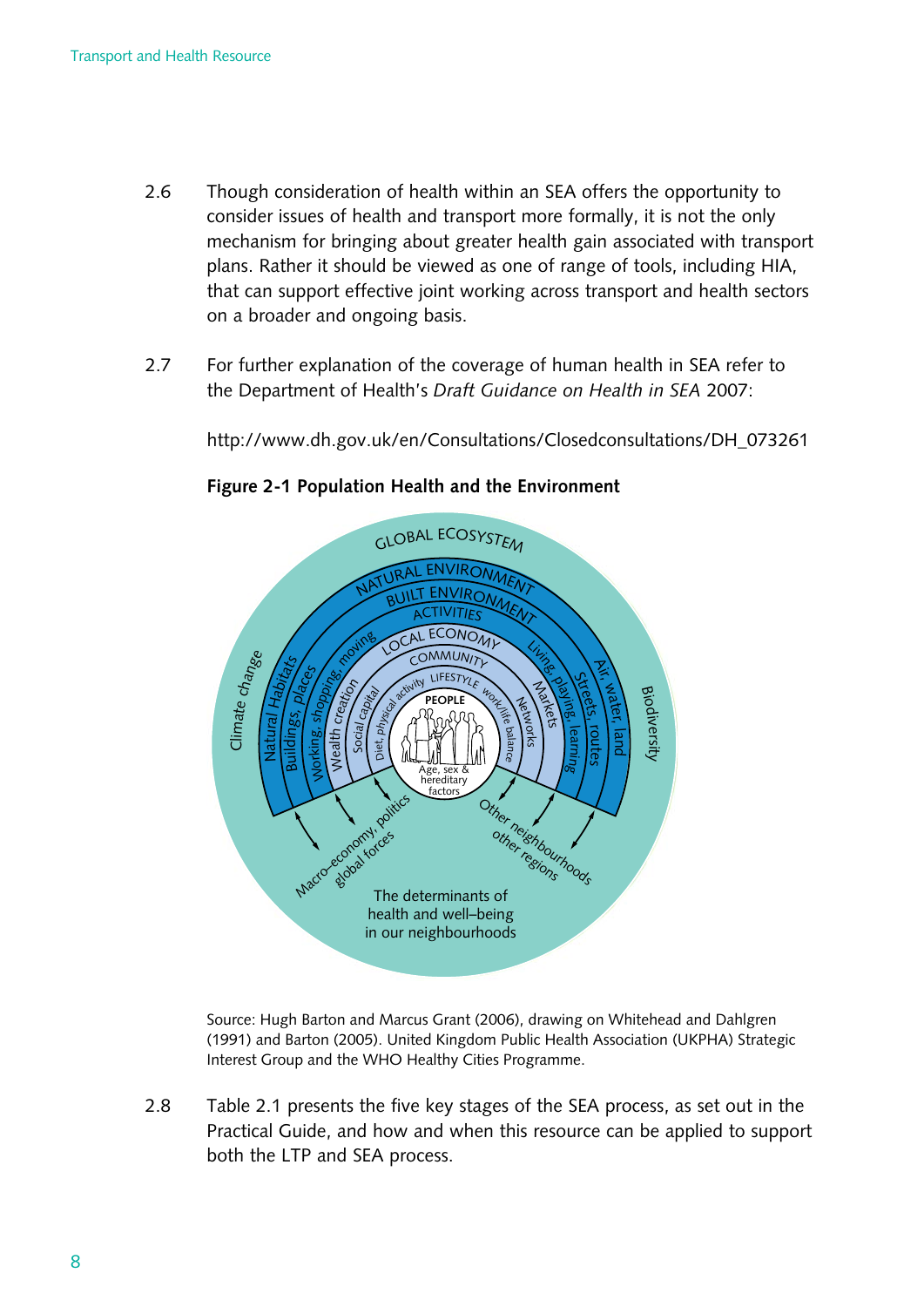2.6 Though consideration of health within an SEA offers the opportunity to consider issues of health and transport more formally, it is not the only mechanism for bringing about greater health gain associated with transport plans. Rather it should be viewed as one of range of tools, including HIA, that can support effective joint working across transport and health sectors on a broader and ongoing basis.

2.7 For further explanation of the coverage of human health in SEA refer to the Department of Health's *Draft Guidance on Health in SEA* 2007:

http://www.dh.gov.uk/en/Consultations/Closedconsultations/DH_073261

**Figure 2-1 Population Health and the Environment**

GLOBAL ECOSYSTEM
NATURAL ENVIRONMENT
BUILT ENVIRONMENT
ACTIVITIES
LOCAL ECONOMY
COMMUNITY
LIFESTYLE
PEOPLE
Age, sex & hereditary factors
Climate change
Biodiversity
Natural Habitats
Buildings, places
Working, shopping, moving
Wealth creation
Social capital
Diet, physical activity
work/life balance
Networks
Markets
Living, playing, learning
Streets, routes
Air, water, land
Macro-economy, politics global forces
Other neighbourhoods other regions
The determinants of health and well–being in our neighbourhoods

Source: Hugh Barton and Marcus Grant (2006), drawing on Whitehead and Dahlgren (1991) and Barton (2005). United Kingdom Public Health Association (UKPHA) Strategic Interest Group and the WHO Healthy Cities Programme.

2.8 Table 2.1 presents the five key stages of the SEA process, as set out in the Practical Guide, and how and when this resource can be applied to support both the LTP and SEA process.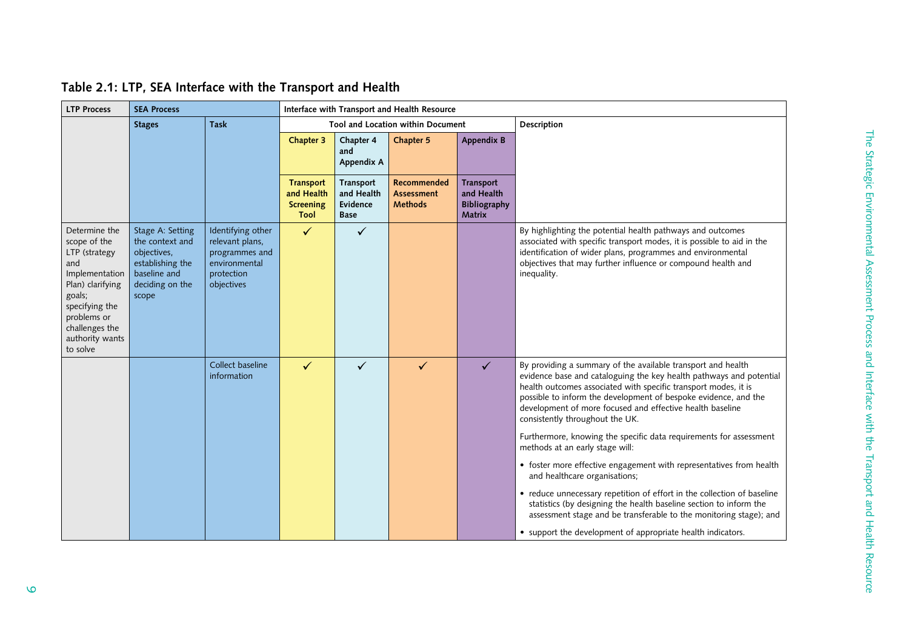## Table 2.1: LTP, SEA Interface with the Transport and Health

| LTP Process | SEA Process | | Interface with Transport and Health Resource | | | | |
|---|---|---|---|---|---|---|---|
| | Stages | Task | Tool and Location within Document | | | | Description |
| | | | Chapter 3 | Chapter 4 and Appendix A | Chapter 5 | Appendix B | |
| | | | Transport and Health Screening Tool | Transport and Health Evidence Base | Recommended Assessment Methods | Transport and Health Bibliography Matrix | |
| Determine the scope of the LTP (strategy and Implementation Plan) clarifying goals; specifying the problems or challenges the authority wants to solve | Stage A: Setting the context and objectives, establishing the baseline and deciding on the scope | Identifying other relevant plans, programmes and environmental protection objectives | ✓ | ✓ | | | By highlighting the potential health pathways and outcomes associated with specific transport modes, it is possible to aid in the identification of wider plans, programmes and environmental objectives that may further influence or compound health and inequality. |
| | | Collect baseline information | ✓ | ✓ | ✓ | ✓ | By providing a summary of the available transport and health evidence base and cataloguing the key health pathways and potential health outcomes associated with specific transport modes, it is possible to inform the development of bespoke evidence, and the development of more focused and effective health baseline consistently throughout the UK.<br><br>Furthermore, knowing the specific data requirements for assessment methods at an early stage will:<br><br>• foster more effective engagement with representatives from health and healthcare organisations;<br><br>• reduce unnecessary repetition of effort in the collection of baseline statistics (by designing the health baseline section to inform the assessment stage and be transferable to the monitoring stage); and<br><br>• support the development of appropriate health indicators. |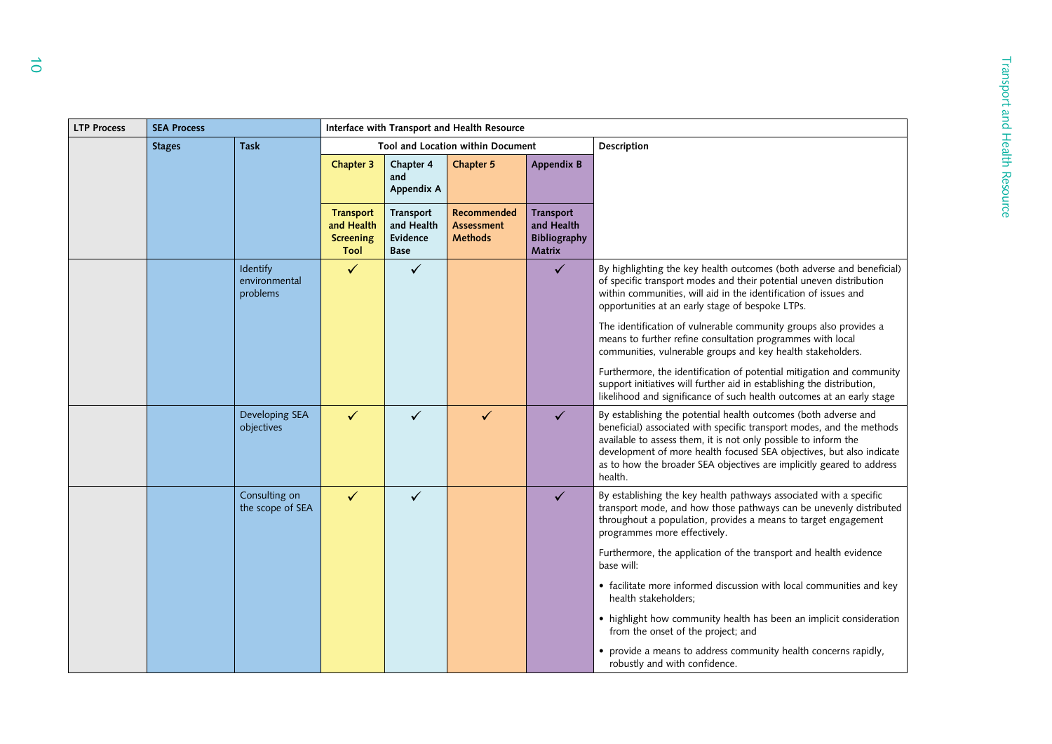| LTP Process | SEA Process | | Interface with Transport and Health Resource | | | | |
|---|---|---|---|---|---|---|---|
| | Stages | Task | Tool and Location within Document | | | | Description |
| | | | Chapter 3 | Chapter 4 and Appendix A | Chapter 5 | Appendix B | |
| | | | Transport and Health Screening Tool | Transport and Health Evidence Base | Recommended Assessment Methods | Transport and Health Bibliography Matrix | |
| | | Identify environmental problems | ✓ | ✓ | | ✓ | By highlighting the key health outcomes (both adverse and beneficial) of specific transport modes and their potential uneven distribution within communities, will aid in the identification of issues and opportunities at an early stage of bespoke LTPs.<br><br>The identification of vulnerable community groups also provides a means to further refine consultation programmes with local communities, vulnerable groups and key health stakeholders.<br><br>Furthermore, the identification of potential mitigation and community support initiatives will further aid in establishing the distribution, likelihood and significance of such health outcomes at an early stage |
| | | Developing SEA objectives | ✓ | ✓ | ✓ | ✓ | By establishing the potential health outcomes (both adverse and beneficial) associated with specific transport modes, and the methods available to assess them, it is not only possible to inform the development of more health focused SEA objectives, but also indicate as to how the broader SEA objectives are implicitly geared to address health. |
| | | Consulting on the scope of SEA | ✓ | ✓ | | ✓ | By establishing the key health pathways associated with a specific transport mode, and how those pathways can be unevenly distributed throughout a population, provides a means to target engagement programmes more effectively.<br><br>Furthermore, the application of the transport and health evidence base will:<br><br>• facilitate more informed discussion with local communities and key health stakeholders;<br><br>• highlight how community health has been an implicit consideration from the onset of the project; and<br><br>• provide a means to address community health concerns rapidly, robustly and with confidence. |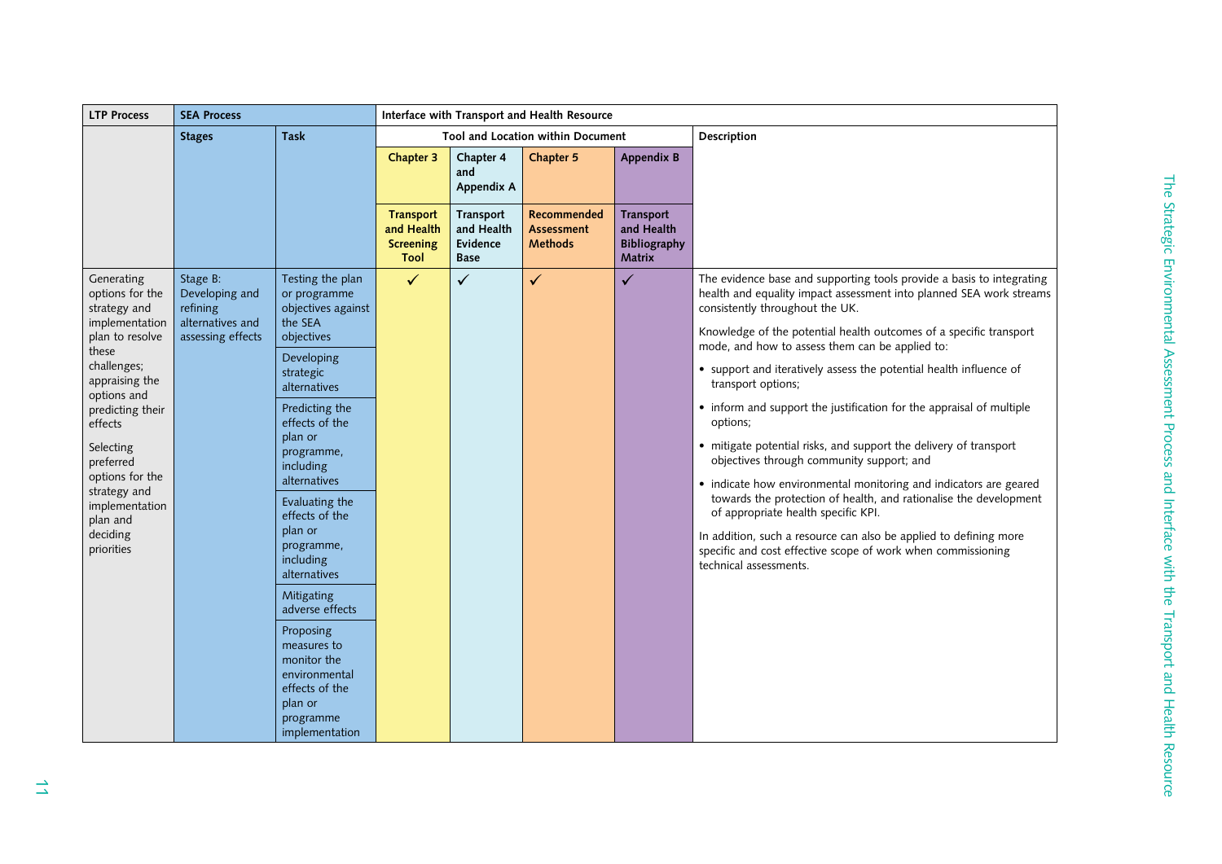| LTP Process | SEA Process | | Interface with Transport and Health Resource | | | | |
|---|---|---|---|---|---|---|---|
| | Stages | Task | Tool and Location within Document | | | | Description |
| | | | Chapter 3 | Chapter 4 and Appendix A | Chapter 5 | Appendix B | |
| | | | Transport and Health Screening Tool | Transport and Health Evidence Base | Recommended Assessment Methods | Transport and Health Bibliography Matrix | |
| Generating options for the strategy and implementation plan to resolve these challenges; appraising the options and predicting their effects<br><br>Selecting preferred options for the strategy and implementation plan and deciding priorities | Stage B: Developing and refining alternatives and assessing effects | Testing the plan or programme objectives against the SEA objectives | ✓ | ✓ | ✓ | ✓ | The evidence base and supporting tools provide a basis to integrating health and equality impact assessment into planned SEA work streams consistently throughout the UK.<br><br>Knowledge of the potential health outcomes of a specific transport mode, and how to assess them can be applied to:<br><br>• support and iteratively assess the potential health influence of transport options;<br><br>• inform and support the justification for the appraisal of multiple options;<br><br>• mitigate potential risks, and support the delivery of transport objectives through community support; and<br><br>• indicate how environmental monitoring and indicators are geared towards the protection of health, and rationalise the development of appropriate health specific KPI.<br><br>In addition, such a resource can also be applied to defining more specific and cost effective scope of work when commissioning technical assessments. |
| | | Developing strategic alternatives | | | | | |
| | | Predicting the effects of the plan or programme, including alternatives | | | | | |
| | | Evaluating the effects of the plan or programme, including alternatives | | | | | |
| | | Mitigating adverse effects | | | | | |
| | | Proposing measures to monitor the environmental effects of the plan or programme implementation | | | | | |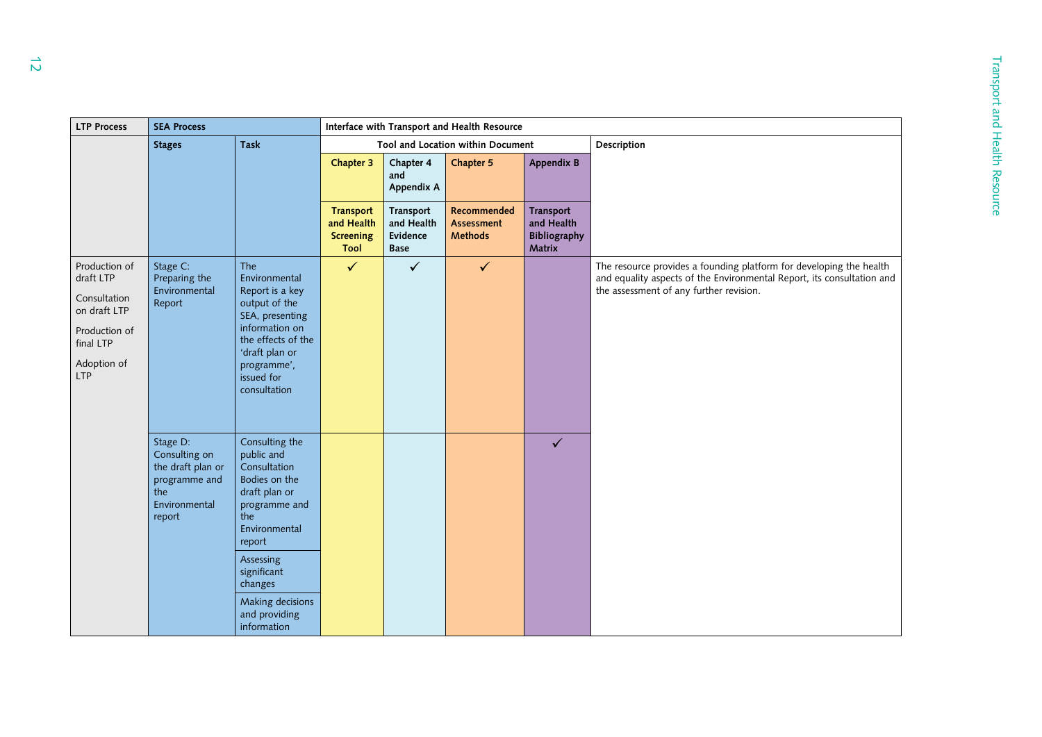| LTP Process | SEA Process | | Interface with Transport and Health Resource | | | | |
|---|---|---|---|---|---|---|---|
| | **Stages** | **Task** | Tool and Location within Document | | | | **Description** |
| | | | **Chapter 3** | **Chapter 4 and Appendix A** | **Chapter 5** | **Appendix B** | |
| | | | **Transport and Health Screening Tool** | **Transport and Health Evidence Base** | **Recommended Assessment Methods** | **Transport and Health Bibliography Matrix** | |
| Production of draft LTP<br><br>Consultation on draft LTP<br><br>Production of final LTP<br><br>Adoption of LTP | Stage C: Preparing the Environmental Report | The Environmental Report is a key output of the SEA, presenting information on the effects of the 'draft plan or programme', issued for consultation | ✓ | ✓ | ✓ | | The resource provides a founding platform for developing the health and equality aspects of the Environmental Report, its consultation and the assessment of any further revision. |
| | Stage D: Consulting on the draft plan or programme and the Environmental report | Consulting the public and Consultation Bodies on the draft plan or programme and the Environmental report | | | | ✓ | |
| | | Assessing significant changes | | | | | |
| | | Making decisions and providing information | | | | | |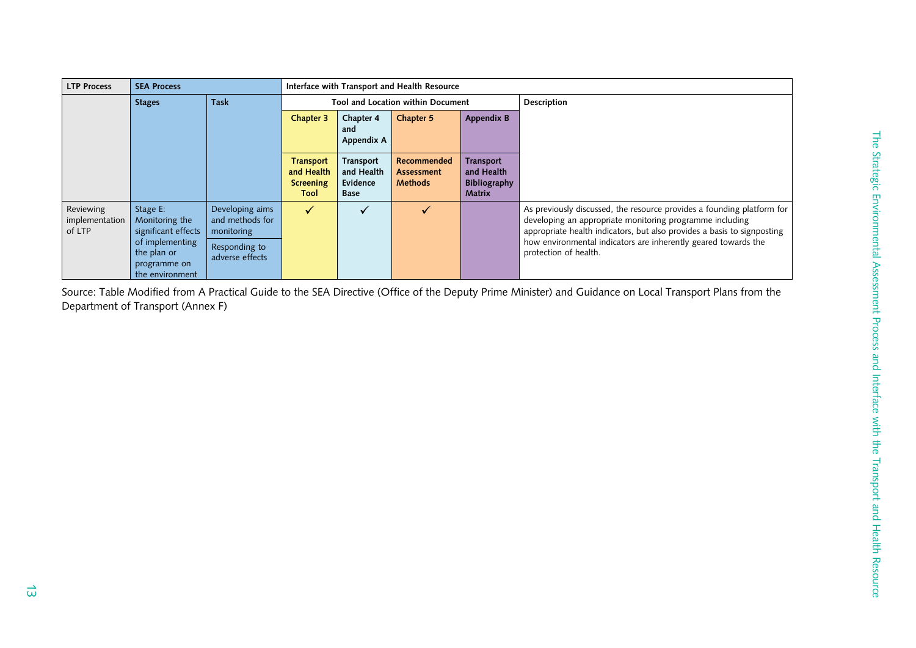| LTP Process | SEA Process | | Interface with Transport and Health Resource | | | | |
|---|---|---|---|---|---|---|---|
| | Stages | Task | Tool and Location within Document | | | | Description |
| | | | Chapter 3 | Chapter 4 and Appendix A | Chapter 5 | Appendix B | |
| | | | Transport and Health Screening Tool | Transport and Health Evidence Base | Recommended Assessment Methods | Transport and Health Bibliography Matrix | |
| Reviewing implementation of LTP | Stage E: Monitoring the significant effects of implementing the plan or programme on the environment | Developing aims and methods for monitoring | ✓ | ✓ | ✓ | | As previously discussed, the resource provides a founding platform for developing an appropriate monitoring programme including appropriate health indicators, but also provides a basis to signposting how environmental indicators are inherently geared towards the protection of health. |
| | | Responding to adverse effects | | | | | |

Source: Table Modified from A Practical Guide to the SEA Directive (Office of the Deputy Prime Minister) and Guidance on Local Transport Plans from the Department of Transport (Annex F)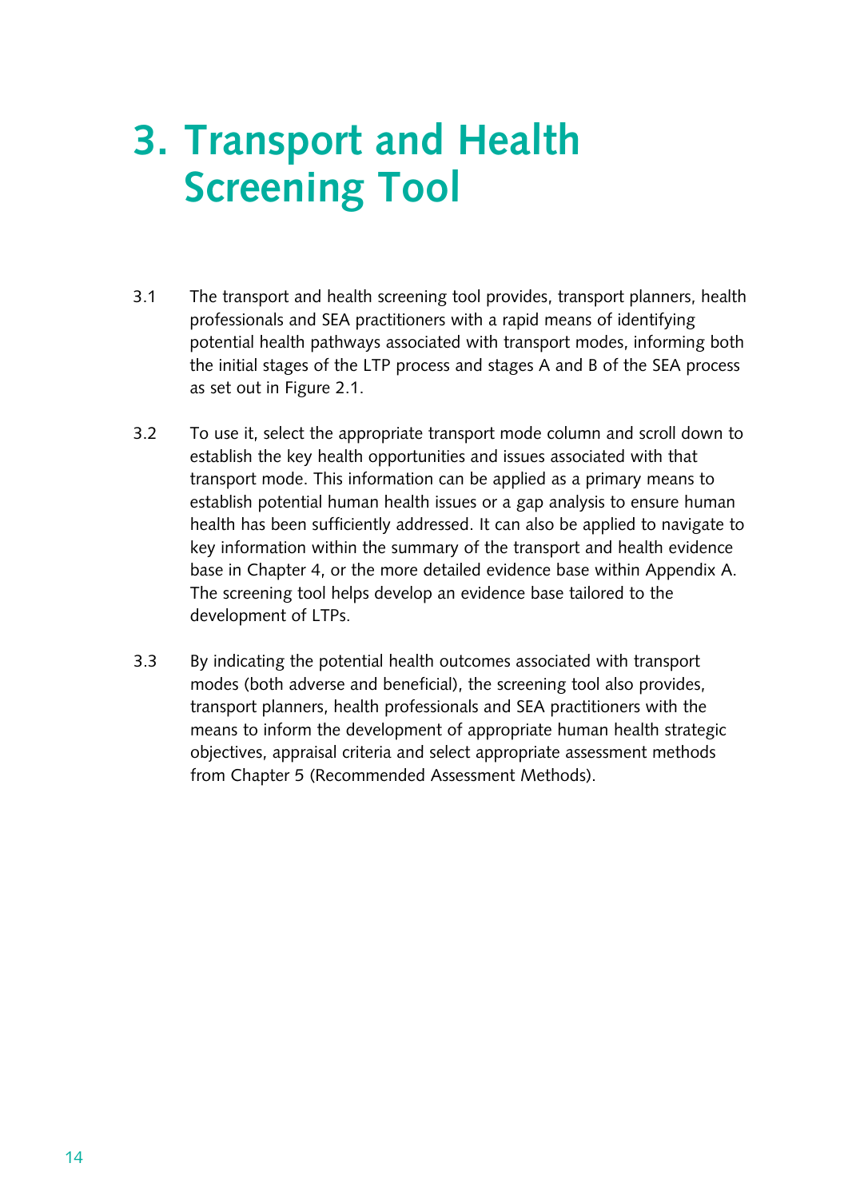# 3. Transport and Health Screening Tool

3.1 The transport and health screening tool provides, transport planners, health professionals and SEA practitioners with a rapid means of identifying potential health pathways associated with transport modes, informing both the initial stages of the LTP process and stages A and B of the SEA process as set out in Figure 2.1.

3.2 To use it, select the appropriate transport mode column and scroll down to establish the key health opportunities and issues associated with that transport mode. This information can be applied as a primary means to establish potential human health issues or a gap analysis to ensure human health has been sufficiently addressed. It can also be applied to navigate to key information within the summary of the transport and health evidence base in Chapter 4, or the more detailed evidence base within Appendix A. The screening tool helps develop an evidence base tailored to the development of LTPs.

3.3 By indicating the potential health outcomes associated with transport modes (both adverse and beneficial), the screening tool also provides, transport planners, health professionals and SEA practitioners with the means to inform the development of appropriate human health strategic objectives, appraisal criteria and select appropriate assessment methods from Chapter 5 (Recommended Assessment Methods).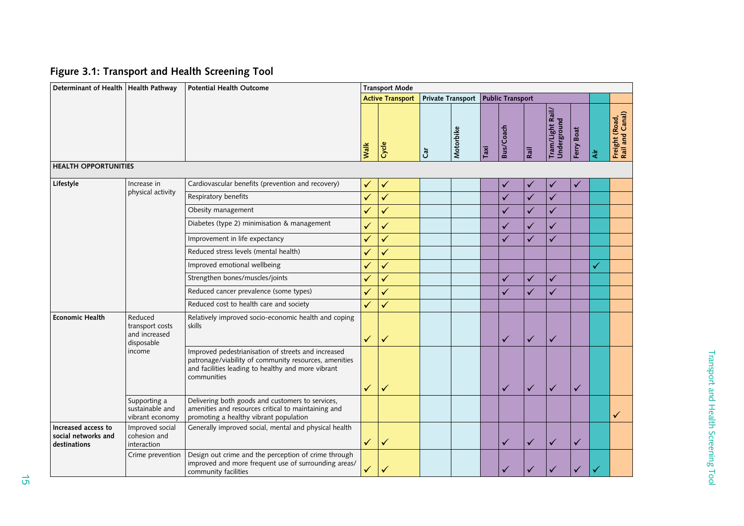## Figure 3.1: Transport and Health Screening Tool

| Determinant of Health | Health Pathway | Potential Health Outcome | Transport Mode | | | | | | | | | | |
|---|---|---|---|---|---|---|---|---|---|---|---|---|---|
| | | | Active Transport | | Private Transport | | Public Transport | | | | | | |
| | | | Walk | Cycle | Car | Motorbike | Taxi | Bus/Coach | Rail | Tram/Light Rail/ Underground | Ferry Boat | Air | Freight (Road, Rail and Canal) |
| **HEALTH OPPORTUNITIES** | | | | | | | | | | | | | |
| **Lifestyle** | Increase in physical activity | Cardiovascular benefits (prevention and recovery) | ✓ | ✓ | | | | ✓ | ✓ | ✓ | ✓ | | |
| | | Respiratory benefits | ✓ | ✓ | | | | ✓ | ✓ | ✓ | | | |
| | | Obesity management | ✓ | ✓ | | | | ✓ | ✓ | ✓ | | | |
| | | Diabetes (type 2) minimisation & management | ✓ | ✓ | | | | ✓ | ✓ | ✓ | | | |
| | | Improvement in life expectancy | ✓ | ✓ | | | | ✓ | ✓ | ✓ | | | |
| | | Reduced stress levels (mental health) | ✓ | ✓ | | | | | | | | | |
| | | Improved emotional wellbeing | ✓ | ✓ | | | | | | | | ✓ | |
| | | Strengthen bones/muscles/joints | ✓ | ✓ | | | | ✓ | ✓ | ✓ | | | |
| | | Reduced cancer prevalence (some types) | ✓ | ✓ | | | | ✓ | ✓ | ✓ | | | |
| | | Reduced cost to health care and society | ✓ | ✓ | | | | | | | | | |
| **Economic Health** | Reduced transport costs and increased disposable income | Relatively improved socio-economic health and coping skills | ✓ | ✓ | | | | ✓ | ✓ | ✓ | | | |
| | | Improved pedestrianisation of streets and increased patronage/viability of community resources, amenities and facilities leading to healthy and more vibrant communities | ✓ | ✓ | | | | ✓ | ✓ | ✓ | ✓ | | |
| | Supporting a sustainable and vibrant economy | Delivering both goods and customers to services, amenities and resources critical to maintaining and promoting a healthy vibrant population | | | | | | | | | | | ✓ |
| **Increased access to social networks and destinations** | Improved social cohesion and interaction | Generally improved social, mental and physical health | ✓ | ✓ | | | | ✓ | ✓ | ✓ | ✓ | | |
| | Crime prevention | Design out crime and the perception of crime through improved and more frequent use of surrounding areas/ community facilities | ✓ | ✓ | | | | ✓ | ✓ | ✓ | ✓ | ✓ | |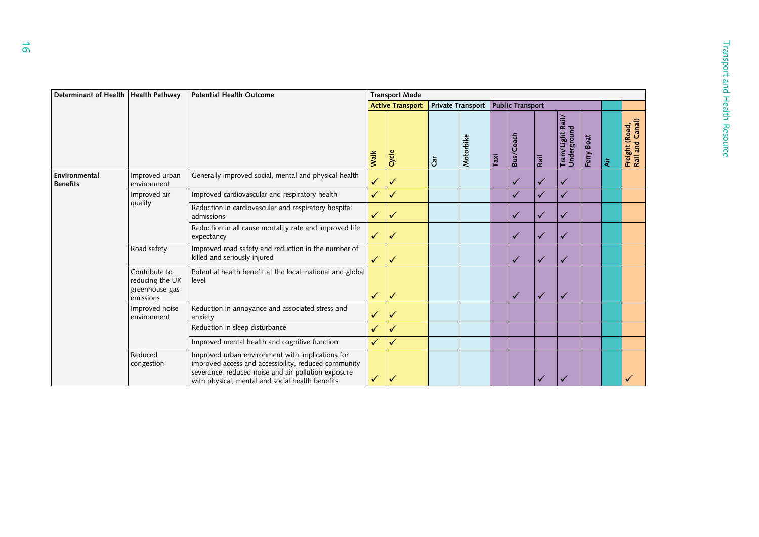| Determinant of Health | Health Pathway | Potential Health Outcome | Transport Mode | | | | | | | | | | | |
|---|---|---|---|---|---|---|---|---|---|---|---|---|---|---|
| | | | Active Transport | | Private Transport | | Public Transport | | | | | | | |
| | | | Walk | Cycle | Car | Motorbike | Taxi | Bus/Coach | Rail | Tram/Light Rail/ Underground | Ferry Boat | Air | Freight (Road, Rail and Canal) |
| Environmental Benefits | Improved urban environment | Generally improved social, mental and physical health | ✓ | ✓ | | | | ✓ | ✓ | ✓ | | | |
| | Improved air quality | Improved cardiovascular and respiratory health | ✓ | ✓ | | | | ✓ | ✓ | ✓ | | | |
| | | Reduction in cardiovascular and respiratory hospital admissions | ✓ | ✓ | | | | ✓ | ✓ | ✓ | | | |
| | | Reduction in all cause mortality rate and improved life expectancy | ✓ | ✓ | | | | ✓ | ✓ | ✓ | | | |
| | Road safety | Improved road safety and reduction in the number of killed and seriously injured | ✓ | ✓ | | | | ✓ | ✓ | ✓ | | | |
| | Contribute to reducing the UK greenhouse gas emissions | Potential health benefit at the local, national and global level | ✓ | ✓ | | | | ✓ | ✓ | ✓ | | | |
| | Improved noise environment | Reduction in annoyance and associated stress and anxiety | ✓ | ✓ | | | | | | | | | |
| | | Reduction in sleep disturbance | ✓ | ✓ | | | | | | | | | |
| | | Improved mental health and cognitive function | ✓ | ✓ | | | | | | | | | |
| | Reduced congestion | Improved urban environment with implications for improved access and accessibility, reduced community severance, reduced noise and air pollution exposure with physical, mental and social health benefits | ✓ | ✓ | | | | | ✓ | ✓ | | | ✓ |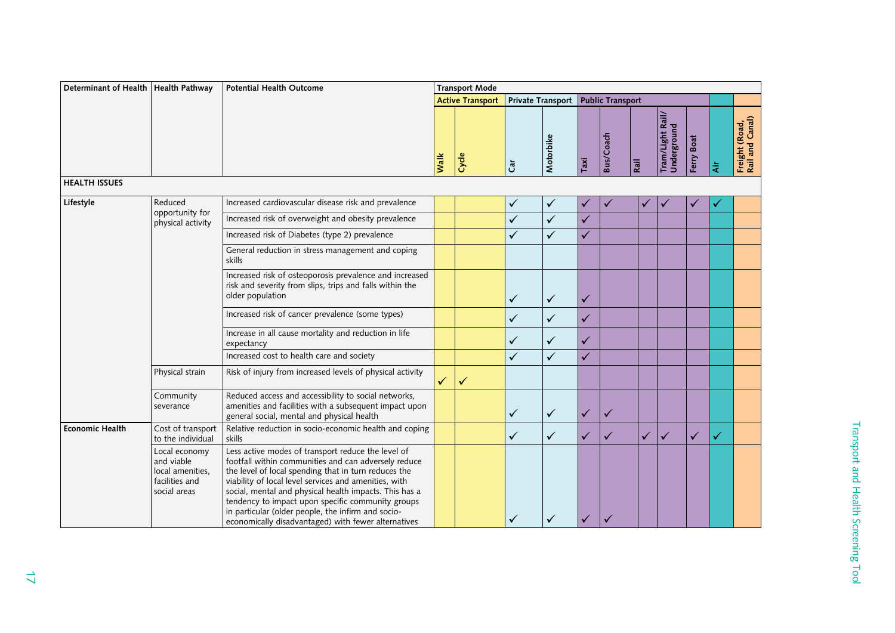| Determinant of Health | Health Pathway | Potential Health Outcome | Transport Mode | | | | | | | | | | |
|---|---|---|---|---|---|---|---|---|---|---|---|---|---|
| | | | Active Transport | | Private Transport | | Public Transport | | | | | | |
| | | | Walk | Cycle | Car | Motorbike | Taxi | Bus/Coach | Rail | Tram/Light Rail/ Underground | Ferry Boat | Air | Freight (Road, Rail and Canal) |
| **HEALTH ISSUES** | | | | | | | | | | | | | |
| **Lifestyle** | Reduced opportunity for physical activity | Increased cardiovascular disease risk and prevalence | | | ✓ | ✓ | ✓ | ✓ | ✓ | ✓ | ✓ | ✓ | |
| | | Increased risk of overweight and obesity prevalence | | | ✓ | ✓ | ✓ | | | | | | |
| | | Increased risk of Diabetes (type 2) prevalence | | | ✓ | ✓ | ✓ | | | | | | |
| | | General reduction in stress management and coping skills | | | | | | | | | | | |
| | | Increased risk of osteoporosis prevalence and increased risk and severity from slips, trips and falls within the older population | | | ✓ | ✓ | ✓ | | | | | | |
| | | Increased risk of cancer prevalence (some types) | | | ✓ | ✓ | ✓ | | | | | | |
| | | Increase in all cause mortality and reduction in life expectancy | | | ✓ | ✓ | ✓ | | | | | | |
| | | Increased cost to health care and society | | | ✓ | ✓ | ✓ | | | | | | |
| | Physical strain | Risk of injury from increased levels of physical activity | ✓ | ✓ | | | | | | | | | |
| | Community severance | Reduced access and accessibility to social networks, amenities and facilities with a subsequent impact upon general social, mental and physical health | | | ✓ | ✓ | ✓ | ✓ | | | | | |
| **Economic Health** | Cost of transport to the individual | Relative reduction in socio-economic health and coping skills | | | ✓ | ✓ | ✓ | ✓ | ✓ | ✓ | ✓ | ✓ | |
| | Local economy and viable local amenities, facilities and social areas | Less active modes of transport reduce the level of footfall within communities and can adversely reduce the level of local spending that in turn reduces the viability of local level services and amenities, with social, mental and physical health impacts. This has a tendency to impact upon specific community groups in particular (older people, the infirm and socio-economically disadvantaged) with fewer alternatives | | | ✓ | ✓ | ✓ | ✓ | | | | | |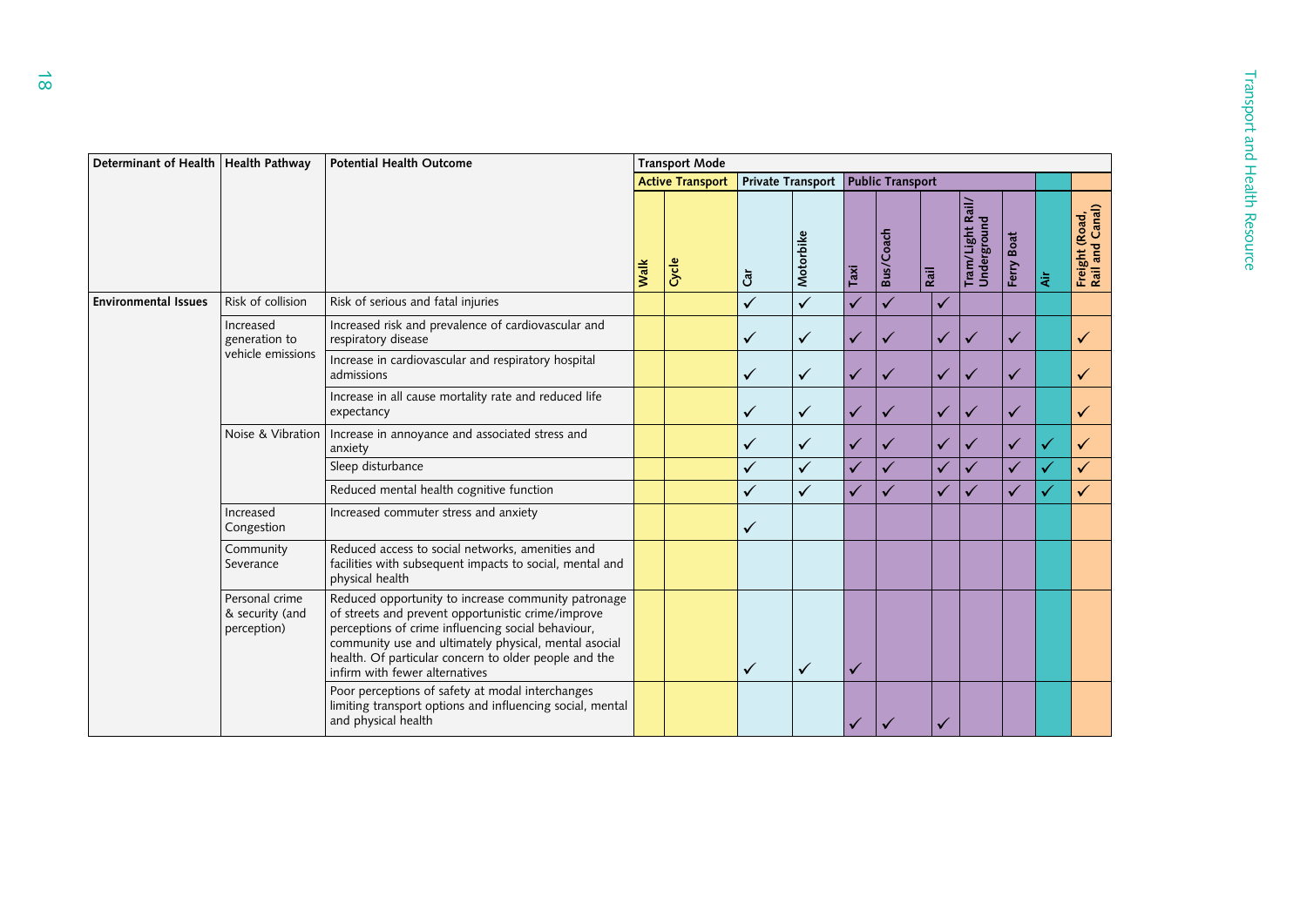| Determinant of Health | Health Pathway | Potential Health Outcome | Transport Mode | | | | | | | | | | |
|---|---|---|---|---|---|---|---|---|---|---|---|---|---|
| | | | Active Transport | | Private Transport | | Public Transport | | | | | | |
| | | | Walk | Cycle | Car | Motorbike | Taxi | Bus/Coach | Rail | Tram/Light Rail/ Underground | Ferry Boat | Air | Freight (Road, Rail and Canal) |
| Environmental Issues | Risk of collision | Risk of serious and fatal injuries | | | ✓ | ✓ | ✓ | ✓ | ✓ | | | | |
| | Increased generation to vehicle emissions | Increased risk and prevalence of cardiovascular and respiratory disease | | | ✓ | ✓ | ✓ | ✓ | ✓ | ✓ | ✓ | | ✓ |
| | | Increase in cardiovascular and respiratory hospital admissions | | | ✓ | ✓ | ✓ | ✓ | ✓ | ✓ | ✓ | | ✓ |
| | | Increase in all cause mortality rate and reduced life expectancy | | | ✓ | ✓ | ✓ | ✓ | ✓ | ✓ | ✓ | | ✓ |
| | Noise & Vibration | Increase in annoyance and associated stress and anxiety | | | ✓ | ✓ | ✓ | ✓ | ✓ | ✓ | ✓ | ✓ | ✓ |
| | | Sleep disturbance | | | ✓ | ✓ | ✓ | ✓ | ✓ | ✓ | ✓ | ✓ | ✓ |
| | | Reduced mental health cognitive function | | | ✓ | ✓ | ✓ | ✓ | ✓ | ✓ | ✓ | ✓ | ✓ |
| | Increased Congestion | Increased commuter stress and anxiety | | | ✓ | | | | | | | | |
| | Community Severance | Reduced access to social networks, amenities and facilities with subsequent impacts to social, mental and physical health | | | | | | | | | | | |
| | Personal crime & security (and perception) | Reduced opportunity to increase community patronage of streets and prevent opportunistic crime/improve perceptions of crime influencing social behaviour, community use and ultimately physical, mental asocial health. Of particular concern to older people and the infirm with fewer alternatives | | | ✓ | ✓ | ✓ | | | | | | |
| | | Poor perceptions of safety at modal interchanges limiting transport options and influencing social, mental and physical health | | | | | ✓ | ✓ | ✓ | | | | |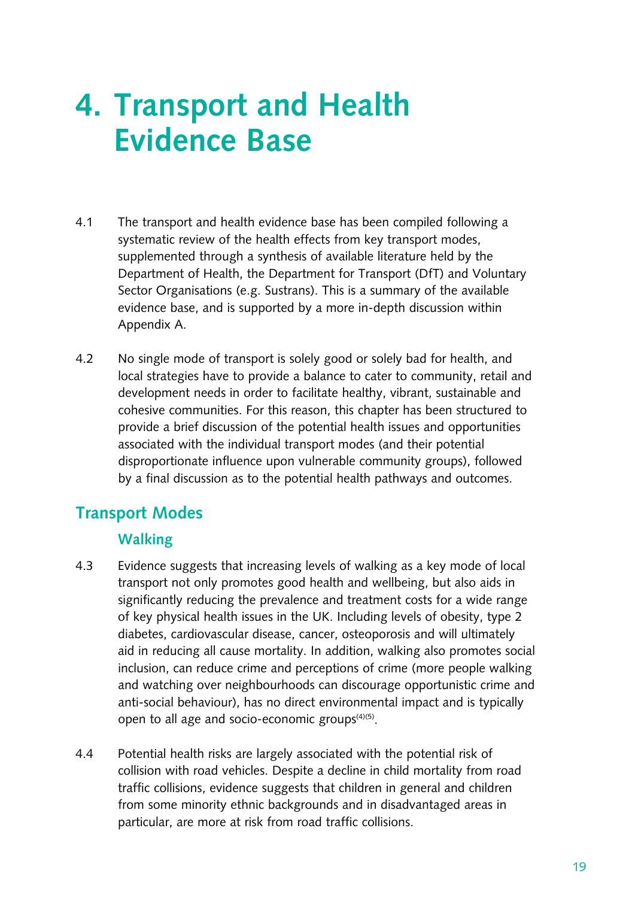# 4. Transport and Health Evidence Base

4.1 The transport and health evidence base has been compiled following a systematic review of the health effects from key transport modes, supplemented through a synthesis of available literature held by the Department of Health, the Department for Transport (DfT) and Voluntary Sector Organisations (e.g. Sustrans). This is a summary of the available evidence base, and is supported by a more in-depth discussion within Appendix A.

4.2 No single mode of transport is solely good or solely bad for health, and local strategies have to provide a balance to cater to community, retail and development needs in order to facilitate healthy, vibrant, sustainable and cohesive communities. For this reason, this chapter has been structured to provide a brief discussion of the potential health issues and opportunities associated with the individual transport modes (and their potential disproportionate influence upon vulnerable community groups), followed by a final discussion as to the potential health pathways and outcomes.

## Transport Modes

### Walking

4.3 Evidence suggests that increasing levels of walking as a key mode of local transport not only promotes good health and wellbeing, but also aids in significantly reducing the prevalence and treatment costs for a wide range of key physical health issues in the UK. Including levels of obesity, type 2 diabetes, cardiovascular disease, cancer, osteoporosis and will ultimately aid in reducing all cause mortality. In addition, walking also promotes social inclusion, can reduce crime and perceptions of crime (more people walking and watching over neighbourhoods can discourage opportunistic crime and anti-social behaviour), has no direct environmental impact and is typically open to all age and socio-economic groups[4][5].

4.4 Potential health risks are largely associated with the potential risk of collision with road vehicles. Despite a decline in child mortality from road traffic collisions, evidence suggests that children in general and children from some minority ethnic backgrounds and in disadvantaged areas in particular, are more at risk from road traffic collisions.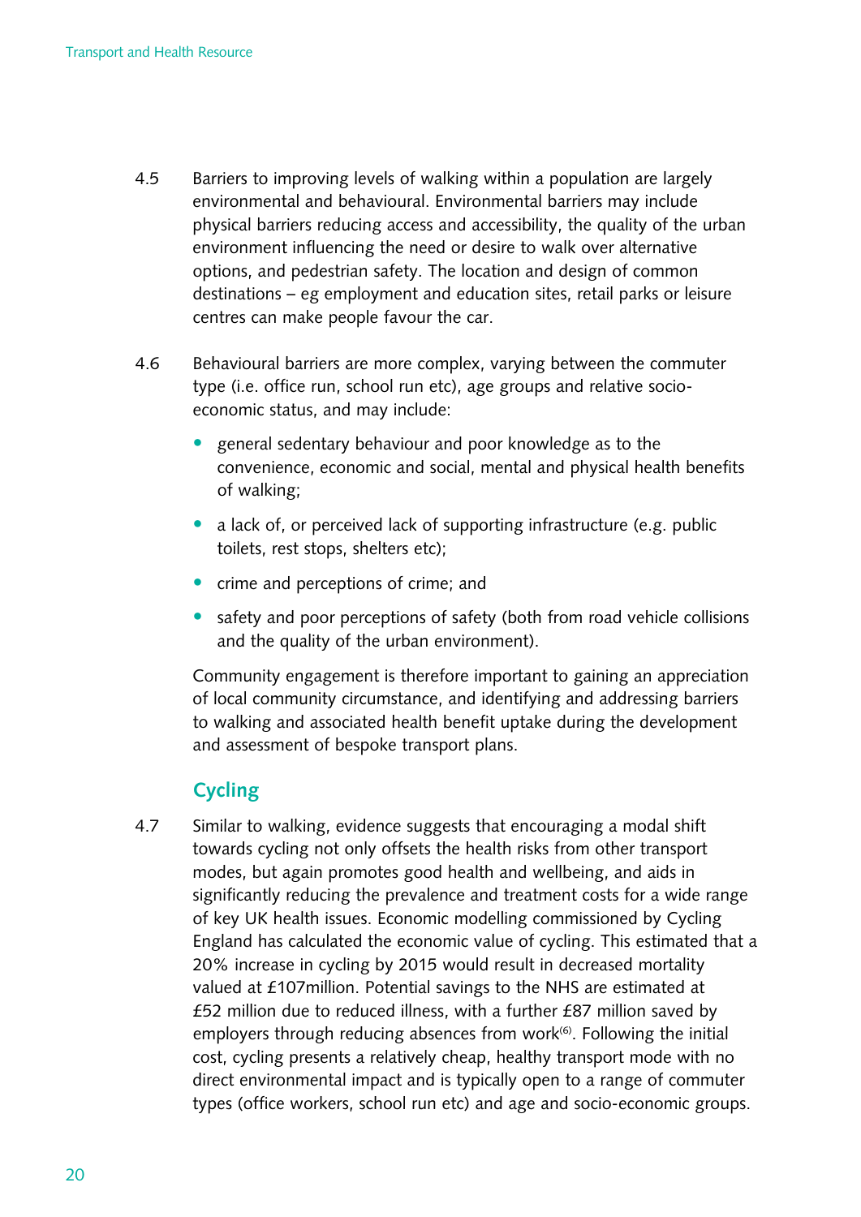4.5 Barriers to improving levels of walking within a population are largely environmental and behavioural. Environmental barriers may include physical barriers reducing access and accessibility, the quality of the urban environment influencing the need or desire to walk over alternative options, and pedestrian safety. The location and design of common destinations – eg employment and education sites, retail parks or leisure centres can make people favour the car.

4.6 Behavioural barriers are more complex, varying between the commuter type (i.e. office run, school run etc), age groups and relative socio-economic status, and may include:

- general sedentary behaviour and poor knowledge as to the convenience, economic and social, mental and physical health benefits of walking;
- a lack of, or perceived lack of supporting infrastructure (e.g. public toilets, rest stops, shelters etc);
- crime and perceptions of crime; and
- safety and poor perceptions of safety (both from road vehicle collisions and the quality of the urban environment).

Community engagement is therefore important to gaining an appreciation of local community circumstance, and identifying and addressing barriers to walking and associated health benefit uptake during the development and assessment of bespoke transport plans.

## Cycling

4.7 Similar to walking, evidence suggests that encouraging a modal shift towards cycling not only offsets the health risks from other transport modes, but again promotes good health and wellbeing, and aids in significantly reducing the prevalence and treatment costs for a wide range of key UK health issues. Economic modelling commissioned by Cycling England has calculated the economic value of cycling. This estimated that a 20% increase in cycling by 2015 would result in decreased mortality valued at £107million. Potential savings to the NHS are estimated at £52 million due to reduced illness, with a further £87 million saved by employers through reducing absences from work[6]. Following the initial cost, cycling presents a relatively cheap, healthy transport mode with no direct environmental impact and is typically open to a range of commuter types (office workers, school run etc) and age and socio-economic groups.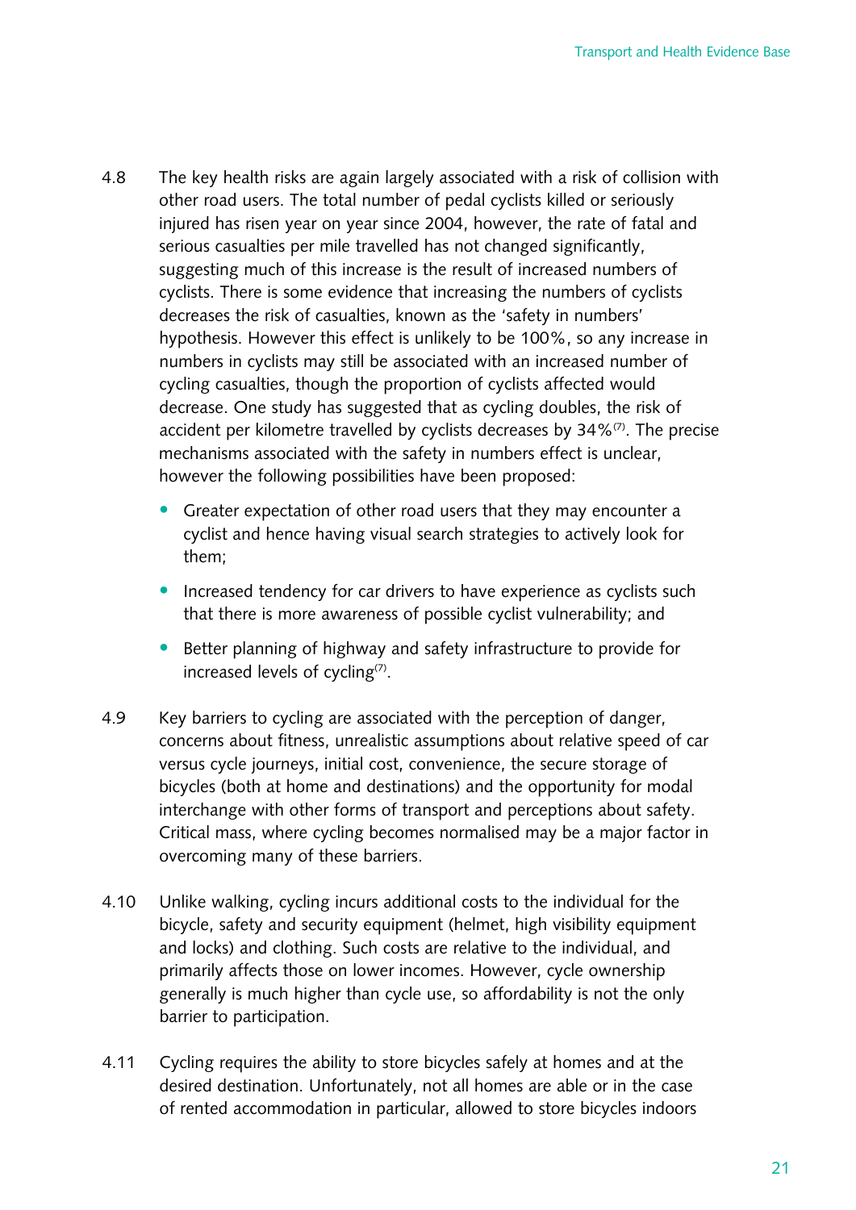4.8 The key health risks are again largely associated with a risk of collision with other road users. The total number of pedal cyclists killed or seriously injured has risen year on year since 2004, however, the rate of fatal and serious casualties per mile travelled has not changed significantly, suggesting much of this increase is the result of increased numbers of cyclists. There is some evidence that increasing the numbers of cyclists decreases the risk of casualties, known as the 'safety in numbers' hypothesis. However this effect is unlikely to be 100%, so any increase in numbers in cyclists may still be associated with an increased number of cycling casualties, though the proportion of cyclists affected would decrease. One study has suggested that as cycling doubles, the risk of accident per kilometre travelled by cyclists decreases by 34%[7]. The precise mechanisms associated with the safety in numbers effect is unclear, however the following possibilities have been proposed:

- Greater expectation of other road users that they may encounter a cyclist and hence having visual search strategies to actively look for them;
- Increased tendency for car drivers to have experience as cyclists such that there is more awareness of possible cyclist vulnerability; and
- Better planning of highway and safety infrastructure to provide for increased levels of cycling[7].

4.9 Key barriers to cycling are associated with the perception of danger, concerns about fitness, unrealistic assumptions about relative speed of car versus cycle journeys, initial cost, convenience, the secure storage of bicycles (both at home and destinations) and the opportunity for modal interchange with other forms of transport and perceptions about safety. Critical mass, where cycling becomes normalised may be a major factor in overcoming many of these barriers.

4.10 Unlike walking, cycling incurs additional costs to the individual for the bicycle, safety and security equipment (helmet, high visibility equipment and locks) and clothing. Such costs are relative to the individual, and primarily affects those on lower incomes. However, cycle ownership generally is much higher than cycle use, so affordability is not the only barrier to participation.

4.11 Cycling requires the ability to store bicycles safely at homes and at the desired destination. Unfortunately, not all homes are able or in the case of rented accommodation in particular, allowed to store bicycles indoors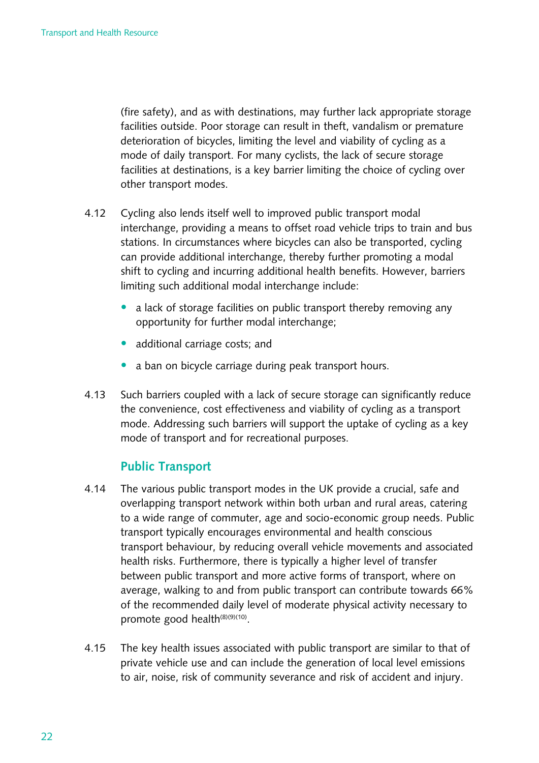(fire safety), and as with destinations, may further lack appropriate storage facilities outside. Poor storage can result in theft, vandalism or premature deterioration of bicycles, limiting the level and viability of cycling as a mode of daily transport. For many cyclists, the lack of secure storage facilities at destinations, is a key barrier limiting the choice of cycling over other transport modes.

4.12 Cycling also lends itself well to improved public transport modal interchange, providing a means to offset road vehicle trips to train and bus stations. In circumstances where bicycles can also be transported, cycling can provide additional interchange, thereby further promoting a modal shift to cycling and incurring additional health benefits. However, barriers limiting such additional modal interchange include:

- a lack of storage facilities on public transport thereby removing any opportunity for further modal interchange;
- additional carriage costs; and
- a ban on bicycle carriage during peak transport hours.

4.13 Such barriers coupled with a lack of secure storage can significantly reduce the convenience, cost effectiveness and viability of cycling as a transport mode. Addressing such barriers will support the uptake of cycling as a key mode of transport and for recreational purposes.

## Public Transport

4.14 The various public transport modes in the UK provide a crucial, safe and overlapping transport network within both urban and rural areas, catering to a wide range of commuter, age and socio-economic group needs. Public transport typically encourages environmental and health conscious transport behaviour, by reducing overall vehicle movements and associated health risks. Furthermore, there is typically a higher level of transfer between public transport and more active forms of transport, where on average, walking to and from public transport can contribute towards 66% of the recommended daily level of moderate physical activity necessary to promote good health[8][9][10].

4.15 The key health issues associated with public transport are similar to that of private vehicle use and can include the generation of local level emissions to air, noise, risk of community severance and risk of accident and injury.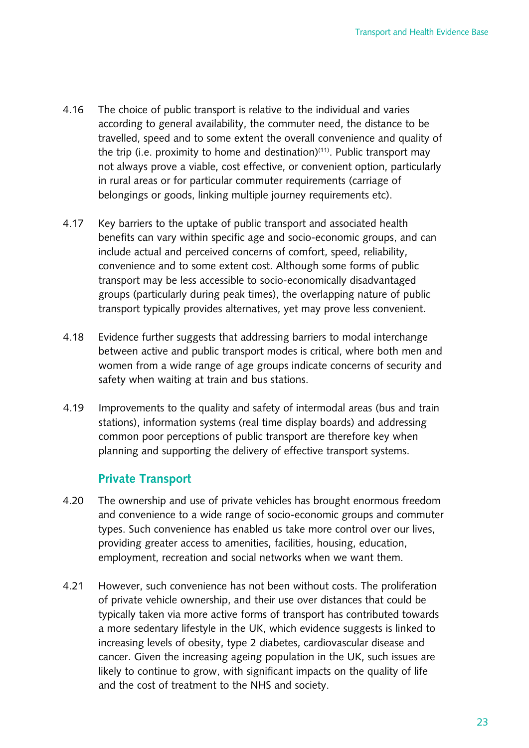4.16 The choice of public transport is relative to the individual and varies according to general availability, the commuter need, the distance to be travelled, speed and to some extent the overall convenience and quality of the trip (i.e. proximity to home and destination)[11]. Public transport may not always prove a viable, cost effective, or convenient option, particularly in rural areas or for particular commuter requirements (carriage of belongings or goods, linking multiple journey requirements etc).

4.17 Key barriers to the uptake of public transport and associated health benefits can vary within specific age and socio-economic groups, and can include actual and perceived concerns of comfort, speed, reliability, convenience and to some extent cost. Although some forms of public transport may be less accessible to socio-economically disadvantaged groups (particularly during peak times), the overlapping nature of public transport typically provides alternatives, yet may prove less convenient.

4.18 Evidence further suggests that addressing barriers to modal interchange between active and public transport modes is critical, where both men and women from a wide range of age groups indicate concerns of security and safety when waiting at train and bus stations.

4.19 Improvements to the quality and safety of intermodal areas (bus and train stations), information systems (real time display boards) and addressing common poor perceptions of public transport are therefore key when planning and supporting the delivery of effective transport systems.

### Private Transport

4.20 The ownership and use of private vehicles has brought enormous freedom and convenience to a wide range of socio-economic groups and commuter types. Such convenience has enabled us take more control over our lives, providing greater access to amenities, facilities, housing, education, employment, recreation and social networks when we want them.

4.21 However, such convenience has not been without costs. The proliferation of private vehicle ownership, and their use over distances that could be typically taken via more active forms of transport has contributed towards a more sedentary lifestyle in the UK, which evidence suggests is linked to increasing levels of obesity, type 2 diabetes, cardiovascular disease and cancer. Given the increasing ageing population in the UK, such issues are likely to continue to grow, with significant impacts on the quality of life and the cost of treatment to the NHS and society.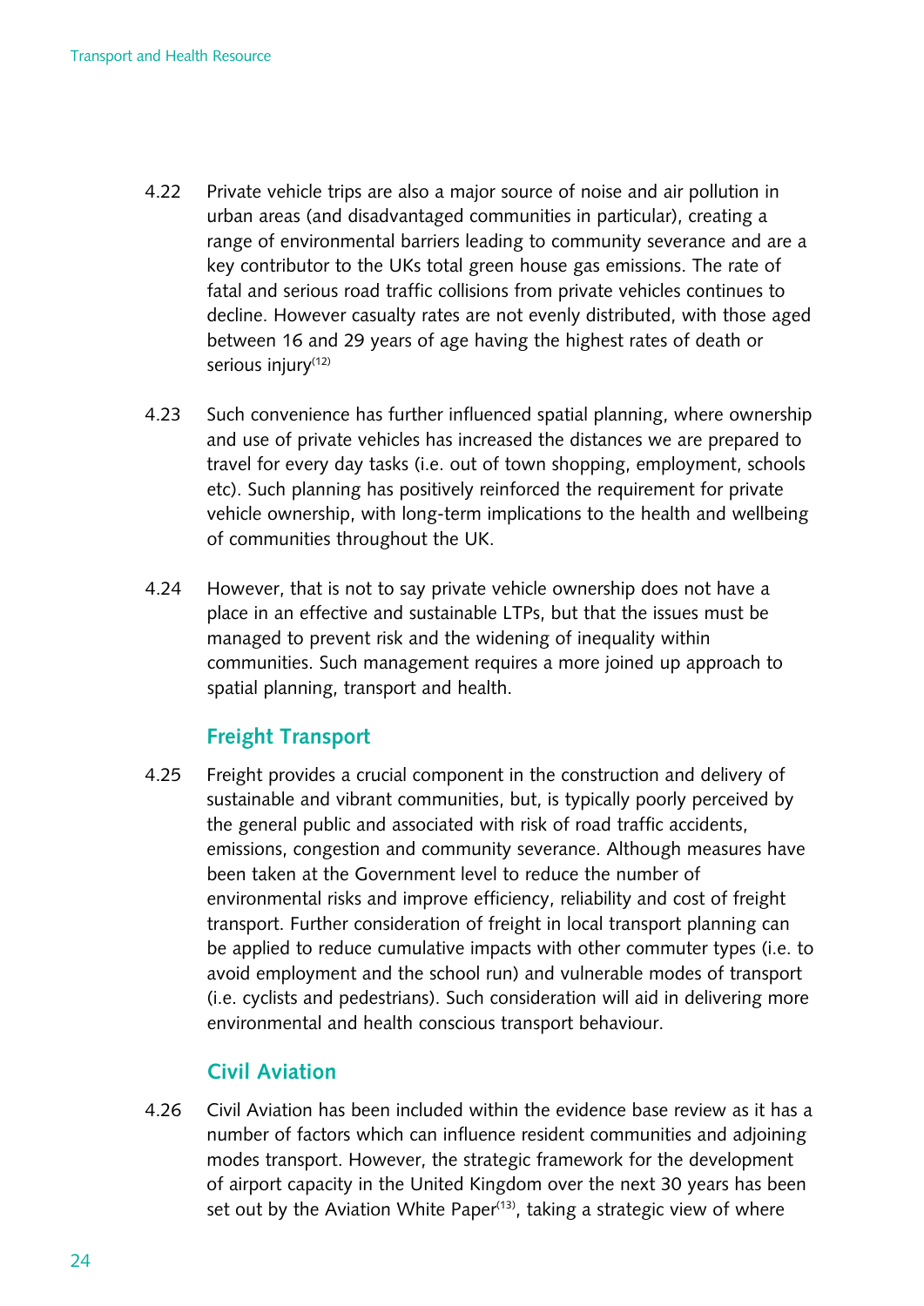4.22 Private vehicle trips are also a major source of noise and air pollution in urban areas (and disadvantaged communities in particular), creating a range of environmental barriers leading to community severance and are a key contributor to the UKs total green house gas emissions. The rate of fatal and serious road traffic collisions from private vehicles continues to decline. However casualty rates are not evenly distributed, with those aged between 16 and 29 years of age having the highest rates of death or serious injury[12]

4.23 Such convenience has further influenced spatial planning, where ownership and use of private vehicles has increased the distances we are prepared to travel for every day tasks (i.e. out of town shopping, employment, schools etc). Such planning has positively reinforced the requirement for private vehicle ownership, with long-term implications to the health and wellbeing of communities throughout the UK.

4.24 However, that is not to say private vehicle ownership does not have a place in an effective and sustainable LTPs, but that the issues must be managed to prevent risk and the widening of inequality within communities. Such management requires a more joined up approach to spatial planning, transport and health.

### Freight Transport

4.25 Freight provides a crucial component in the construction and delivery of sustainable and vibrant communities, but, is typically poorly perceived by the general public and associated with risk of road traffic accidents, emissions, congestion and community severance. Although measures have been taken at the Government level to reduce the number of environmental risks and improve efficiency, reliability and cost of freight transport. Further consideration of freight in local transport planning can be applied to reduce cumulative impacts with other commuter types (i.e. to avoid employment and the school run) and vulnerable modes of transport (i.e. cyclists and pedestrians). Such consideration will aid in delivering more environmental and health conscious transport behaviour.

### Civil Aviation

4.26 Civil Aviation has been included within the evidence base review as it has a number of factors which can influence resident communities and adjoining modes transport. However, the strategic framework for the development of airport capacity in the United Kingdom over the next 30 years has been set out by the Aviation White Paper[13], taking a strategic view of where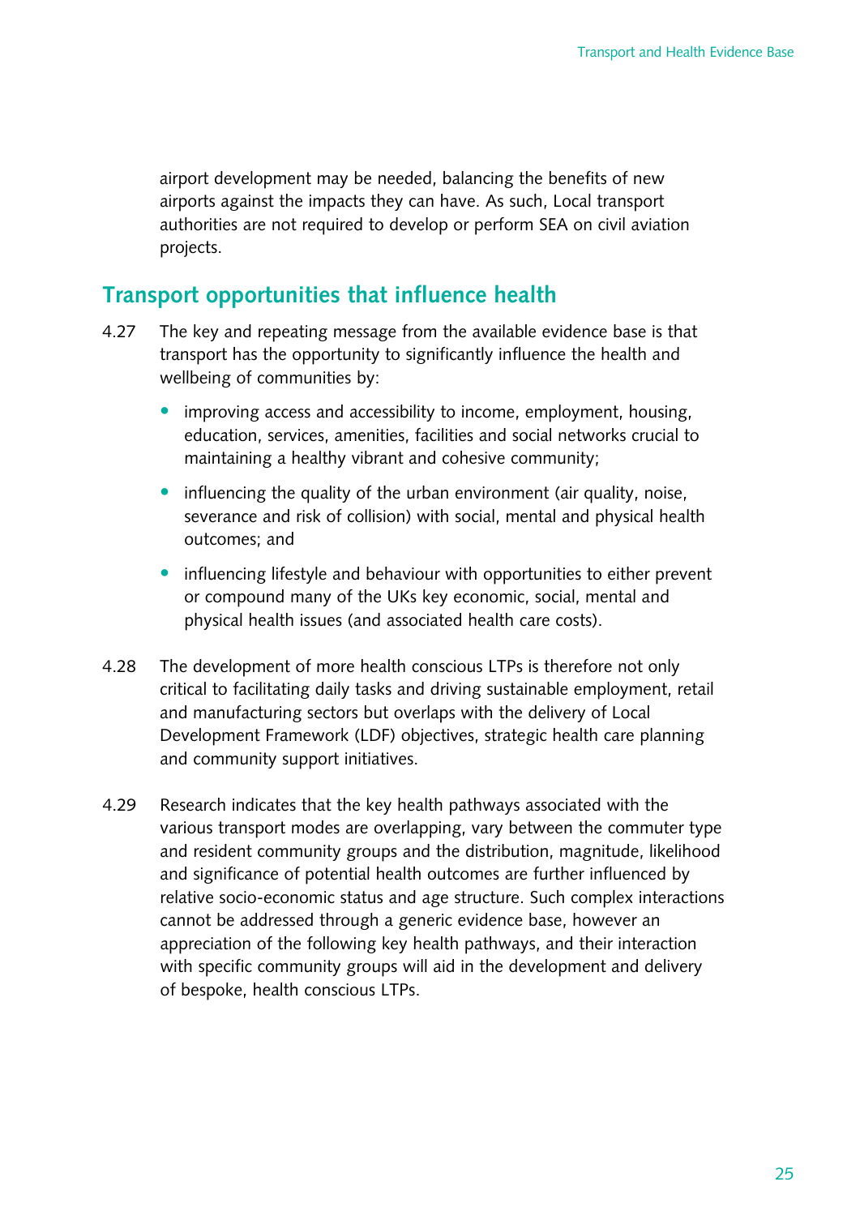airport development may be needed, balancing the benefits of new airports against the impacts they can have. As such, Local transport authorities are not required to develop or perform SEA on civil aviation projects.

## Transport opportunities that influence health

4.27 The key and repeating message from the available evidence base is that transport has the opportunity to significantly influence the health and wellbeing of communities by:

- improving access and accessibility to income, employment, housing, education, services, amenities, facilities and social networks crucial to maintaining a healthy vibrant and cohesive community;
- influencing the quality of the urban environment (air quality, noise, severance and risk of collision) with social, mental and physical health outcomes; and
- influencing lifestyle and behaviour with opportunities to either prevent or compound many of the UKs key economic, social, mental and physical health issues (and associated health care costs).

4.28 The development of more health conscious LTPs is therefore not only critical to facilitating daily tasks and driving sustainable employment, retail and manufacturing sectors but overlaps with the delivery of Local Development Framework (LDF) objectives, strategic health care planning and community support initiatives.

4.29 Research indicates that the key health pathways associated with the various transport modes are overlapping, vary between the commuter type and resident community groups and the distribution, magnitude, likelihood and significance of potential health outcomes are further influenced by relative socio-economic status and age structure. Such complex interactions cannot be addressed through a generic evidence base, however an appreciation of the following key health pathways, and their interaction with specific community groups will aid in the development and delivery of bespoke, health conscious LTPs.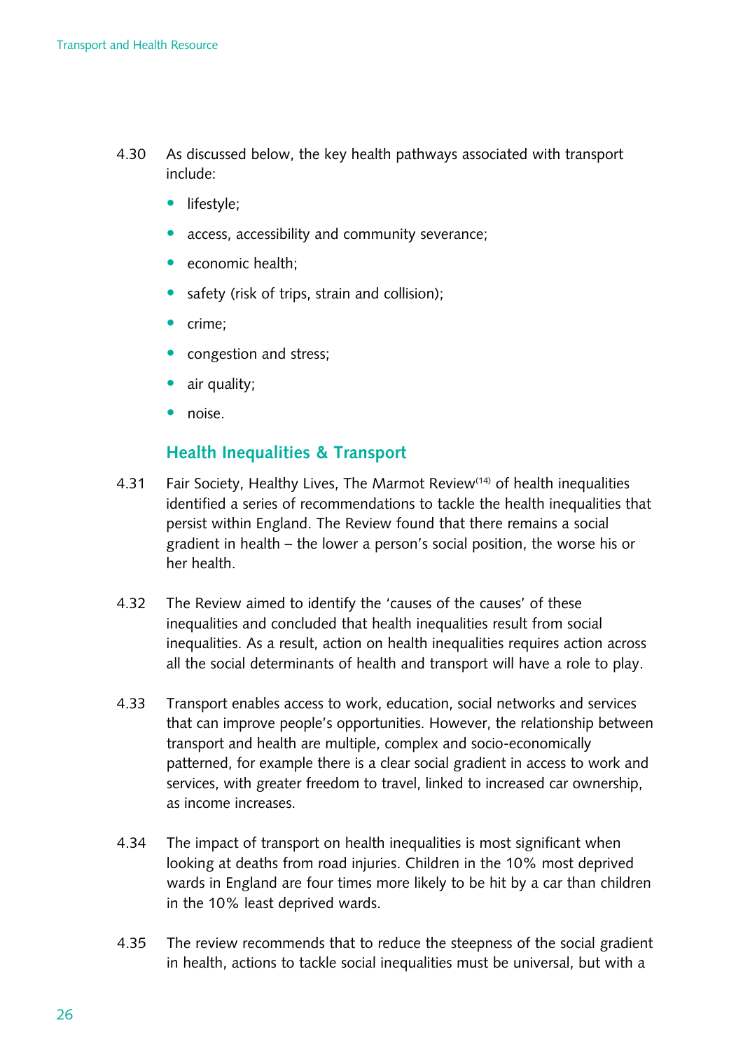4.30 As discussed below, the key health pathways associated with transport include:

- lifestyle;
- access, accessibility and community severance;
- economic health;
- safety (risk of trips, strain and collision);
- crime;
- congestion and stress;
- air quality;
- noise.

## Health Inequalities & Transport

4.31 Fair Society, Healthy Lives, The Marmot Review[14] of health inequalities identified a series of recommendations to tackle the health inequalities that persist within England. The Review found that there remains a social gradient in health – the lower a person's social position, the worse his or her health.

4.32 The Review aimed to identify the 'causes of the causes' of these inequalities and concluded that health inequalities result from social inequalities. As a result, action on health inequalities requires action across all the social determinants of health and transport will have a role to play.

4.33 Transport enables access to work, education, social networks and services that can improve people's opportunities. However, the relationship between transport and health are multiple, complex and socio-economically patterned, for example there is a clear social gradient in access to work and services, with greater freedom to travel, linked to increased car ownership, as income increases.

4.34 The impact of transport on health inequalities is most significant when looking at deaths from road injuries. Children in the 10% most deprived wards in England are four times more likely to be hit by a car than children in the 10% least deprived wards.

4.35 The review recommends that to reduce the steepness of the social gradient in health, actions to tackle social inequalities must be universal, but with a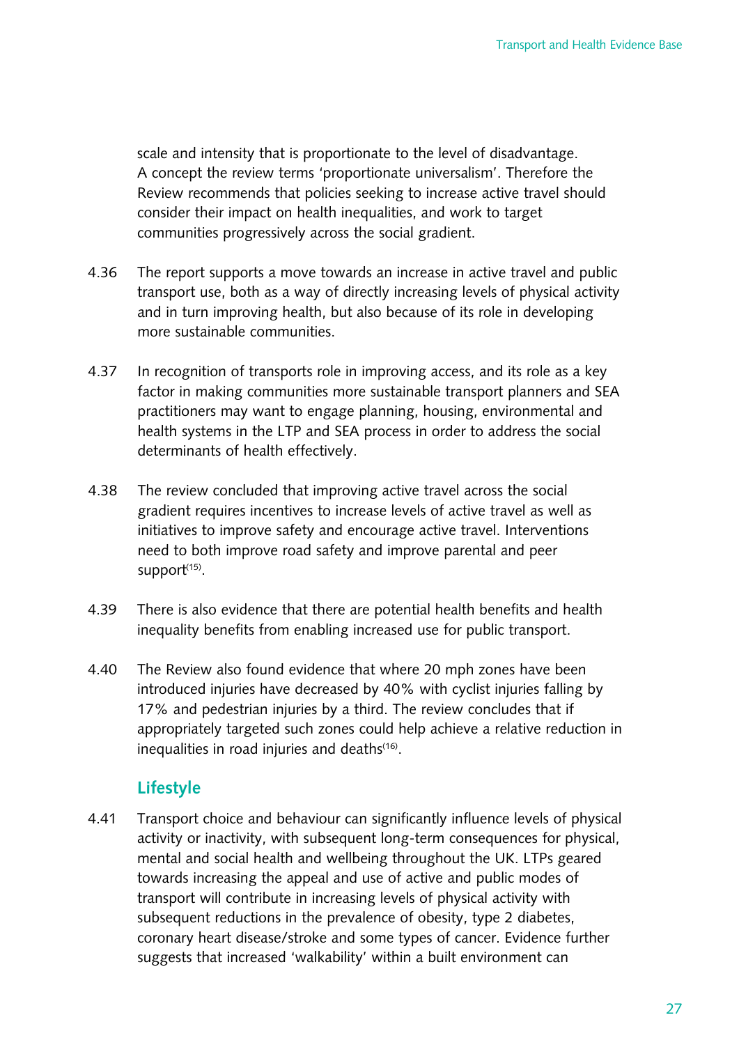scale and intensity that is proportionate to the level of disadvantage. A concept the review terms 'proportionate universalism'. Therefore the Review recommends that policies seeking to increase active travel should consider their impact on health inequalities, and work to target communities progressively across the social gradient.

4.36 The report supports a move towards an increase in active travel and public transport use, both as a way of directly increasing levels of physical activity and in turn improving health, but also because of its role in developing more sustainable communities.

4.37 In recognition of transports role in improving access, and its role as a key factor in making communities more sustainable transport planners and SEA practitioners may want to engage planning, housing, environmental and health systems in the LTP and SEA process in order to address the social determinants of health effectively.

4.38 The review concluded that improving active travel across the social gradient requires incentives to increase levels of active travel as well as initiatives to improve safety and encourage active travel. Interventions need to both improve road safety and improve parental and peer support[15].

4.39 There is also evidence that there are potential health benefits and health inequality benefits from enabling increased use for public transport.

4.40 The Review also found evidence that where 20 mph zones have been introduced injuries have decreased by 40% with cyclist injuries falling by 17% and pedestrian injuries by a third. The review concludes that if appropriately targeted such zones could help achieve a relative reduction in inequalities in road injuries and deaths[16].

### Lifestyle

4.41 Transport choice and behaviour can significantly influence levels of physical activity or inactivity, with subsequent long-term consequences for physical, mental and social health and wellbeing throughout the UK. LTPs geared towards increasing the appeal and use of active and public modes of transport will contribute in increasing levels of physical activity with subsequent reductions in the prevalence of obesity, type 2 diabetes, coronary heart disease/stroke and some types of cancer. Evidence further suggests that increased 'walkability' within a built environment can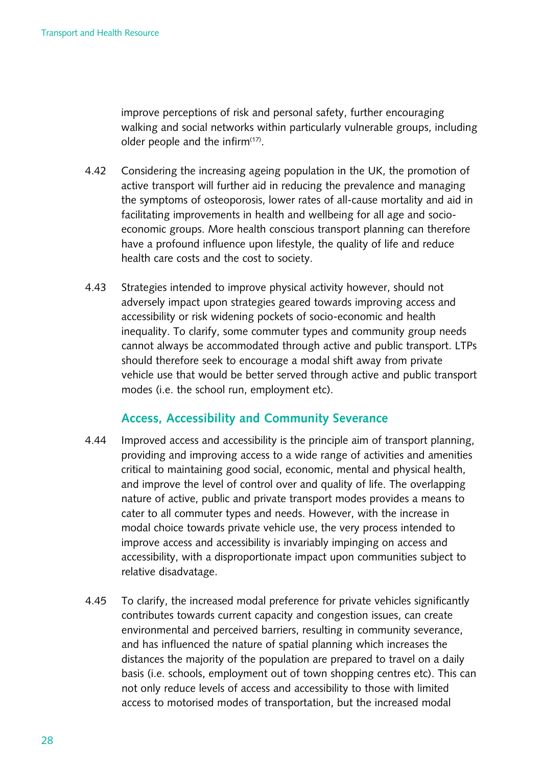improve perceptions of risk and personal safety, further encouraging walking and social networks within particularly vulnerable groups, including older people and the infirm[17].

4.42 Considering the increasing ageing population in the UK, the promotion of active transport will further aid in reducing the prevalence and managing the symptoms of osteoporosis, lower rates of all-cause mortality and aid in facilitating improvements in health and wellbeing for all age and socio-economic groups. More health conscious transport planning can therefore have a profound influence upon lifestyle, the quality of life and reduce health care costs and the cost to society.

4.43 Strategies intended to improve physical activity however, should not adversely impact upon strategies geared towards improving access and accessibility or risk widening pockets of socio-economic and health inequality. To clarify, some commuter types and community group needs cannot always be accommodated through active and public transport. LTPs should therefore seek to encourage a modal shift away from private vehicle use that would be better served through active and public transport modes (i.e. the school run, employment etc).

### Access, Accessibility and Community Severance

4.44 Improved access and accessibility is the principle aim of transport planning, providing and improving access to a wide range of activities and amenities critical to maintaining good social, economic, mental and physical health, and improve the level of control over and quality of life. The overlapping nature of active, public and private transport modes provides a means to cater to all commuter types and needs. However, with the increase in modal choice towards private vehicle use, the very process intended to improve access and accessibility is invariably impinging on access and accessibility, with a disproportionate impact upon communities subject to relative disadvatage.

4.45 To clarify, the increased modal preference for private vehicles significantly contributes towards current capacity and congestion issues, can create environmental and perceived barriers, resulting in community severance, and has influenced the nature of spatial planning which increases the distances the majority of the population are prepared to travel on a daily basis (i.e. schools, employment out of town shopping centres etc). This can not only reduce levels of access and accessibility to those with limited access to motorised modes of transportation, but the increased modal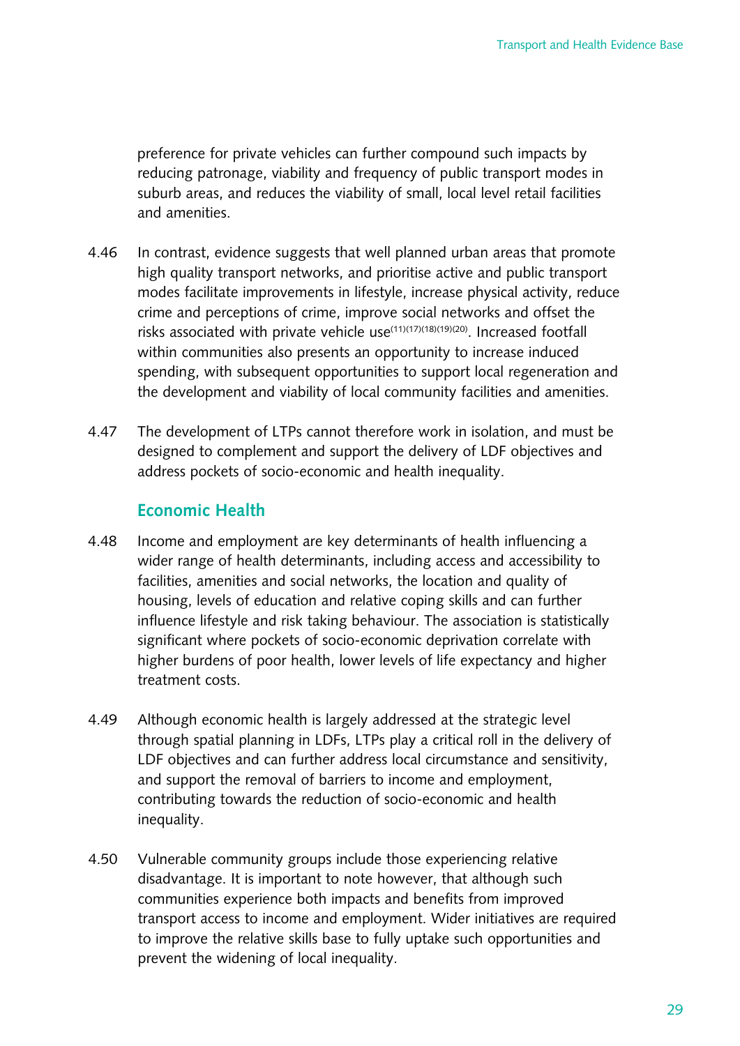preference for private vehicles can further compound such impacts by reducing patronage, viability and frequency of public transport modes in suburb areas, and reduces the viability of small, local level retail facilities and amenities.

4.46 In contrast, evidence suggests that well planned urban areas that promote high quality transport networks, and prioritise active and public transport modes facilitate improvements in lifestyle, increase physical activity, reduce crime and perceptions of crime, improve social networks and offset the risks associated with private vehicle use[11][17][18][19][20]. Increased footfall within communities also presents an opportunity to increase induced spending, with subsequent opportunities to support local regeneration and the development and viability of local community facilities and amenities.

4.47 The development of LTPs cannot therefore work in isolation, and must be designed to complement and support the delivery of LDF objectives and address pockets of socio-economic and health inequality.

## Economic Health

4.48 Income and employment are key determinants of health influencing a wider range of health determinants, including access and accessibility to facilities, amenities and social networks, the location and quality of housing, levels of education and relative coping skills and can further influence lifestyle and risk taking behaviour. The association is statistically significant where pockets of socio-economic deprivation correlate with higher burdens of poor health, lower levels of life expectancy and higher treatment costs.

4.49 Although economic health is largely addressed at the strategic level through spatial planning in LDFs, LTPs play a critical roll in the delivery of LDF objectives and can further address local circumstance and sensitivity, and support the removal of barriers to income and employment, contributing towards the reduction of socio-economic and health inequality.

4.50 Vulnerable community groups include those experiencing relative disadvantage. It is important to note however, that although such communities experience both impacts and benefits from improved transport access to income and employment. Wider initiatives are required to improve the relative skills base to fully uptake such opportunities and prevent the widening of local inequality.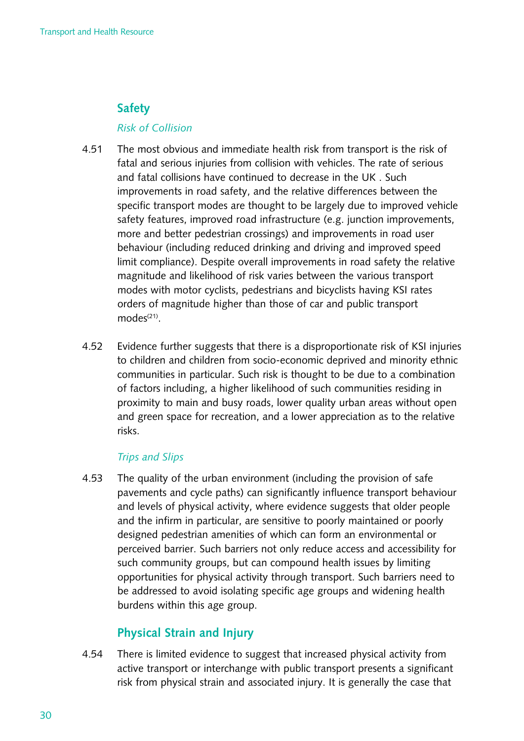## Safety

### *Risk of Collision*

4.51 The most obvious and immediate health risk from transport is the risk of fatal and serious injuries from collision with vehicles. The rate of serious and fatal collisions have continued to decrease in the UK . Such improvements in road safety, and the relative differences between the specific transport modes are thought to be largely due to improved vehicle safety features, improved road infrastructure (e.g. junction improvements, more and better pedestrian crossings) and improvements in road user behaviour (including reduced drinking and driving and improved speed limit compliance). Despite overall improvements in road safety the relative magnitude and likelihood of risk varies between the various transport modes with motor cyclists, pedestrians and bicyclists having KSI rates orders of magnitude higher than those of car and public transport modes[21].

4.52 Evidence further suggests that there is a disproportionate risk of KSI injuries to children and children from socio-economic deprived and minority ethnic communities in particular. Such risk is thought to be due to a combination of factors including, a higher likelihood of such communities residing in proximity to main and busy roads, lower quality urban areas without open and green space for recreation, and a lower appreciation as to the relative risks.

### *Trips and Slips*

4.53 The quality of the urban environment (including the provision of safe pavements and cycle paths) can significantly influence transport behaviour and levels of physical activity, where evidence suggests that older people and the infirm in particular, are sensitive to poorly maintained or poorly designed pedestrian amenities of which can form an environmental or perceived barrier. Such barriers not only reduce access and accessibility for such community groups, but can compound health issues by limiting opportunities for physical activity through transport. Such barriers need to be addressed to avoid isolating specific age groups and widening health burdens within this age group.

## Physical Strain and Injury

4.54 There is limited evidence to suggest that increased physical activity from active transport or interchange with public transport presents a significant risk from physical strain and associated injury. It is generally the case that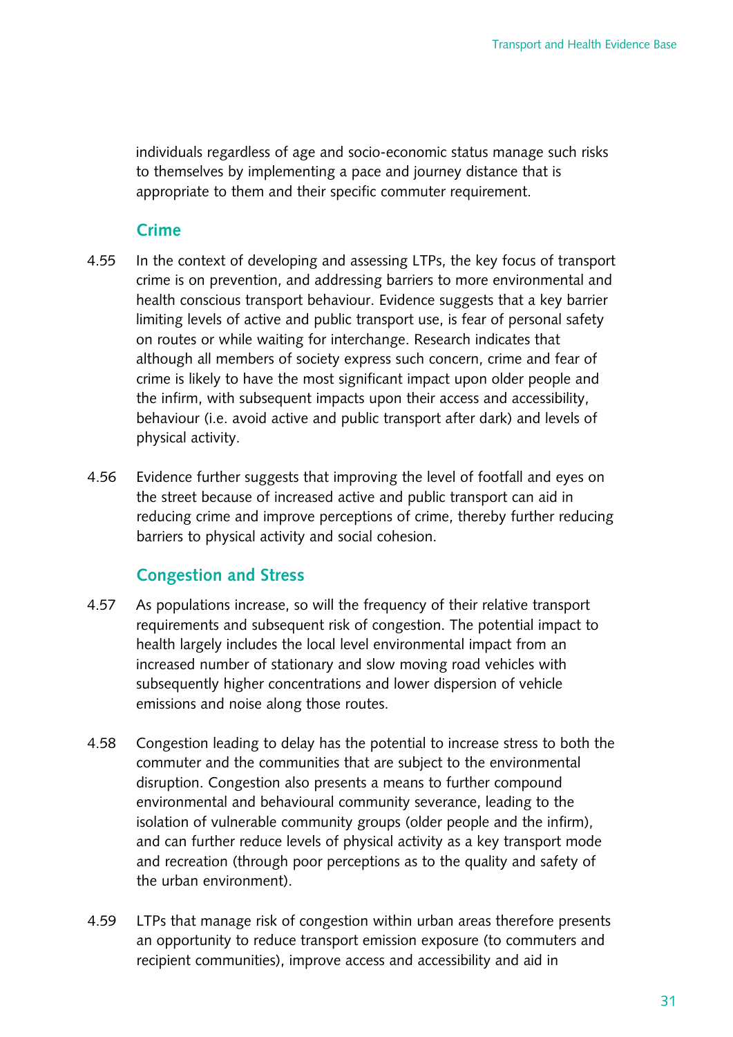individuals regardless of age and socio-economic status manage such risks to themselves by implementing a pace and journey distance that is appropriate to them and their specific commuter requirement.

### Crime

4.55 In the context of developing and assessing LTPs, the key focus of transport crime is on prevention, and addressing barriers to more environmental and health conscious transport behaviour. Evidence suggests that a key barrier limiting levels of active and public transport use, is fear of personal safety on routes or while waiting for interchange. Research indicates that although all members of society express such concern, crime and fear of crime is likely to have the most significant impact upon older people and the infirm, with subsequent impacts upon their access and accessibility, behaviour (i.e. avoid active and public transport after dark) and levels of physical activity.

4.56 Evidence further suggests that improving the level of footfall and eyes on the street because of increased active and public transport can aid in reducing crime and improve perceptions of crime, thereby further reducing barriers to physical activity and social cohesion.

### Congestion and Stress

4.57 As populations increase, so will the frequency of their relative transport requirements and subsequent risk of congestion. The potential impact to health largely includes the local level environmental impact from an increased number of stationary and slow moving road vehicles with subsequently higher concentrations and lower dispersion of vehicle emissions and noise along those routes.

4.58 Congestion leading to delay has the potential to increase stress to both the commuter and the communities that are subject to the environmental disruption. Congestion also presents a means to further compound environmental and behavioural community severance, leading to the isolation of vulnerable community groups (older people and the infirm), and can further reduce levels of physical activity as a key transport mode and recreation (through poor perceptions as to the quality and safety of the urban environment).

4.59 LTPs that manage risk of congestion within urban areas therefore presents an opportunity to reduce transport emission exposure (to commuters and recipient communities), improve access and accessibility and aid in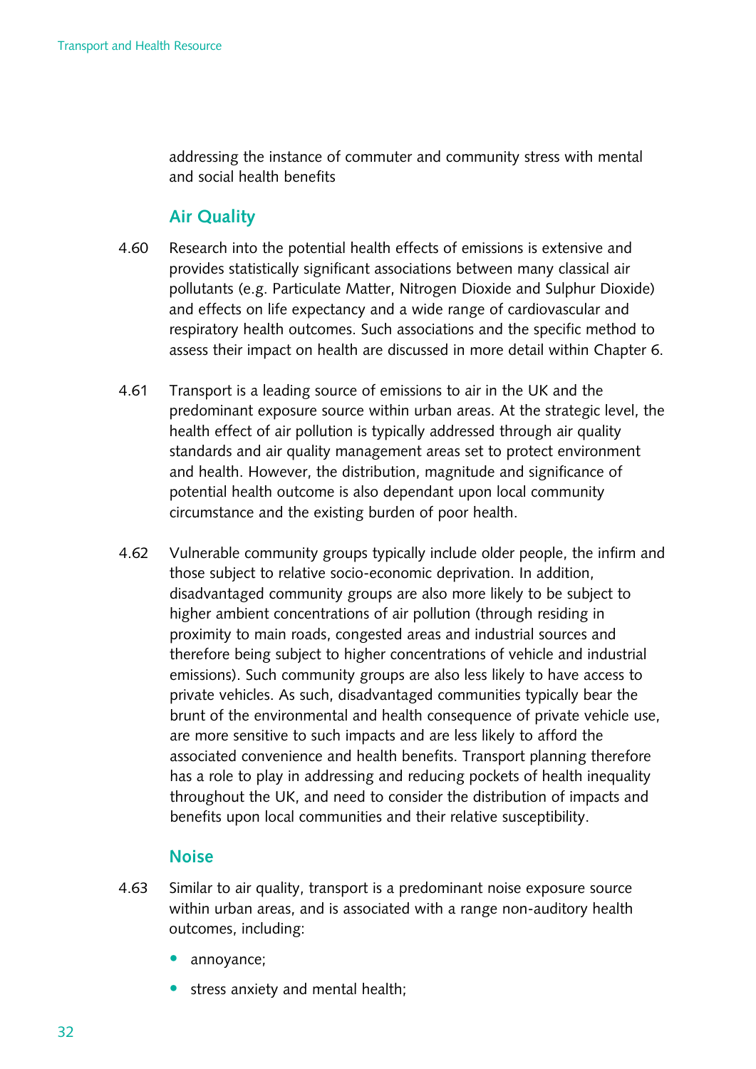addressing the instance of commuter and community stress with mental and social health benefits

## Air Quality

4.60 Research into the potential health effects of emissions is extensive and provides statistically significant associations between many classical air pollutants (e.g. Particulate Matter, Nitrogen Dioxide and Sulphur Dioxide) and effects on life expectancy and a wide range of cardiovascular and respiratory health outcomes. Such associations and the specific method to assess their impact on health are discussed in more detail within Chapter 6.

4.61 Transport is a leading source of emissions to air in the UK and the predominant exposure source within urban areas. At the strategic level, the health effect of air pollution is typically addressed through air quality standards and air quality management areas set to protect environment and health. However, the distribution, magnitude and significance of potential health outcome is also dependant upon local community circumstance and the existing burden of poor health.

4.62 Vulnerable community groups typically include older people, the infirm and those subject to relative socio-economic deprivation. In addition, disadvantaged community groups are also more likely to be subject to higher ambient concentrations of air pollution (through residing in proximity to main roads, congested areas and industrial sources and therefore being subject to higher concentrations of vehicle and industrial emissions). Such community groups are also less likely to have access to private vehicles. As such, disadvantaged communities typically bear the brunt of the environmental and health consequence of private vehicle use, are more sensitive to such impacts and are less likely to afford the associated convenience and health benefits. Transport planning therefore has a role to play in addressing and reducing pockets of health inequality throughout the UK, and need to consider the distribution of impacts and benefits upon local communities and their relative susceptibility.

## Noise

4.63 Similar to air quality, transport is a predominant noise exposure source within urban areas, and is associated with a range non-auditory health outcomes, including:

- annoyance;
- stress anxiety and mental health;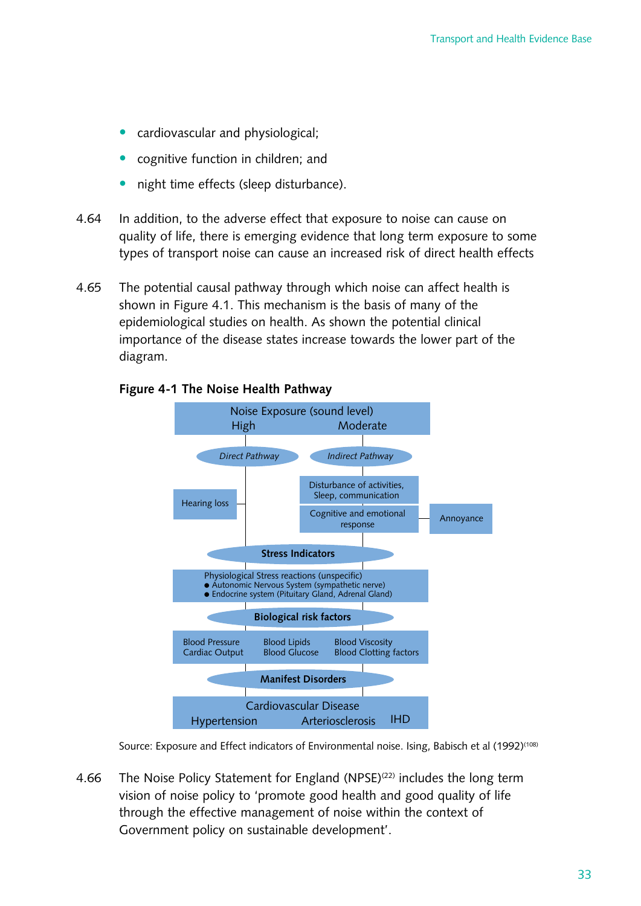- cardiovascular and physiological;
- cognitive function in children; and
- night time effects (sleep disturbance).

4.64 In addition, to the adverse effect that exposure to noise can cause on quality of life, there is emerging evidence that long term exposure to some types of transport noise can cause an increased risk of direct health effects

4.65 The potential causal pathway through which noise can affect health is shown in Figure 4.1. This mechanism is the basis of many of the epidemiological studies on health. As shown the potential clinical importance of the disease states increase towards the lower part of the diagram.

**Figure 4-1 The Noise Health Pathway**

Noise Exposure (sound level)
High — Moderate

*Direct Pathway* — *Indirect Pathway*

Hearing loss

Disturbance of activities, Sleep, communication

Cognitive and emotional response — Annoyance

**Stress Indicators**

Physiological Stress reactions (unspecific)
- Autonomic Nervous System (sympathetic nerve)
- Endocrine system (Pituitary Gland, Adrenal Gland)

**Biological risk factors**

Blood Pressure, Cardiac Output — Blood Lipids, Blood Glucose — Blood Viscosity, Blood Clotting factors

**Manifest Disorders**

Cardiovascular Disease
Hypertension — Arteriosclerosis — IHD

Source: Exposure and Effect indicators of Environmental noise. Ising, Babisch et al (1992)[108]

4.66 The Noise Policy Statement for England (NPSE)[22] includes the long term vision of noise policy to 'promote good health and good quality of life through the effective management of noise within the context of Government policy on sustainable development'.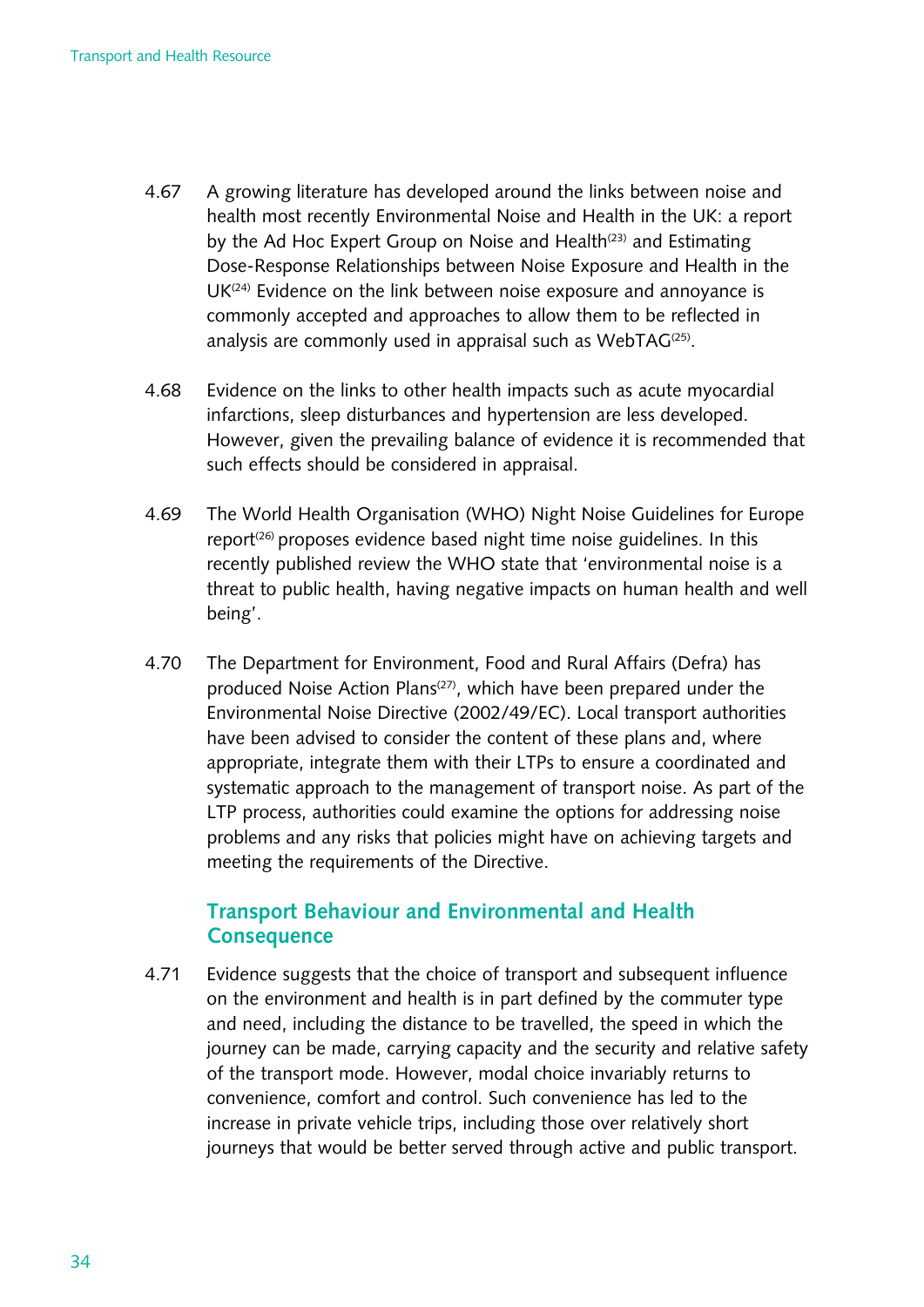4.67 A growing literature has developed around the links between noise and health most recently Environmental Noise and Health in the UK: a report by the Ad Hoc Expert Group on Noise and Health[23] and Estimating Dose-Response Relationships between Noise Exposure and Health in the UK[24] Evidence on the link between noise exposure and annoyance is commonly accepted and approaches to allow them to be reflected in analysis are commonly used in appraisal such as WebTAG[25].

4.68 Evidence on the links to other health impacts such as acute myocardial infarctions, sleep disturbances and hypertension are less developed. However, given the prevailing balance of evidence it is recommended that such effects should be considered in appraisal.

4.69 The World Health Organisation (WHO) Night Noise Guidelines for Europe report[26] proposes evidence based night time noise guidelines. In this recently published review the WHO state that 'environmental noise is a threat to public health, having negative impacts on human health and well being'.

4.70 The Department for Environment, Food and Rural Affairs (Defra) has produced Noise Action Plans[27], which have been prepared under the Environmental Noise Directive (2002/49/EC). Local transport authorities have been advised to consider the content of these plans and, where appropriate, integrate them with their LTPs to ensure a coordinated and systematic approach to the management of transport noise. As part of the LTP process, authorities could examine the options for addressing noise problems and any risks that policies might have on achieving targets and meeting the requirements of the Directive.

### Transport Behaviour and Environmental and Health Consequence

4.71 Evidence suggests that the choice of transport and subsequent influence on the environment and health is in part defined by the commuter type and need, including the distance to be travelled, the speed in which the journey can be made, carrying capacity and the security and relative safety of the transport mode. However, modal choice invariably returns to convenience, comfort and control. Such convenience has led to the increase in private vehicle trips, including those over relatively short journeys that would be better served through active and public transport.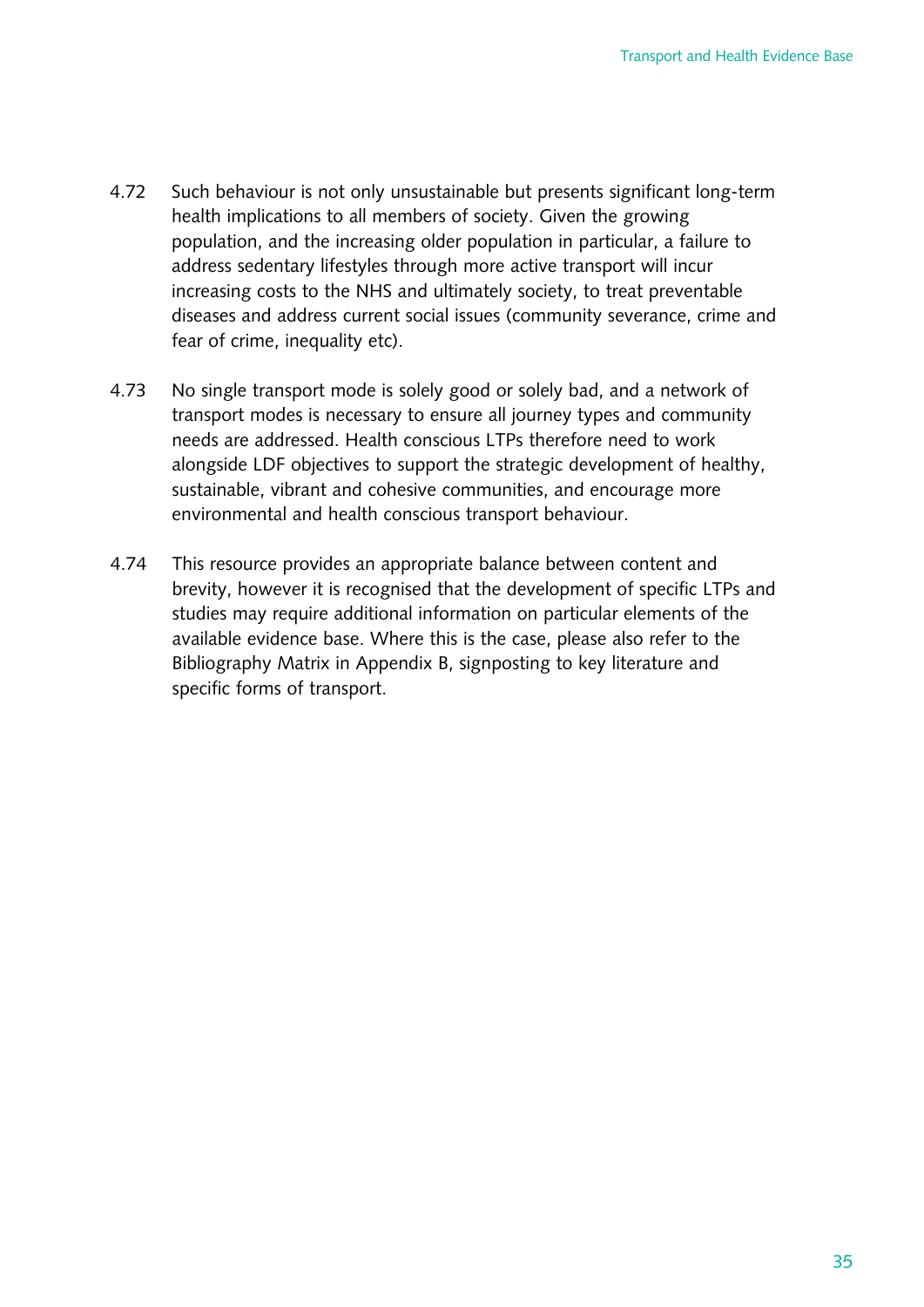4.72 Such behaviour is not only unsustainable but presents significant long-term health implications to all members of society. Given the growing population, and the increasing older population in particular, a failure to address sedentary lifestyles through more active transport will incur increasing costs to the NHS and ultimately society, to treat preventable diseases and address current social issues (community severance, crime and fear of crime, inequality etc).

4.73 No single transport mode is solely good or solely bad, and a network of transport modes is necessary to ensure all journey types and community needs are addressed. Health conscious LTPs therefore need to work alongside LDF objectives to support the strategic development of healthy, sustainable, vibrant and cohesive communities, and encourage more environmental and health conscious transport behaviour.

4.74 This resource provides an appropriate balance between content and brevity, however it is recognised that the development of specific LTPs and studies may require additional information on particular elements of the available evidence base. Where this is the case, please also refer to the Bibliography Matrix in Appendix B, signposting to key literature and specific forms of transport.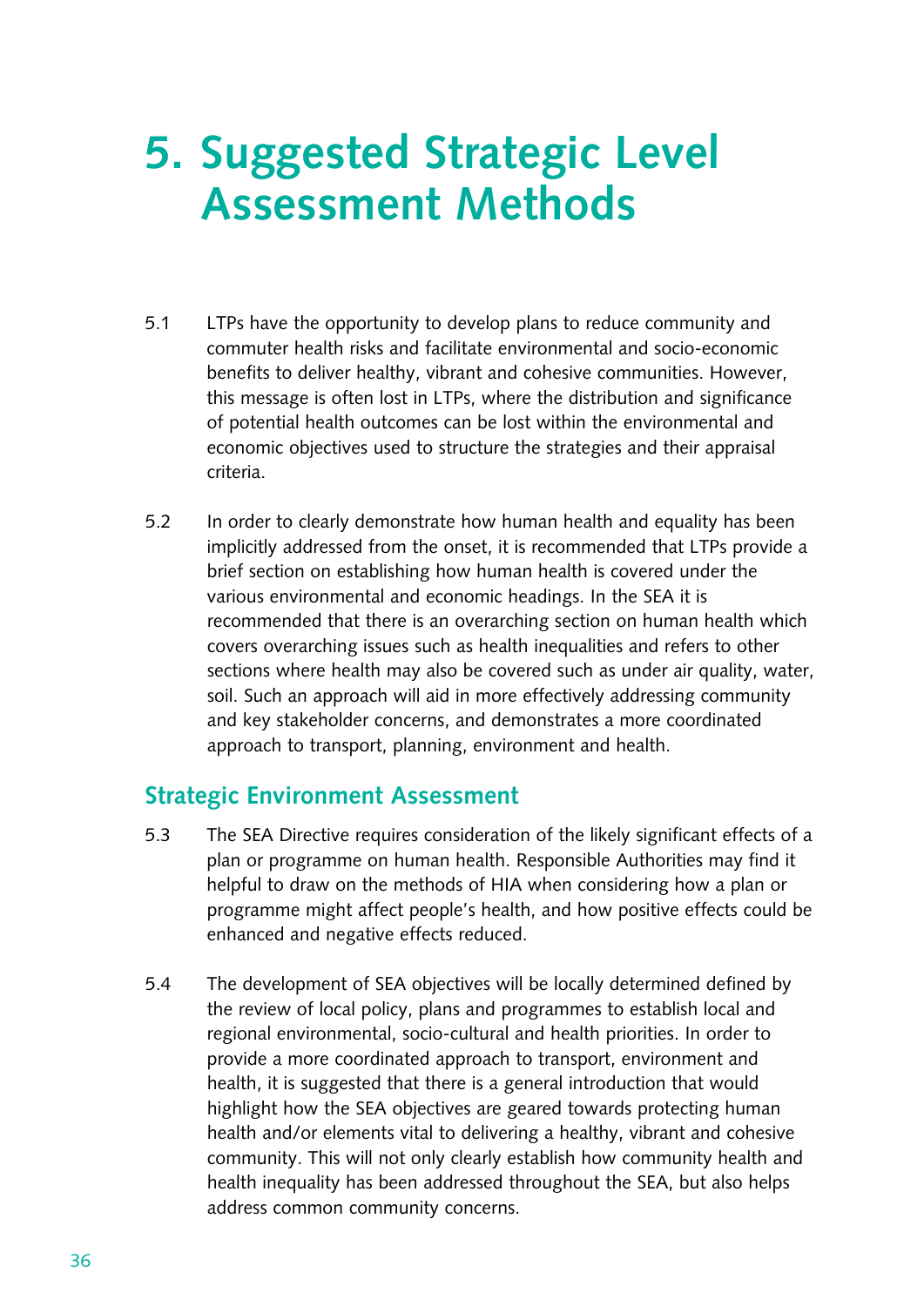# 5. Suggested Strategic Level Assessment Methods

5.1 LTPs have the opportunity to develop plans to reduce community and commuter health risks and facilitate environmental and socio-economic benefits to deliver healthy, vibrant and cohesive communities. However, this message is often lost in LTPs, where the distribution and significance of potential health outcomes can be lost within the environmental and economic objectives used to structure the strategies and their appraisal criteria.

5.2 In order to clearly demonstrate how human health and equality has been implicitly addressed from the onset, it is recommended that LTPs provide a brief section on establishing how human health is covered under the various environmental and economic headings. In the SEA it is recommended that there is an overarching section on human health which covers overarching issues such as health inequalities and refers to other sections where health may also be covered such as under air quality, water, soil. Such an approach will aid in more effectively addressing community and key stakeholder concerns, and demonstrates a more coordinated approach to transport, planning, environment and health.

## Strategic Environment Assessment

5.3 The SEA Directive requires consideration of the likely significant effects of a plan or programme on human health. Responsible Authorities may find it helpful to draw on the methods of HIA when considering how a plan or programme might affect people's health, and how positive effects could be enhanced and negative effects reduced.

5.4 The development of SEA objectives will be locally determined defined by the review of local policy, plans and programmes to establish local and regional environmental, socio-cultural and health priorities. In order to provide a more coordinated approach to transport, environment and health, it is suggested that there is a general introduction that would highlight how the SEA objectives are geared towards protecting human health and/or elements vital to delivering a healthy, vibrant and cohesive community. This will not only clearly establish how community health and health inequality has been addressed throughout the SEA, but also helps address common community concerns.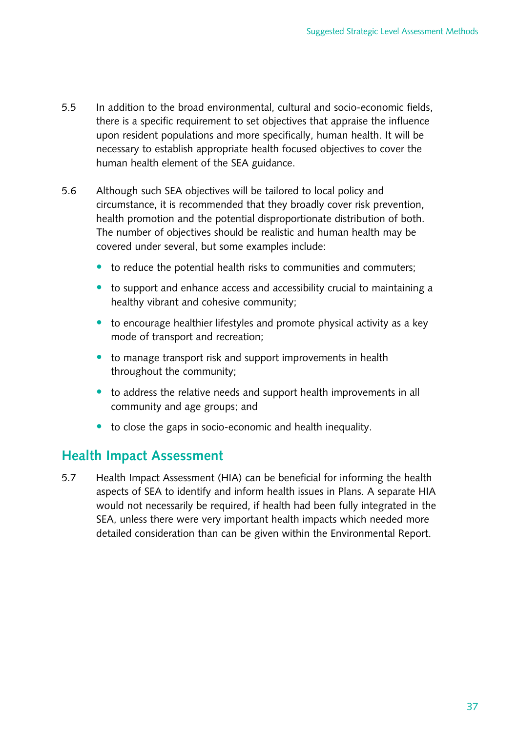5.5 In addition to the broad environmental, cultural and socio-economic fields, there is a specific requirement to set objectives that appraise the influence upon resident populations and more specifically, human health. It will be necessary to establish appropriate health focused objectives to cover the human health element of the SEA guidance.

5.6 Although such SEA objectives will be tailored to local policy and circumstance, it is recommended that they broadly cover risk prevention, health promotion and the potential disproportionate distribution of both. The number of objectives should be realistic and human health may be covered under several, but some examples include:

- to reduce the potential health risks to communities and commuters;
- to support and enhance access and accessibility crucial to maintaining a healthy vibrant and cohesive community;
- to encourage healthier lifestyles and promote physical activity as a key mode of transport and recreation;
- to manage transport risk and support improvements in health throughout the community;
- to address the relative needs and support health improvements in all community and age groups; and
- to close the gaps in socio-economic and health inequality.

## Health Impact Assessment

5.7 Health Impact Assessment (HIA) can be beneficial for informing the health aspects of SEA to identify and inform health issues in Plans. A separate HIA would not necessarily be required, if health had been fully integrated in the SEA, unless there were very important health impacts which needed more detailed consideration than can be given within the Environmental Report.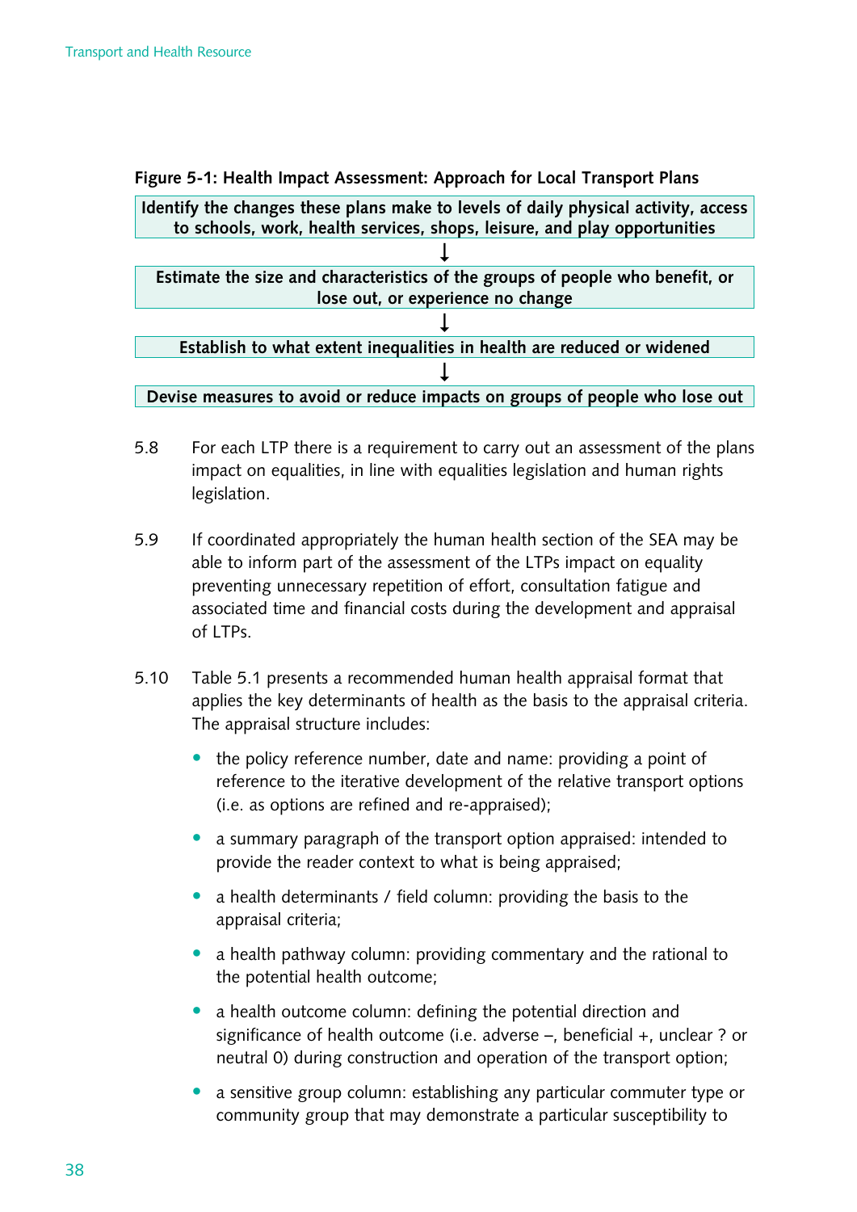**Figure 5-1: Health Impact Assessment: Approach for Local Transport Plans**

**Identify the changes these plans make to levels of daily physical activity, access to schools, work, health services, shops, leisure, and play opportunities**

↓

**Estimate the size and characteristics of the groups of people who benefit, or lose out, or experience no change**

↓

**Establish to what extent inequalities in health are reduced or widened**

↓

**Devise measures to avoid or reduce impacts on groups of people who lose out**

5.8 For each LTP there is a requirement to carry out an assessment of the plans impact on equalities, in line with equalities legislation and human rights legislation.

5.9 If coordinated appropriately the human health section of the SEA may be able to inform part of the assessment of the LTPs impact on equality preventing unnecessary repetition of effort, consultation fatigue and associated time and financial costs during the development and appraisal of LTPs.

5.10 Table 5.1 presents a recommended human health appraisal format that applies the key determinants of health as the basis to the appraisal criteria. The appraisal structure includes:

- the policy reference number, date and name: providing a point of reference to the iterative development of the relative transport options (i.e. as options are refined and re-appraised);
- a summary paragraph of the transport option appraised: intended to provide the reader context to what is being appraised;
- a health determinants / field column: providing the basis to the appraisal criteria;
- a health pathway column: providing commentary and the rational to the potential health outcome;
- a health outcome column: defining the potential direction and significance of health outcome (i.e. adverse –, beneficial +, unclear ? or neutral 0) during construction and operation of the transport option;
- a sensitive group column: establishing any particular commuter type or community group that may demonstrate a particular susceptibility to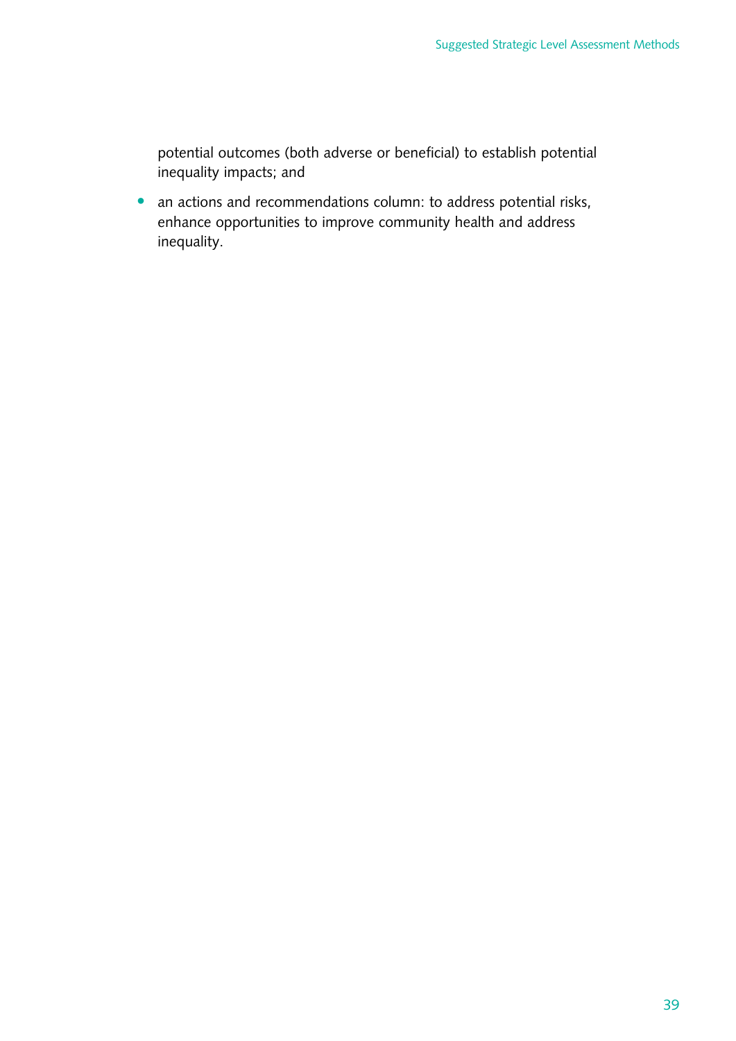potential outcomes (both adverse or beneficial) to establish potential inequality impacts; and

- an actions and recommendations column: to address potential risks, enhance opportunities to improve community health and address inequality.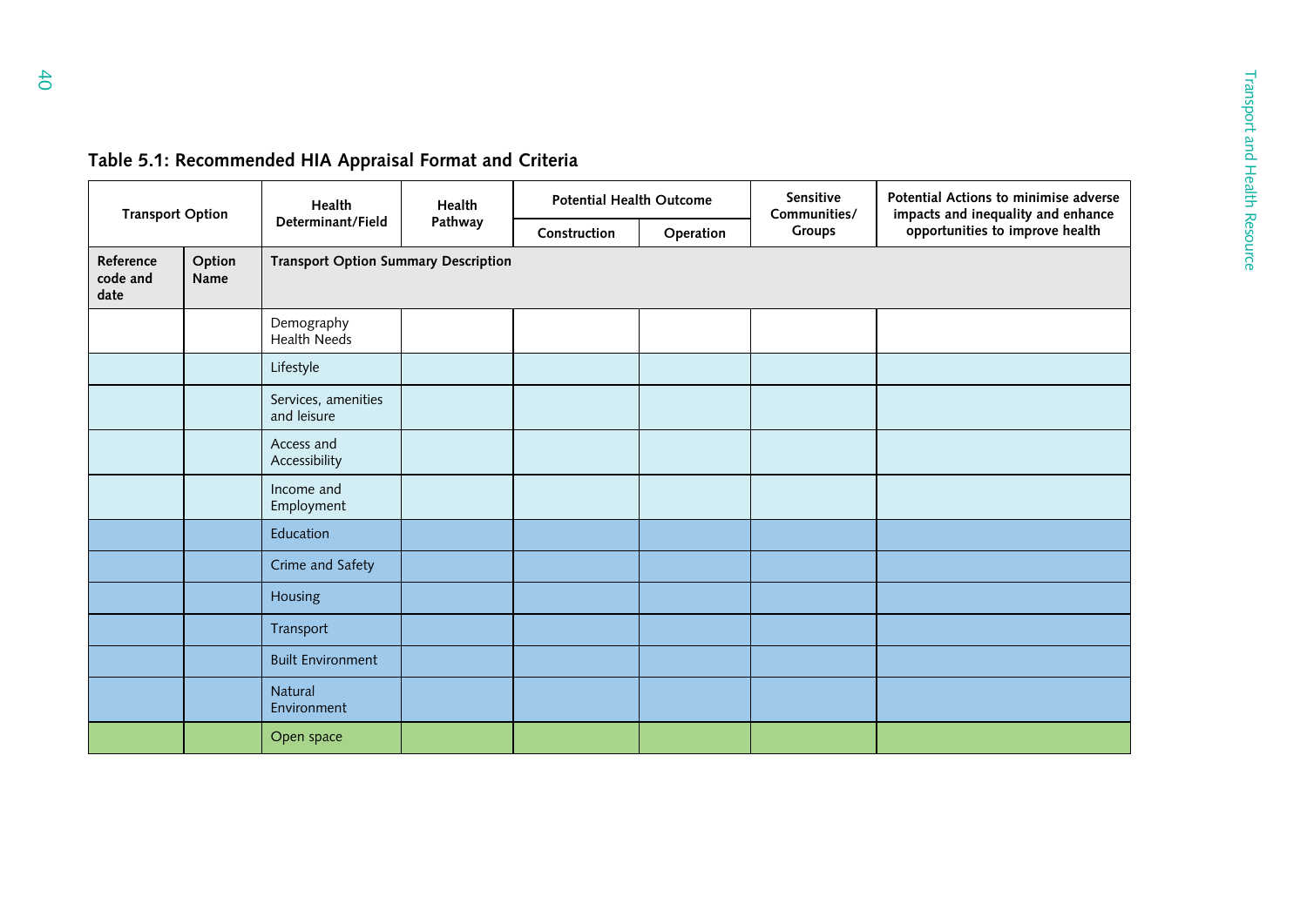## Table 5.1: Recommended HIA Appraisal Format and Criteria

| Transport Option | | Health Determinant/Field | Health Pathway | Potential Health Outcome | | Sensitive Communities/ Groups | Potential Actions to minimise adverse impacts and inequality and enhance opportunities to improve health |
|---|---|---|---|---|---|---|---|
| | | | | Construction | Operation | | |
| Reference code and date | Option Name | Transport Option Summary Description | | | | | |
| | | Demography Health Needs | | | | | |
| | | Lifestyle | | | | | |
| | | Services, amenities and leisure | | | | | |
| | | Access and Accessibility | | | | | |
| | | Income and Employment | | | | | |
| | | Education | | | | | |
| | | Crime and Safety | | | | | |
| | | Housing | | | | | |
| | | Transport | | | | | |
| | | Built Environment | | | | | |
| | | Natural Environment | | | | | |
| | | Open space | | | | | |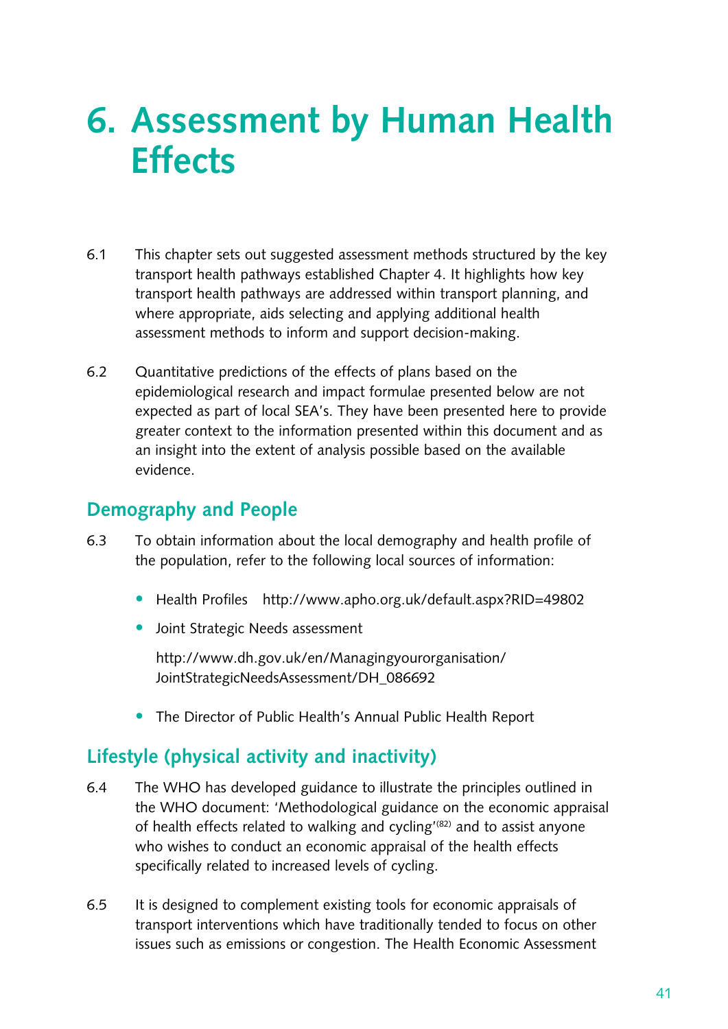# 6. Assessment by Human Health Effects

6.1 This chapter sets out suggested assessment methods structured by the key transport health pathways established Chapter 4. It highlights how key transport health pathways are addressed within transport planning, and where appropriate, aids selecting and applying additional health assessment methods to inform and support decision-making.

6.2 Quantitative predictions of the effects of plans based on the epidemiological research and impact formulae presented below are not expected as part of local SEA's. They have been presented here to provide greater context to the information presented within this document and as an insight into the extent of analysis possible based on the available evidence.

## Demography and People

6.3 To obtain information about the local demography and health profile of the population, refer to the following local sources of information:

- Health Profiles http://www.apho.org.uk/default.aspx?RID=49802
- Joint Strategic Needs assessment

  http://www.dh.gov.uk/en/Managingyourorganisation/JointStrategicNeedsAssessment/DH_086692

- The Director of Public Health's Annual Public Health Report

## Lifestyle (physical activity and inactivity)

6.4 The WHO has developed guidance to illustrate the principles outlined in the WHO document: 'Methodological guidance on the economic appraisal of health effects related to walking and cycling'[82] and to assist anyone who wishes to conduct an economic appraisal of the health effects specifically related to increased levels of cycling.

6.5 It is designed to complement existing tools for economic appraisals of transport interventions which have traditionally tended to focus on other issues such as emissions or congestion. The Health Economic Assessment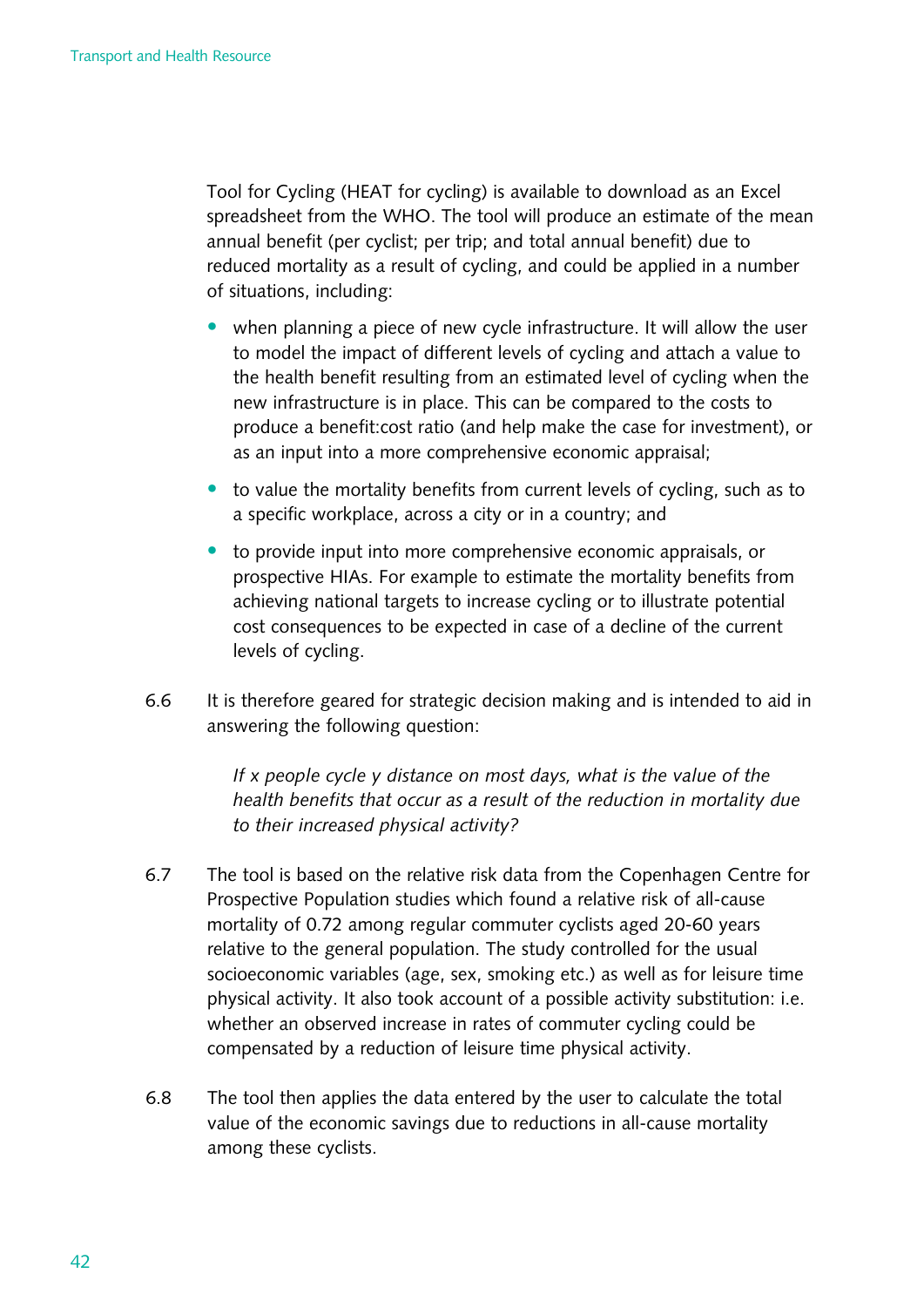Tool for Cycling (HEAT for cycling) is available to download as an Excel spreadsheet from the WHO. The tool will produce an estimate of the mean annual benefit (per cyclist; per trip; and total annual benefit) due to reduced mortality as a result of cycling, and could be applied in a number of situations, including:

- when planning a piece of new cycle infrastructure. It will allow the user to model the impact of different levels of cycling and attach a value to the health benefit resulting from an estimated level of cycling when the new infrastructure is in place. This can be compared to the costs to produce a benefit:cost ratio (and help make the case for investment), or as an input into a more comprehensive economic appraisal;
- to value the mortality benefits from current levels of cycling, such as to a specific workplace, across a city or in a country; and
- to provide input into more comprehensive economic appraisals, or prospective HIAs. For example to estimate the mortality benefits from achieving national targets to increase cycling or to illustrate potential cost consequences to be expected in case of a decline of the current levels of cycling.

6.6 It is therefore geared for strategic decision making and is intended to aid in answering the following question:

> *If x people cycle y distance on most days, what is the value of the health benefits that occur as a result of the reduction in mortality due to their increased physical activity?*

6.7 The tool is based on the relative risk data from the Copenhagen Centre for Prospective Population studies which found a relative risk of all-cause mortality of 0.72 among regular commuter cyclists aged 20-60 years relative to the general population. The study controlled for the usual socioeconomic variables (age, sex, smoking etc.) as well as for leisure time physical activity. It also took account of a possible activity substitution: i.e. whether an observed increase in rates of commuter cycling could be compensated by a reduction of leisure time physical activity.

6.8 The tool then applies the data entered by the user to calculate the total value of the economic savings due to reductions in all-cause mortality among these cyclists.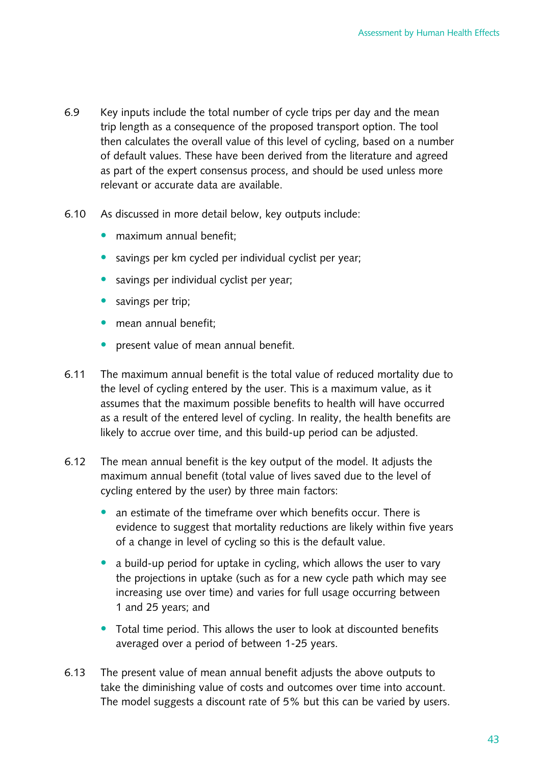6.9 Key inputs include the total number of cycle trips per day and the mean trip length as a consequence of the proposed transport option. The tool then calculates the overall value of this level of cycling, based on a number of default values. These have been derived from the literature and agreed as part of the expert consensus process, and should be used unless more relevant or accurate data are available.

6.10 As discussed in more detail below, key outputs include:

- maximum annual benefit;
- savings per km cycled per individual cyclist per year;
- savings per individual cyclist per year;
- savings per trip;
- mean annual benefit;
- present value of mean annual benefit.

6.11 The maximum annual benefit is the total value of reduced mortality due to the level of cycling entered by the user. This is a maximum value, as it assumes that the maximum possible benefits to health will have occurred as a result of the entered level of cycling. In reality, the health benefits are likely to accrue over time, and this build-up period can be adjusted.

6.12 The mean annual benefit is the key output of the model. It adjusts the maximum annual benefit (total value of lives saved due to the level of cycling entered by the user) by three main factors:

- an estimate of the timeframe over which benefits occur. There is evidence to suggest that mortality reductions are likely within five years of a change in level of cycling so this is the default value.
- a build-up period for uptake in cycling, which allows the user to vary the projections in uptake (such as for a new cycle path which may see increasing use over time) and varies for full usage occurring between 1 and 25 years; and
- Total time period. This allows the user to look at discounted benefits averaged over a period of between 1-25 years.

6.13 The present value of mean annual benefit adjusts the above outputs to take the diminishing value of costs and outcomes over time into account. The model suggests a discount rate of 5% but this can be varied by users.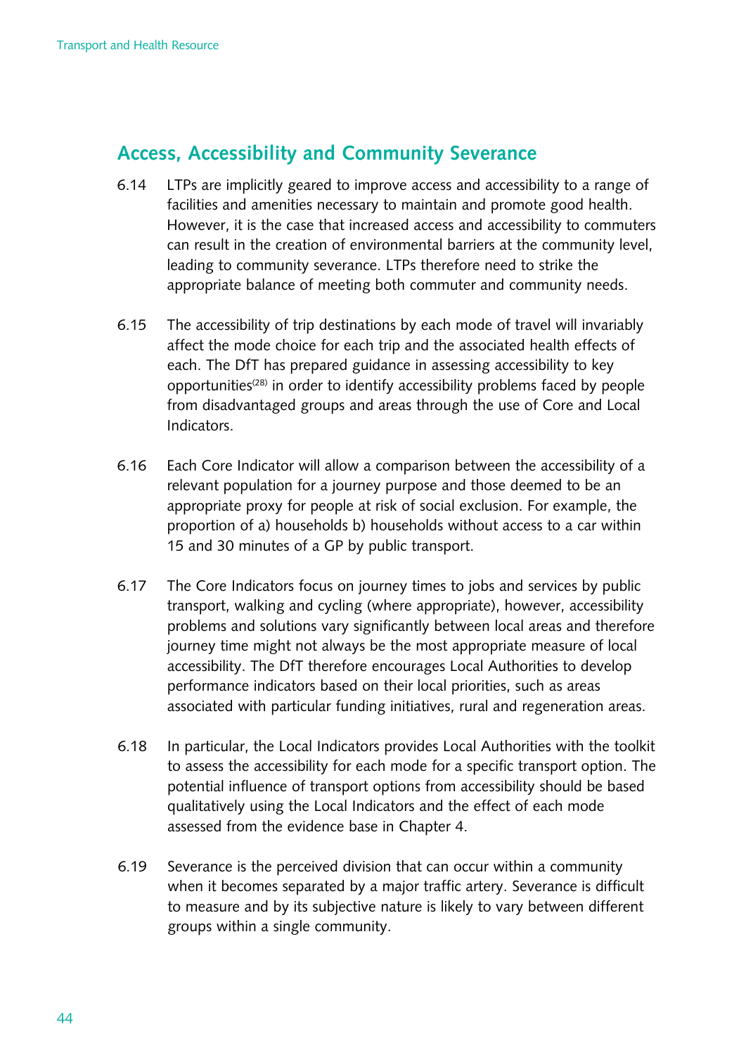## Access, Accessibility and Community Severance

6.14 LTPs are implicitly geared to improve access and accessibility to a range of facilities and amenities necessary to maintain and promote good health. However, it is the case that increased access and accessibility to commuters can result in the creation of environmental barriers at the community level, leading to community severance. LTPs therefore need to strike the appropriate balance of meeting both commuter and community needs.

6.15 The accessibility of trip destinations by each mode of travel will invariably affect the mode choice for each trip and the associated health effects of each. The DfT has prepared guidance in assessing accessibility to key opportunities[28] in order to identify accessibility problems faced by people from disadvantaged groups and areas through the use of Core and Local Indicators.

6.16 Each Core Indicator will allow a comparison between the accessibility of a relevant population for a journey purpose and those deemed to be an appropriate proxy for people at risk of social exclusion. For example, the proportion of a) households b) households without access to a car within 15 and 30 minutes of a GP by public transport.

6.17 The Core Indicators focus on journey times to jobs and services by public transport, walking and cycling (where appropriate), however, accessibility problems and solutions vary significantly between local areas and therefore journey time might not always be the most appropriate measure of local accessibility. The DfT therefore encourages Local Authorities to develop performance indicators based on their local priorities, such as areas associated with particular funding initiatives, rural and regeneration areas.

6.18 In particular, the Local Indicators provides Local Authorities with the toolkit to assess the accessibility for each mode for a specific transport option. The potential influence of transport options from accessibility should be based qualitatively using the Local Indicators and the effect of each mode assessed from the evidence base in Chapter 4.

6.19 Severance is the perceived division that can occur within a community when it becomes separated by a major traffic artery. Severance is difficult to measure and by its subjective nature is likely to vary between different groups within a single community.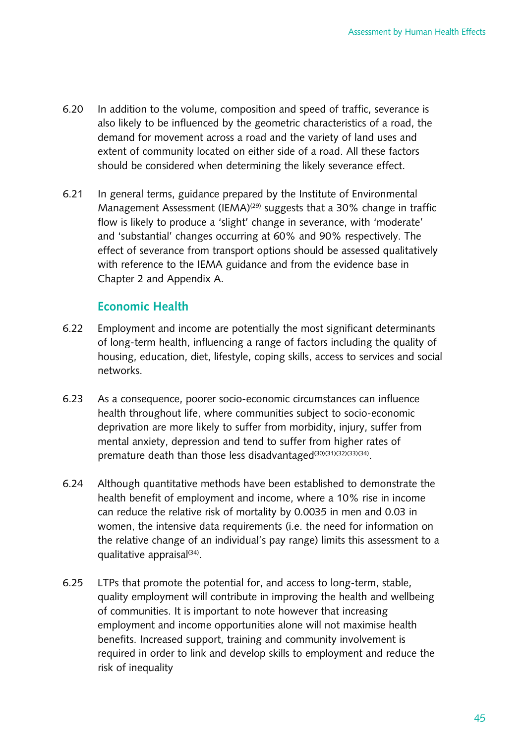6.20 In addition to the volume, composition and speed of traffic, severance is also likely to be influenced by the geometric characteristics of a road, the demand for movement across a road and the variety of land uses and extent of community located on either side of a road. All these factors should be considered when determining the likely severance effect.

6.21 In general terms, guidance prepared by the Institute of Environmental Management Assessment (IEMA)[29] suggests that a 30% change in traffic flow is likely to produce a 'slight' change in severance, with 'moderate' and 'substantial' changes occurring at 60% and 90% respectively. The effect of severance from transport options should be assessed qualitatively with reference to the IEMA guidance and from the evidence base in Chapter 2 and Appendix A.

### Economic Health

6.22 Employment and income are potentially the most significant determinants of long-term health, influencing a range of factors including the quality of housing, education, diet, lifestyle, coping skills, access to services and social networks.

6.23 As a consequence, poorer socio-economic circumstances can influence health throughout life, where communities subject to socio-economic deprivation are more likely to suffer from morbidity, injury, suffer from mental anxiety, depression and tend to suffer from higher rates of premature death than those less disadvantaged[30][31][32][33][34].

6.24 Although quantitative methods have been established to demonstrate the health benefit of employment and income, where a 10% rise in income can reduce the relative risk of mortality by 0.0035 in men and 0.03 in women, the intensive data requirements (i.e. the need for information on the relative change of an individual's pay range) limits this assessment to a qualitative appraisal[34].

6.25 LTPs that promote the potential for, and access to long-term, stable, quality employment will contribute in improving the health and wellbeing of communities. It is important to note however that increasing employment and income opportunities alone will not maximise health benefits. Increased support, training and community involvement is required in order to link and develop skills to employment and reduce the risk of inequality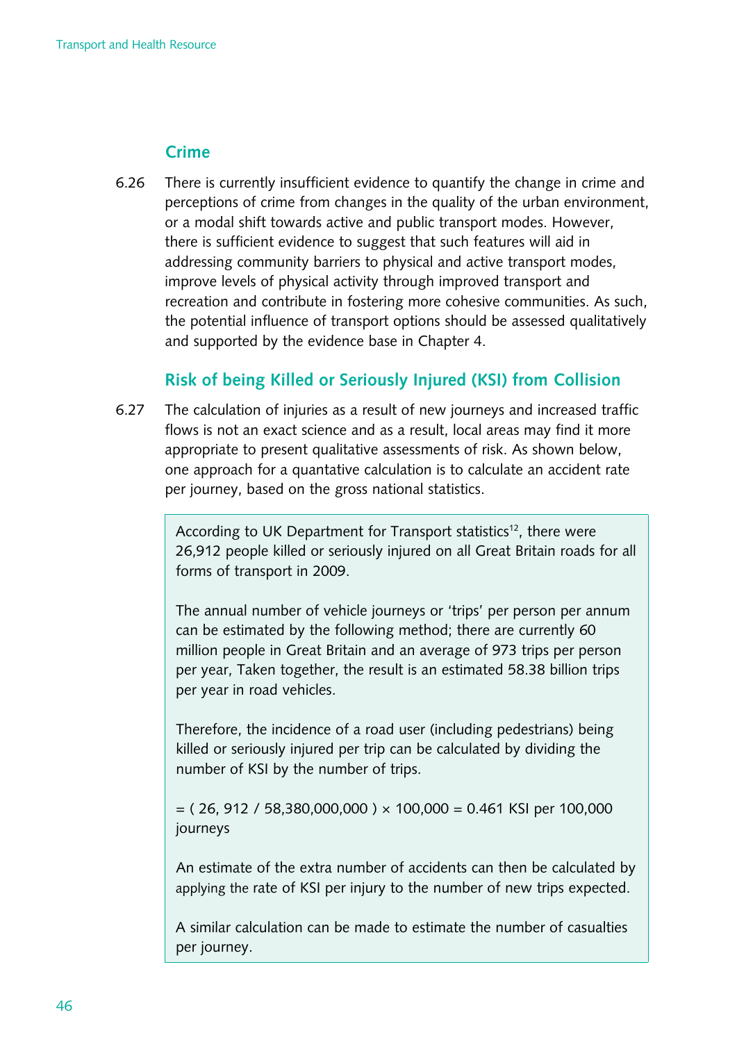## Crime

6.26 There is currently insufficient evidence to quantify the change in crime and perceptions of crime from changes in the quality of the urban environment, or a modal shift towards active and public transport modes. However, there is sufficient evidence to suggest that such features will aid in addressing community barriers to physical and active transport modes, improve levels of physical activity through improved transport and recreation and contribute in fostering more cohesive communities. As such, the potential influence of transport options should be assessed qualitatively and supported by the evidence base in Chapter 4.

## Risk of being Killed or Seriously Injured (KSI) from Collision

6.27 The calculation of injuries as a result of new journeys and increased traffic flows is not an exact science and as a result, local areas may find it more appropriate to present qualitative assessments of risk. As shown below, one approach for a quantative calculation is to calculate an accident rate per journey, based on the gross national statistics.

> According to UK Department for Transport statistics[12], there were 26,912 people killed or seriously injured on all Great Britain roads for all forms of transport in 2009.
>
> The annual number of vehicle journeys or 'trips' per person per annum can be estimated by the following method; there are currently 60 million people in Great Britain and an average of 973 trips per person per year, Taken together, the result is an estimated 58.38 billion trips per year in road vehicles.
>
> Therefore, the incidence of a road user (including pedestrians) being killed or seriously injured per trip can be calculated by dividing the number of KSI by the number of trips.
>
> $= ( 26,912 / 58,380,000,000 ) \times 100,000 = 0.461$ KSI per 100,000 journeys
>
> An estimate of the extra number of accidents can then be calculated by applying the rate of KSI per injury to the number of new trips expected.
>
> A similar calculation can be made to estimate the number of casualties per journey.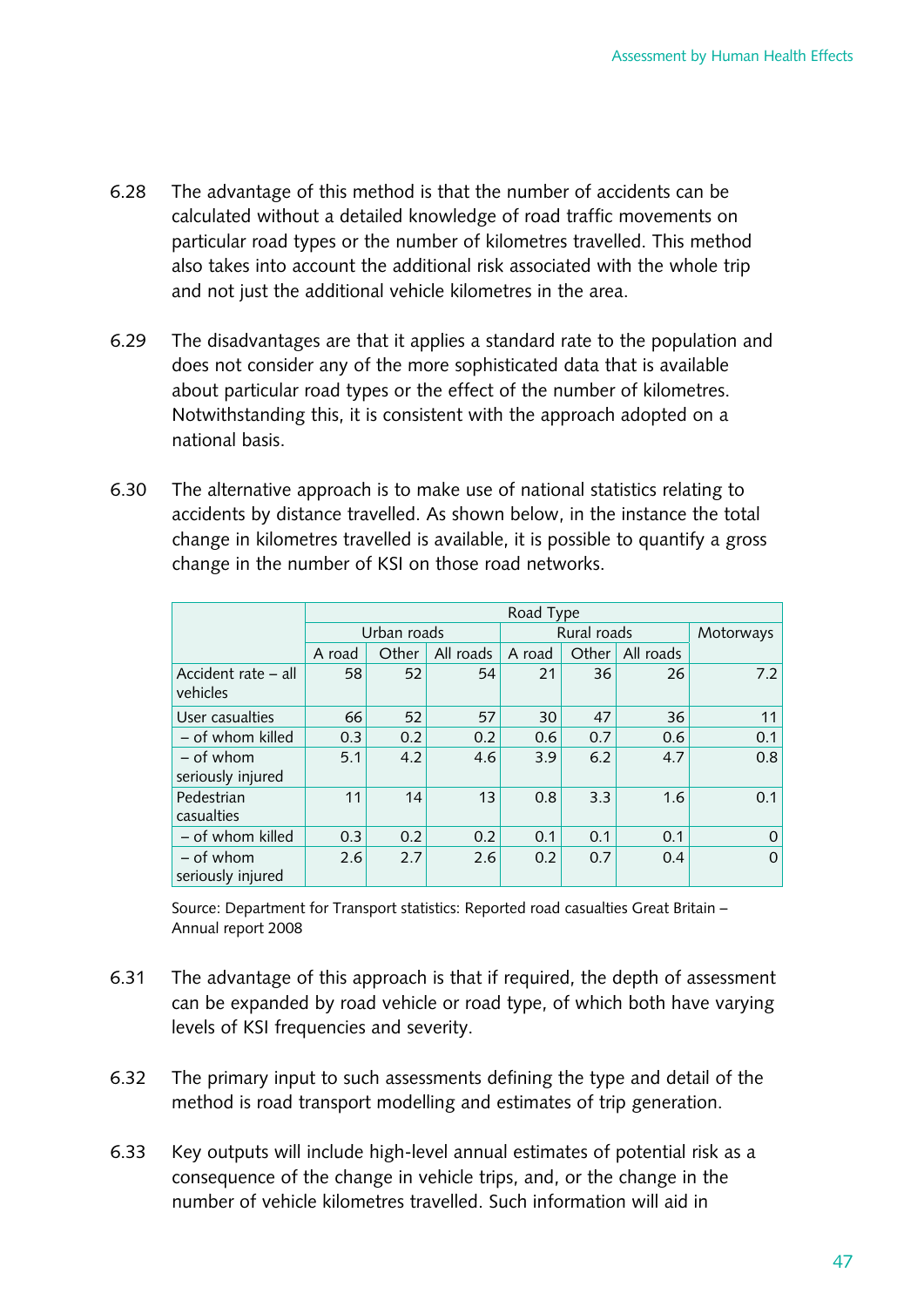6.28 The advantage of this method is that the number of accidents can be calculated without a detailed knowledge of road traffic movements on particular road types or the number of kilometres travelled. This method also takes into account the additional risk associated with the whole trip and not just the additional vehicle kilometres in the area.

6.29 The disadvantages are that it applies a standard rate to the population and does not consider any of the more sophisticated data that is available about particular road types or the effect of the number of kilometres. Notwithstanding this, it is consistent with the approach adopted on a national basis.

6.30 The alternative approach is to make use of national statistics relating to accidents by distance travelled. As shown below, in the instance the total change in kilometres travelled is available, it is possible to quantify a gross change in the number of KSI on those road networks.

| | Road Type | | | | | | |
|---|---|---|---|---|---|---|---|
| | Urban roads | | | Rural roads | | | Motorways |
| | A road | Other | All roads | A road | Other | All roads | |
| Accident rate – all vehicles | 58 | 52 | 54 | 21 | 36 | 26 | 7.2 |
| User casualties | 66 | 52 | 57 | 30 | 47 | 36 | 11 |
| – of whom killed | 0.3 | 0.2 | 0.2 | 0.6 | 0.7 | 0.6 | 0.1 |
| – of whom seriously injured | 5.1 | 4.2 | 4.6 | 3.9 | 6.2 | 4.7 | 0.8 |
| Pedestrian casualties | 11 | 14 | 13 | 0.8 | 3.3 | 1.6 | 0.1 |
| – of whom killed | 0.3 | 0.2 | 0.2 | 0.1 | 0.1 | 0.1 | 0 |
| – of whom seriously injured | 2.6 | 2.7 | 2.6 | 0.2 | 0.7 | 0.4 | 0 |

Source: Department for Transport statistics: Reported road casualties Great Britain – Annual report 2008

6.31 The advantage of this approach is that if required, the depth of assessment can be expanded by road vehicle or road type, of which both have varying levels of KSI frequencies and severity.

6.32 The primary input to such assessments defining the type and detail of the method is road transport modelling and estimates of trip generation.

6.33 Key outputs will include high-level annual estimates of potential risk as a consequence of the change in vehicle trips, and, or the change in the number of vehicle kilometres travelled. Such information will aid in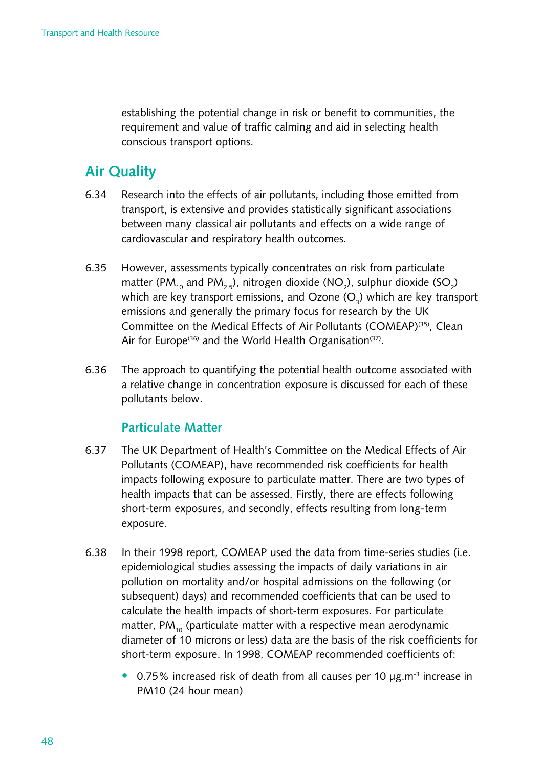establishing the potential change in risk or benefit to communities, the requirement and value of traffic calming and aid in selecting health conscious transport options.

## Air Quality

6.34 Research into the effects of air pollutants, including those emitted from transport, is extensive and provides statistically significant associations between many classical air pollutants and effects on a wide range of cardiovascular and respiratory health outcomes.

6.35 However, assessments typically concentrates on risk from particulate matter ($PM_{10}$ and $PM_{2.5}$), nitrogen dioxide ($NO_2$), sulphur dioxide ($SO_2$) which are key transport emissions, and Ozone ($O_3$) which are key transport emissions and generally the primary focus for research by the UK Committee on the Medical Effects of Air Pollutants (COMEAP)[35], Clean Air for Europe[36] and the World Health Organisation[37].

6.36 The approach to quantifying the potential health outcome associated with a relative change in concentration exposure is discussed for each of these pollutants below.

### Particulate Matter

6.37 The UK Department of Health's Committee on the Medical Effects of Air Pollutants (COMEAP), have recommended risk coefficients for health impacts following exposure to particulate matter. There are two types of health impacts that can be assessed. Firstly, there are effects following short-term exposures, and secondly, effects resulting from long-term exposure.

6.38 In their 1998 report, COMEAP used the data from time-series studies (i.e. epidemiological studies assessing the impacts of daily variations in air pollution on mortality and/or hospital admissions on the following (or subsequent) days) and recommended coefficients that can be used to calculate the health impacts of short-term exposures. For particulate matter, $PM_{10}$ (particulate matter with a respective mean aerodynamic diameter of 10 microns or less) data are the basis of the risk coefficients for short-term exposure. In 1998, COMEAP recommended coefficients of:

- 0.75% increased risk of death from all causes per 10 $\mu g.m^{-3}$ increase in PM10 (24 hour mean)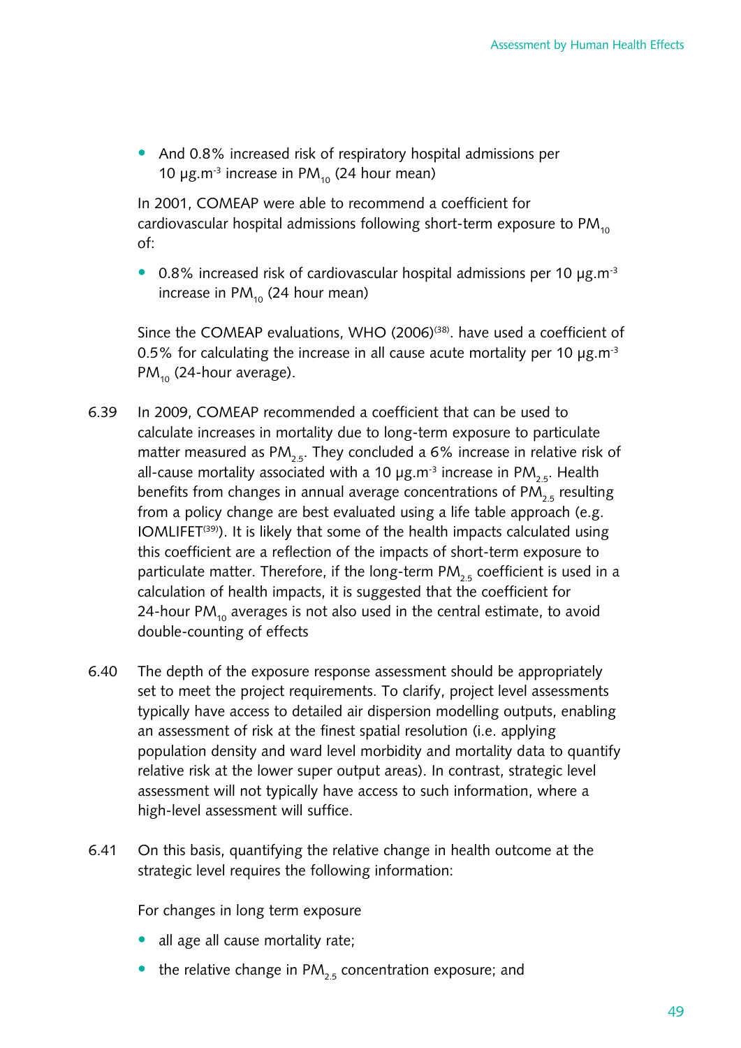- And 0.8% increased risk of respiratory hospital admissions per 10 μg.m$^{-3}$ increase in $PM_{10}$ (24 hour mean)

In 2001, COMEAP were able to recommend a coefficient for cardiovascular hospital admissions following short-term exposure to $PM_{10}$ of:

- 0.8% increased risk of cardiovascular hospital admissions per 10 μg.m$^{-3}$ increase in $PM_{10}$ (24 hour mean)

Since the COMEAP evaluations, WHO (2006)[38]. have used a coefficient of 0.5% for calculating the increase in all cause acute mortality per 10 μg.m$^{-3}$ $PM_{10}$ (24-hour average).

6.39 In 2009, COMEAP recommended a coefficient that can be used to calculate increases in mortality due to long-term exposure to particulate matter measured as $PM_{2.5}$. They concluded a 6% increase in relative risk of all-cause mortality associated with a 10 μg.m$^{-3}$ increase in $PM_{2.5}$. Health benefits from changes in annual average concentrations of $PM_{2.5}$ resulting from a policy change are best evaluated using a life table approach (e.g. IOMLIFET[39]). It is likely that some of the health impacts calculated using this coefficient are a reflection of the impacts of short-term exposure to particulate matter. Therefore, if the long-term $PM_{2.5}$ coefficient is used in a calculation of health impacts, it is suggested that the coefficient for 24-hour $PM_{10}$ averages is not also used in the central estimate, to avoid double-counting of effects

6.40 The depth of the exposure response assessment should be appropriately set to meet the project requirements. To clarify, project level assessments typically have access to detailed air dispersion modelling outputs, enabling an assessment of risk at the finest spatial resolution (i.e. applying population density and ward level morbidity and mortality data to quantify relative risk at the lower super output areas). In contrast, strategic level assessment will not typically have access to such information, where a high-level assessment will suffice.

6.41 On this basis, quantifying the relative change in health outcome at the strategic level requires the following information:

For changes in long term exposure

- all age all cause mortality rate;
- the relative change in $PM_{2.5}$ concentration exposure; and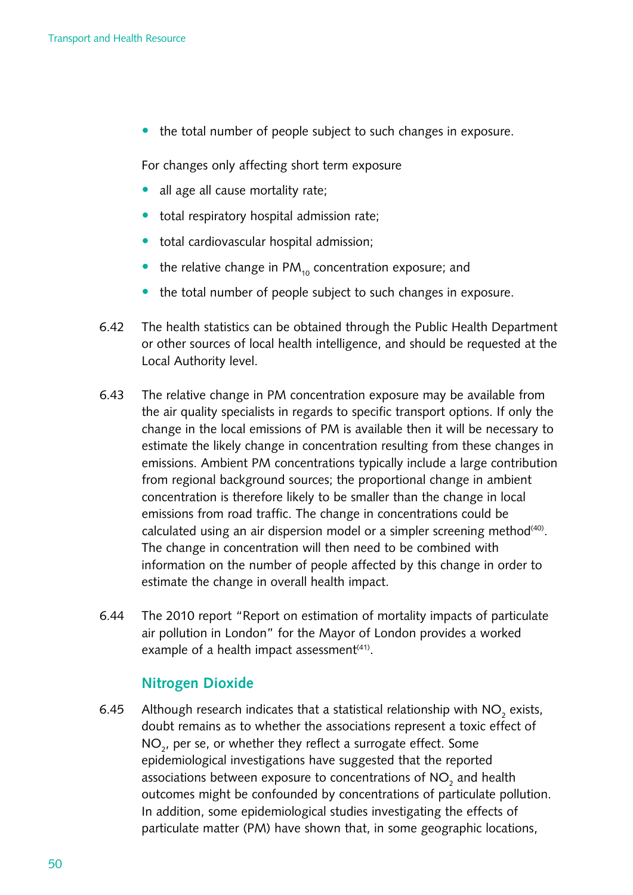- the total number of people subject to such changes in exposure.

For changes only affecting short term exposure

- all age all cause mortality rate;
- total respiratory hospital admission rate;
- total cardiovascular hospital admission;
- the relative change in $PM_{10}$ concentration exposure; and
- the total number of people subject to such changes in exposure.

6.42 The health statistics can be obtained through the Public Health Department or other sources of local health intelligence, and should be requested at the Local Authority level.

6.43 The relative change in PM concentration exposure may be available from the air quality specialists in regards to specific transport options. If only the change in the local emissions of PM is available then it will be necessary to estimate the likely change in concentration resulting from these changes in emissions. Ambient PM concentrations typically include a large contribution from regional background sources; the proportional change in ambient concentration is therefore likely to be smaller than the change in local emissions from road traffic. The change in concentrations could be calculated using an air dispersion model or a simpler screening method[40]. The change in concentration will then need to be combined with information on the number of people affected by this change in order to estimate the change in overall health impact.

6.44 The 2010 report "Report on estimation of mortality impacts of particulate air pollution in London" for the Mayor of London provides a worked example of a health impact assessment[41].

### Nitrogen Dioxide

6.45 Although research indicates that a statistical relationship with $NO_2$ exists, doubt remains as to whether the associations represent a toxic effect of $NO_2$, per se, or whether they reflect a surrogate effect. Some epidemiological investigations have suggested that the reported associations between exposure to concentrations of $NO_2$ and health outcomes might be confounded by concentrations of particulate pollution. In addition, some epidemiological studies investigating the effects of particulate matter (PM) have shown that, in some geographic locations,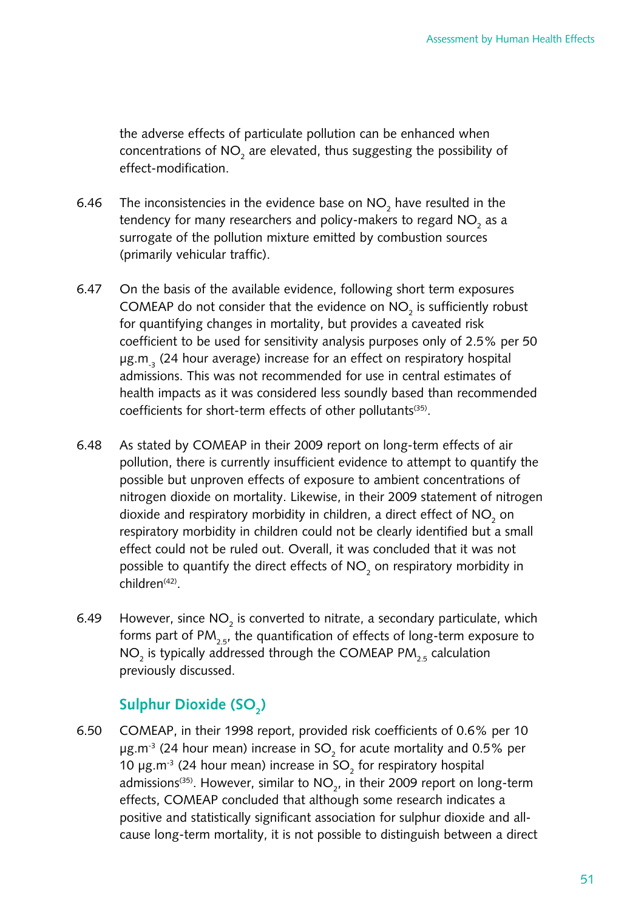the adverse effects of particulate pollution can be enhanced when concentrations of $NO_2$ are elevated, thus suggesting the possibility of effect-modification.

6.46 The inconsistencies in the evidence base on $NO_2$ have resulted in the tendency for many researchers and policy-makers to regard $NO_2$ as a surrogate of the pollution mixture emitted by combustion sources (primarily vehicular traffic).

6.47 On the basis of the available evidence, following short term exposures COMEAP do not consider that the evidence on $NO_2$ is sufficiently robust for quantifying changes in mortality, but provides a caveated risk coefficient to be used for sensitivity analysis purposes only of 2.5% per 50 $\mu g.m_{-3}$ (24 hour average) increase for an effect on respiratory hospital admissions. This was not recommended for use in central estimates of health impacts as it was considered less soundly based than recommended coefficients for short-term effects of other pollutants[35].

6.48 As stated by COMEAP in their 2009 report on long-term effects of air pollution, there is currently insufficient evidence to attempt to quantify the possible but unproven effects of exposure to ambient concentrations of nitrogen dioxide on mortality. Likewise, in their 2009 statement of nitrogen dioxide and respiratory morbidity in children, a direct effect of $NO_2$ on respiratory morbidity in children could not be clearly identified but a small effect could not be ruled out. Overall, it was concluded that it was not possible to quantify the direct effects of $NO_2$ on respiratory morbidity in children[42].

6.49 However, since $NO_2$ is converted to nitrate, a secondary particulate, which forms part of $PM_{2.5}$, the quantification of effects of long-term exposure to $NO_2$ is typically addressed through the COMEAP $PM_{2.5}$ calculation previously discussed.

## Sulphur Dioxide ($SO_2$)

6.50 COMEAP, in their 1998 report, provided risk coefficients of 0.6% per 10 $\mu g.m^{-3}$ (24 hour mean) increase in $SO_2$ for acute mortality and 0.5% per 10 $\mu g.m^{-3}$ (24 hour mean) increase in $SO_2$ for respiratory hospital admissions[35]. However, similar to $NO_2$, in their 2009 report on long-term effects, COMEAP concluded that although some research indicates a positive and statistically significant association for sulphur dioxide and all-cause long-term mortality, it is not possible to distinguish between a direct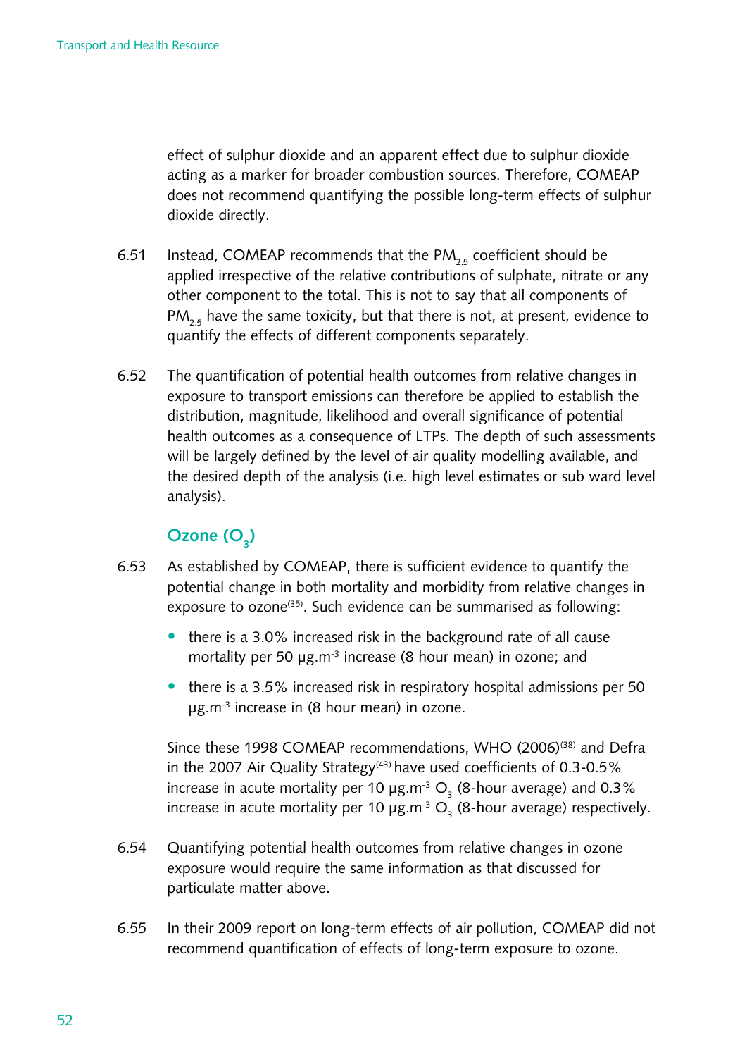effect of sulphur dioxide and an apparent effect due to sulphur dioxide acting as a marker for broader combustion sources. Therefore, COMEAP does not recommend quantifying the possible long-term effects of sulphur dioxide directly.

6.51 Instead, COMEAP recommends that the $PM_{2.5}$ coefficient should be applied irrespective of the relative contributions of sulphate, nitrate or any other component to the total. This is not to say that all components of $PM_{2.5}$ have the same toxicity, but that there is not, at present, evidence to quantify the effects of different components separately.

6.52 The quantification of potential health outcomes from relative changes in exposure to transport emissions can therefore be applied to establish the distribution, magnitude, likelihood and overall significance of potential health outcomes as a consequence of LTPs. The depth of such assessments will be largely defined by the level of air quality modelling available, and the desired depth of the analysis (i.e. high level estimates or sub ward level analysis).

## Ozone ($O_3$)

6.53 As established by COMEAP, there is sufficient evidence to quantify the potential change in both mortality and morbidity from relative changes in exposure to ozone[35]. Such evidence can be summarised as following:

- there is a 3.0% increased risk in the background rate of all cause mortality per 50 $\mu g.m^{-3}$ increase (8 hour mean) in ozone; and
- there is a 3.5% increased risk in respiratory hospital admissions per 50 $\mu g.m^{-3}$ increase in (8 hour mean) in ozone.

Since these 1998 COMEAP recommendations, WHO (2006)[38] and Defra in the 2007 Air Quality Strategy[43] have used coefficients of 0.3-0.5% increase in acute mortality per 10 $\mu g.m^{-3}$ $O_3$ (8-hour average) and 0.3% increase in acute mortality per 10 $\mu g.m^{-3}$ $O_3$ (8-hour average) respectively.

6.54 Quantifying potential health outcomes from relative changes in ozone exposure would require the same information as that discussed for particulate matter above.

6.55 In their 2009 report on long-term effects of air pollution, COMEAP did not recommend quantification of effects of long-term exposure to ozone.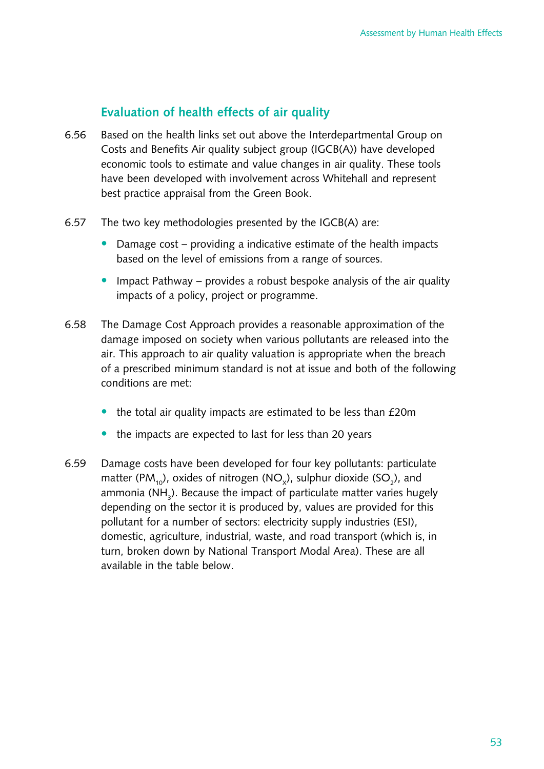## Evaluation of health effects of air quality

6.56 Based on the health links set out above the Interdepartmental Group on Costs and Benefits Air quality subject group (IGCB(A)) have developed economic tools to estimate and value changes in air quality. These tools have been developed with involvement across Whitehall and represent best practice appraisal from the Green Book.

6.57 The two key methodologies presented by the IGCB(A) are:

- Damage cost – providing a indicative estimate of the health impacts based on the level of emissions from a range of sources.
- Impact Pathway – provides a robust bespoke analysis of the air quality impacts of a policy, project or programme.

6.58 The Damage Cost Approach provides a reasonable approximation of the damage imposed on society when various pollutants are released into the air. This approach to air quality valuation is appropriate when the breach of a prescribed minimum standard is not at issue and both of the following conditions are met:

- the total air quality impacts are estimated to be less than £20m
- the impacts are expected to last for less than 20 years

6.59 Damage costs have been developed for four key pollutants: particulate matter ($PM_{10}$), oxides of nitrogen ($NO_x$), sulphur dioxide ($SO_2$), and ammonia ($NH_3$). Because the impact of particulate matter varies hugely depending on the sector it is produced by, values are provided for this pollutant for a number of sectors: electricity supply industries (ESI), domestic, agriculture, industrial, waste, and road transport (which is, in turn, broken down by National Transport Modal Area). These are all available in the table below.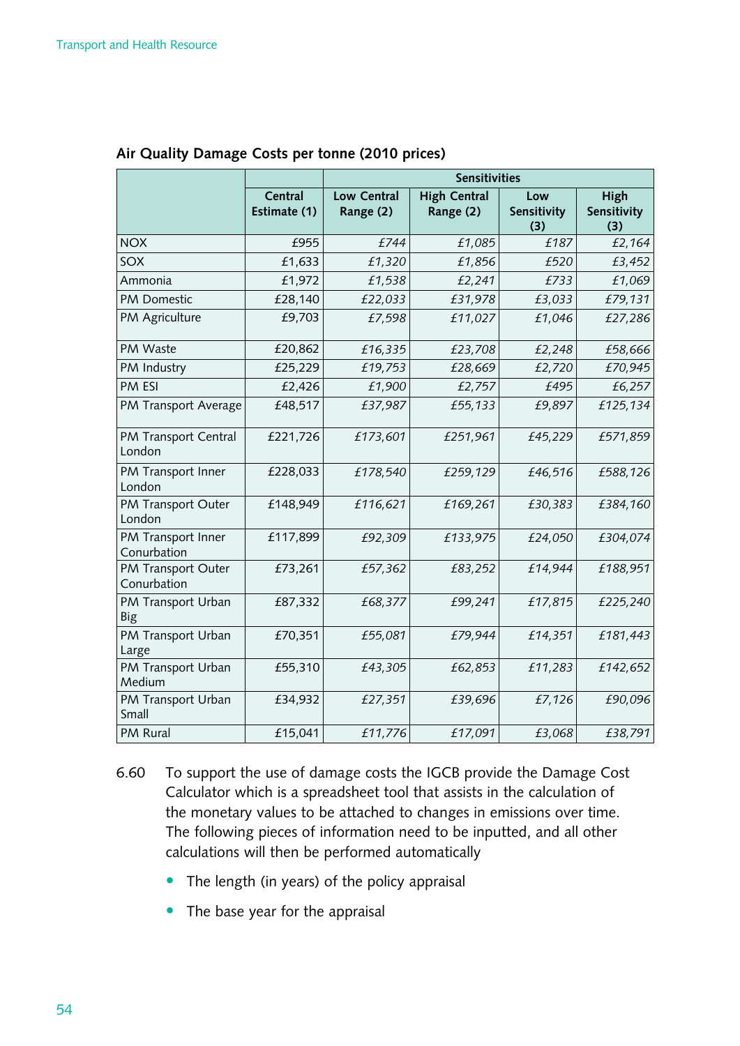**Air Quality Damage Costs per tonne (2010 prices)**

| | Central Estimate (1) | Sensitivities | | | |
|---|---|---|---|---|---|
| | | Low Central Range (2) | High Central Range (2) | Low Sensitivity (3) | High Sensitivity (3) |
| NOX | £955 | £744 | £1,085 | £187 | £2,164 |
| SOX | £1,633 | £1,320 | £1,856 | £520 | £3,452 |
| Ammonia | £1,972 | £1,538 | £2,241 | £733 | £1,069 |
| PM Domestic | £28,140 | £22,033 | £31,978 | £3,033 | £79,131 |
| PM Agriculture | £9,703 | £7,598 | £11,027 | £1,046 | £27,286 |
| PM Waste | £20,862 | £16,335 | £23,708 | £2,248 | £58,666 |
| PM Industry | £25,229 | £19,753 | £28,669 | £2,720 | £70,945 |
| PM ESI | £2,426 | £1,900 | £2,757 | £495 | £6,257 |
| PM Transport Average | £48,517 | £37,987 | £55,133 | £9,897 | £125,134 |
| PM Transport Central London | £221,726 | £173,601 | £251,961 | £45,229 | £571,859 |
| PM Transport Inner London | £228,033 | £178,540 | £259,129 | £46,516 | £588,126 |
| PM Transport Outer London | £148,949 | £116,621 | £169,261 | £30,383 | £384,160 |
| PM Transport Inner Conurbation | £117,899 | £92,309 | £133,975 | £24,050 | £304,074 |
| PM Transport Outer Conurbation | £73,261 | £57,362 | £83,252 | £14,944 | £188,951 |
| PM Transport Urban Big | £87,332 | £68,377 | £99,241 | £17,815 | £225,240 |
| PM Transport Urban Large | £70,351 | £55,081 | £79,944 | £14,351 | £181,443 |
| PM Transport Urban Medium | £55,310 | £43,305 | £62,853 | £11,283 | £142,652 |
| PM Transport Urban Small | £34,932 | £27,351 | £39,696 | £7,126 | £90,096 |
| PM Rural | £15,041 | £11,776 | £17,091 | £3,068 | £38,791 |

6.60 To support the use of damage costs the IGCB provide the Damage Cost Calculator which is a spreadsheet tool that assists in the calculation of the monetary values to be attached to changes in emissions over time. The following pieces of information need to be inputted, and all other calculations will then be performed automatically

- The length (in years) of the policy appraisal
- The base year for the appraisal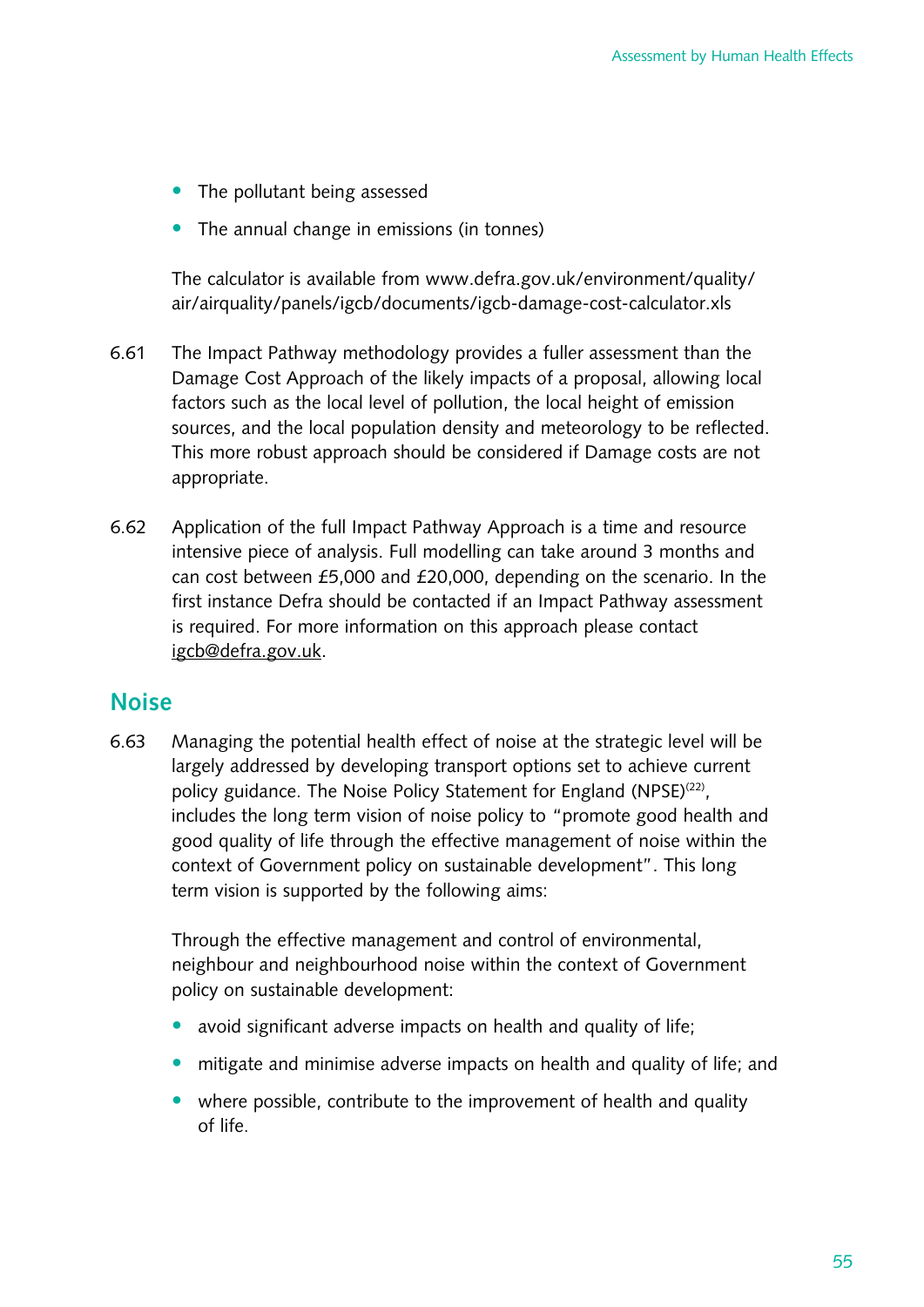- The pollutant being assessed
- The annual change in emissions (in tonnes)

The calculator is available from www.defra.gov.uk/environment/quality/air/airquality/panels/igcb/documents/igcb-damage-cost-calculator.xls

6.61 The Impact Pathway methodology provides a fuller assessment than the Damage Cost Approach of the likely impacts of a proposal, allowing local factors such as the local level of pollution, the local height of emission sources, and the local population density and meteorology to be reflected. This more robust approach should be considered if Damage costs are not appropriate.

6.62 Application of the full Impact Pathway Approach is a time and resource intensive piece of analysis. Full modelling can take around 3 months and can cost between £5,000 and £20,000, depending on the scenario. In the first instance Defra should be contacted if an Impact Pathway assessment is required. For more information on this approach please contact igcb@defra.gov.uk.

## Noise

6.63 Managing the potential health effect of noise at the strategic level will be largely addressed by developing transport options set to achieve current policy guidance. The Noise Policy Statement for England (NPSE)[22], includes the long term vision of noise policy to "promote good health and good quality of life through the effective management of noise within the context of Government policy on sustainable development". This long term vision is supported by the following aims:

Through the effective management and control of environmental, neighbour and neighbourhood noise within the context of Government policy on sustainable development:

- avoid significant adverse impacts on health and quality of life;
- mitigate and minimise adverse impacts on health and quality of life; and
- where possible, contribute to the improvement of health and quality of life.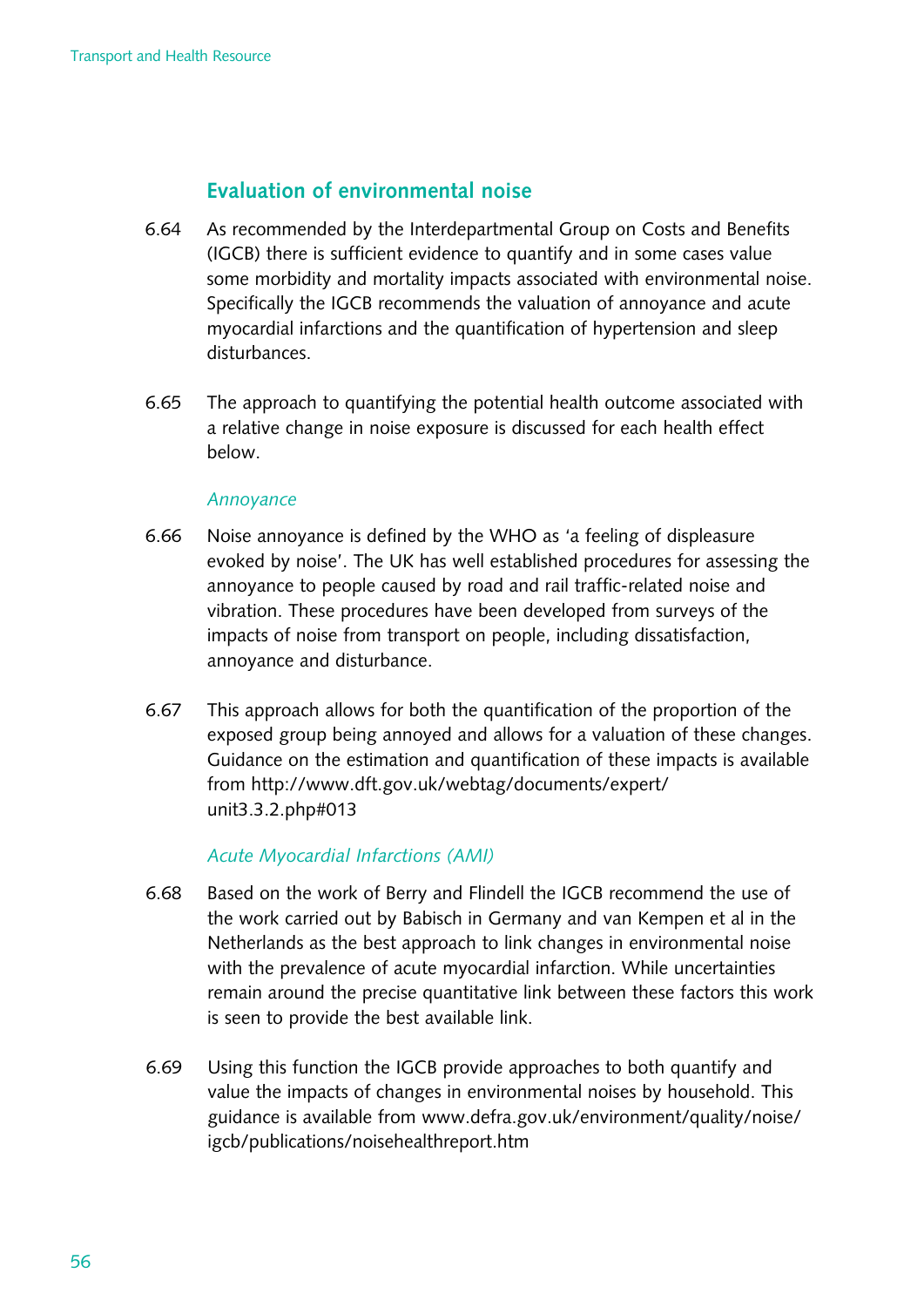## Evaluation of environmental noise

6.64 As recommended by the Interdepartmental Group on Costs and Benefits (IGCB) there is sufficient evidence to quantify and in some cases value some morbidity and mortality impacts associated with environmental noise. Specifically the IGCB recommends the valuation of annoyance and acute myocardial infarctions and the quantification of hypertension and sleep disturbances.

6.65 The approach to quantifying the potential health outcome associated with a relative change in noise exposure is discussed for each health effect below.

*Annoyance*

6.66 Noise annoyance is defined by the WHO as 'a feeling of displeasure evoked by noise'. The UK has well established procedures for assessing the annoyance to people caused by road and rail traffic-related noise and vibration. These procedures have been developed from surveys of the impacts of noise from transport on people, including dissatisfaction, annoyance and disturbance.

6.67 This approach allows for both the quantification of the proportion of the exposed group being annoyed and allows for a valuation of these changes. Guidance on the estimation and quantification of these impacts is available from http://www.dft.gov.uk/webtag/documents/expert/unit3.3.2.php#013

*Acute Myocardial Infarctions (AMI)*

6.68 Based on the work of Berry and Flindell the IGCB recommend the use of the work carried out by Babisch in Germany and van Kempen et al in the Netherlands as the best approach to link changes in environmental noise with the prevalence of acute myocardial infarction. While uncertainties remain around the precise quantitative link between these factors this work is seen to provide the best available link.

6.69 Using this function the IGCB provide approaches to both quantify and value the impacts of changes in environmental noises by household. This guidance is available from www.defra.gov.uk/environment/quality/noise/igcb/publications/noisehealthreport.htm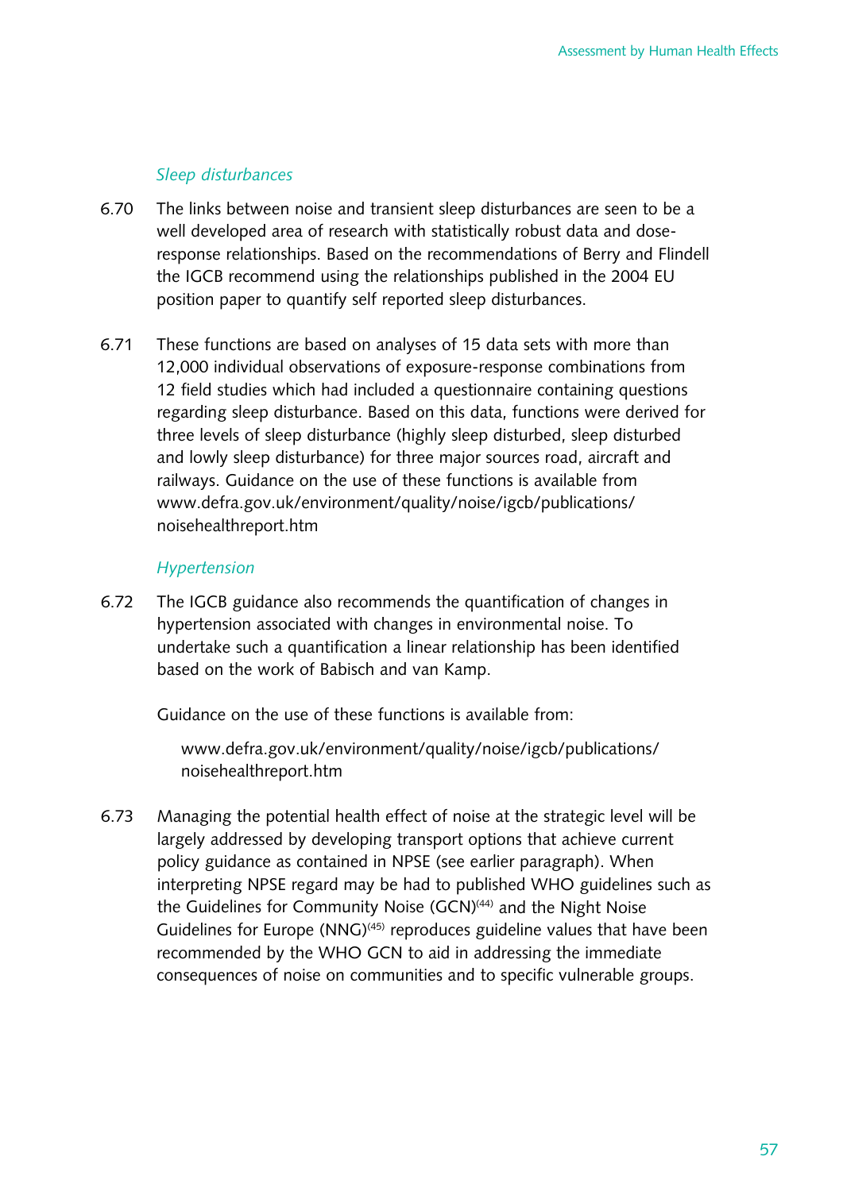*Sleep disturbances*

6.70 The links between noise and transient sleep disturbances are seen to be a well developed area of research with statistically robust data and dose-response relationships. Based on the recommendations of Berry and Flindell the IGCB recommend using the relationships published in the 2004 EU position paper to quantify self reported sleep disturbances.

6.71 These functions are based on analyses of 15 data sets with more than 12,000 individual observations of exposure-response combinations from 12 field studies which had included a questionnaire containing questions regarding sleep disturbance. Based on this data, functions were derived for three levels of sleep disturbance (highly sleep disturbed, sleep disturbed and lowly sleep disturbance) for three major sources road, aircraft and railways. Guidance on the use of these functions is available from www.defra.gov.uk/environment/quality/noise/igcb/publications/noisehealthreport.htm

*Hypertension*

6.72 The IGCB guidance also recommends the quantification of changes in hypertension associated with changes in environmental noise. To undertake such a quantification a linear relationship has been identified based on the work of Babisch and van Kamp.

Guidance on the use of these functions is available from:

> www.defra.gov.uk/environment/quality/noise/igcb/publications/noisehealthreport.htm

6.73 Managing the potential health effect of noise at the strategic level will be largely addressed by developing transport options that achieve current policy guidance as contained in NPSE (see earlier paragraph). When interpreting NPSE regard may be had to published WHO guidelines such as the Guidelines for Community Noise (GCN)[44] and the Night Noise Guidelines for Europe (NNG)[45] reproduces guideline values that have been recommended by the WHO GCN to aid in addressing the immediate consequences of noise on communities and to specific vulnerable groups.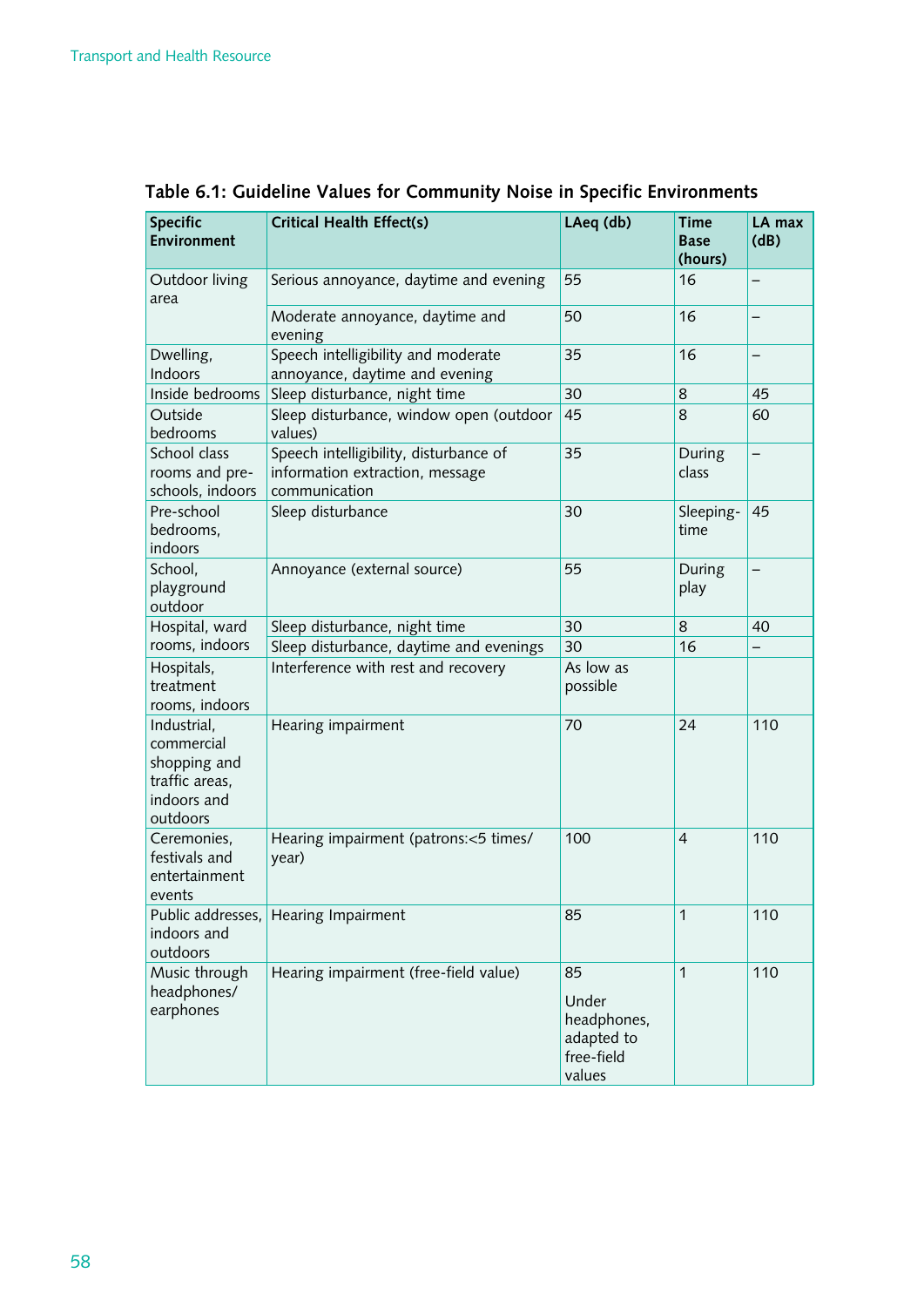## Table 6.1: Guideline Values for Community Noise in Specific Environments

| Specific Environment | Critical Health Effect(s) | LAeq (db) | Time Base (hours) | LA max (dB) |
|---|---|---|---|---|
| Outdoor living area | Serious annoyance, daytime and evening | 55 | 16 | – |
| | Moderate annoyance, daytime and evening | 50 | 16 | – |
| Dwelling, Indoors | Speech intelligibility and moderate annoyance, daytime and evening | 35 | 16 | – |
| Inside bedrooms | Sleep disturbance, night time | 30 | 8 | 45 |
| Outside bedrooms | Sleep disturbance, window open (outdoor values) | 45 | 8 | 60 |
| School class rooms and pre-schools, indoors | Speech intelligibility, disturbance of information extraction, message communication | 35 | During class | – |
| Pre-school bedrooms, indoors | Sleep disturbance | 30 | Sleeping-time | 45 |
| School, playground outdoor | Annoyance (external source) | 55 | During play | – |
| Hospital, ward rooms, indoors | Sleep disturbance, night time | 30 | 8 | 40 |
| | Sleep disturbance, daytime and evenings | 30 | 16 | – |
| Hospitals, treatment rooms, indoors | Interference with rest and recovery | As low as possible | | |
| Industrial, commercial shopping and traffic areas, indoors and outdoors | Hearing impairment | 70 | 24 | 110 |
| Ceremonies, festivals and entertainment events | Hearing impairment (patrons:<5 times/year) | 100 | 4 | 110 |
| Public addresses, indoors and outdoors | Hearing Impairment | 85 | 1 | 110 |
| Music through headphones/earphones | Hearing impairment (free-field value) | 85 Under headphones, adapted to free-field values | 1 | 110 |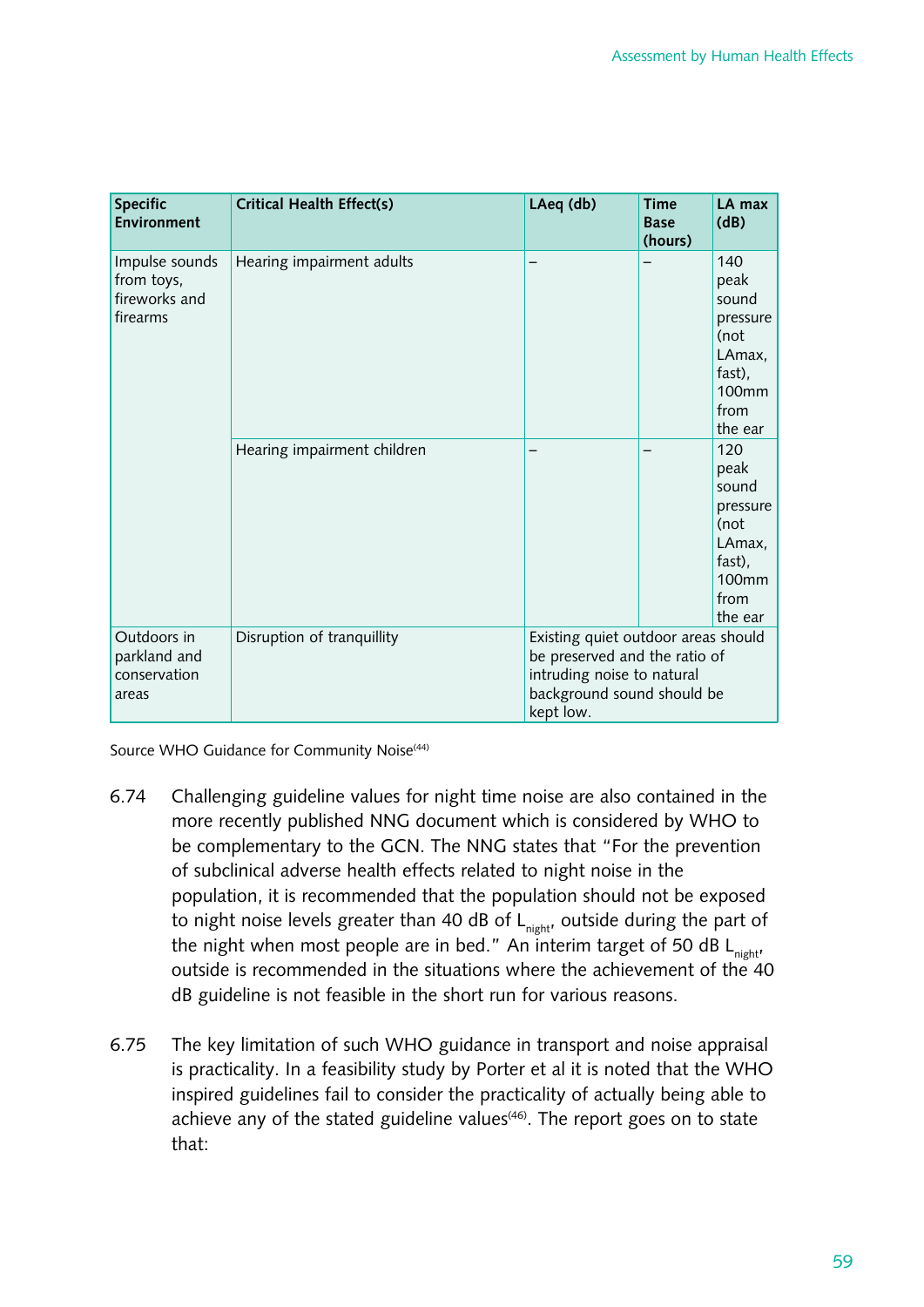| Specific Environment | Critical Health Effect(s) | LAeq (db) | Time Base (hours) | LA max (dB) |
|---|---|---|---|---|
| Impulse sounds from toys, fireworks and firearms | Hearing impairment adults | – | – | 140 peak sound pressure (not LAmax, fast), 100mm from the ear |
| | Hearing impairment children | – | – | 120 peak sound pressure (not LAmax, fast), 100mm from the ear |
| Outdoors in parkland and conservation areas | Disruption of tranquillity | Existing quiet outdoor areas should be preserved and the ratio of intruding noise to natural background sound should be kept low. | | |

Source WHO Guidance for Community Noise[44]

6.74 Challenging guideline values for night time noise are also contained in the more recently published NNG document which is considered by WHO to be complementary to the GCN. The NNG states that "For the prevention of subclinical adverse health effects related to night noise in the population, it is recommended that the population should not be exposed to night noise levels greater than 40 dB of $L_{night}$, outside during the part of the night when most people are in bed." An interim target of 50 dB $L_{night}$, outside is recommended in the situations where the achievement of the 40 dB guideline is not feasible in the short run for various reasons.

6.75 The key limitation of such WHO guidance in transport and noise appraisal is practicality. In a feasibility study by Porter et al it is noted that the WHO inspired guidelines fail to consider the practicality of actually being able to achieve any of the stated guideline values[46]. The report goes on to state that: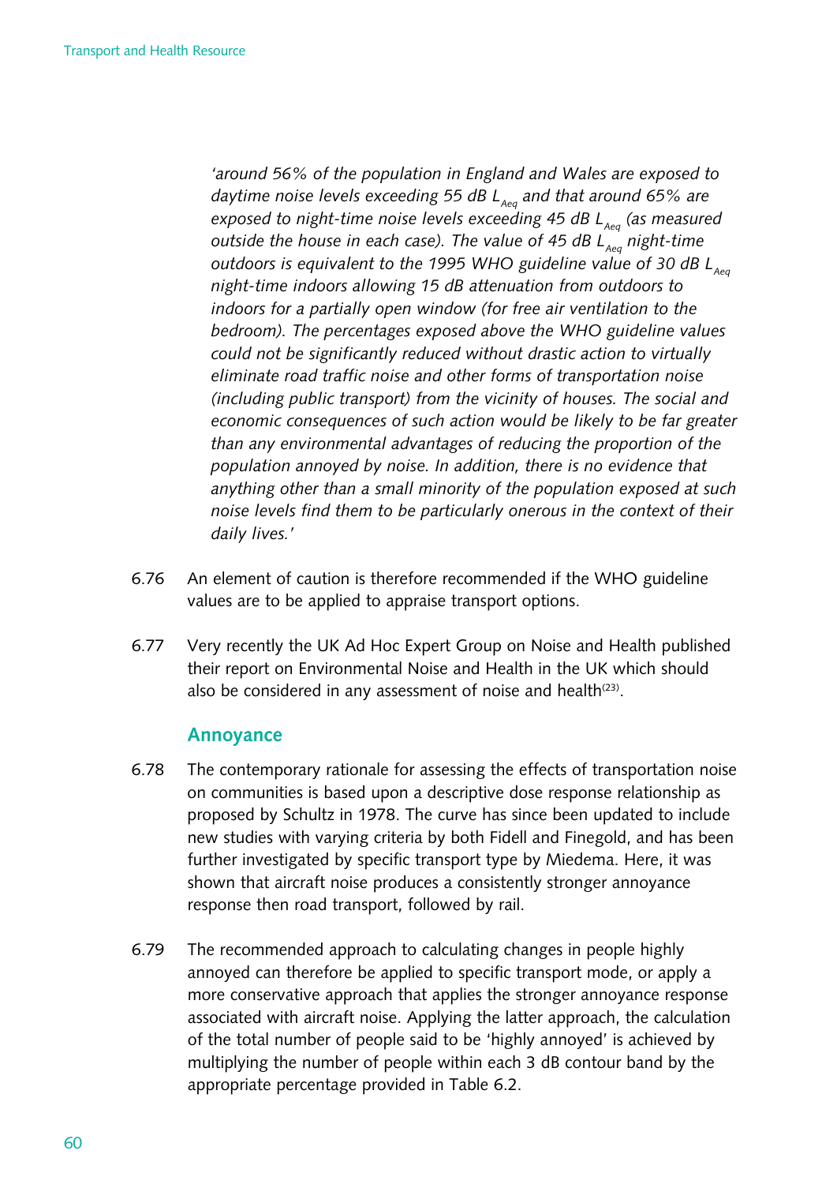*'around 56% of the population in England and Wales are exposed to daytime noise levels exceeding 55 dB $L_{Aeq}$ and that around 65% are exposed to night-time noise levels exceeding 45 dB $L_{Aeq}$ (as measured outside the house in each case). The value of 45 dB $L_{Aeq}$ night-time outdoors is equivalent to the 1995 WHO guideline value of 30 dB $L_{Aeq}$ night-time indoors allowing 15 dB attenuation from outdoors to indoors for a partially open window (for free air ventilation to the bedroom). The percentages exposed above the WHO guideline values could not be significantly reduced without drastic action to virtually eliminate road traffic noise and other forms of transportation noise (including public transport) from the vicinity of houses. The social and economic consequences of such action would be likely to be far greater than any environmental advantages of reducing the proportion of the population annoyed by noise. In addition, there is no evidence that anything other than a small minority of the population exposed at such noise levels find them to be particularly onerous in the context of their daily lives.'*

6.76 An element of caution is therefore recommended if the WHO guideline values are to be applied to appraise transport options.

6.77 Very recently the UK Ad Hoc Expert Group on Noise and Health published their report on Environmental Noise and Health in the UK which should also be considered in any assessment of noise and health[23].

## Annoyance

6.78 The contemporary rationale for assessing the effects of transportation noise on communities is based upon a descriptive dose response relationship as proposed by Schultz in 1978. The curve has since been updated to include new studies with varying criteria by both Fidell and Finegold, and has been further investigated by specific transport type by Miedema. Here, it was shown that aircraft noise produces a consistently stronger annoyance response then road transport, followed by rail.

6.79 The recommended approach to calculating changes in people highly annoyed can therefore be applied to specific transport mode, or apply a more conservative approach that applies the stronger annoyance response associated with aircraft noise. Applying the latter approach, the calculation of the total number of people said to be 'highly annoyed' is achieved by multiplying the number of people within each 3 dB contour band by the appropriate percentage provided in Table 6.2.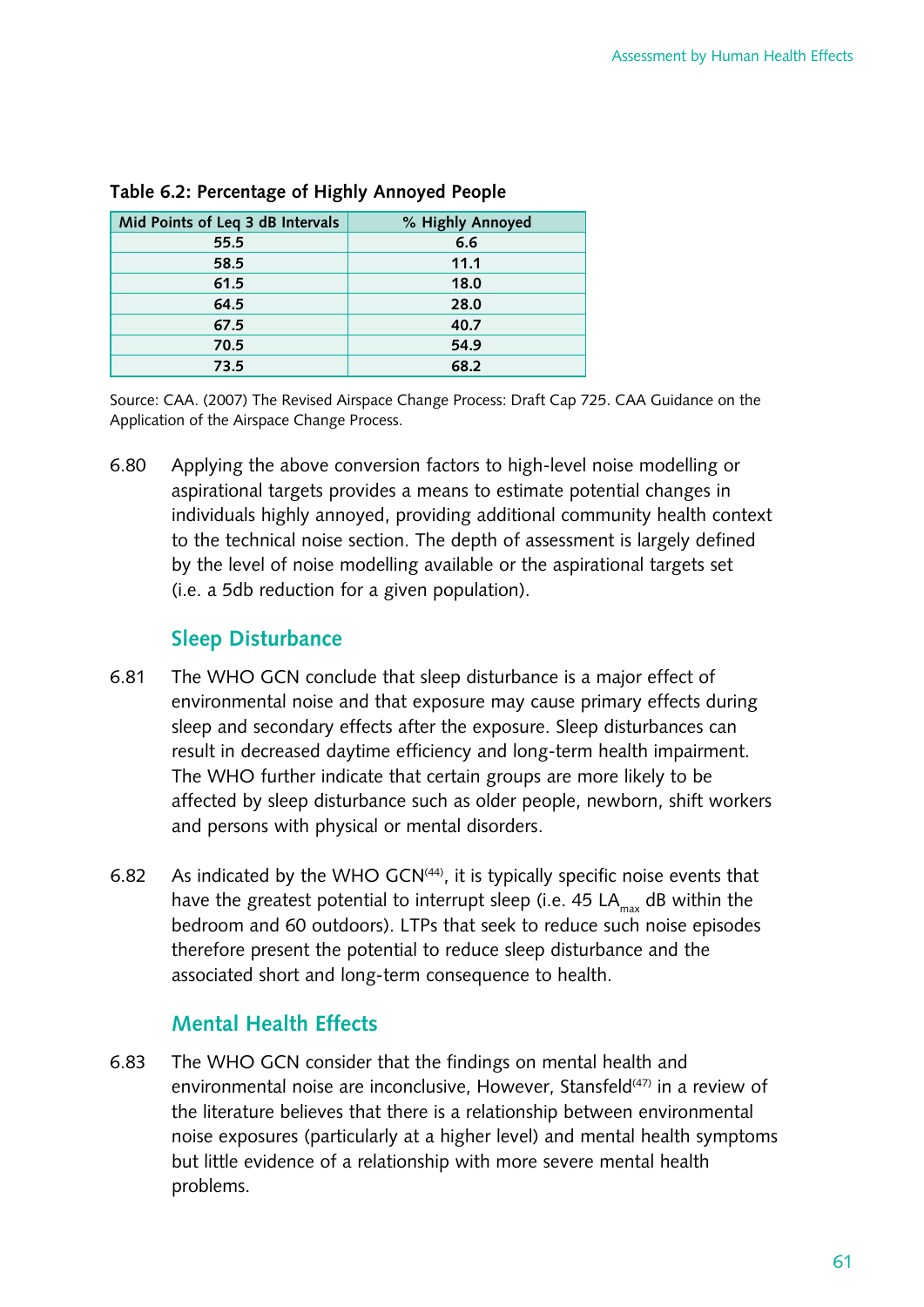**Table 6.2: Percentage of Highly Annoyed People**

| Mid Points of Leq 3 dB Intervals | % Highly Annoyed |
|---|---|
| 55.5 | 6.6 |
| 58.5 | 11.1 |
| 61.5 | 18.0 |
| 64.5 | 28.0 |
| 67.5 | 40.7 |
| 70.5 | 54.9 |
| 73.5 | 68.2 |

Source: CAA. (2007) The Revised Airspace Change Process: Draft Cap 725. CAA Guidance on the Application of the Airspace Change Process.

6.80 Applying the above conversion factors to high-level noise modelling or aspirational targets provides a means to estimate potential changes in individuals highly annoyed, providing additional community health context to the technical noise section. The depth of assessment is largely defined by the level of noise modelling available or the aspirational targets set (i.e. a 5db reduction for a given population).

## Sleep Disturbance

6.81 The WHO GCN conclude that sleep disturbance is a major effect of environmental noise and that exposure may cause primary effects during sleep and secondary effects after the exposure. Sleep disturbances can result in decreased daytime efficiency and long-term health impairment. The WHO further indicate that certain groups are more likely to be affected by sleep disturbance such as older people, newborn, shift workers and persons with physical or mental disorders.

6.82 As indicated by the WHO GCN[44], it is typically specific noise events that have the greatest potential to interrupt sleep (i.e. 45 $LA_{max}$ dB within the bedroom and 60 outdoors). LTPs that seek to reduce such noise episodes therefore present the potential to reduce sleep disturbance and the associated short and long-term consequence to health.

## Mental Health Effects

6.83 The WHO GCN consider that the findings on mental health and environmental noise are inconclusive, However, Stansfeld[47] in a review of the literature believes that there is a relationship between environmental noise exposures (particularly at a higher level) and mental health symptoms but little evidence of a relationship with more severe mental health problems.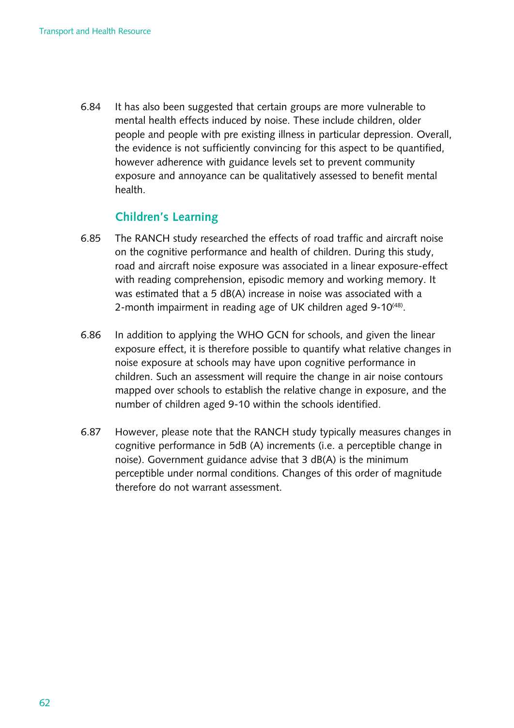6.84 It has also been suggested that certain groups are more vulnerable to mental health effects induced by noise. These include children, older people and people with pre existing illness in particular depression. Overall, the evidence is not sufficiently convincing for this aspect to be quantified, however adherence with guidance levels set to prevent community exposure and annoyance can be qualitatively assessed to benefit mental health.

## Children's Learning

6.85 The RANCH study researched the effects of road traffic and aircraft noise on the cognitive performance and health of children. During this study, road and aircraft noise exposure was associated in a linear exposure-effect with reading comprehension, episodic memory and working memory. It was estimated that a 5 dB(A) increase in noise was associated with a 2-month impairment in reading age of UK children aged 9-10[48].

6.86 In addition to applying the WHO GCN for schools, and given the linear exposure effect, it is therefore possible to quantify what relative changes in noise exposure at schools may have upon cognitive performance in children. Such an assessment will require the change in air noise contours mapped over schools to establish the relative change in exposure, and the number of children aged 9-10 within the schools identified.

6.87 However, please note that the RANCH study typically measures changes in cognitive performance in 5dB (A) increments (i.e. a perceptible change in noise). Government guidance advise that 3 dB(A) is the minimum perceptible under normal conditions. Changes of this order of magnitude therefore do not warrant assessment.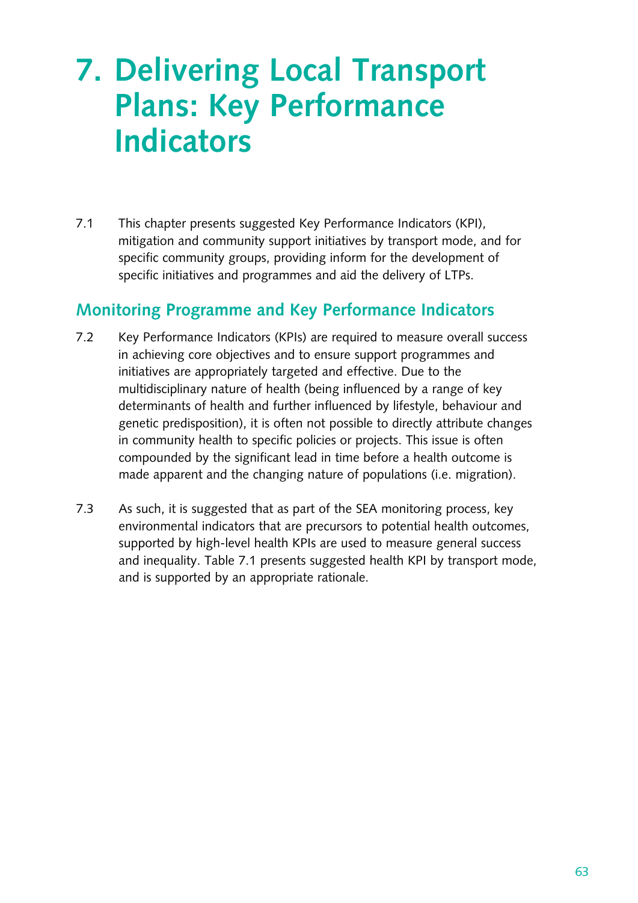# 7. Delivering Local Transport Plans: Key Performance Indicators

7.1 This chapter presents suggested Key Performance Indicators (KPI), mitigation and community support initiatives by transport mode, and for specific community groups, providing inform for the development of specific initiatives and programmes and aid the delivery of LTPs.

## Monitoring Programme and Key Performance Indicators

7.2 Key Performance Indicators (KPIs) are required to measure overall success in achieving core objectives and to ensure support programmes and initiatives are appropriately targeted and effective. Due to the multidisciplinary nature of health (being influenced by a range of key determinants of health and further influenced by lifestyle, behaviour and genetic predisposition), it is often not possible to directly attribute changes in community health to specific policies or projects. This issue is often compounded by the significant lead in time before a health outcome is made apparent and the changing nature of populations (i.e. migration).

7.3 As such, it is suggested that as part of the SEA monitoring process, key environmental indicators that are precursors to potential health outcomes, supported by high-level health KPIs are used to measure general success and inequality. Table 7.1 presents suggested health KPI by transport mode, and is supported by an appropriate rationale.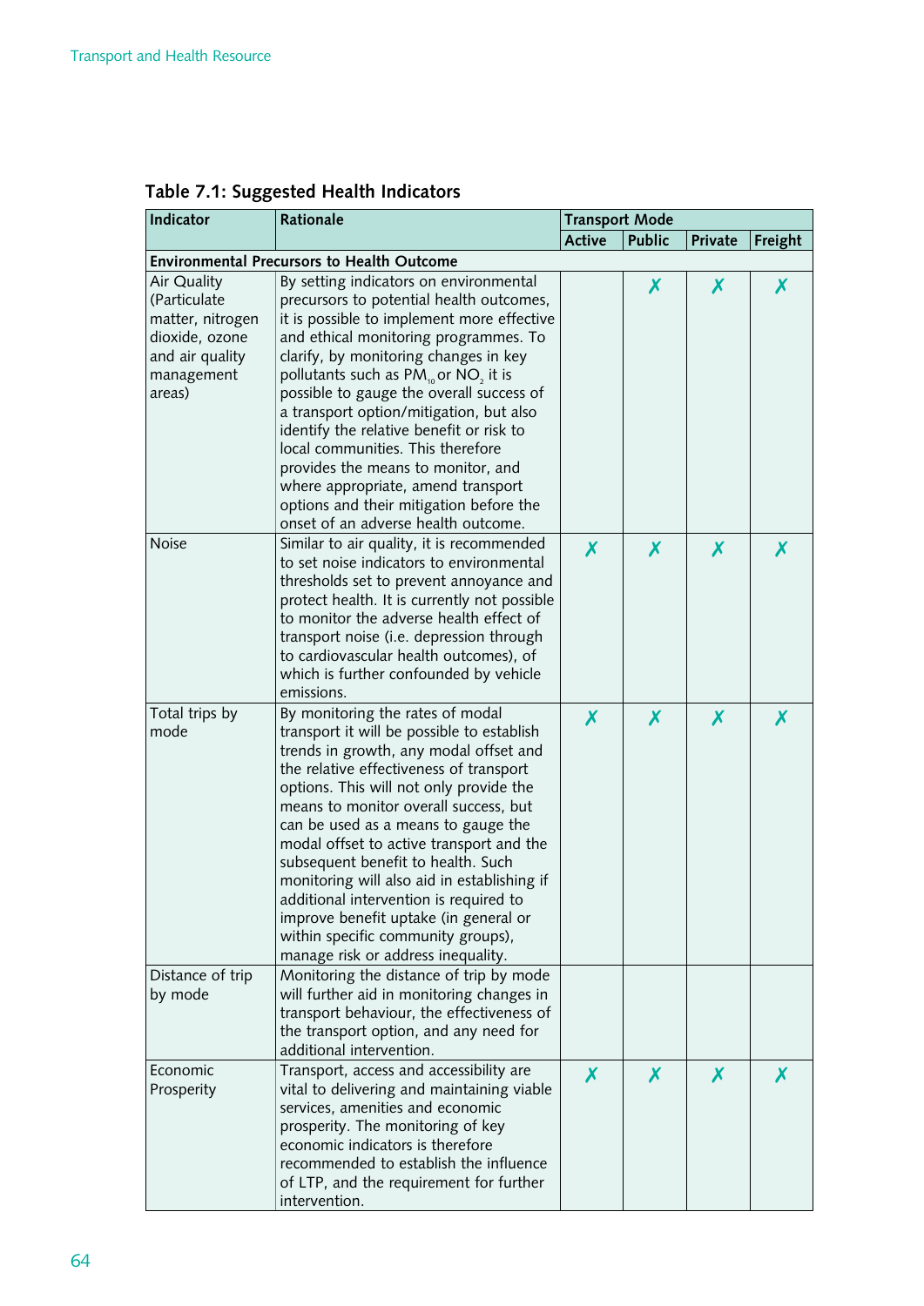**Table 7.1: Suggested Health Indicators**

| Indicator | Rationale | Transport Mode | | | |
|---|---|---|---|---|---|
| | | Active | Public | Private | Freight |
| **Environmental Precursors to Health Outcome** | | | | | |
| Air Quality (Particulate matter, nitrogen dioxide, ozone and air quality management areas) | By setting indicators on environmental precursors to potential health outcomes, it is possible to implement more effective and ethical monitoring programmes. To clarify, by monitoring changes in key pollutants such as $PM_{10}$ or $NO_2$ it is possible to gauge the overall success of a transport option/mitigation, but also identify the relative benefit or risk to local communities. This therefore provides the means to monitor, and where appropriate, amend transport options and their mitigation before the onset of an adverse health outcome. | | ✗ | ✗ | ✗ |
| Noise | Similar to air quality, it is recommended to set noise indicators to environmental thresholds set to prevent annoyance and protect health. It is currently not possible to monitor the adverse health effect of transport noise (i.e. depression through to cardiovascular health outcomes), of which is further confounded by vehicle emissions. | ✗ | ✗ | ✗ | ✗ |
| Total trips by mode | By monitoring the rates of modal transport it will be possible to establish trends in growth, any modal offset and the relative effectiveness of transport options. This will not only provide the means to monitor overall success, but can be used as a means to gauge the modal offset to active transport and the subsequent benefit to health. Such monitoring will also aid in establishing if additional intervention is required to improve benefit uptake (in general or within specific community groups), manage risk or address inequality. | ✗ | ✗ | ✗ | ✗ |
| Distance of trip by mode | Monitoring the distance of trip by mode will further aid in monitoring changes in transport behaviour, the effectiveness of the transport option, and any need for additional intervention. | | | | |
| Economic Prosperity | Transport, access and accessibility are vital to delivering and maintaining viable services, amenities and economic prosperity. The monitoring of key economic indicators is therefore recommended to establish the influence of LTP, and the requirement for further intervention. | ✗ | ✗ | ✗ | ✗ |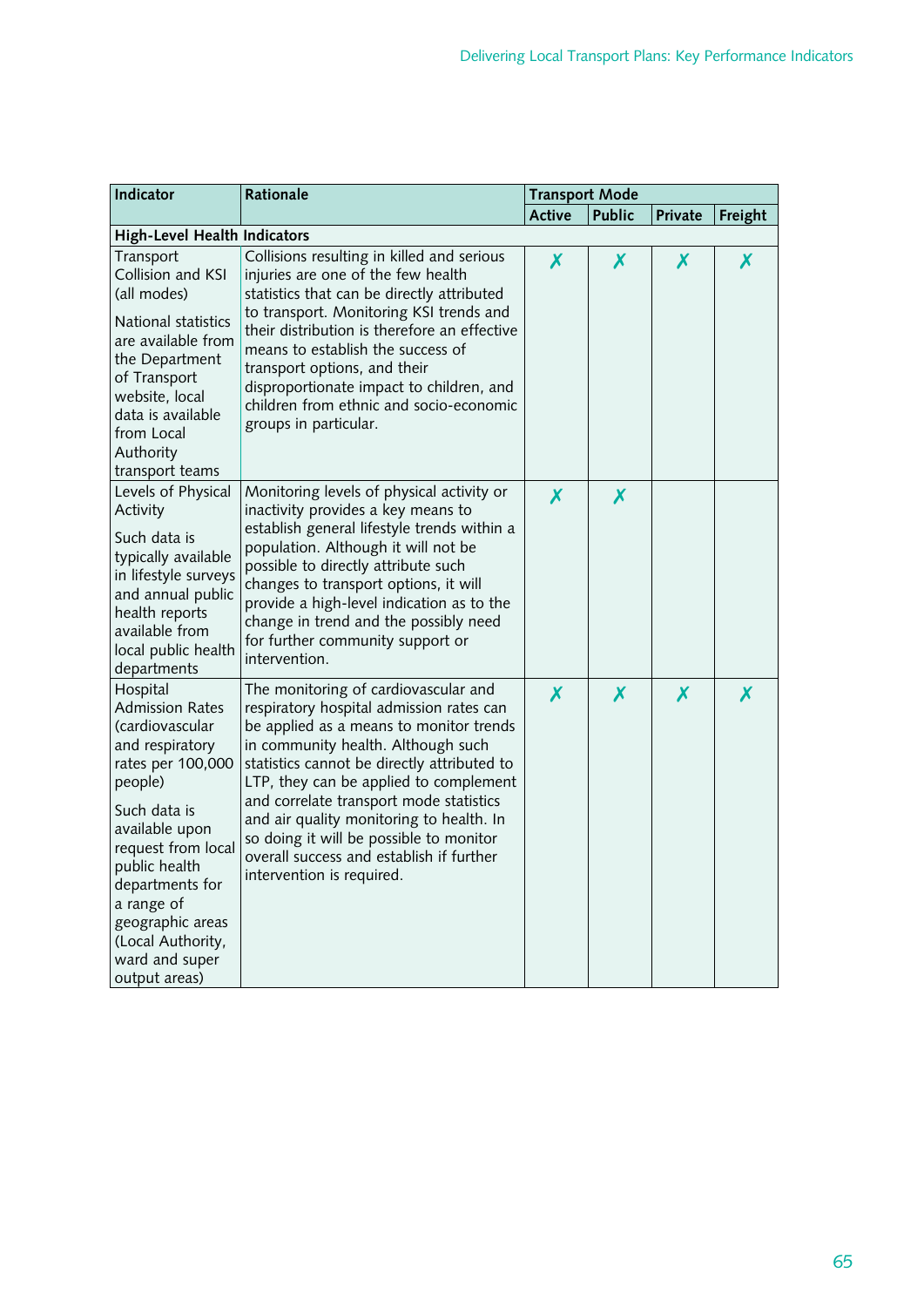| Indicator | Rationale | Transport Mode | | | |
|---|---|---|---|---|---|
| | | Active | Public | Private | Freight |
| **High-Level Health Indicators** | | | | | |
| Transport Collision and KSI (all modes)<br><br>National statistics are available from the Department of Transport website, local data is available from Local Authority transport teams | Collisions resulting in killed and serious injuries are one of the few health statistics that can be directly attributed to transport. Monitoring KSI trends and their distribution is therefore an effective means to establish the success of transport options, and their disproportionate impact to children, and children from ethnic and socio-economic groups in particular. | ✗ | ✗ | ✗ | ✗ |
| Levels of Physical Activity<br><br>Such data is typically available in lifestyle surveys and annual public health reports available from local public health departments | Monitoring levels of physical activity or inactivity provides a key means to establish general lifestyle trends within a population. Although it will not be possible to directly attribute such changes to transport options, it will provide a high-level indication as to the change in trend and the possibly need for further community support or intervention. | ✗ | ✗ | | |
| Hospital Admission Rates (cardiovascular and respiratory rates per 100,000 people)<br><br>Such data is available upon request from local public health departments for a range of geographic areas (Local Authority, ward and super output areas) | The monitoring of cardiovascular and respiratory hospital admission rates can be applied as a means to monitor trends in community health. Although such statistics cannot be directly attributed to LTP, they can be applied to complement and correlate transport mode statistics and air quality monitoring to health. In so doing it will be possible to monitor overall success and establish if further intervention is required. | ✗ | ✗ | ✗ | ✗ |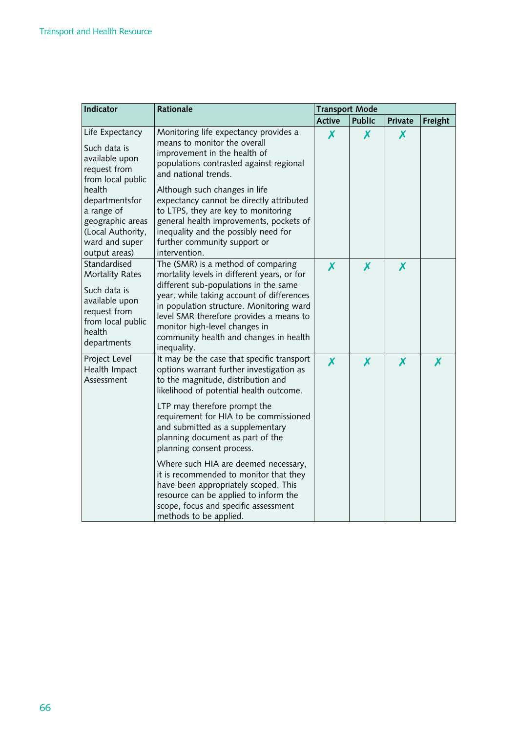| Indicator | Rationale | Transport Mode | | | |
|---|---|---|---|---|---|
| | | Active | Public | Private | Freight |
| Life Expectancy<br><br>Such data is available upon request from from local public health departmentsfor a range of geographic areas (Local Authority, ward and super output areas) | Monitoring life expectancy provides a means to monitor the overall improvement in the health of populations contrasted against regional and national trends.<br><br>Although such changes in life expectancy cannot be directly attributed to LTPS, they are key to monitoring general health improvements, pockets of inequality and the possibly need for further community support or intervention. | ✗ | ✗ | ✗ | |
| Standardised Mortality Rates<br><br>Such data is available upon request from from local public health departments | The (SMR) is a method of comparing mortality levels in different years, or for different sub-populations in the same year, while taking account of differences in population structure. Monitoring ward level SMR therefore provides a means to monitor high-level changes in community health and changes in health inequality. | ✗ | ✗ | ✗ | |
| Project Level Health Impact Assessment | It may be the case that specific transport options warrant further investigation as to the magnitude, distribution and likelihood of potential health outcome.<br><br>LTP may therefore prompt the requirement for HIA to be commissioned and submitted as a supplementary planning document as part of the planning consent process.<br><br>Where such HIA are deemed necessary, it is recommended to monitor that they have been appropriately scoped. This resource can be applied to inform the scope, focus and specific assessment methods to be applied. | ✗ | ✗ | ✗ | ✗ |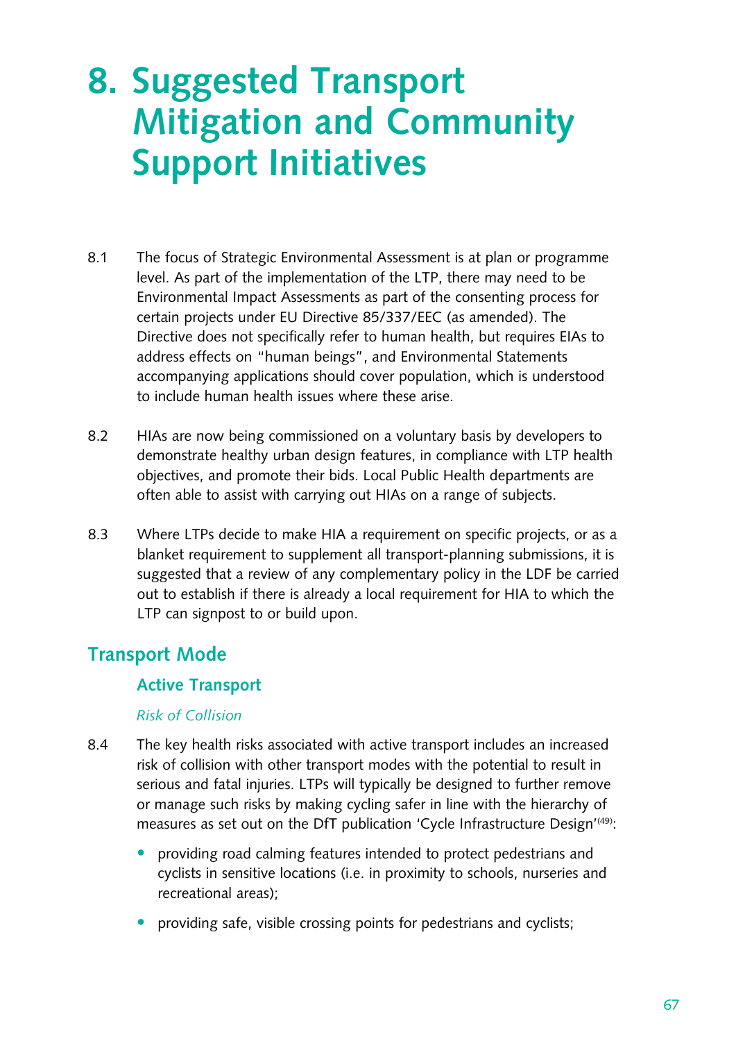# 8. Suggested Transport Mitigation and Community Support Initiatives

8.1 The focus of Strategic Environmental Assessment is at plan or programme level. As part of the implementation of the LTP, there may need to be Environmental Impact Assessments as part of the consenting process for certain projects under EU Directive 85/337/EEC (as amended). The Directive does not specifically refer to human health, but requires EIAs to address effects on "human beings", and Environmental Statements accompanying applications should cover population, which is understood to include human health issues where these arise.

8.2 HIAs are now being commissioned on a voluntary basis by developers to demonstrate healthy urban design features, in compliance with LTP health objectives, and promote their bids. Local Public Health departments are often able to assist with carrying out HIAs on a range of subjects.

8.3 Where LTPs decide to make HIA a requirement on specific projects, or as a blanket requirement to supplement all transport-planning submissions, it is suggested that a review of any complementary policy in the LDF be carried out to establish if there is already a local requirement for HIA to which the LTP can signpost to or build upon.

## Transport Mode

### Active Transport

*Risk of Collision*

8.4 The key health risks associated with active transport includes an increased risk of collision with other transport modes with the potential to result in serious and fatal injuries. LTPs will typically be designed to further remove or manage such risks by making cycling safer in line with the hierarchy of measures as set out on the DfT publication 'Cycle Infrastructure Design'[49]:

- providing road calming features intended to protect pedestrians and cyclists in sensitive locations (i.e. in proximity to schools, nurseries and recreational areas);
- providing safe, visible crossing points for pedestrians and cyclists;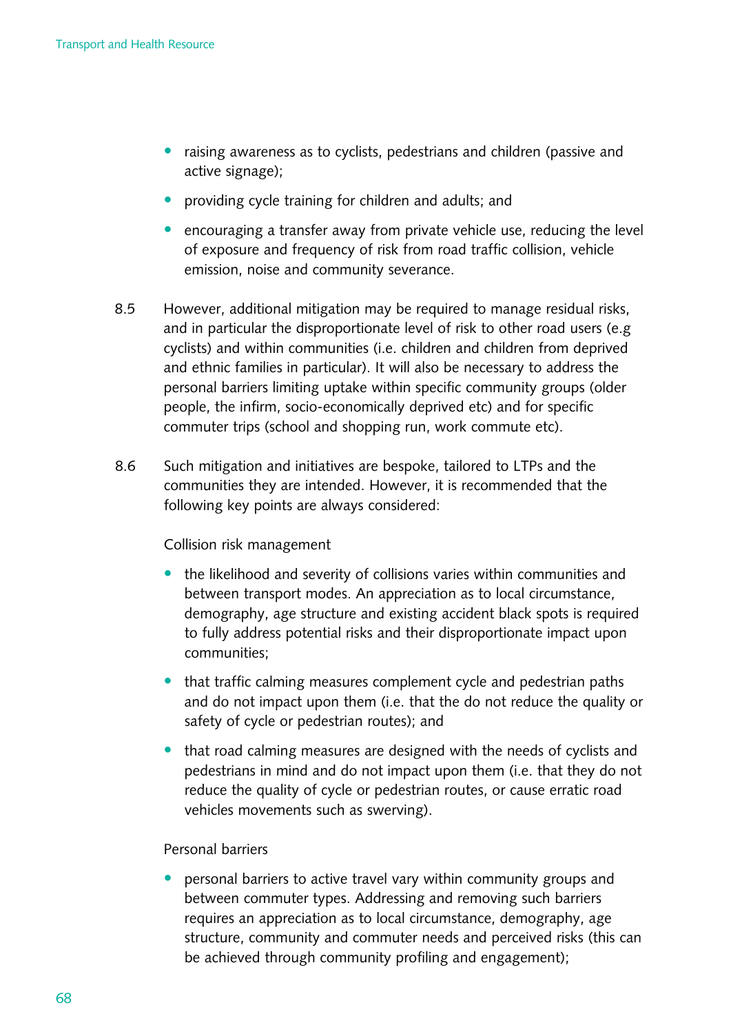- raising awareness as to cyclists, pedestrians and children (passive and active signage);
- providing cycle training for children and adults; and
- encouraging a transfer away from private vehicle use, reducing the level of exposure and frequency of risk from road traffic collision, vehicle emission, noise and community severance.

8.5 However, additional mitigation may be required to manage residual risks, and in particular the disproportionate level of risk to other road users (e.g cyclists) and within communities (i.e. children and children from deprived and ethnic families in particular). It will also be necessary to address the personal barriers limiting uptake within specific community groups (older people, the infirm, socio-economically deprived etc) and for specific commuter trips (school and shopping run, work commute etc).

8.6 Such mitigation and initiatives are bespoke, tailored to LTPs and the communities they are intended. However, it is recommended that the following key points are always considered:

Collision risk management

- the likelihood and severity of collisions varies within communities and between transport modes. An appreciation as to local circumstance, demography, age structure and existing accident black spots is required to fully address potential risks and their disproportionate impact upon communities;
- that traffic calming measures complement cycle and pedestrian paths and do not impact upon them (i.e. that the do not reduce the quality or safety of cycle or pedestrian routes); and
- that road calming measures are designed with the needs of cyclists and pedestrians in mind and do not impact upon them (i.e. that they do not reduce the quality of cycle or pedestrian routes, or cause erratic road vehicles movements such as swerving).

Personal barriers

- personal barriers to active travel vary within community groups and between commuter types. Addressing and removing such barriers requires an appreciation as to local circumstance, demography, age structure, community and commuter needs and perceived risks (this can be achieved through community profiling and engagement);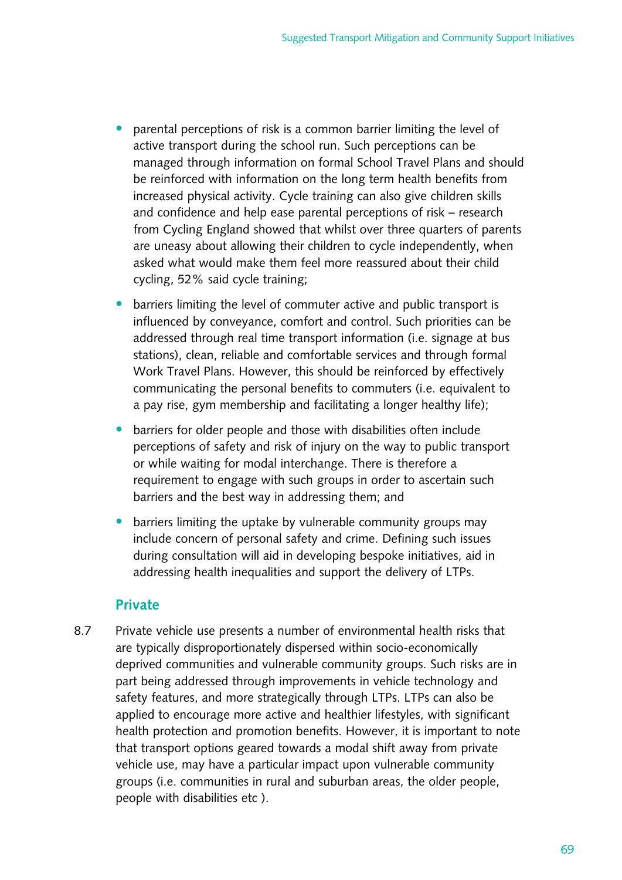- parental perceptions of risk is a common barrier limiting the level of active transport during the school run. Such perceptions can be managed through information on formal School Travel Plans and should be reinforced with information on the long term health benefits from increased physical activity. Cycle training can also give children skills and confidence and help ease parental perceptions of risk – research from Cycling England showed that whilst over three quarters of parents are uneasy about allowing their children to cycle independently, when asked what would make them feel more reassured about their child cycling, 52% said cycle training;
- barriers limiting the level of commuter active and public transport is influenced by conveyance, comfort and control. Such priorities can be addressed through real time transport information (i.e. signage at bus stations), clean, reliable and comfortable services and through formal Work Travel Plans. However, this should be reinforced by effectively communicating the personal benefits to commuters (i.e. equivalent to a pay rise, gym membership and facilitating a longer healthy life);
- barriers for older people and those with disabilities often include perceptions of safety and risk of injury on the way to public transport or while waiting for modal interchange. There is therefore a requirement to engage with such groups in order to ascertain such barriers and the best way in addressing them; and
- barriers limiting the uptake by vulnerable community groups may include concern of personal safety and crime. Defining such issues during consultation will aid in developing bespoke initiatives, aid in addressing health inequalities and support the delivery of LTPs.

### Private

8.7 Private vehicle use presents a number of environmental health risks that are typically disproportionately dispersed within socio-economically deprived communities and vulnerable community groups. Such risks are in part being addressed through improvements in vehicle technology and safety features, and more strategically through LTPs. LTPs can also be applied to encourage more active and healthier lifestyles, with significant health protection and promotion benefits. However, it is important to note that transport options geared towards a modal shift away from private vehicle use, may have a particular impact upon vulnerable community groups (i.e. communities in rural and suburban areas, the older people, people with disabilities etc ).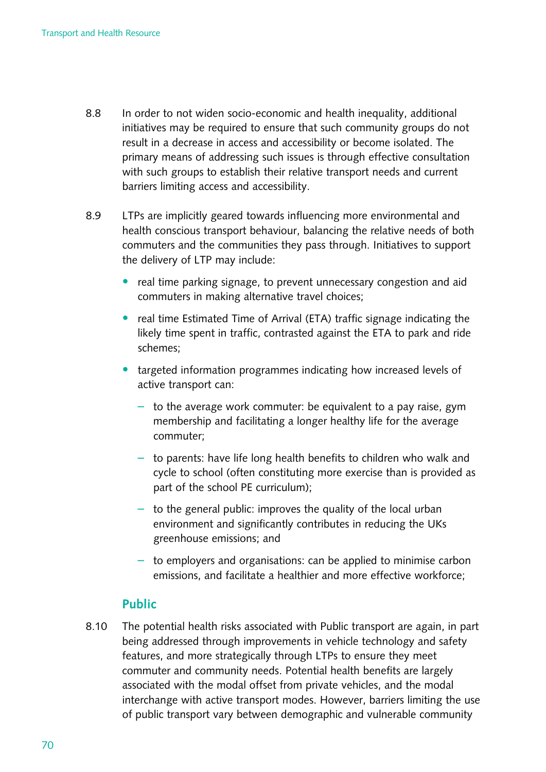8.8 In order to not widen socio-economic and health inequality, additional initiatives may be required to ensure that such community groups do not result in a decrease in access and accessibility or become isolated. The primary means of addressing such issues is through effective consultation with such groups to establish their relative transport needs and current barriers limiting access and accessibility.

8.9 LTPs are implicitly geared towards influencing more environmental and health conscious transport behaviour, balancing the relative needs of both commuters and the communities they pass through. Initiatives to support the delivery of LTP may include:

- real time parking signage, to prevent unnecessary congestion and aid commuters in making alternative travel choices;
- real time Estimated Time of Arrival (ETA) traffic signage indicating the likely time spent in traffic, contrasted against the ETA to park and ride schemes;
- targeted information programmes indicating how increased levels of active transport can:
  - to the average work commuter: be equivalent to a pay raise, gym membership and facilitating a longer healthy life for the average commuter;
  - to parents: have life long health benefits to children who walk and cycle to school (often constituting more exercise than is provided as part of the school PE curriculum);
  - to the general public: improves the quality of the local urban environment and significantly contributes in reducing the UKs greenhouse emissions; and
  - to employers and organisations: can be applied to minimise carbon emissions, and facilitate a healthier and more effective workforce;

### Public

8.10 The potential health risks associated with Public transport are again, in part being addressed through improvements in vehicle technology and safety features, and more strategically through LTPs to ensure they meet commuter and community needs. Potential health benefits are largely associated with the modal offset from private vehicles, and the modal interchange with active transport modes. However, barriers limiting the use of public transport vary between demographic and vulnerable community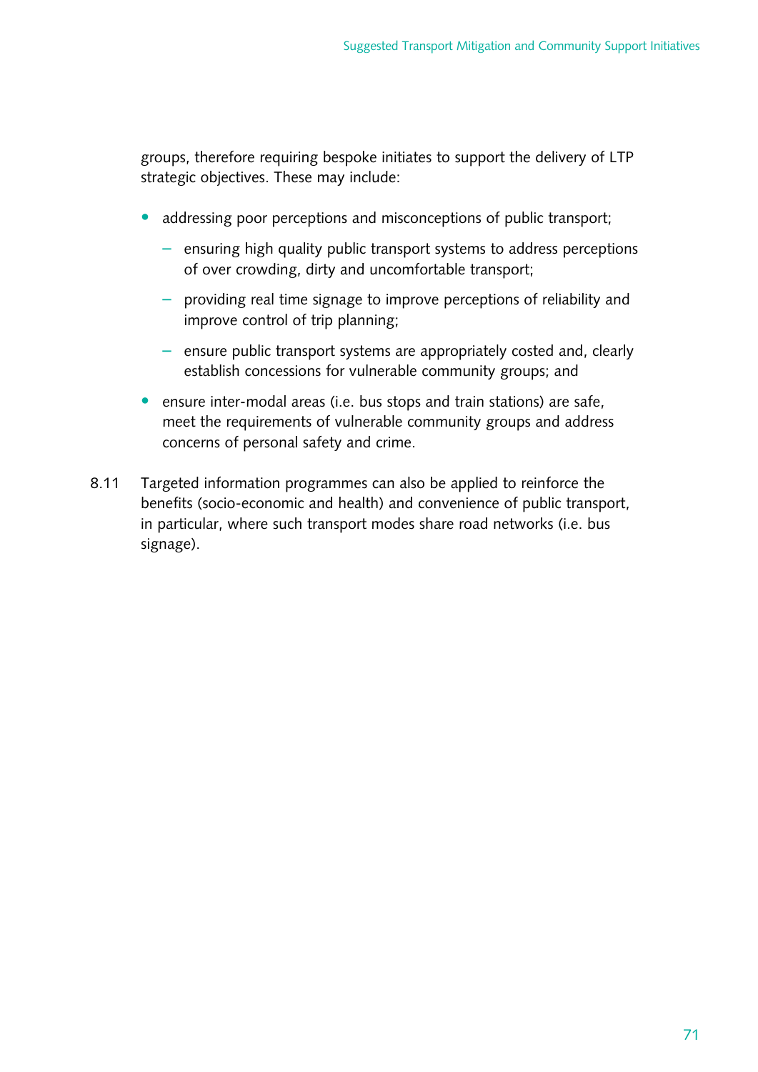groups, therefore requiring bespoke initiates to support the delivery of LTP strategic objectives. These may include:

- addressing poor perceptions and misconceptions of public transport;
  - ensuring high quality public transport systems to address perceptions of over crowding, dirty and uncomfortable transport;
  - providing real time signage to improve perceptions of reliability and improve control of trip planning;
  - ensure public transport systems are appropriately costed and, clearly establish concessions for vulnerable community groups; and
- ensure inter-modal areas (i.e. bus stops and train stations) are safe, meet the requirements of vulnerable community groups and address concerns of personal safety and crime.

8.11 Targeted information programmes can also be applied to reinforce the benefits (socio-economic and health) and convenience of public transport, in particular, where such transport modes share road networks (i.e. bus signage).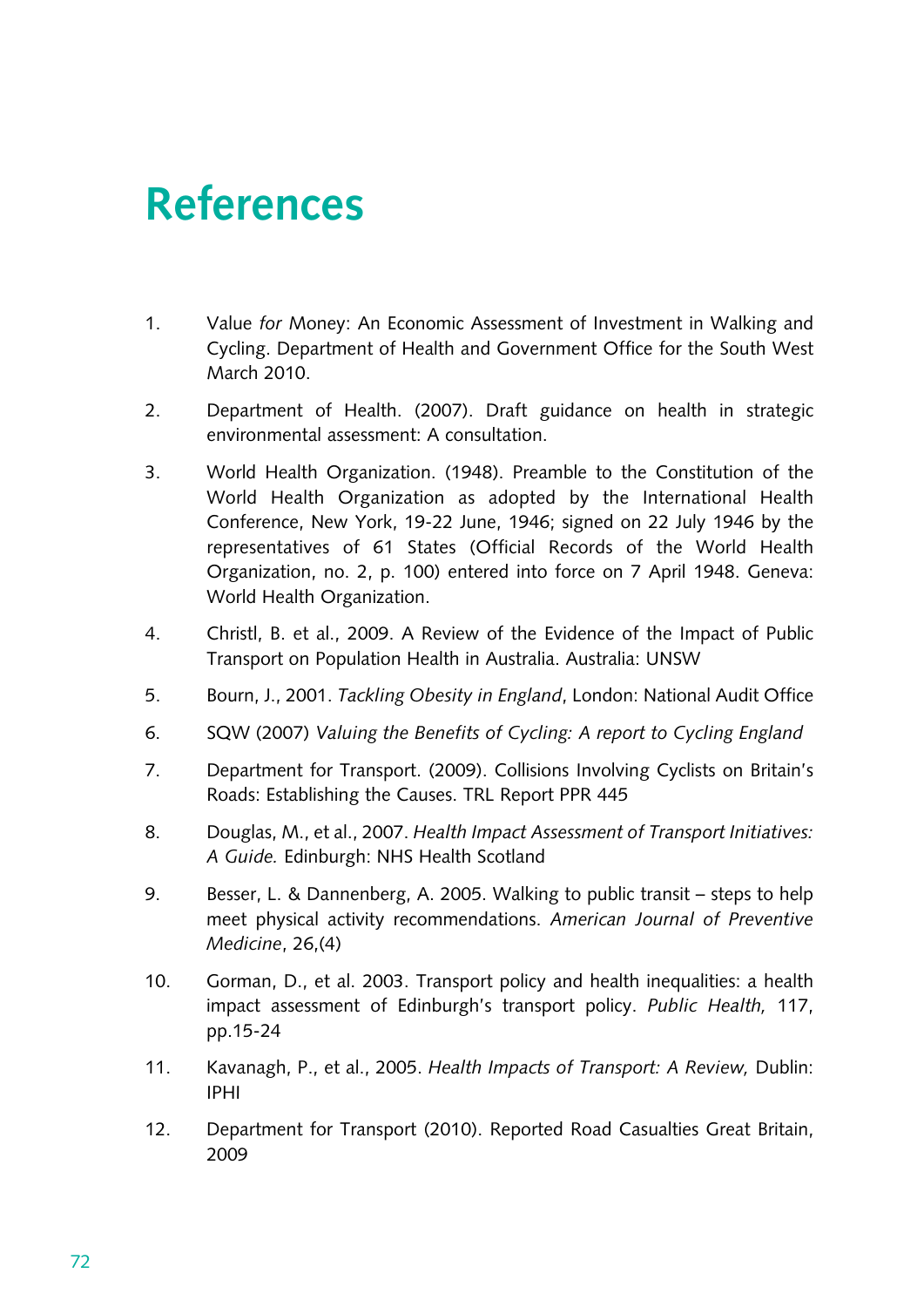# References

1. Value *for* Money: An Economic Assessment of Investment in Walking and Cycling. Department of Health and Government Office for the South West March 2010.

2. Department of Health. (2007). Draft guidance on health in strategic environmental assessment: A consultation.

3. World Health Organization. (1948). Preamble to the Constitution of the World Health Organization as adopted by the International Health Conference, New York, 19-22 June, 1946; signed on 22 July 1946 by the representatives of 61 States (Official Records of the World Health Organization, no. 2, p. 100) entered into force on 7 April 1948. Geneva: World Health Organization.

4. Christl, B. et al., 2009. A Review of the Evidence of the Impact of Public Transport on Population Health in Australia. Australia: UNSW

5. Bourn, J., 2001. *Tackling Obesity in England*, London: National Audit Office

6. SQW (2007) *Valuing the Benefits of Cycling: A report to Cycling England*

7. Department for Transport. (2009). Collisions Involving Cyclists on Britain's Roads: Establishing the Causes. TRL Report PPR 445

8. Douglas, M., et al., 2007. *Health Impact Assessment of Transport Initiatives: A Guide.* Edinburgh: NHS Health Scotland

9. Besser, L. & Dannenberg, A. 2005. Walking to public transit – steps to help meet physical activity recommendations. *American Journal of Preventive Medicine*, 26,(4)

10. Gorman, D., et al. 2003. Transport policy and health inequalities: a health impact assessment of Edinburgh's transport policy. *Public Health,* 117, pp.15-24

11. Kavanagh, P., et al., 2005. *Health Impacts of Transport: A Review,* Dublin: IPHI

12. Department for Transport (2010). Reported Road Casualties Great Britain, 2009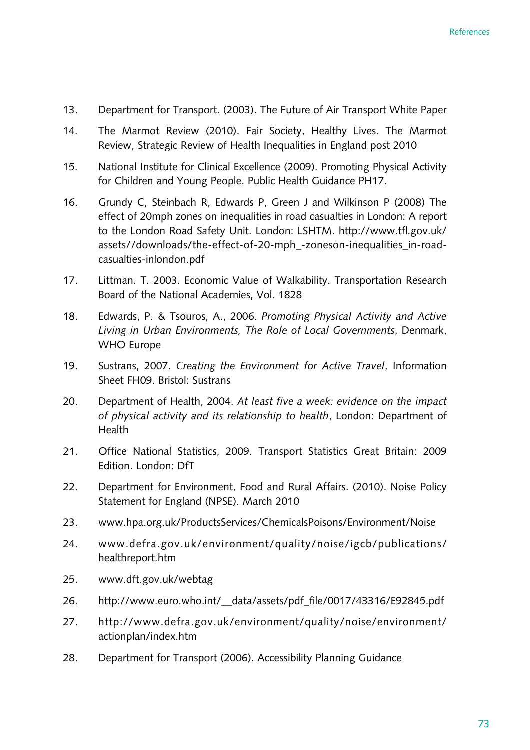13. Department for Transport. (2003). The Future of Air Transport White Paper

14. The Marmot Review (2010). Fair Society, Healthy Lives. The Marmot Review, Strategic Review of Health Inequalities in England post 2010

15. National Institute for Clinical Excellence (2009). Promoting Physical Activity for Children and Young People. Public Health Guidance PH17.

16. Grundy C, Steinbach R, Edwards P, Green J and Wilkinson P (2008) The effect of 20mph zones on inequalities in road casualties in London: A report to the London Road Safety Unit. London: LSHTM. http://www.tfl.gov.uk/assets//downloads/the-effect-of-20-mph_-zoneson-inequalities_in-road-casualties-inlondon.pdf

17. Littman. T. 2003. Economic Value of Walkability. Transportation Research Board of the National Academies, Vol. 1828

18. Edwards, P. & Tsouros, A., 2006. *Promoting Physical Activity and Active Living in Urban Environments, The Role of Local Governments*, Denmark, WHO Europe

19. Sustrans, 2007. *Creating the Environment for Active Travel*, Information Sheet FH09. Bristol: Sustrans

20. Department of Health, 2004. *At least five a week: evidence on the impact of physical activity and its relationship to health*, London: Department of Health

21. Office National Statistics, 2009. Transport Statistics Great Britain: 2009 Edition. London: DfT

22. Department for Environment, Food and Rural Affairs. (2010). Noise Policy Statement for England (NPSE). March 2010

23. www.hpa.org.uk/ProductsServices/ChemicalsPoisons/Environment/Noise

24. www.defra.gov.uk/environment/quality/noise/igcb/publications/healthreport.htm

25. www.dft.gov.uk/webtag

26. http://www.euro.who.int/__data/assets/pdf_file/0017/43316/E92845.pdf

27. http://www.defra.gov.uk/environment/quality/noise/environment/actionplan/index.htm

28. Department for Transport (2006). Accessibility Planning Guidance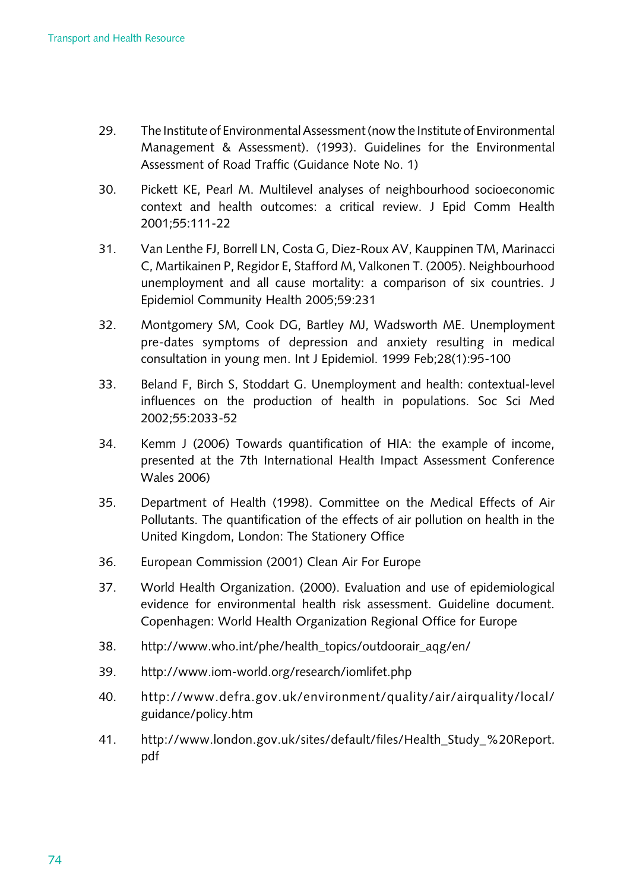29. The Institute of Environmental Assessment (now the Institute of Environmental Management & Assessment). (1993). Guidelines for the Environmental Assessment of Road Traffic (Guidance Note No. 1)

30. Pickett KE, Pearl M. Multilevel analyses of neighbourhood socioeconomic context and health outcomes: a critical review. J Epid Comm Health 2001;55:111-22

31. Van Lenthe FJ, Borrell LN, Costa G, Diez-Roux AV, Kauppinen TM, Marinacci C, Martikainen P, Regidor E, Stafford M, Valkonen T. (2005). Neighbourhood unemployment and all cause mortality: a comparison of six countries. J Epidemiol Community Health 2005;59:231

32. Montgomery SM, Cook DG, Bartley MJ, Wadsworth ME. Unemployment pre-dates symptoms of depression and anxiety resulting in medical consultation in young men. Int J Epidemiol. 1999 Feb;28(1):95-100

33. Beland F, Birch S, Stoddart G. Unemployment and health: contextual-level influences on the production of health in populations. Soc Sci Med 2002;55:2033-52

34. Kemm J (2006) Towards quantification of HIA: the example of income, presented at the 7th International Health Impact Assessment Conference Wales 2006)

35. Department of Health (1998). Committee on the Medical Effects of Air Pollutants. The quantification of the effects of air pollution on health in the United Kingdom, London: The Stationery Office

36. European Commission (2001) Clean Air For Europe

37. World Health Organization. (2000). Evaluation and use of epidemiological evidence for environmental health risk assessment. Guideline document. Copenhagen: World Health Organization Regional Office for Europe

38. http://www.who.int/phe/health_topics/outdoorair_aqg/en/

39. http://www.iom-world.org/research/iomlifet.php

40. http://www.defra.gov.uk/environment/quality/air/airquality/local/guidance/policy.htm

41. http://www.london.gov.uk/sites/default/files/Health_Study_%20Report.pdf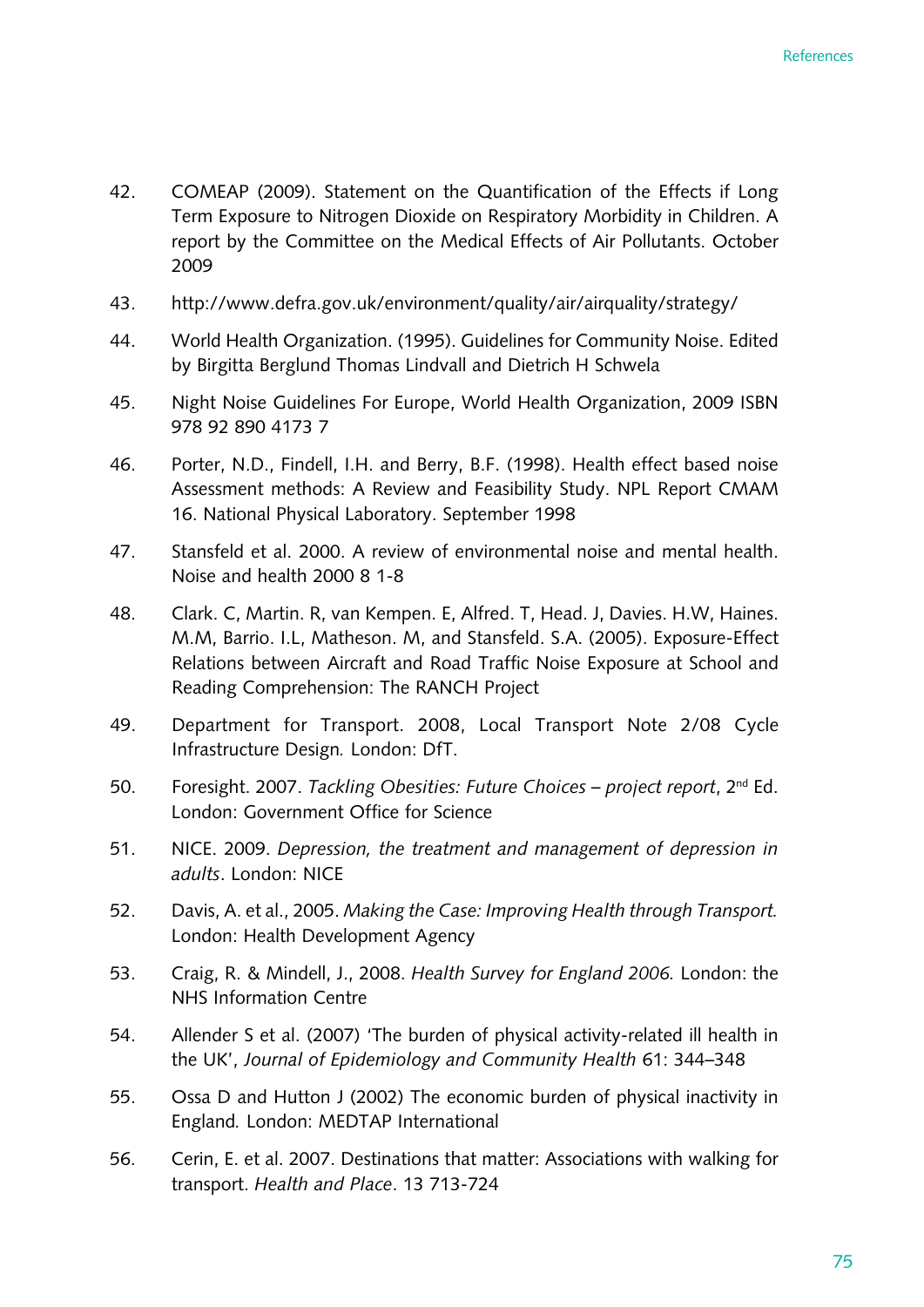42. COMEAP (2009). Statement on the Quantification of the Effects if Long Term Exposure to Nitrogen Dioxide on Respiratory Morbidity in Children. A report by the Committee on the Medical Effects of Air Pollutants. October 2009

43. http://www.defra.gov.uk/environment/quality/air/airquality/strategy/

44. World Health Organization. (1995). Guidelines for Community Noise. Edited by Birgitta Berglund Thomas Lindvall and Dietrich H Schwela

45. Night Noise Guidelines For Europe, World Health Organization, 2009 ISBN 978 92 890 4173 7

46. Porter, N.D., Findell, I.H. and Berry, B.F. (1998). Health effect based noise Assessment methods: A Review and Feasibility Study. NPL Report CMAM 16. National Physical Laboratory. September 1998

47. Stansfeld et al. 2000. A review of environmental noise and mental health. Noise and health 2000 8 1-8

48. Clark. C, Martin. R, van Kempen. E, Alfred. T, Head. J, Davies. H.W, Haines. M.M, Barrio. I.L, Matheson. M, and Stansfeld. S.A. (2005). Exposure-Effect Relations between Aircraft and Road Traffic Noise Exposure at School and Reading Comprehension: The RANCH Project

49. Department for Transport. 2008, Local Transport Note 2/08 Cycle Infrastructure Design*.* London: DfT.

50. Foresight. 2007. *Tackling Obesities: Future Choices – project report*, 2nd Ed. London: Government Office for Science

51. NICE. 2009. *Depression, the treatment and management of depression in adults*. London: NICE

52. Davis, A. et al., 2005. *Making the Case: Improving Health through Transport.* London: Health Development Agency

53. Craig, R. & Mindell, J., 2008. *Health Survey for England 2006.* London: the NHS Information Centre

54. Allender S et al. (2007) 'The burden of physical activity-related ill health in the UK', *Journal of Epidemiology and Community Health* 61: 344–348

55. Ossa D and Hutton J (2002) The economic burden of physical inactivity in England*.* London: MEDTAP International

56. Cerin, E. et al. 2007. Destinations that matter: Associations with walking for transport. *Health and Place*. 13 713-724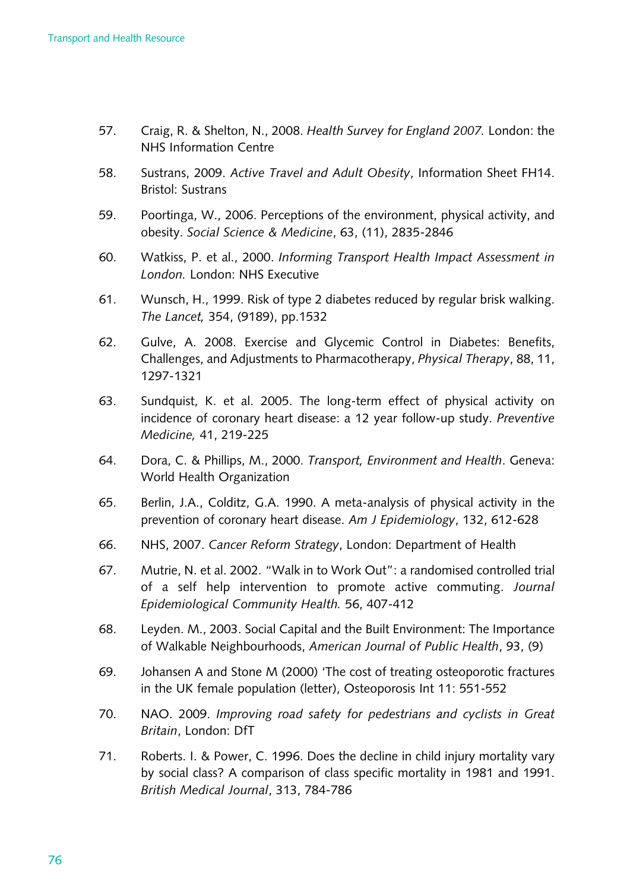57. Craig, R. & Shelton, N., 2008. *Health Survey for England 2007.* London: the NHS Information Centre

58. Sustrans, 2009. *Active Travel and Adult Obesity*, Information Sheet FH14. Bristol: Sustrans

59. Poortinga, W., 2006. Perceptions of the environment, physical activity, and obesity. *Social Science & Medicine*, 63, (11), 2835-2846

60. Watkiss, P. et al., 2000. *Informing Transport Health Impact Assessment in London.* London: NHS Executive

61. Wunsch, H., 1999. Risk of type 2 diabetes reduced by regular brisk walking. *The Lancet,* 354, (9189), pp.1532

62. Gulve, A. 2008. Exercise and Glycemic Control in Diabetes: Benefits, Challenges, and Adjustments to Pharmacotherapy, *Physical Therapy*, 88, 11, 1297-1321

63. Sundquist, K. et al. 2005. The long-term effect of physical activity on incidence of coronary heart disease: a 12 year follow-up study. *Preventive Medicine,* 41, 219-225

64. Dora, C. & Phillips, M., 2000. *Transport, Environment and Health*. Geneva: World Health Organization

65. Berlin, J.A., Colditz, G.A. 1990. A meta-analysis of physical activity in the prevention of coronary heart disease. *Am J Epidemiology*, 132, 612-628

66. NHS, 2007. *Cancer Reform Strategy*, London: Department of Health

67. Mutrie, N. et al. 2002. "Walk in to Work Out": a randomised controlled trial of a self help intervention to promote active commuting. *Journal Epidemiological Community Health.* 56, 407-412

68. Leyden. M., 2003. Social Capital and the Built Environment: The Importance of Walkable Neighbourhoods, *American Journal of Public Health*, 93, (9)

69. Johansen A and Stone M (2000) 'The cost of treating osteoporotic fractures in the UK female population (letter), Osteoporosis Int 11: 551-552

70. NAO. 2009. *Improving road safety for pedestrians and cyclists in Great Britain*, London: DfT

71. Roberts. I. & Power, C. 1996. Does the decline in child injury mortality vary by social class? A comparison of class specific mortality in 1981 and 1991. *British Medical Journal*, 313, 784-786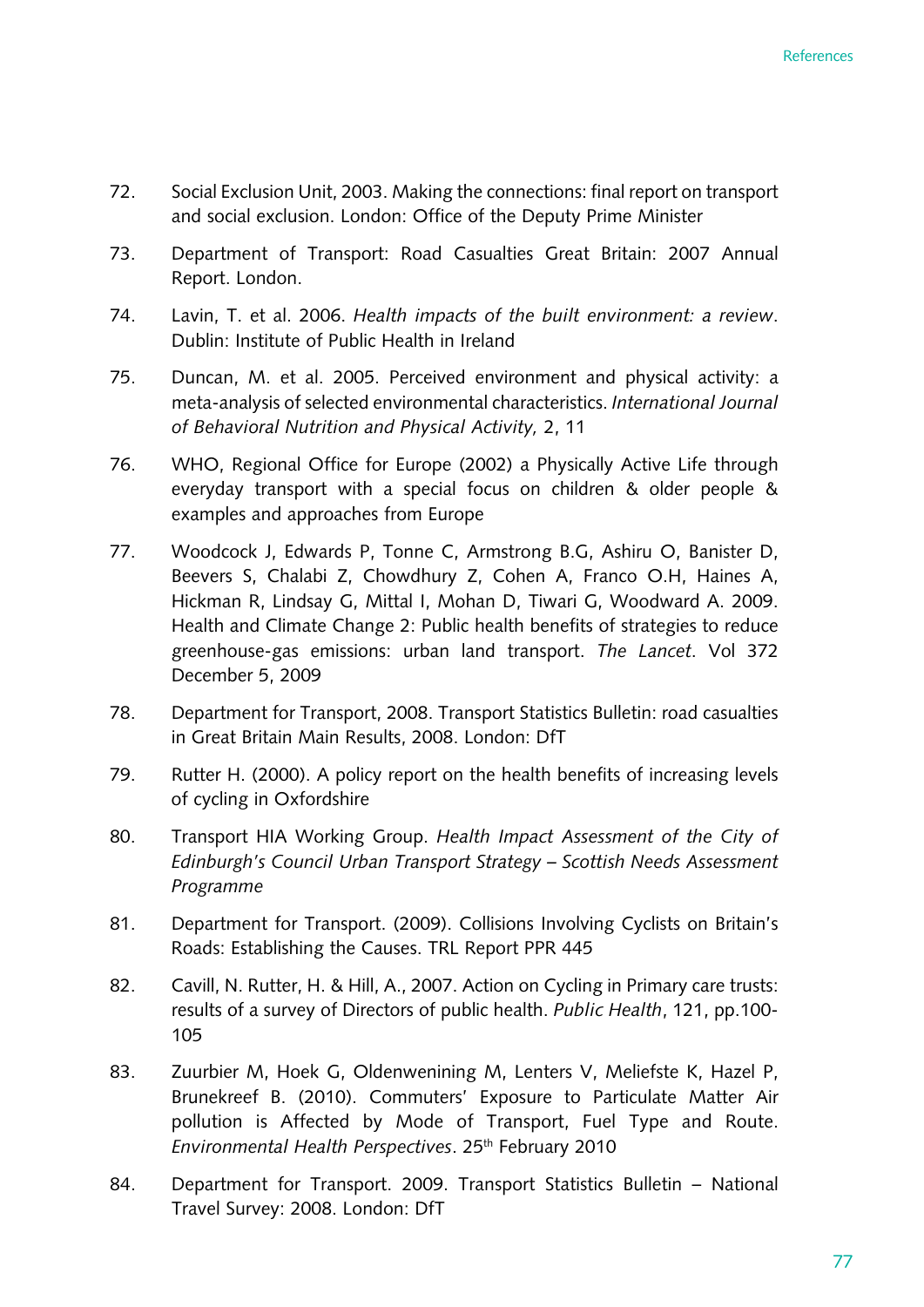72. Social Exclusion Unit, 2003. Making the connections: final report on transport and social exclusion. London: Office of the Deputy Prime Minister

73. Department of Transport: Road Casualties Great Britain: 2007 Annual Report. London.

74. Lavin, T. et al. 2006. *Health impacts of the built environment: a review*. Dublin: Institute of Public Health in Ireland

75. Duncan, M. et al. 2005. Perceived environment and physical activity: a meta-analysis of selected environmental characteristics. *International Journal of Behavioral Nutrition and Physical Activity,* 2, 11

76. WHO, Regional Office for Europe (2002) a Physically Active Life through everyday transport with a special focus on children & older people & examples and approaches from Europe

77. Woodcock J, Edwards P, Tonne C, Armstrong B.G, Ashiru O, Banister D, Beevers S, Chalabi Z, Chowdhury Z, Cohen A, Franco O.H, Haines A, Hickman R, Lindsay G, Mittal I, Mohan D, Tiwari G, Woodward A. 2009. Health and Climate Change 2: Public health benefits of strategies to reduce greenhouse-gas emissions: urban land transport. *The Lancet*. Vol 372 December 5, 2009

78. Department for Transport, 2008. Transport Statistics Bulletin: road casualties in Great Britain Main Results, 2008. London: DfT

79. Rutter H. (2000). A policy report on the health benefits of increasing levels of cycling in Oxfordshire

80. Transport HIA Working Group. *Health Impact Assessment of the City of Edinburgh's Council Urban Transport Strategy – Scottish Needs Assessment Programme*

81. Department for Transport. (2009). Collisions Involving Cyclists on Britain's Roads: Establishing the Causes. TRL Report PPR 445

82. Cavill, N. Rutter, H. & Hill, A., 2007. Action on Cycling in Primary care trusts: results of a survey of Directors of public health. *Public Health*, 121, pp.100-105

83. Zuurbier M, Hoek G, Oldenwenining M, Lenters V, Meliefste K, Hazel P, Brunekreef B. (2010). Commuters' Exposure to Particulate Matter Air pollution is Affected by Mode of Transport, Fuel Type and Route. *Environmental Health Perspectives*. 25th February 2010

84. Department for Transport. 2009. Transport Statistics Bulletin – National Travel Survey: 2008. London: DfT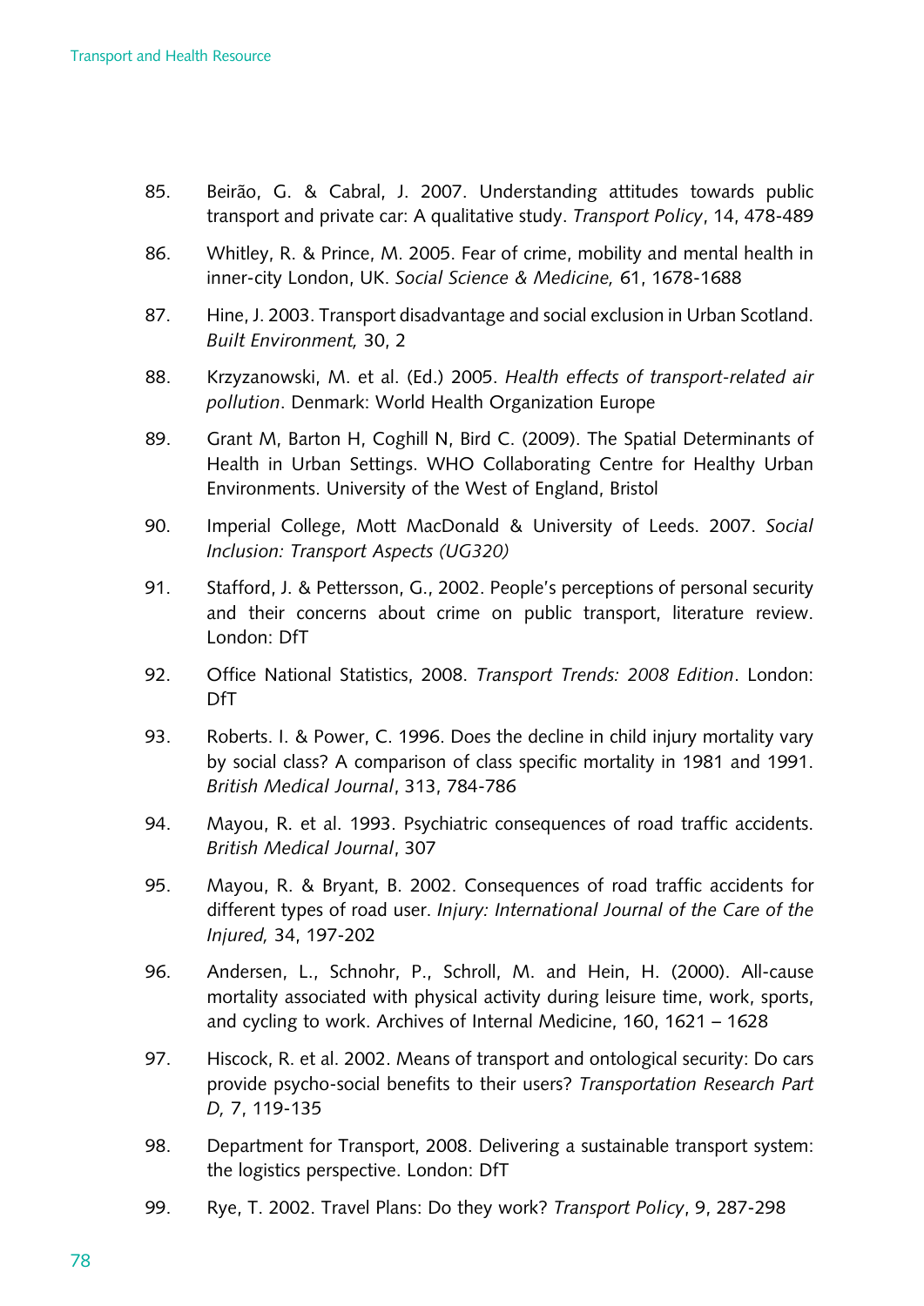85. Beirão, G. & Cabral, J. 2007. Understanding attitudes towards public transport and private car: A qualitative study. *Transport Policy*, 14, 478-489

86. Whitley, R. & Prince, M. 2005. Fear of crime, mobility and mental health in inner-city London, UK. *Social Science & Medicine,* 61, 1678-1688

87. Hine, J. 2003. Transport disadvantage and social exclusion in Urban Scotland. *Built Environment,* 30, 2

88. Krzyzanowski, M. et al. (Ed.) 2005. *Health effects of transport-related air pollution*. Denmark: World Health Organization Europe

89. Grant M, Barton H, Coghill N, Bird C. (2009). The Spatial Determinants of Health in Urban Settings. WHO Collaborating Centre for Healthy Urban Environments. University of the West of England, Bristol

90. Imperial College, Mott MacDonald & University of Leeds. 2007. *Social Inclusion: Transport Aspects (UG320)*

91. Stafford, J. & Pettersson, G., 2002. People's perceptions of personal security and their concerns about crime on public transport, literature review. London: DfT

92. Office National Statistics, 2008. *Transport Trends: 2008 Edition*. London: DfT

93. Roberts. I. & Power, C. 1996. Does the decline in child injury mortality vary by social class? A comparison of class specific mortality in 1981 and 1991. *British Medical Journal*, 313, 784-786

94. Mayou, R. et al. 1993. Psychiatric consequences of road traffic accidents. *British Medical Journal*, 307

95. Mayou, R. & Bryant, B. 2002. Consequences of road traffic accidents for different types of road user. *Injury: International Journal of the Care of the Injured,* 34, 197-202

96. Andersen, L., Schnohr, P., Schroll, M. and Hein, H. (2000). All-cause mortality associated with physical activity during leisure time, work, sports, and cycling to work. Archives of Internal Medicine, 160, 1621 – 1628

97. Hiscock, R. et al. 2002. Means of transport and ontological security: Do cars provide psycho-social benefits to their users? *Transportation Research Part D,* 7, 119-135

98. Department for Transport, 2008. Delivering a sustainable transport system: the logistics perspective. London: DfT

99. Rye, T. 2002. Travel Plans: Do they work? *Transport Policy*, 9, 287-298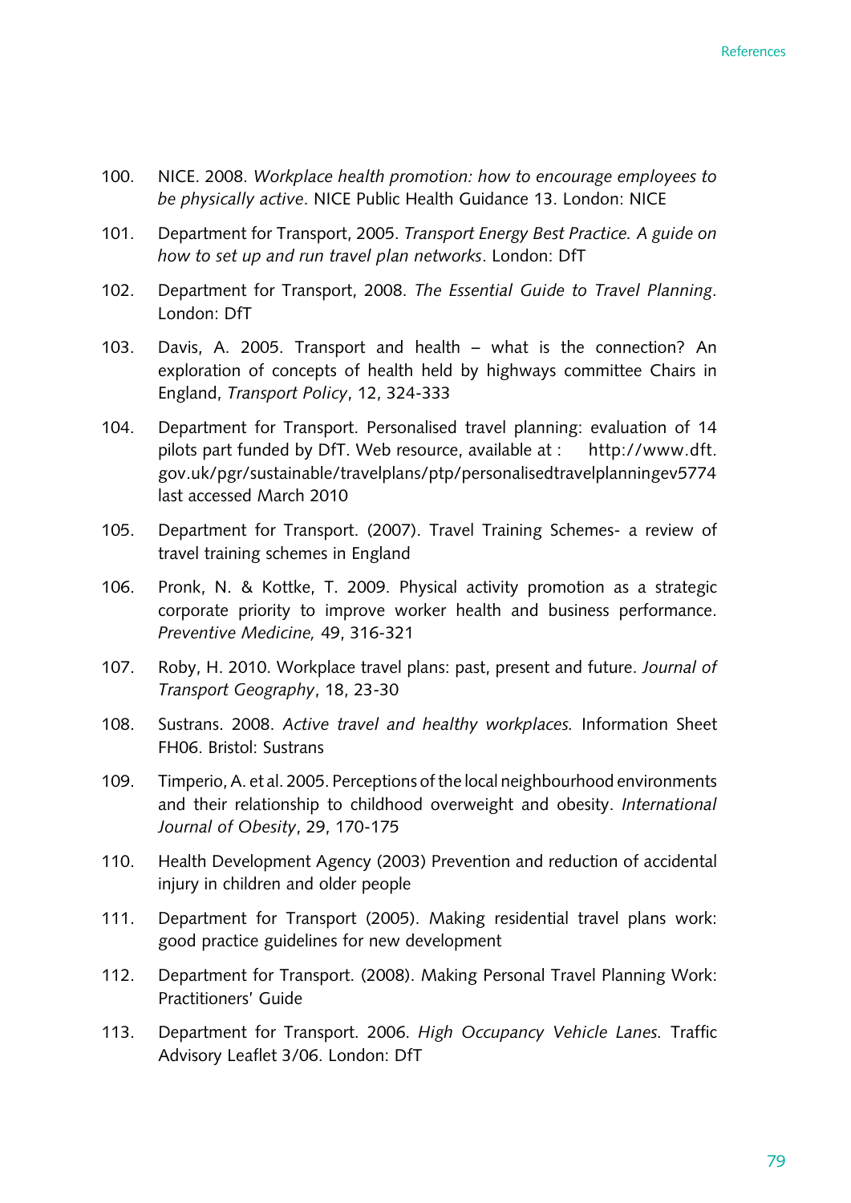100. NICE. 2008. *Workplace health promotion: how to encourage employees to be physically active*. NICE Public Health Guidance 13. London: NICE

101. Department for Transport, 2005. *Transport Energy Best Practice. A guide on how to set up and run travel plan networks*. London: DfT

102. Department for Transport, 2008. *The Essential Guide to Travel Planning*. London: DfT

103. Davis, A. 2005. Transport and health – what is the connection? An exploration of concepts of health held by highways committee Chairs in England, *Transport Policy*, 12, 324-333

104. Department for Transport. Personalised travel planning: evaluation of 14 pilots part funded by DfT. Web resource, available at : http://www.dft.gov.uk/pgr/sustainable/travelplans/ptp/personalisedtravelplanningev5774 last accessed March 2010

105. Department for Transport. (2007). Travel Training Schemes- a review of travel training schemes in England

106. Pronk, N. & Kottke, T. 2009. Physical activity promotion as a strategic corporate priority to improve worker health and business performance. *Preventive Medicine,* 49, 316-321

107. Roby, H. 2010. Workplace travel plans: past, present and future. *Journal of Transport Geography*, 18, 23-30

108. Sustrans. 2008. *Active travel and healthy workplaces.* Information Sheet FH06. Bristol: Sustrans

109. Timperio, A. et al. 2005. Perceptions of the local neighbourhood environments and their relationship to childhood overweight and obesity. *International Journal of Obesity*, 29, 170-175

110. Health Development Agency (2003) Prevention and reduction of accidental injury in children and older people

111. Department for Transport (2005). Making residential travel plans work: good practice guidelines for new development

112. Department for Transport. (2008). Making Personal Travel Planning Work: Practitioners' Guide

113. Department for Transport. 2006. *High Occupancy Vehicle Lanes.* Traffic Advisory Leaflet 3/06. London: DfT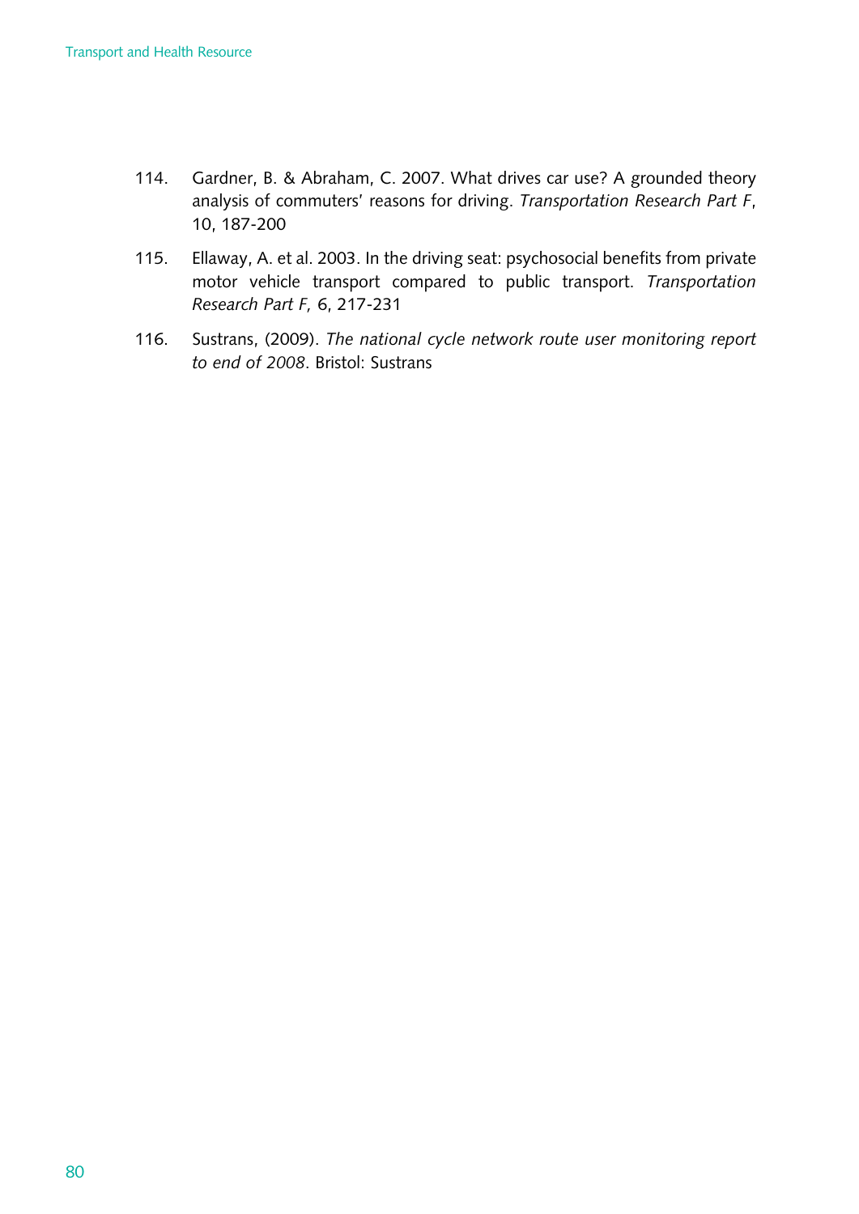114. Gardner, B. & Abraham, C. 2007. What drives car use? A grounded theory analysis of commuters' reasons for driving. *Transportation Research Part F*, 10, 187-200

115. Ellaway, A. et al. 2003. In the driving seat: psychosocial benefits from private motor vehicle transport compared to public transport. *Transportation Research Part F*, 6, 217-231

116. Sustrans, (2009). *The national cycle network route user monitoring report to end of 2008*. Bristol: Sustrans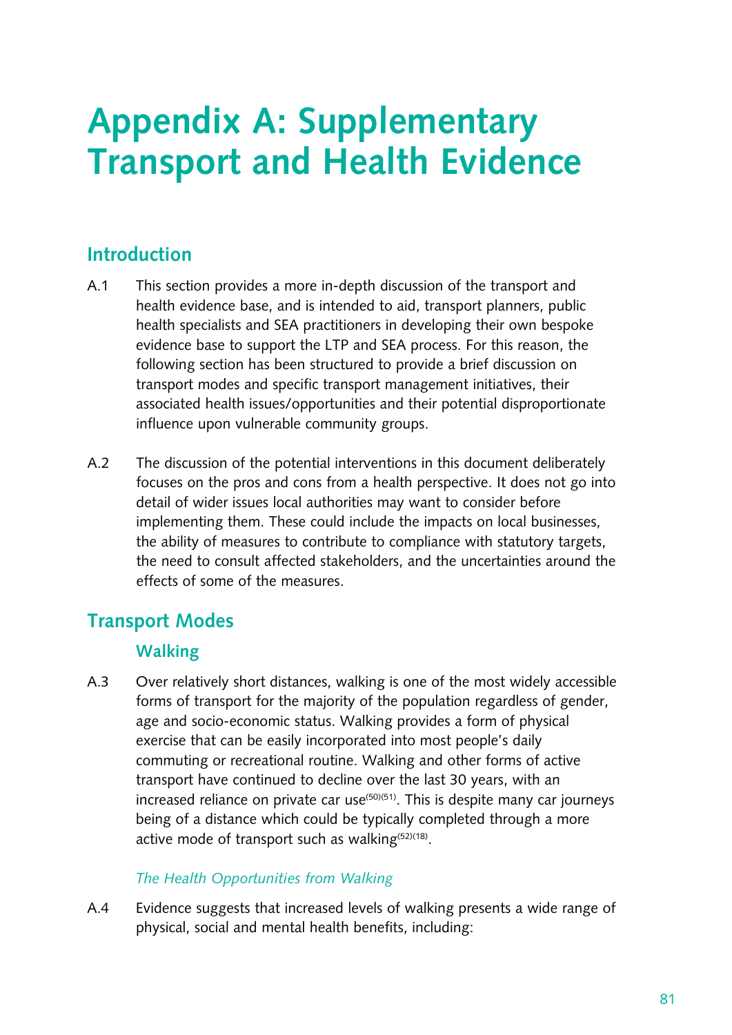# Appendix A: Supplementary Transport and Health Evidence

## Introduction

A.1 This section provides a more in-depth discussion of the transport and health evidence base, and is intended to aid, transport planners, public health specialists and SEA practitioners in developing their own bespoke evidence base to support the LTP and SEA process. For this reason, the following section has been structured to provide a brief discussion on transport modes and specific transport management initiatives, their associated health issues/opportunities and their potential disproportionate influence upon vulnerable community groups.

A.2 The discussion of the potential interventions in this document deliberately focuses on the pros and cons from a health perspective. It does not go into detail of wider issues local authorities may want to consider before implementing them. These could include the impacts on local businesses, the ability of measures to contribute to compliance with statutory targets, the need to consult affected stakeholders, and the uncertainties around the effects of some of the measures.

## Transport Modes

### Walking

A.3 Over relatively short distances, walking is one of the most widely accessible forms of transport for the majority of the population regardless of gender, age and socio-economic status. Walking provides a form of physical exercise that can be easily incorporated into most people's daily commuting or recreational routine. Walking and other forms of active transport have continued to decline over the last 30 years, with an increased reliance on private car use[50][51]. This is despite many car journeys being of a distance which could be typically completed through a more active mode of transport such as walking[52][18].

#### *The Health Opportunities from Walking*

A.4 Evidence suggests that increased levels of walking presents a wide range of physical, social and mental health benefits, including: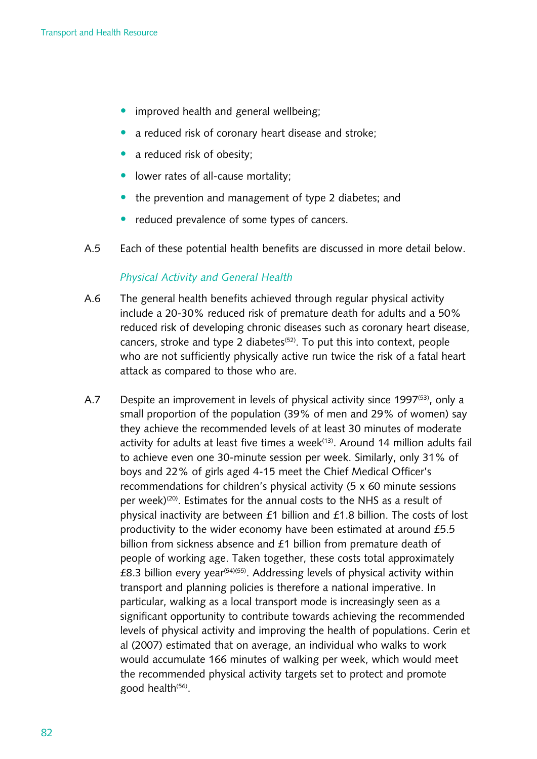- improved health and general wellbeing;
- a reduced risk of coronary heart disease and stroke;
- a reduced risk of obesity;
- lower rates of all-cause mortality;
- the prevention and management of type 2 diabetes; and
- reduced prevalence of some types of cancers.

A.5 Each of these potential health benefits are discussed in more detail below.

*Physical Activity and General Health*

A.6 The general health benefits achieved through regular physical activity include a 20-30% reduced risk of premature death for adults and a 50% reduced risk of developing chronic diseases such as coronary heart disease, cancers, stroke and type 2 diabetes[52]. To put this into context, people who are not sufficiently physically active run twice the risk of a fatal heart attack as compared to those who are.

A.7 Despite an improvement in levels of physical activity since 1997[53], only a small proportion of the population (39% of men and 29% of women) say they achieve the recommended levels of at least 30 minutes of moderate activity for adults at least five times a week[13]. Around 14 million adults fail to achieve even one 30-minute session per week. Similarly, only 31% of boys and 22% of girls aged 4-15 meet the Chief Medical Officer's recommendations for children's physical activity (5 x 60 minute sessions per week)[20]. Estimates for the annual costs to the NHS as a result of physical inactivity are between £1 billion and £1.8 billion. The costs of lost productivity to the wider economy have been estimated at around £5.5 billion from sickness absence and £1 billion from premature death of people of working age. Taken together, these costs total approximately £8.3 billion every year[54][55]. Addressing levels of physical activity within transport and planning policies is therefore a national imperative. In particular, walking as a local transport mode is increasingly seen as a significant opportunity to contribute towards achieving the recommended levels of physical activity and improving the health of populations. Cerin et al (2007) estimated that on average, an individual who walks to work would accumulate 166 minutes of walking per week, which would meet the recommended physical activity targets set to protect and promote good health[56].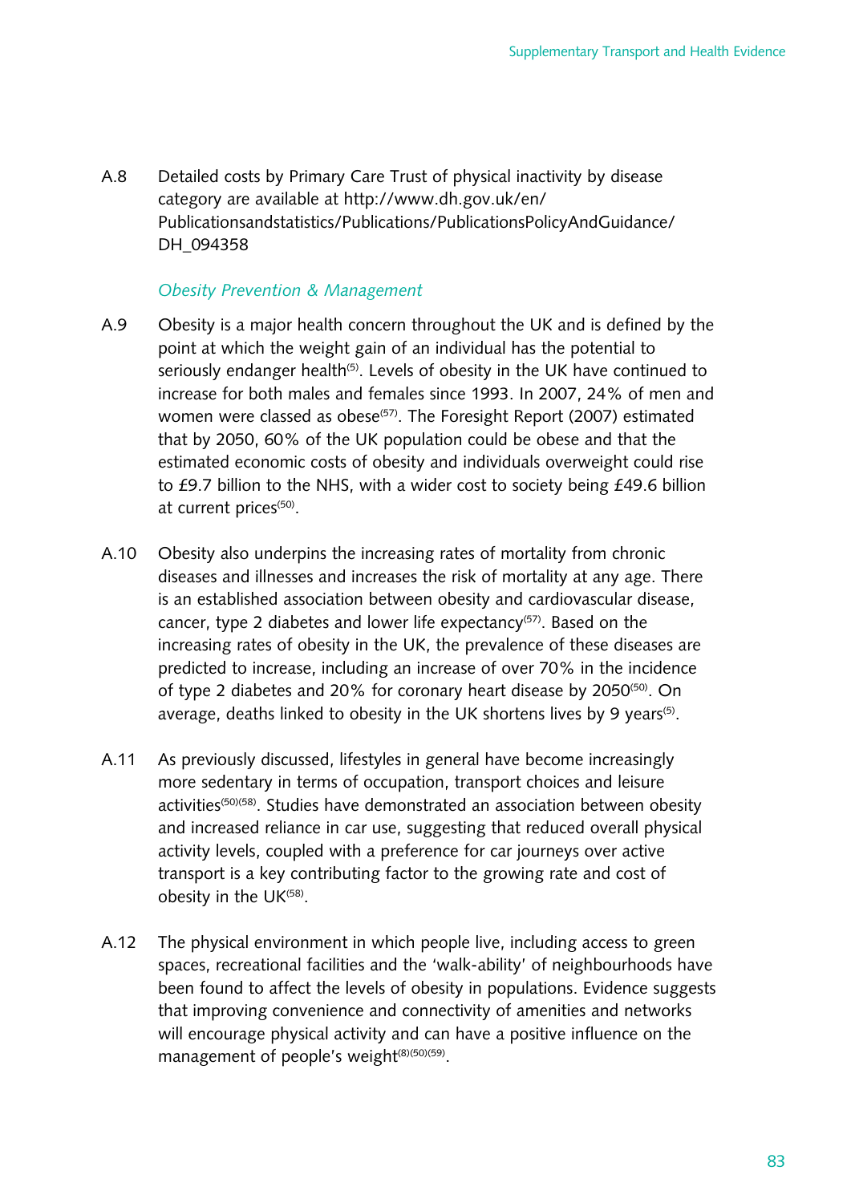A.8 Detailed costs by Primary Care Trust of physical inactivity by disease category are available at http://www.dh.gov.uk/en/Publicationsandstatistics/Publications/PublicationsPolicyAndGuidance/DH_094358

*Obesity Prevention & Management*

A.9 Obesity is a major health concern throughout the UK and is defined by the point at which the weight gain of an individual has the potential to seriously endanger health[5]. Levels of obesity in the UK have continued to increase for both males and females since 1993. In 2007, 24% of men and women were classed as obese[57]. The Foresight Report (2007) estimated that by 2050, 60% of the UK population could be obese and that the estimated economic costs of obesity and individuals overweight could rise to £9.7 billion to the NHS, with a wider cost to society being £49.6 billion at current prices[50].

A.10 Obesity also underpins the increasing rates of mortality from chronic diseases and illnesses and increases the risk of mortality at any age. There is an established association between obesity and cardiovascular disease, cancer, type 2 diabetes and lower life expectancy[57]. Based on the increasing rates of obesity in the UK, the prevalence of these diseases are predicted to increase, including an increase of over 70% in the incidence of type 2 diabetes and 20% for coronary heart disease by 2050[50]. On average, deaths linked to obesity in the UK shortens lives by 9 years[5].

A.11 As previously discussed, lifestyles in general have become increasingly more sedentary in terms of occupation, transport choices and leisure activities[50][58]. Studies have demonstrated an association between obesity and increased reliance in car use, suggesting that reduced overall physical activity levels, coupled with a preference for car journeys over active transport is a key contributing factor to the growing rate and cost of obesity in the UK[58].

A.12 The physical environment in which people live, including access to green spaces, recreational facilities and the 'walk-ability' of neighbourhoods have been found to affect the levels of obesity in populations. Evidence suggests that improving convenience and connectivity of amenities and networks will encourage physical activity and can have a positive influence on the management of people's weight[8][50][59].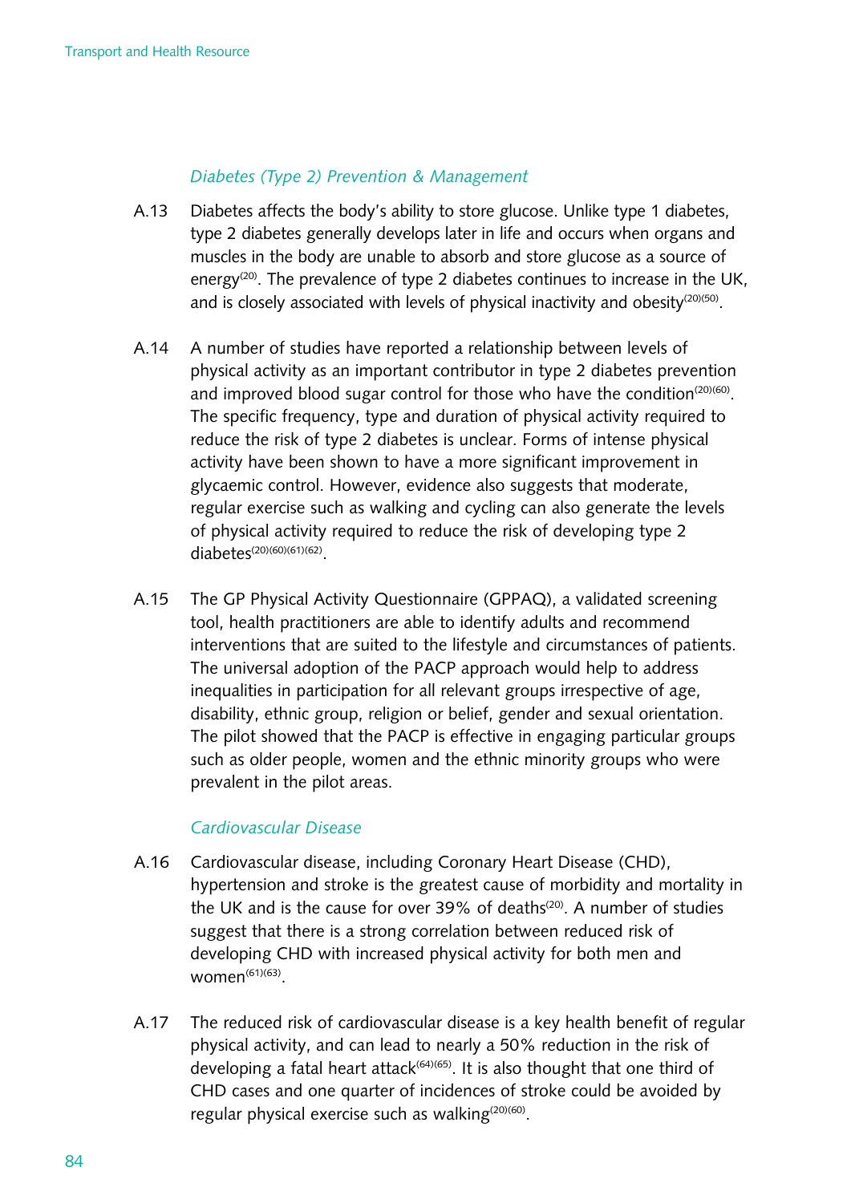*Diabetes (Type 2) Prevention & Management*

A.13 Diabetes affects the body's ability to store glucose. Unlike type 1 diabetes, type 2 diabetes generally develops later in life and occurs when organs and muscles in the body are unable to absorb and store glucose as a source of energy[20]. The prevalence of type 2 diabetes continues to increase in the UK, and is closely associated with levels of physical inactivity and obesity[20][50].

A.14 A number of studies have reported a relationship between levels of physical activity as an important contributor in type 2 diabetes prevention and improved blood sugar control for those who have the condition[20][60]. The specific frequency, type and duration of physical activity required to reduce the risk of type 2 diabetes is unclear. Forms of intense physical activity have been shown to have a more significant improvement in glycaemic control. However, evidence also suggests that moderate, regular exercise such as walking and cycling can also generate the levels of physical activity required to reduce the risk of developing type 2 diabetes[20][60][61][62].

A.15 The GP Physical Activity Questionnaire (GPPAQ), a validated screening tool, health practitioners are able to identify adults and recommend interventions that are suited to the lifestyle and circumstances of patients. The universal adoption of the PACP approach would help to address inequalities in participation for all relevant groups irrespective of age, disability, ethnic group, religion or belief, gender and sexual orientation. The pilot showed that the PACP is effective in engaging particular groups such as older people, women and the ethnic minority groups who were prevalent in the pilot areas.

*Cardiovascular Disease*

A.16 Cardiovascular disease, including Coronary Heart Disease (CHD), hypertension and stroke is the greatest cause of morbidity and mortality in the UK and is the cause for over 39% of deaths[20]. A number of studies suggest that there is a strong correlation between reduced risk of developing CHD with increased physical activity for both men and women[61][63].

A.17 The reduced risk of cardiovascular disease is a key health benefit of regular physical activity, and can lead to nearly a 50% reduction in the risk of developing a fatal heart attack[64][65]. It is also thought that one third of CHD cases and one quarter of incidences of stroke could be avoided by regular physical exercise such as walking[20][60].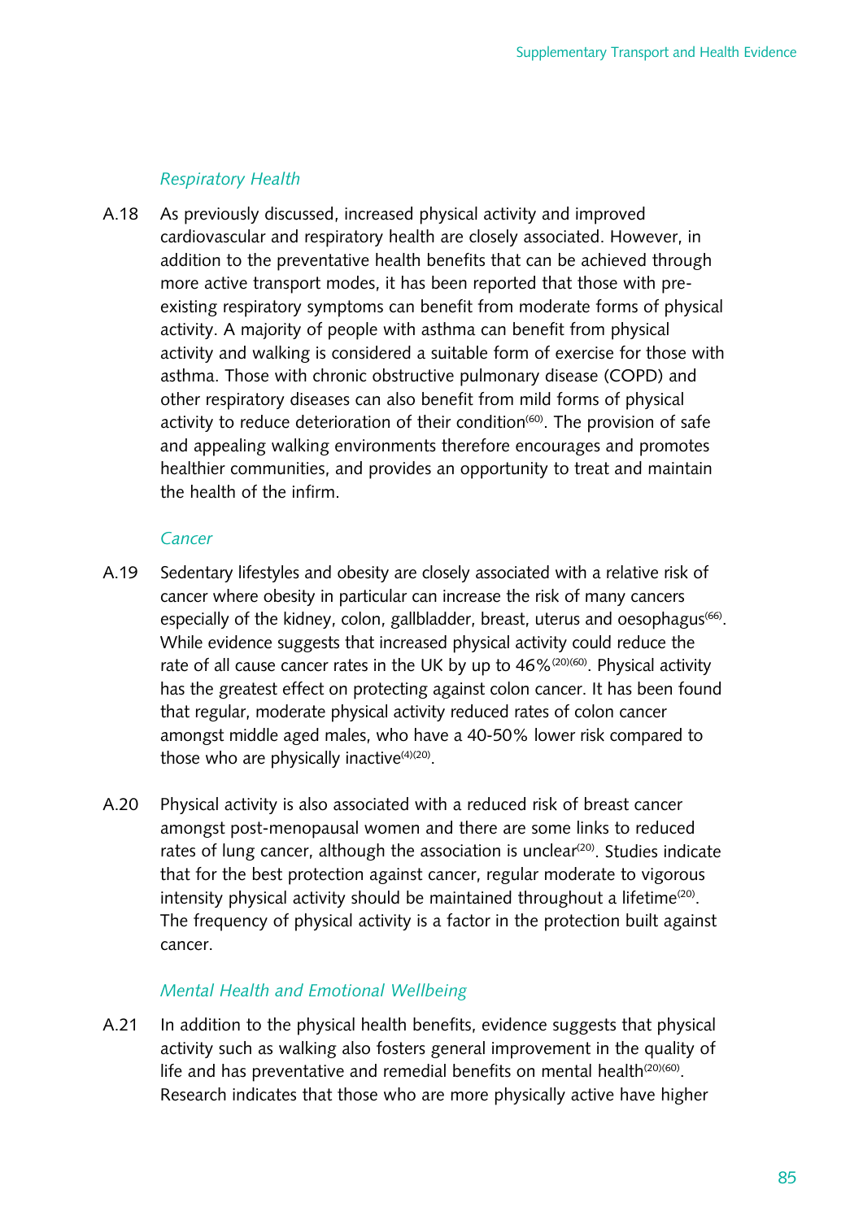*Respiratory Health*

A.18 As previously discussed, increased physical activity and improved cardiovascular and respiratory health are closely associated. However, in addition to the preventative health benefits that can be achieved through more active transport modes, it has been reported that those with pre-existing respiratory symptoms can benefit from moderate forms of physical activity. A majority of people with asthma can benefit from physical activity and walking is considered a suitable form of exercise for those with asthma. Those with chronic obstructive pulmonary disease (COPD) and other respiratory diseases can also benefit from mild forms of physical activity to reduce deterioration of their condition[60]. The provision of safe and appealing walking environments therefore encourages and promotes healthier communities, and provides an opportunity to treat and maintain the health of the infirm.

*Cancer*

A.19 Sedentary lifestyles and obesity are closely associated with a relative risk of cancer where obesity in particular can increase the risk of many cancers especially of the kidney, colon, gallbladder, breast, uterus and oesophagus[66]. While evidence suggests that increased physical activity could reduce the rate of all cause cancer rates in the UK by up to 46%[20][60]. Physical activity has the greatest effect on protecting against colon cancer. It has been found that regular, moderate physical activity reduced rates of colon cancer amongst middle aged males, who have a 40-50% lower risk compared to those who are physically inactive[4][20].

A.20 Physical activity is also associated with a reduced risk of breast cancer amongst post-menopausal women and there are some links to reduced rates of lung cancer, although the association is unclear[20]. Studies indicate that for the best protection against cancer, regular moderate to vigorous intensity physical activity should be maintained throughout a lifetime[20]. The frequency of physical activity is a factor in the protection built against cancer.

*Mental Health and Emotional Wellbeing*

A.21 In addition to the physical health benefits, evidence suggests that physical activity such as walking also fosters general improvement in the quality of life and has preventative and remedial benefits on mental health[20][60]. Research indicates that those who are more physically active have higher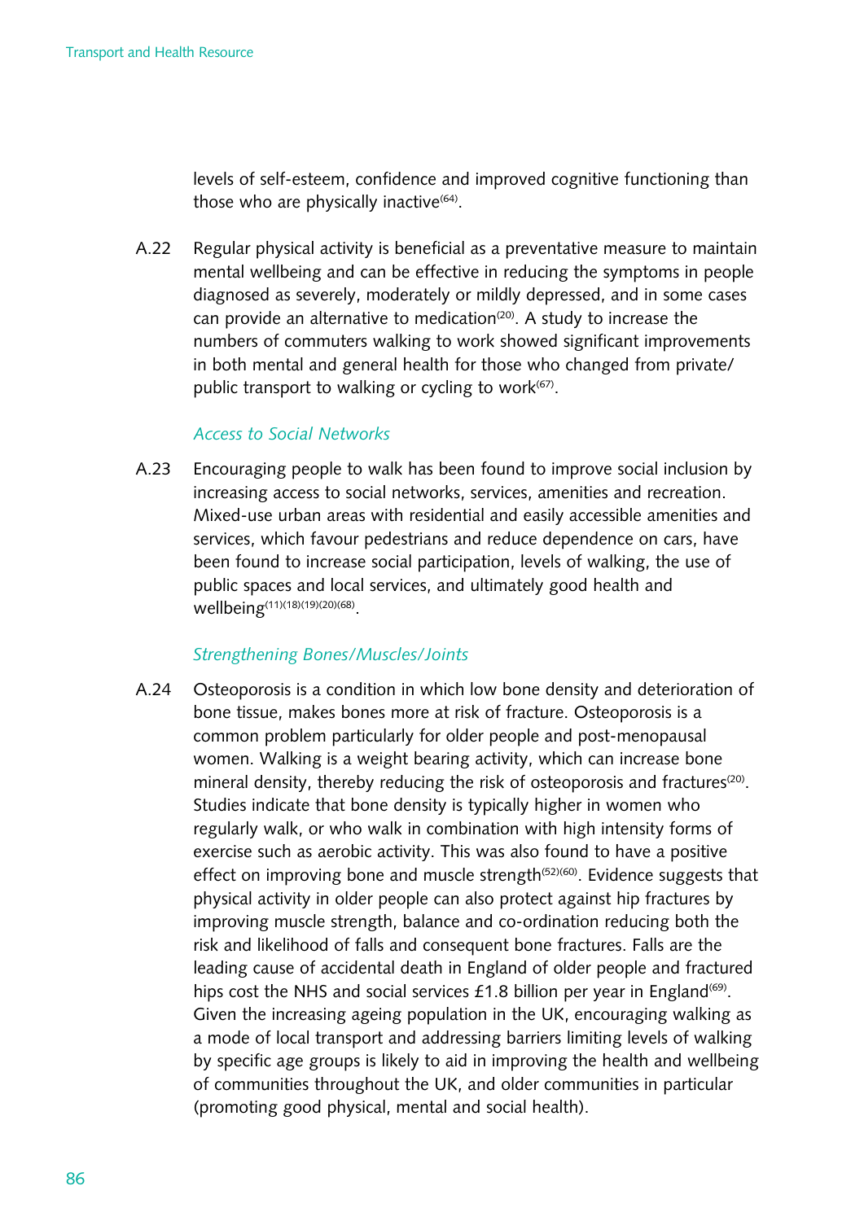levels of self-esteem, confidence and improved cognitive functioning than those who are physically inactive[64].

A.22 Regular physical activity is beneficial as a preventative measure to maintain mental wellbeing and can be effective in reducing the symptoms in people diagnosed as severely, moderately or mildly depressed, and in some cases can provide an alternative to medication[20]. A study to increase the numbers of commuters walking to work showed significant improvements in both mental and general health for those who changed from private/public transport to walking or cycling to work[67].

*Access to Social Networks*

A.23 Encouraging people to walk has been found to improve social inclusion by increasing access to social networks, services, amenities and recreation. Mixed-use urban areas with residential and easily accessible amenities and services, which favour pedestrians and reduce dependence on cars, have been found to increase social participation, levels of walking, the use of public spaces and local services, and ultimately good health and wellbeing[11][18][19][20][68].

*Strengthening Bones/Muscles/Joints*

A.24 Osteoporosis is a condition in which low bone density and deterioration of bone tissue, makes bones more at risk of fracture. Osteoporosis is a common problem particularly for older people and post-menopausal women. Walking is a weight bearing activity, which can increase bone mineral density, thereby reducing the risk of osteoporosis and fractures[20]. Studies indicate that bone density is typically higher in women who regularly walk, or who walk in combination with high intensity forms of exercise such as aerobic activity. This was also found to have a positive effect on improving bone and muscle strength[52][60]. Evidence suggests that physical activity in older people can also protect against hip fractures by improving muscle strength, balance and co-ordination reducing both the risk and likelihood of falls and consequent bone fractures. Falls are the leading cause of accidental death in England of older people and fractured hips cost the NHS and social services £1.8 billion per year in England[69]. Given the increasing ageing population in the UK, encouraging walking as a mode of local transport and addressing barriers limiting levels of walking by specific age groups is likely to aid in improving the health and wellbeing of communities throughout the UK, and older communities in particular (promoting good physical, mental and social health).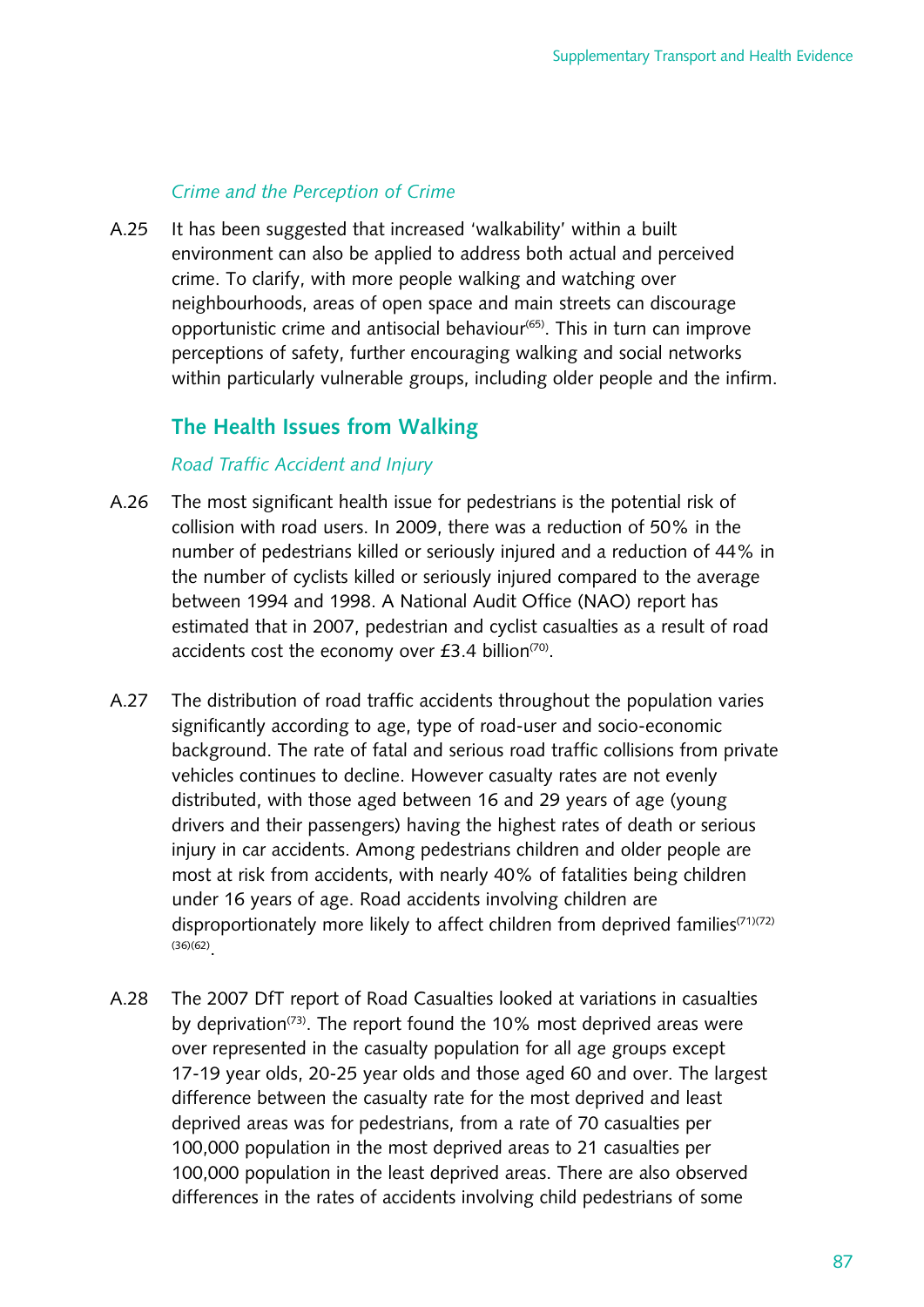*Crime and the Perception of Crime*

A.25 It has been suggested that increased 'walkability' within a built environment can also be applied to address both actual and perceived crime. To clarify, with more people walking and watching over neighbourhoods, areas of open space and main streets can discourage opportunistic crime and antisocial behaviour[65]. This in turn can improve perceptions of safety, further encouraging walking and social networks within particularly vulnerable groups, including older people and the infirm.

## The Health Issues from Walking

*Road Traffic Accident and Injury*

A.26 The most significant health issue for pedestrians is the potential risk of collision with road users. In 2009, there was a reduction of 50% in the number of pedestrians killed or seriously injured and a reduction of 44% in the number of cyclists killed or seriously injured compared to the average between 1994 and 1998. A National Audit Office (NAO) report has estimated that in 2007, pedestrian and cyclist casualties as a result of road accidents cost the economy over £3.4 billion[70].

A.27 The distribution of road traffic accidents throughout the population varies significantly according to age, type of road-user and socio-economic background. The rate of fatal and serious road traffic collisions from private vehicles continues to decline. However casualty rates are not evenly distributed, with those aged between 16 and 29 years of age (young drivers and their passengers) having the highest rates of death or serious injury in car accidents. Among pedestrians children and older people are most at risk from accidents, with nearly 40% of fatalities being children under 16 years of age. Road accidents involving children are disproportionately more likely to affect children from deprived families[71][72][36][62].

A.28 The 2007 DfT report of Road Casualties looked at variations in casualties by deprivation[73]. The report found the 10% most deprived areas were over represented in the casualty population for all age groups except 17-19 year olds, 20-25 year olds and those aged 60 and over. The largest difference between the casualty rate for the most deprived and least deprived areas was for pedestrians, from a rate of 70 casualties per 100,000 population in the most deprived areas to 21 casualties per 100,000 population in the least deprived areas. There are also observed differences in the rates of accidents involving child pedestrians of some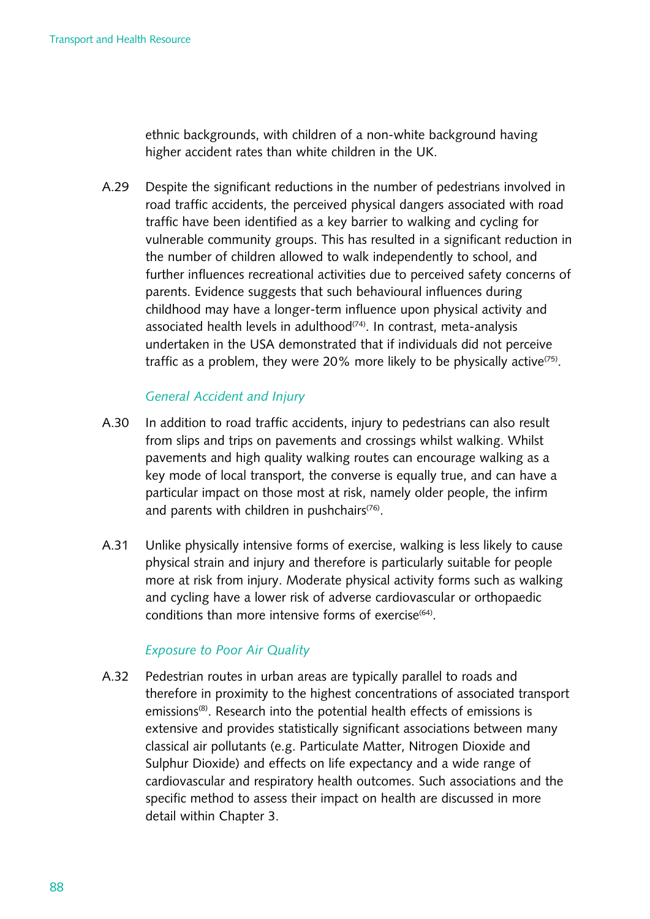ethnic backgrounds, with children of a non-white background having higher accident rates than white children in the UK.

A.29 Despite the significant reductions in the number of pedestrians involved in road traffic accidents, the perceived physical dangers associated with road traffic have been identified as a key barrier to walking and cycling for vulnerable community groups. This has resulted in a significant reduction in the number of children allowed to walk independently to school, and further influences recreational activities due to perceived safety concerns of parents. Evidence suggests that such behavioural influences during childhood may have a longer-term influence upon physical activity and associated health levels in adulthood[74]. In contrast, meta-analysis undertaken in the USA demonstrated that if individuals did not perceive traffic as a problem, they were 20% more likely to be physically active[75].

*General Accident and Injury*

A.30 In addition to road traffic accidents, injury to pedestrians can also result from slips and trips on pavements and crossings whilst walking. Whilst pavements and high quality walking routes can encourage walking as a key mode of local transport, the converse is equally true, and can have a particular impact on those most at risk, namely older people, the infirm and parents with children in pushchairs[76].

A.31 Unlike physically intensive forms of exercise, walking is less likely to cause physical strain and injury and therefore is particularly suitable for people more at risk from injury. Moderate physical activity forms such as walking and cycling have a lower risk of adverse cardiovascular or orthopaedic conditions than more intensive forms of exercise[64].

*Exposure to Poor Air Quality*

A.32 Pedestrian routes in urban areas are typically parallel to roads and therefore in proximity to the highest concentrations of associated transport emissions[8]. Research into the potential health effects of emissions is extensive and provides statistically significant associations between many classical air pollutants (e.g. Particulate Matter, Nitrogen Dioxide and Sulphur Dioxide) and effects on life expectancy and a wide range of cardiovascular and respiratory health outcomes. Such associations and the specific method to assess their impact on health are discussed in more detail within Chapter 3.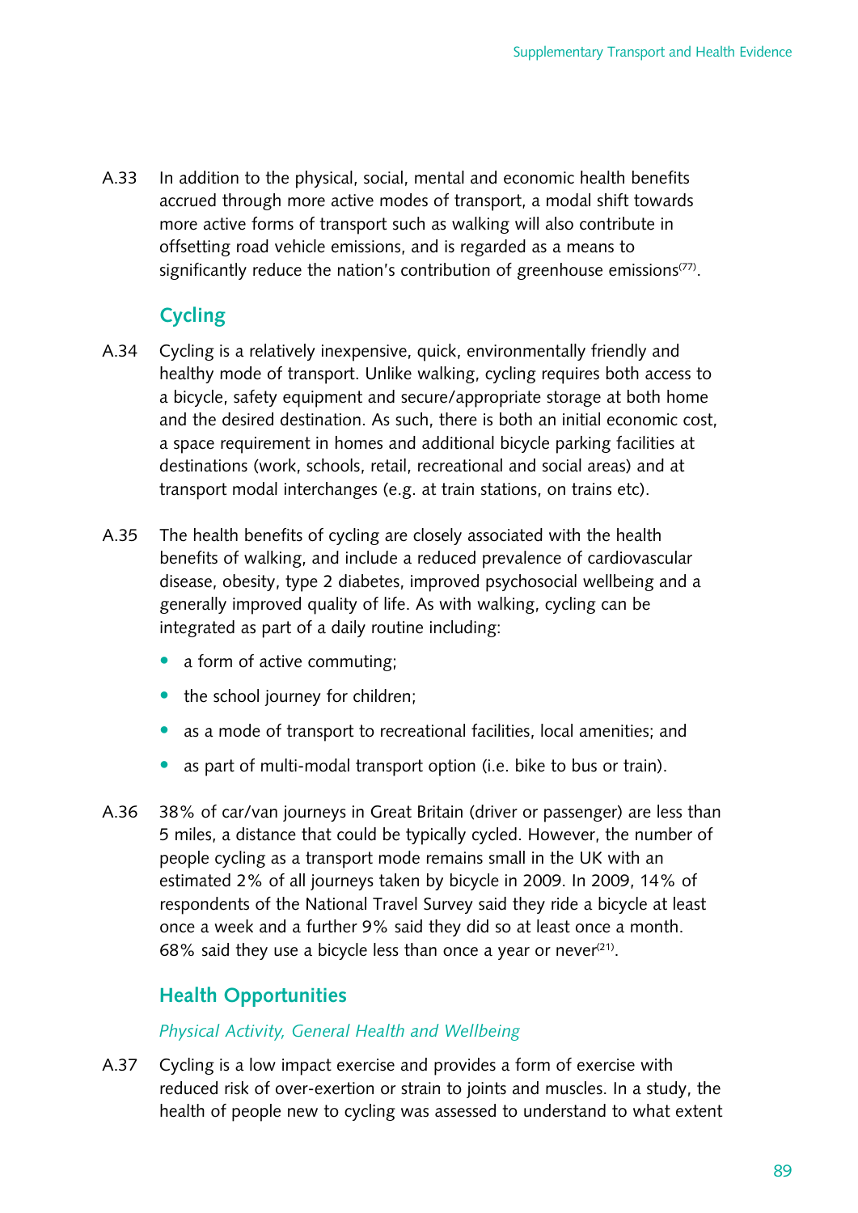A.33 In addition to the physical, social, mental and economic health benefits accrued through more active modes of transport, a modal shift towards more active forms of transport such as walking will also contribute in offsetting road vehicle emissions, and is regarded as a means to significantly reduce the nation's contribution of greenhouse emissions[77].

## Cycling

A.34 Cycling is a relatively inexpensive, quick, environmentally friendly and healthy mode of transport. Unlike walking, cycling requires both access to a bicycle, safety equipment and secure/appropriate storage at both home and the desired destination. As such, there is both an initial economic cost, a space requirement in homes and additional bicycle parking facilities at destinations (work, schools, retail, recreational and social areas) and at transport modal interchanges (e.g. at train stations, on trains etc).

A.35 The health benefits of cycling are closely associated with the health benefits of walking, and include a reduced prevalence of cardiovascular disease, obesity, type 2 diabetes, improved psychosocial wellbeing and a generally improved quality of life. As with walking, cycling can be integrated as part of a daily routine including:

- a form of active commuting;
- the school journey for children;
- as a mode of transport to recreational facilities, local amenities; and
- as part of multi-modal transport option (i.e. bike to bus or train).

A.36 38% of car/van journeys in Great Britain (driver or passenger) are less than 5 miles, a distance that could be typically cycled. However, the number of people cycling as a transport mode remains small in the UK with an estimated 2% of all journeys taken by bicycle in 2009. In 2009, 14% of respondents of the National Travel Survey said they ride a bicycle at least once a week and a further 9% said they did so at least once a month. 68% said they use a bicycle less than once a year or never[21].

## Health Opportunities

### *Physical Activity, General Health and Wellbeing*

A.37 Cycling is a low impact exercise and provides a form of exercise with reduced risk of over-exertion or strain to joints and muscles. In a study, the health of people new to cycling was assessed to understand to what extent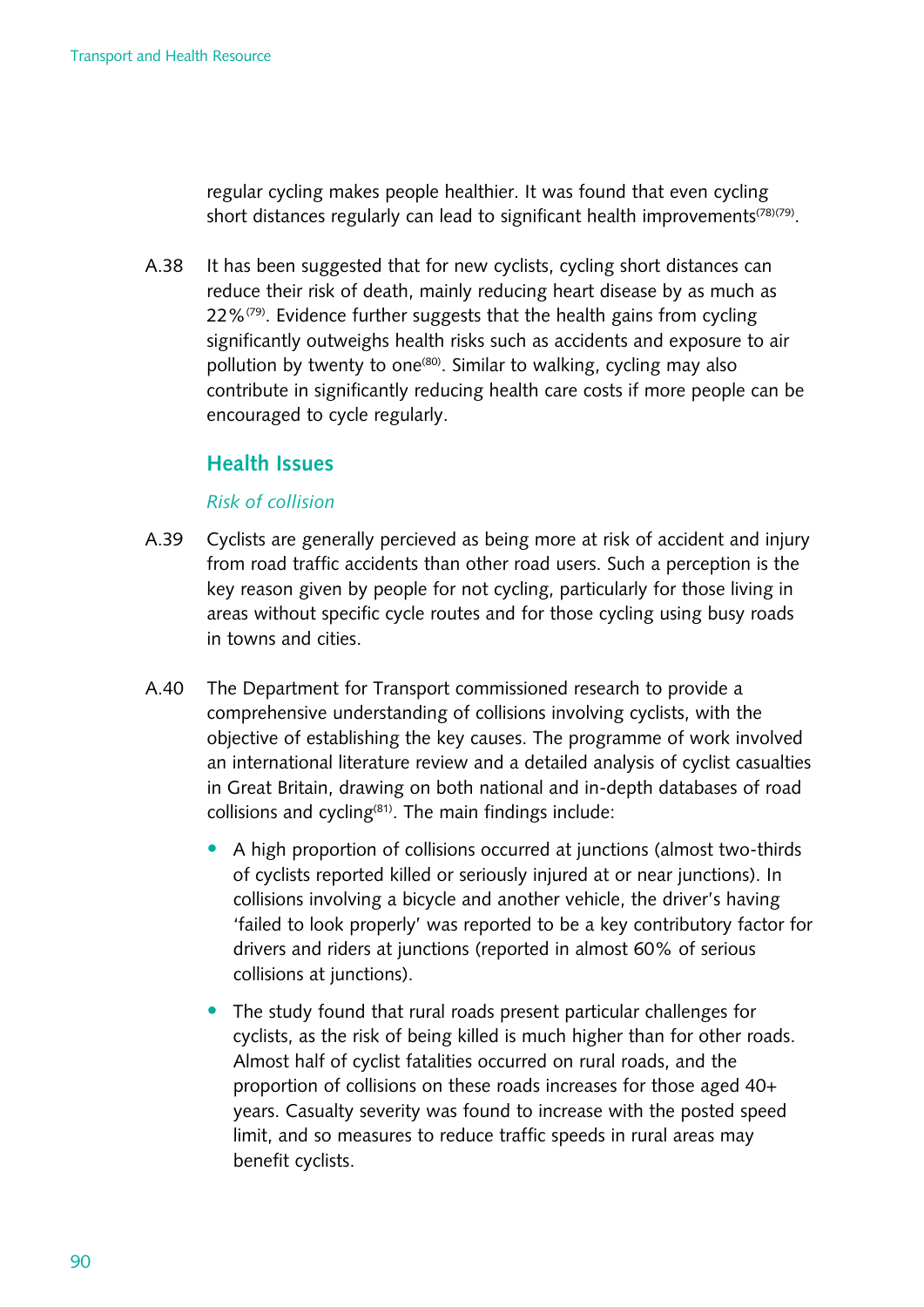regular cycling makes people healthier. It was found that even cycling short distances regularly can lead to significant health improvements[78][79].

A.38 It has been suggested that for new cyclists, cycling short distances can reduce their risk of death, mainly reducing heart disease by as much as 22%[79]. Evidence further suggests that the health gains from cycling significantly outweighs health risks such as accidents and exposure to air pollution by twenty to one[80]. Similar to walking, cycling may also contribute in significantly reducing health care costs if more people can be encouraged to cycle regularly.

## Health Issues

*Risk of collision*

A.39 Cyclists are generally percieved as being more at risk of accident and injury from road traffic accidents than other road users. Such a perception is the key reason given by people for not cycling, particularly for those living in areas without specific cycle routes and for those cycling using busy roads in towns and cities.

A.40 The Department for Transport commissioned research to provide a comprehensive understanding of collisions involving cyclists, with the objective of establishing the key causes. The programme of work involved an international literature review and a detailed analysis of cyclist casualties in Great Britain, drawing on both national and in-depth databases of road collisions and cycling[81]. The main findings include:

- A high proportion of collisions occurred at junctions (almost two-thirds of cyclists reported killed or seriously injured at or near junctions). In collisions involving a bicycle and another vehicle, the driver's having 'failed to look properly' was reported to be a key contributory factor for drivers and riders at junctions (reported in almost 60% of serious collisions at junctions).
- The study found that rural roads present particular challenges for cyclists, as the risk of being killed is much higher than for other roads. Almost half of cyclist fatalities occurred on rural roads, and the proportion of collisions on these roads increases for those aged 40+ years. Casualty severity was found to increase with the posted speed limit, and so measures to reduce traffic speeds in rural areas may benefit cyclists.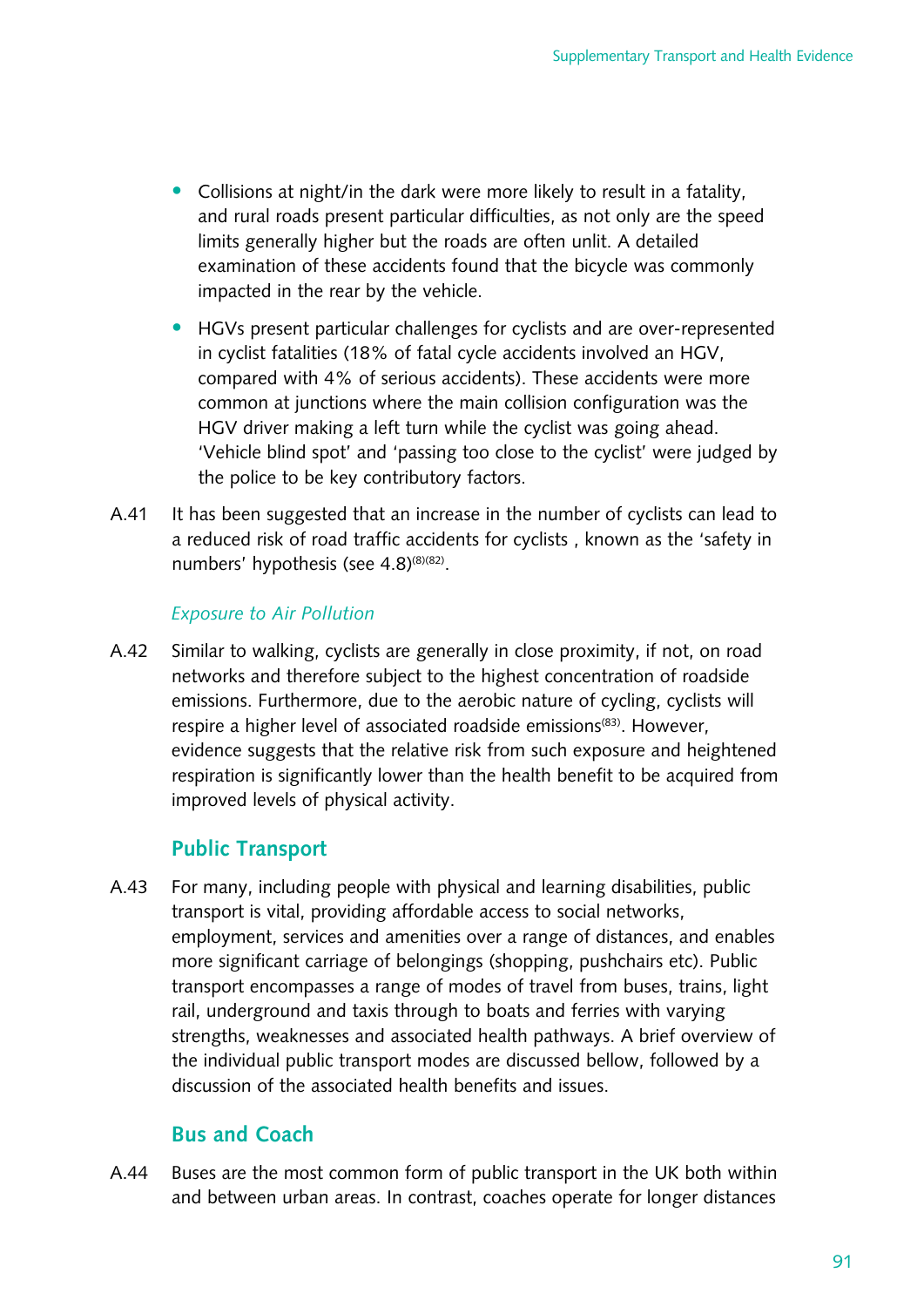- Collisions at night/in the dark were more likely to result in a fatality, and rural roads present particular difficulties, as not only are the speed limits generally higher but the roads are often unlit. A detailed examination of these accidents found that the bicycle was commonly impacted in the rear by the vehicle.
- HGVs present particular challenges for cyclists and are over-represented in cyclist fatalities (18% of fatal cycle accidents involved an HGV, compared with 4% of serious accidents). These accidents were more common at junctions where the main collision configuration was the HGV driver making a left turn while the cyclist was going ahead. 'Vehicle blind spot' and 'passing too close to the cyclist' were judged by the police to be key contributory factors.

A.41 It has been suggested that an increase in the number of cyclists can lead to a reduced risk of road traffic accidents for cyclists , known as the 'safety in numbers' hypothesis (see 4.8)[8][82].

### *Exposure to Air Pollution*

A.42 Similar to walking, cyclists are generally in close proximity, if not, on road networks and therefore subject to the highest concentration of roadside emissions. Furthermore, due to the aerobic nature of cycling, cyclists will respire a higher level of associated roadside emissions[83]. However, evidence suggests that the relative risk from such exposure and heightened respiration is significantly lower than the health benefit to be acquired from improved levels of physical activity.

## Public Transport

A.43 For many, including people with physical and learning disabilities, public transport is vital, providing affordable access to social networks, employment, services and amenities over a range of distances, and enables more significant carriage of belongings (shopping, pushchairs etc). Public transport encompasses a range of modes of travel from buses, trains, light rail, underground and taxis through to boats and ferries with varying strengths, weaknesses and associated health pathways. A brief overview of the individual public transport modes are discussed bellow, followed by a discussion of the associated health benefits and issues.

## Bus and Coach

A.44 Buses are the most common form of public transport in the UK both within and between urban areas. In contrast, coaches operate for longer distances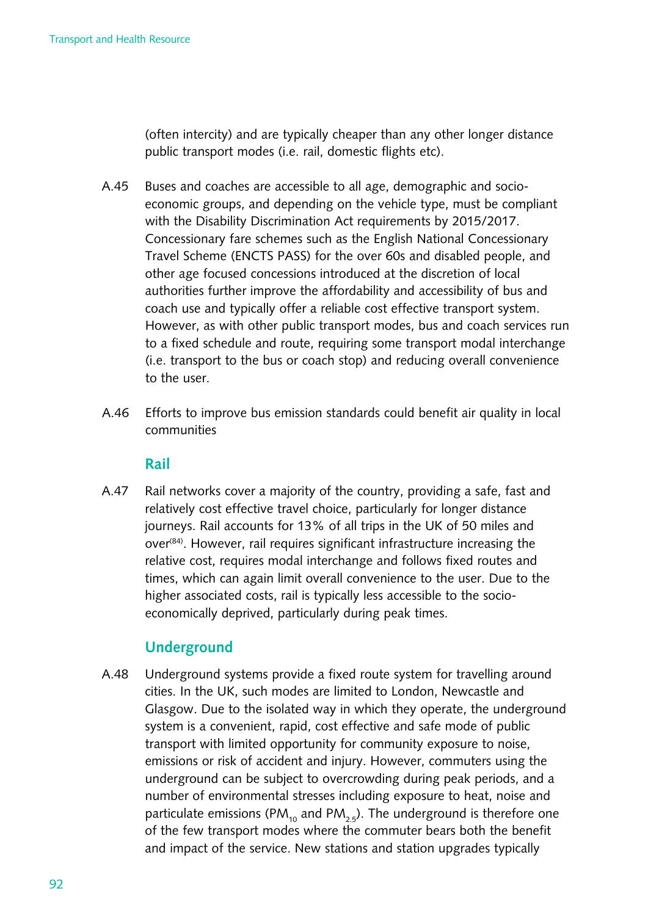(often intercity) and are typically cheaper than any other longer distance public transport modes (i.e. rail, domestic flights etc).

A.45 Buses and coaches are accessible to all age, demographic and socio-economic groups, and depending on the vehicle type, must be compliant with the Disability Discrimination Act requirements by 2015/2017. Concessionary fare schemes such as the English National Concessionary Travel Scheme (ENCTS PASS) for the over 60s and disabled people, and other age focused concessions introduced at the discretion of local authorities further improve the affordability and accessibility of bus and coach use and typically offer a reliable cost effective transport system. However, as with other public transport modes, bus and coach services run to a fixed schedule and route, requiring some transport modal interchange (i.e. transport to the bus or coach stop) and reducing overall convenience to the user.

A.46 Efforts to improve bus emission standards could benefit air quality in local communities

### Rail

A.47 Rail networks cover a majority of the country, providing a safe, fast and relatively cost effective travel choice, particularly for longer distance journeys. Rail accounts for 13% of all trips in the UK of 50 miles and over[84]. However, rail requires significant infrastructure increasing the relative cost, requires modal interchange and follows fixed routes and times, which can again limit overall convenience to the user. Due to the higher associated costs, rail is typically less accessible to the socio-economically deprived, particularly during peak times.

### Underground

A.48 Underground systems provide a fixed route system for travelling around cities. In the UK, such modes are limited to London, Newcastle and Glasgow. Due to the isolated way in which they operate, the underground system is a convenient, rapid, cost effective and safe mode of public transport with limited opportunity for community exposure to noise, emissions or risk of accident and injury. However, commuters using the underground can be subject to overcrowding during peak periods, and a number of environmental stresses including exposure to heat, noise and particulate emissions ($PM_{10}$ and $PM_{2.5}$). The underground is therefore one of the few transport modes where the commuter bears both the benefit and impact of the service. New stations and station upgrades typically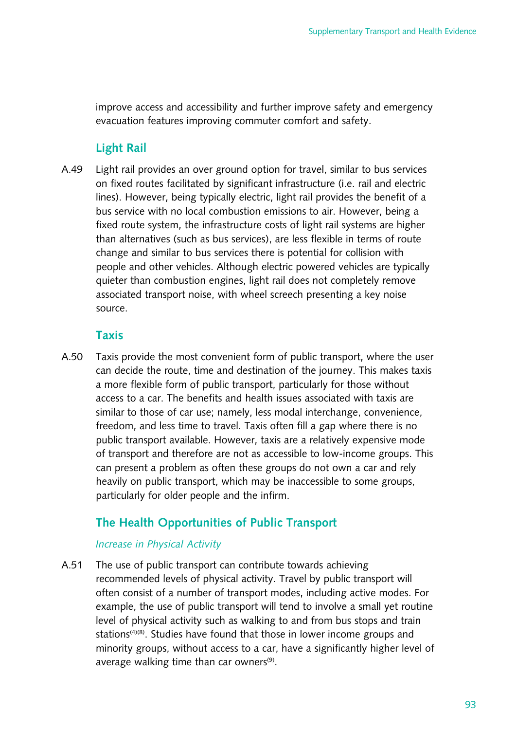improve access and accessibility and further improve safety and emergency evacuation features improving commuter comfort and safety.

## Light Rail

A.49 Light rail provides an over ground option for travel, similar to bus services on fixed routes facilitated by significant infrastructure (i.e. rail and electric lines). However, being typically electric, light rail provides the benefit of a bus service with no local combustion emissions to air. However, being a fixed route system, the infrastructure costs of light rail systems are higher than alternatives (such as bus services), are less flexible in terms of route change and similar to bus services there is potential for collision with people and other vehicles. Although electric powered vehicles are typically quieter than combustion engines, light rail does not completely remove associated transport noise, with wheel screech presenting a key noise source.

## Taxis

A.50 Taxis provide the most convenient form of public transport, where the user can decide the route, time and destination of the journey. This makes taxis a more flexible form of public transport, particularly for those without access to a car. The benefits and health issues associated with taxis are similar to those of car use; namely, less modal interchange, convenience, freedom, and less time to travel. Taxis often fill a gap where there is no public transport available. However, taxis are a relatively expensive mode of transport and therefore are not as accessible to low-income groups. This can present a problem as often these groups do not own a car and rely heavily on public transport, which may be inaccessible to some groups, particularly for older people and the infirm.

## The Health Opportunities of Public Transport

*Increase in Physical Activity*

A.51 The use of public transport can contribute towards achieving recommended levels of physical activity. Travel by public transport will often consist of a number of transport modes, including active modes. For example, the use of public transport will tend to involve a small yet routine level of physical activity such as walking to and from bus stops and train stations[4][8]. Studies have found that those in lower income groups and minority groups, without access to a car, have a significantly higher level of average walking time than car owners[9].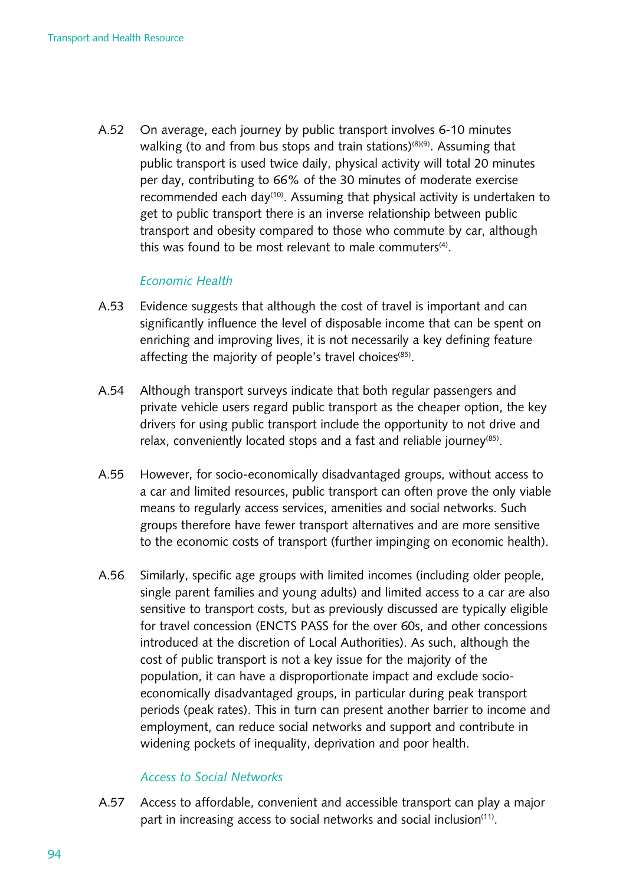A.52 On average, each journey by public transport involves 6-10 minutes walking (to and from bus stops and train stations)[8][9]. Assuming that public transport is used twice daily, physical activity will total 20 minutes per day, contributing to 66% of the 30 minutes of moderate exercise recommended each day[10]. Assuming that physical activity is undertaken to get to public transport there is an inverse relationship between public transport and obesity compared to those who commute by car, although this was found to be most relevant to male commuters[4].

*Economic Health*

A.53 Evidence suggests that although the cost of travel is important and can significantly influence the level of disposable income that can be spent on enriching and improving lives, it is not necessarily a key defining feature affecting the majority of people's travel choices[85].

A.54 Although transport surveys indicate that both regular passengers and private vehicle users regard public transport as the cheaper option, the key drivers for using public transport include the opportunity to not drive and relax, conveniently located stops and a fast and reliable journey[85].

A.55 However, for socio-economically disadvantaged groups, without access to a car and limited resources, public transport can often prove the only viable means to regularly access services, amenities and social networks. Such groups therefore have fewer transport alternatives and are more sensitive to the economic costs of transport (further impinging on economic health).

A.56 Similarly, specific age groups with limited incomes (including older people, single parent families and young adults) and limited access to a car are also sensitive to transport costs, but as previously discussed are typically eligible for travel concession (ENCTS PASS for the over 60s, and other concessions introduced at the discretion of Local Authorities). As such, although the cost of public transport is not a key issue for the majority of the population, it can have a disproportionate impact and exclude socio-economically disadvantaged groups, in particular during peak transport periods (peak rates). This in turn can present another barrier to income and employment, can reduce social networks and support and contribute in widening pockets of inequality, deprivation and poor health.

*Access to Social Networks*

A.57 Access to affordable, convenient and accessible transport can play a major part in increasing access to social networks and social inclusion[11].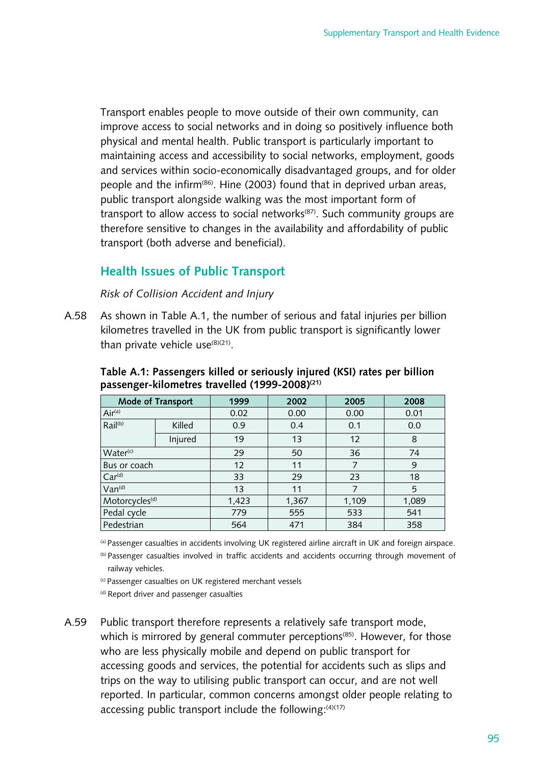Transport enables people to move outside of their own community, can improve access to social networks and in doing so positively influence both physical and mental health. Public transport is particularly important to maintaining access and accessibility to social networks, employment, goods and services within socio-economically disadvantaged groups, and for older people and the infirm[86]. Hine (2003) found that in deprived urban areas, public transport alongside walking was the most important form of transport to allow access to social networks[87]. Such community groups are therefore sensitive to changes in the availability and affordability of public transport (both adverse and beneficial).

## Health Issues of Public Transport

*Risk of Collision Accident and Injury*

A.58 As shown in Table A.1, the number of serious and fatal injuries per billion kilometres travelled in the UK from public transport is significantly lower than private vehicle use[8][21].

**Table A.1: Passengers killed or seriously injured (KSI) rates per billion passenger-kilometres travelled (1999-2008)[21]**

| Mode of Transport | | 1999 | 2002 | 2005 | 2008 |
|---|---|---|---|---|---|
| Air[a] | | 0.02 | 0.00 | 0.00 | 0.01 |
| Rail[b] | Killed | 0.9 | 0.4 | 0.1 | 0.0 |
| | Injured | 19 | 13 | 12 | 8 |
| Water[c] | | 29 | 50 | 36 | 74 |
| Bus or coach | | 12 | 11 | 7 | 9 |
| Car[d] | | 33 | 29 | 23 | 18 |
| Van[d] | | 13 | 11 | 7 | 5 |
| Motorcycles[d] | | 1,423 | 1,367 | 1,109 | 1,089 |
| Pedal cycle | | 779 | 555 | 533 | 541 |
| Pedestrian | | 564 | 471 | 384 | 358 |

[a] Passenger casualties in accidents involving UK registered airline aircraft in UK and foreign airspace.

[b] Passenger casualties involved in traffic accidents and accidents occurring through movement of railway vehicles.

[c] Passenger casualties on UK registered merchant vessels

[d] Report driver and passenger casualties

A.59 Public transport therefore represents a relatively safe transport mode, which is mirrored by general commuter perceptions[85]. However, for those who are less physically mobile and depend on public transport for accessing goods and services, the potential for accidents such as slips and trips on the way to utilising public transport can occur, and are not well reported. In particular, common concerns amongst older people relating to accessing public transport include the following:[4][17]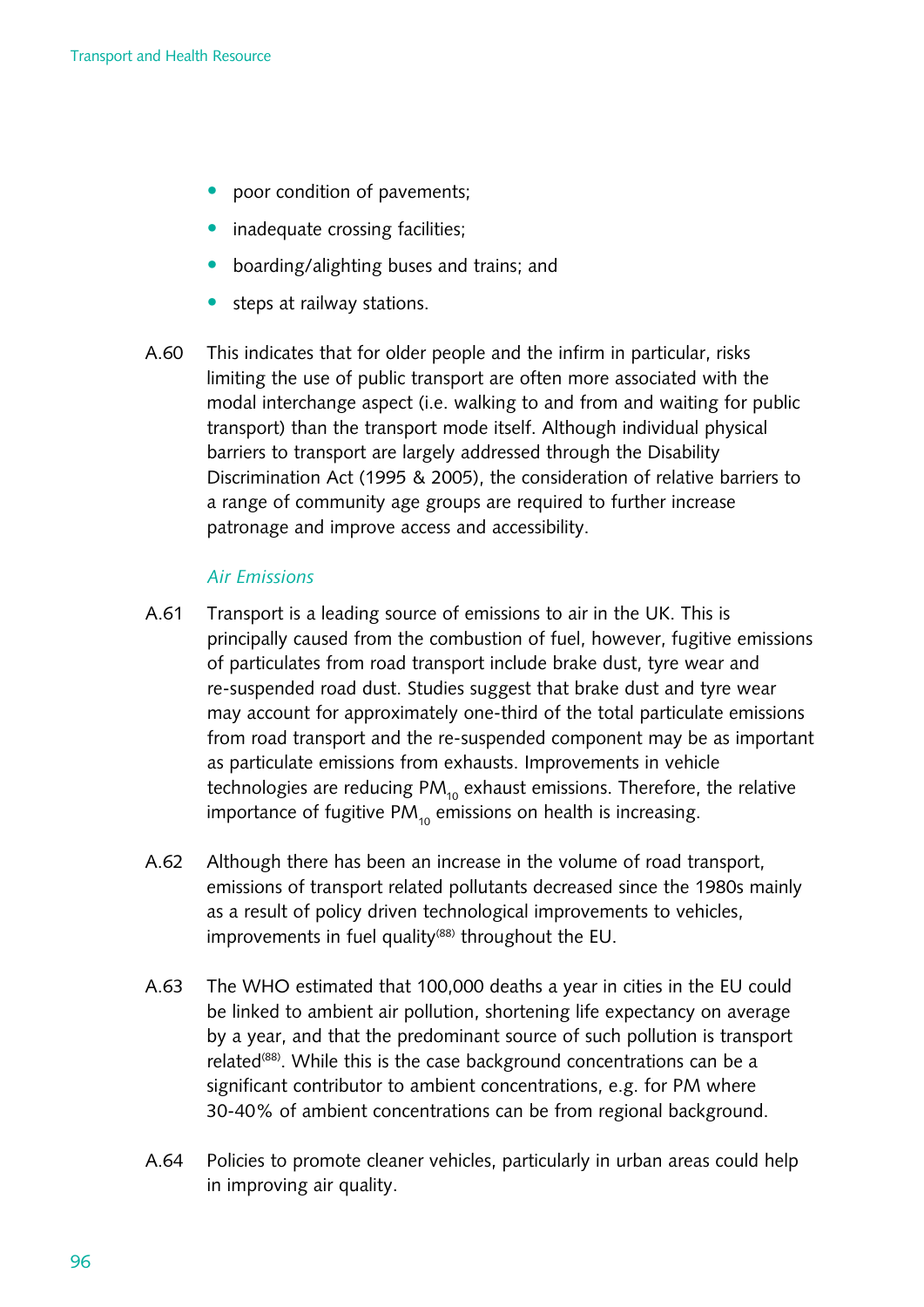- poor condition of pavements;
- inadequate crossing facilities;
- boarding/alighting buses and trains; and
- steps at railway stations.

A.60 This indicates that for older people and the infirm in particular, risks limiting the use of public transport are often more associated with the modal interchange aspect (i.e. walking to and from and waiting for public transport) than the transport mode itself. Although individual physical barriers to transport are largely addressed through the Disability Discrimination Act (1995 & 2005), the consideration of relative barriers to a range of community age groups are required to further increase patronage and improve access and accessibility.

*Air Emissions*

A.61 Transport is a leading source of emissions to air in the UK. This is principally caused from the combustion of fuel, however, fugitive emissions of particulates from road transport include brake dust, tyre wear and re-suspended road dust. Studies suggest that brake dust and tyre wear may account for approximately one-third of the total particulate emissions from road transport and the re-suspended component may be as important as particulate emissions from exhausts. Improvements in vehicle technologies are reducing $PM_{10}$ exhaust emissions. Therefore, the relative importance of fugitive $PM_{10}$ emissions on health is increasing.

A.62 Although there has been an increase in the volume of road transport, emissions of transport related pollutants decreased since the 1980s mainly as a result of policy driven technological improvements to vehicles, improvements in fuel quality[88] throughout the EU.

A.63 The WHO estimated that 100,000 deaths a year in cities in the EU could be linked to ambient air pollution, shortening life expectancy on average by a year, and that the predominant source of such pollution is transport related[88]. While this is the case background concentrations can be a significant contributor to ambient concentrations, e.g. for PM where 30-40% of ambient concentrations can be from regional background.

A.64 Policies to promote cleaner vehicles, particularly in urban areas could help in improving air quality.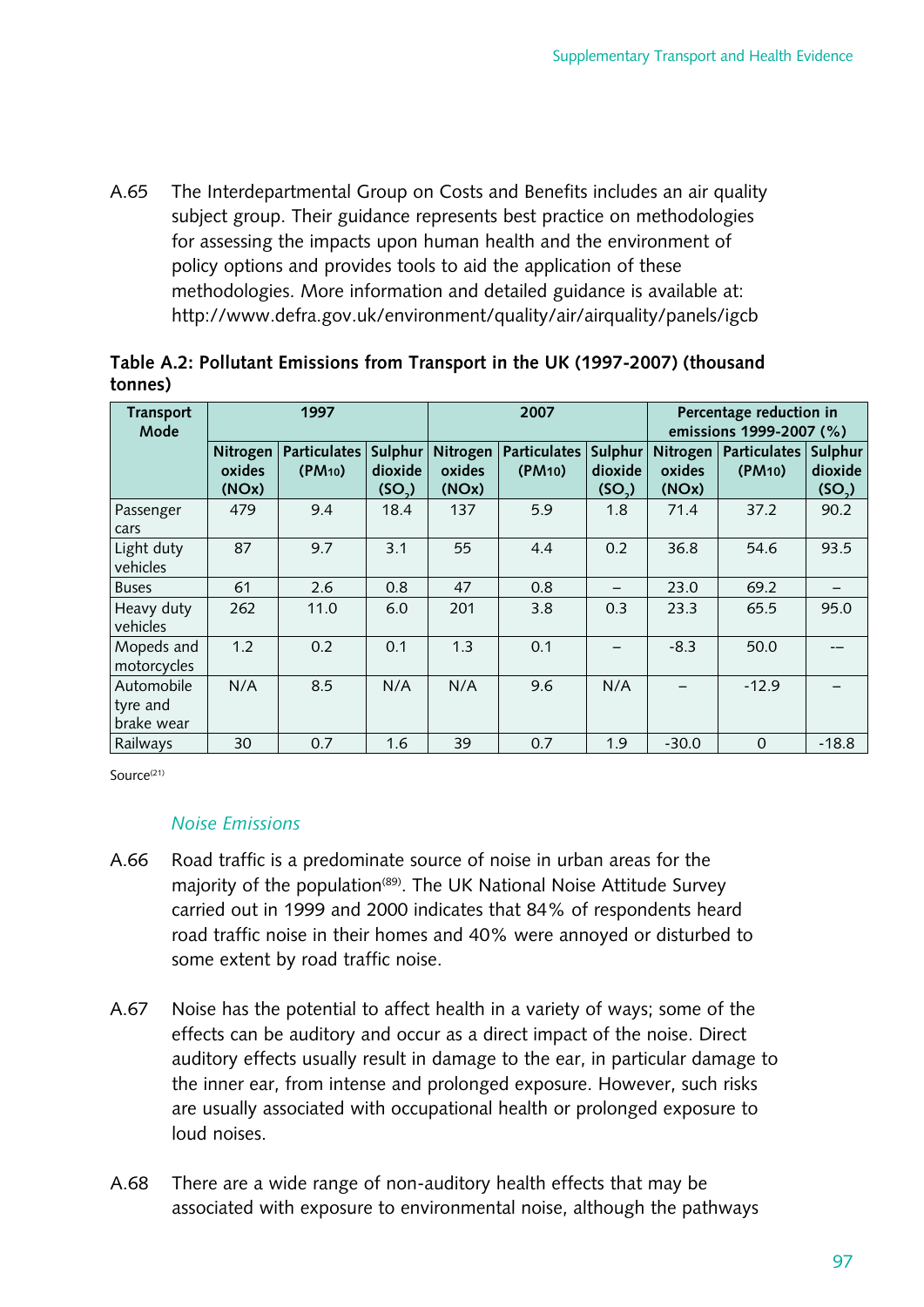A.65 The Interdepartmental Group on Costs and Benefits includes an air quality subject group. Their guidance represents best practice on methodologies for assessing the impacts upon human health and the environment of policy options and provides tools to aid the application of these methodologies. More information and detailed guidance is available at: http://www.defra.gov.uk/environment/quality/air/airquality/panels/igcb

**Table A.2: Pollutant Emissions from Transport in the UK (1997-2007) (thousand tonnes)**

| Transport Mode | 1997 | | | 2007 | | | Percentage reduction in emissions 1999-2007 (%) | | |
|---|---|---|---|---|---|---|---|---|---|
| | Nitrogen oxides (NOx) | Particulates ($PM_{10}$) | Sulphur dioxide ($SO_2$) | Nitrogen oxides (NOx) | Particulates ($PM_{10}$) | Sulphur dioxide ($SO_2$) | Nitrogen oxides (NOx) | Particulates ($PM_{10}$) | Sulphur dioxide ($SO_2$) |
| Passenger cars | 479 | 9.4 | 18.4 | 137 | 5.9 | 1.8 | 71.4 | 37.2 | 90.2 |
| Light duty vehicles | 87 | 9.7 | 3.1 | 55 | 4.4 | 0.2 | 36.8 | 54.6 | 93.5 |
| Buses | 61 | 2.6 | 0.8 | 47 | 0.8 | – | 23.0 | 69.2 | – |
| Heavy duty vehicles | 262 | 11.0 | 6.0 | 201 | 3.8 | 0.3 | 23.3 | 65.5 | 95.0 |
| Mopeds and motorcycles | 1.2 | 0.2 | 0.1 | 1.3 | 0.1 | – | -8.3 | 50.0 | -– |
| Automobile tyre and brake wear | N/A | 8.5 | N/A | N/A | 9.6 | N/A | – | -12.9 | – |
| Railways | 30 | 0.7 | 1.6 | 39 | 0.7 | 1.9 | -30.0 | 0 | -18.8 |

Source[21]

### *Noise Emissions*

A.66 Road traffic is a predominate source of noise in urban areas for the majority of the population[89]. The UK National Noise Attitude Survey carried out in 1999 and 2000 indicates that 84% of respondents heard road traffic noise in their homes and 40% were annoyed or disturbed to some extent by road traffic noise.

A.67 Noise has the potential to affect health in a variety of ways; some of the effects can be auditory and occur as a direct impact of the noise. Direct auditory effects usually result in damage to the ear, in particular damage to the inner ear, from intense and prolonged exposure. However, such risks are usually associated with occupational health or prolonged exposure to loud noises.

A.68 There are a wide range of non-auditory health effects that may be associated with exposure to environmental noise, although the pathways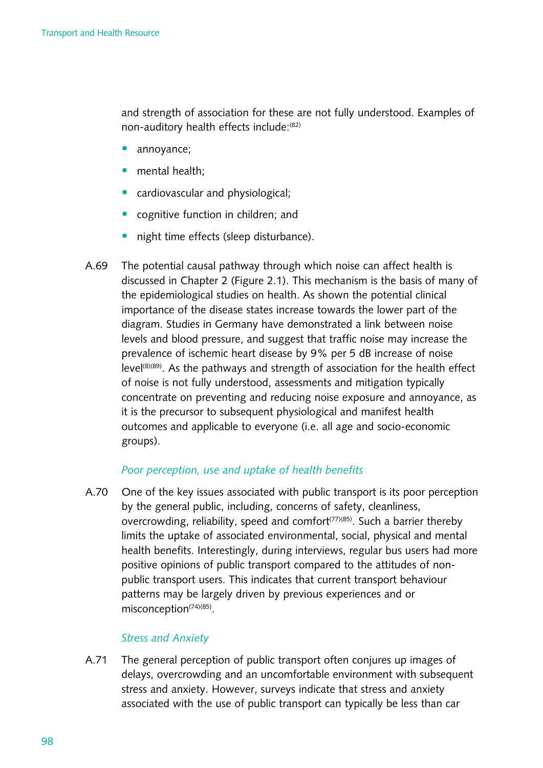and strength of association for these are not fully understood. Examples of non-auditory health effects include:[82]

- annoyance;
- mental health;
- cardiovascular and physiological;
- cognitive function in children; and
- night time effects (sleep disturbance).

A.69 The potential causal pathway through which noise can affect health is discussed in Chapter 2 (Figure 2.1). This mechanism is the basis of many of the epidemiological studies on health. As shown the potential clinical importance of the disease states increase towards the lower part of the diagram. Studies in Germany have demonstrated a link between noise levels and blood pressure, and suggest that traffic noise may increase the prevalence of ischemic heart disease by 9% per 5 dB increase of noise level[8][89]. As the pathways and strength of association for the health effect of noise is not fully understood, assessments and mitigation typically concentrate on preventing and reducing noise exposure and annoyance, as it is the precursor to subsequent physiological and manifest health outcomes and applicable to everyone (i.e. all age and socio-economic groups).

*Poor perception, use and uptake of health benefits*

A.70 One of the key issues associated with public transport is its poor perception by the general public, including, concerns of safety, cleanliness, overcrowding, reliability, speed and comfort[77][85]. Such a barrier thereby limits the uptake of associated environmental, social, physical and mental health benefits. Interestingly, during interviews, regular bus users had more positive opinions of public transport compared to the attitudes of non-public transport users. This indicates that current transport behaviour patterns may be largely driven by previous experiences and or misconception[74][85].

*Stress and Anxiety*

A.71 The general perception of public transport often conjures up images of delays, overcrowding and an uncomfortable environment with subsequent stress and anxiety. However, surveys indicate that stress and anxiety associated with the use of public transport can typically be less than car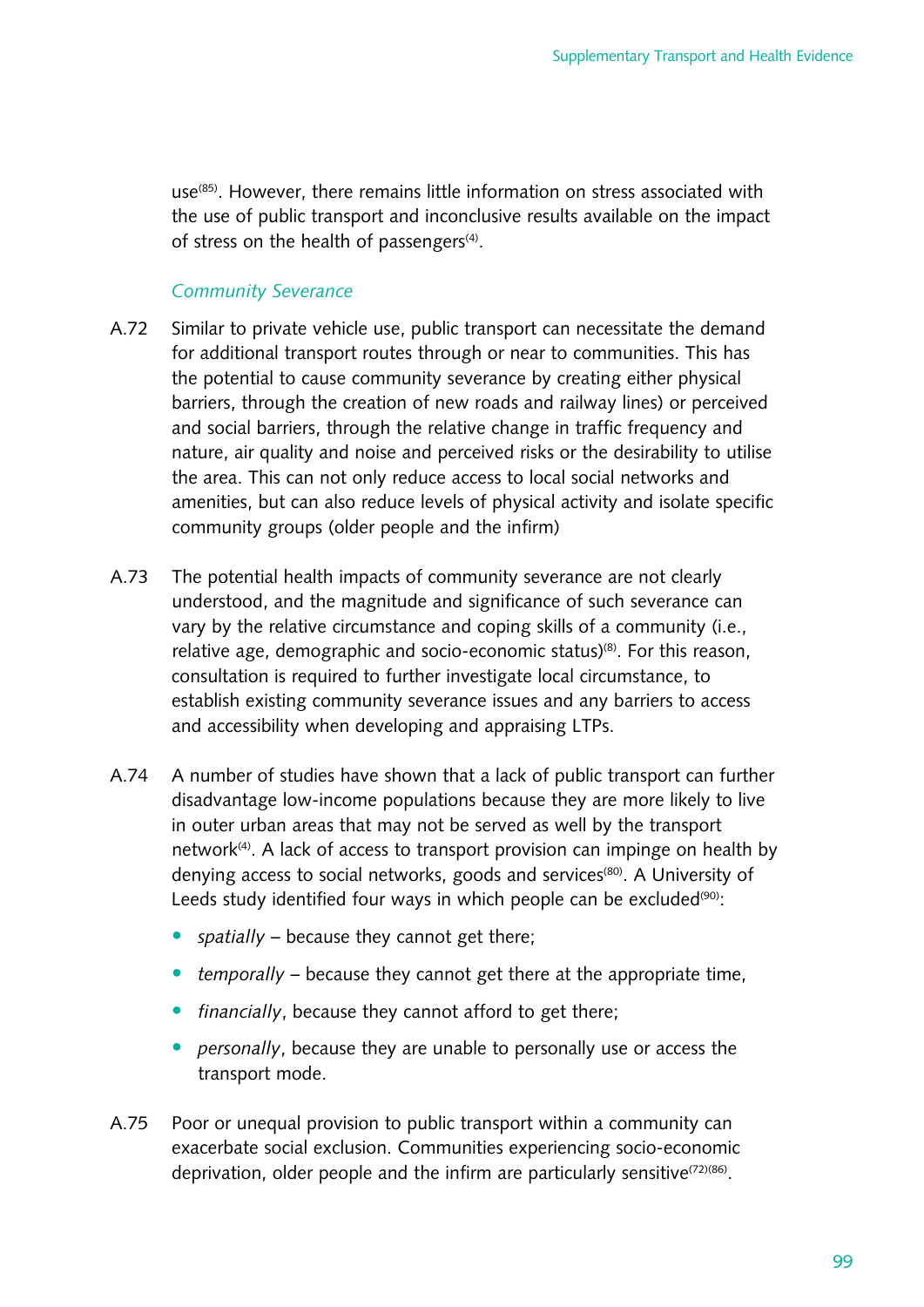use[85]. However, there remains little information on stress associated with the use of public transport and inconclusive results available on the impact of stress on the health of passengers[4].

### *Community Severance*

A.72 Similar to private vehicle use, public transport can necessitate the demand for additional transport routes through or near to communities. This has the potential to cause community severance by creating either physical barriers, through the creation of new roads and railway lines) or perceived and social barriers, through the relative change in traffic frequency and nature, air quality and noise and perceived risks or the desirability to utilise the area. This can not only reduce access to local social networks and amenities, but can also reduce levels of physical activity and isolate specific community groups (older people and the infirm)

A.73 The potential health impacts of community severance are not clearly understood, and the magnitude and significance of such severance can vary by the relative circumstance and coping skills of a community (i.e., relative age, demographic and socio-economic status)[8]. For this reason, consultation is required to further investigate local circumstance, to establish existing community severance issues and any barriers to access and accessibility when developing and appraising LTPs.

A.74 A number of studies have shown that a lack of public transport can further disadvantage low-income populations because they are more likely to live in outer urban areas that may not be served as well by the transport network[4]. A lack of access to transport provision can impinge on health by denying access to social networks, goods and services[80]. A University of Leeds study identified four ways in which people can be excluded[90]:

- *spatially* – because they cannot get there;
- *temporally* – because they cannot get there at the appropriate time,
- *financially*, because they cannot afford to get there;
- *personally*, because they are unable to personally use or access the transport mode.

A.75 Poor or unequal provision to public transport within a community can exacerbate social exclusion. Communities experiencing socio-economic deprivation, older people and the infirm are particularly sensitive[72][86].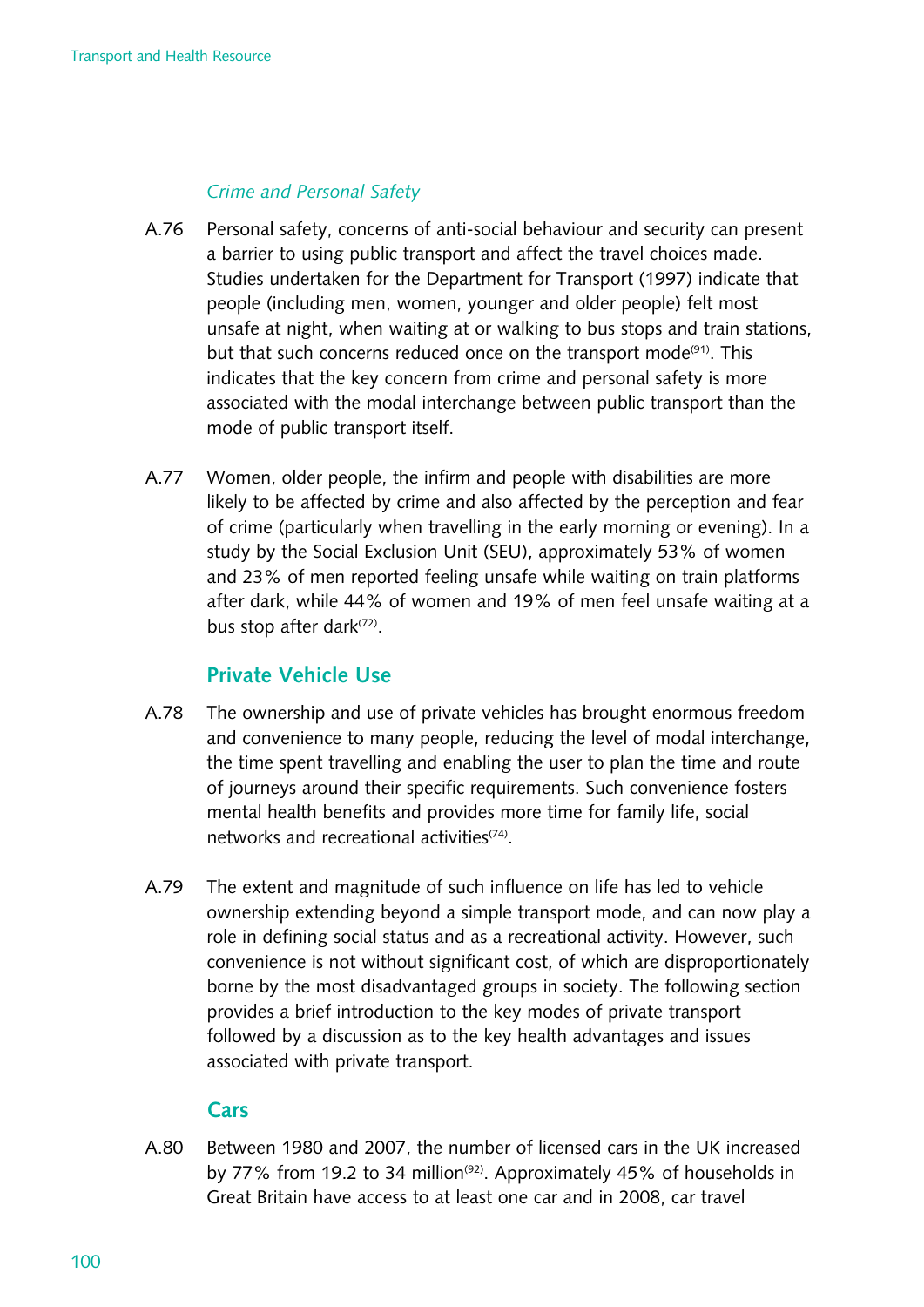*Crime and Personal Safety*

A.76 Personal safety, concerns of anti-social behaviour and security can present a barrier to using public transport and affect the travel choices made. Studies undertaken for the Department for Transport (1997) indicate that people (including men, women, younger and older people) felt most unsafe at night, when waiting at or walking to bus stops and train stations, but that such concerns reduced once on the transport mode[91]. This indicates that the key concern from crime and personal safety is more associated with the modal interchange between public transport than the mode of public transport itself.

A.77 Women, older people, the infirm and people with disabilities are more likely to be affected by crime and also affected by the perception and fear of crime (particularly when travelling in the early morning or evening). In a study by the Social Exclusion Unit (SEU), approximately 53% of women and 23% of men reported feeling unsafe while waiting on train platforms after dark, while 44% of women and 19% of men feel unsafe waiting at a bus stop after dark[72].

## Private Vehicle Use

A.78 The ownership and use of private vehicles has brought enormous freedom and convenience to many people, reducing the level of modal interchange, the time spent travelling and enabling the user to plan the time and route of journeys around their specific requirements. Such convenience fosters mental health benefits and provides more time for family life, social networks and recreational activities[74].

A.79 The extent and magnitude of such influence on life has led to vehicle ownership extending beyond a simple transport mode, and can now play a role in defining social status and as a recreational activity. However, such convenience is not without significant cost, of which are disproportionately borne by the most disadvantaged groups in society. The following section provides a brief introduction to the key modes of private transport followed by a discussion as to the key health advantages and issues associated with private transport.

## Cars

A.80 Between 1980 and 2007, the number of licensed cars in the UK increased by 77% from 19.2 to 34 million[92]. Approximately 45% of households in Great Britain have access to at least one car and in 2008, car travel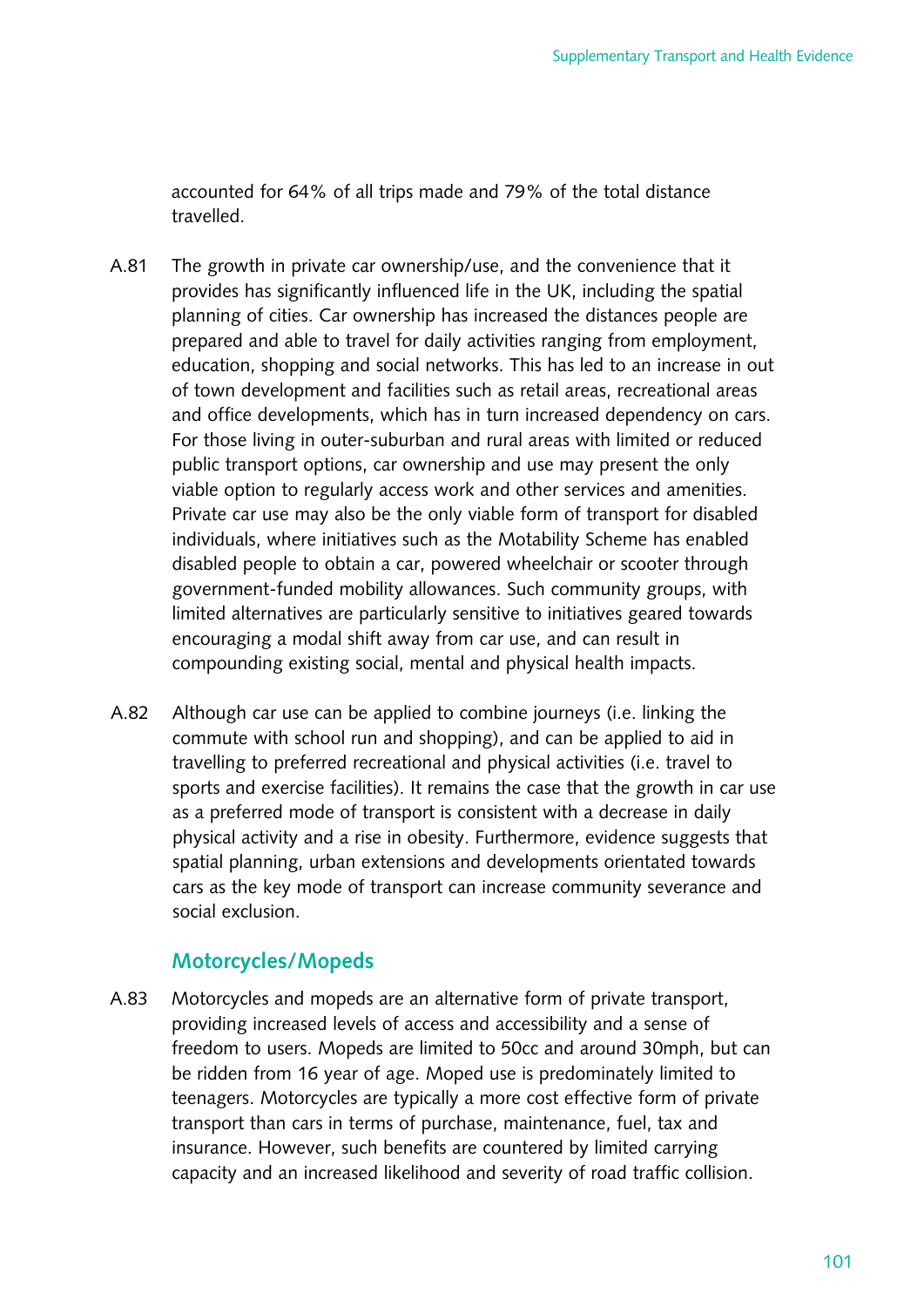accounted for 64% of all trips made and 79% of the total distance travelled.

A.81 The growth in private car ownership/use, and the convenience that it provides has significantly influenced life in the UK, including the spatial planning of cities. Car ownership has increased the distances people are prepared and able to travel for daily activities ranging from employment, education, shopping and social networks. This has led to an increase in out of town development and facilities such as retail areas, recreational areas and office developments, which has in turn increased dependency on cars. For those living in outer-suburban and rural areas with limited or reduced public transport options, car ownership and use may present the only viable option to regularly access work and other services and amenities. Private car use may also be the only viable form of transport for disabled individuals, where initiatives such as the Motability Scheme has enabled disabled people to obtain a car, powered wheelchair or scooter through government-funded mobility allowances. Such community groups, with limited alternatives are particularly sensitive to initiatives geared towards encouraging a modal shift away from car use, and can result in compounding existing social, mental and physical health impacts.

A.82 Although car use can be applied to combine journeys (i.e. linking the commute with school run and shopping), and can be applied to aid in travelling to preferred recreational and physical activities (i.e. travel to sports and exercise facilities). It remains the case that the growth in car use as a preferred mode of transport is consistent with a decrease in daily physical activity and a rise in obesity. Furthermore, evidence suggests that spatial planning, urban extensions and developments orientated towards cars as the key mode of transport can increase community severance and social exclusion.

### Motorcycles/Mopeds

A.83 Motorcycles and mopeds are an alternative form of private transport, providing increased levels of access and accessibility and a sense of freedom to users. Mopeds are limited to 50cc and around 30mph, but can be ridden from 16 year of age. Moped use is predominately limited to teenagers. Motorcycles are typically a more cost effective form of private transport than cars in terms of purchase, maintenance, fuel, tax and insurance. However, such benefits are countered by limited carrying capacity and an increased likelihood and severity of road traffic collision.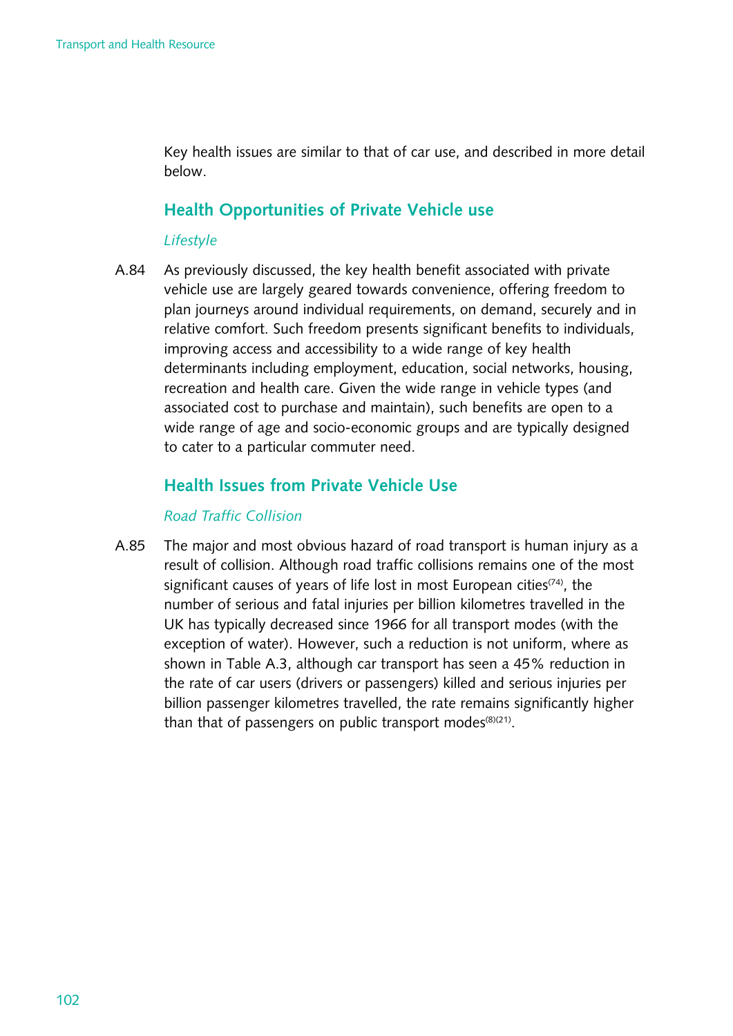Key health issues are similar to that of car use, and described in more detail below.

## Health Opportunities of Private Vehicle use

*Lifestyle*

A.84 As previously discussed, the key health benefit associated with private vehicle use are largely geared towards convenience, offering freedom to plan journeys around individual requirements, on demand, securely and in relative comfort. Such freedom presents significant benefits to individuals, improving access and accessibility to a wide range of key health determinants including employment, education, social networks, housing, recreation and health care. Given the wide range in vehicle types (and associated cost to purchase and maintain), such benefits are open to a wide range of age and socio-economic groups and are typically designed to cater to a particular commuter need.

## Health Issues from Private Vehicle Use

*Road Traffic Collision*

A.85 The major and most obvious hazard of road transport is human injury as a result of collision. Although road traffic collisions remains one of the most significant causes of years of life lost in most European cities[74], the number of serious and fatal injuries per billion kilometres travelled in the UK has typically decreased since 1966 for all transport modes (with the exception of water). However, such a reduction is not uniform, where as shown in Table A.3, although car transport has seen a 45% reduction in the rate of car users (drivers or passengers) killed and serious injuries per billion passenger kilometres travelled, the rate remains significantly higher than that of passengers on public transport modes[8][21].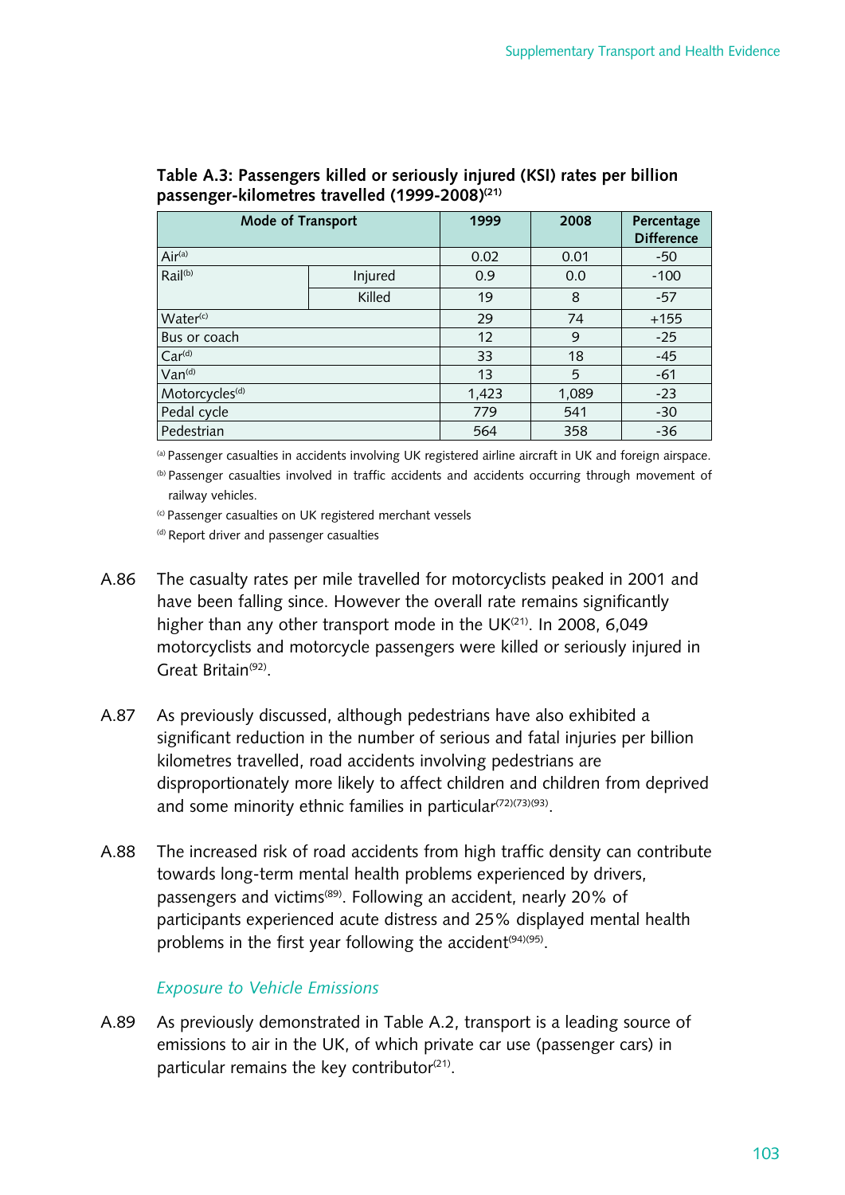**Table A.3: Passengers killed or seriously injured (KSI) rates per billion passenger-kilometres travelled (1999-2008)[21]**

| Mode of Transport | | 1999 | 2008 | Percentage Difference |
|---|---|---|---|---|
| Air[a] | | 0.02 | 0.01 | -50 |
| Rail[b] | Injured | 0.9 | 0.0 | -100 |
| | Killed | 19 | 8 | -57 |
| Water[c] | | 29 | 74 | +155 |
| Bus or coach | | 12 | 9 | -25 |
| Car[d] | | 33 | 18 | -45 |
| Van[d] | | 13 | 5 | -61 |
| Motorcycles[d] | | 1,423 | 1,089 | -23 |
| Pedal cycle | | 779 | 541 | -30 |
| Pedestrian | | 564 | 358 | -36 |

[a] Passenger casualties in accidents involving UK registered airline aircraft in UK and foreign airspace.

[b] Passenger casualties involved in traffic accidents and accidents occurring through movement of railway vehicles.

[c] Passenger casualties on UK registered merchant vessels

[d] Report driver and passenger casualties

A.86 The casualty rates per mile travelled for motorcyclists peaked in 2001 and have been falling since. However the overall rate remains significantly higher than any other transport mode in the UK[21]. In 2008, 6,049 motorcyclists and motorcycle passengers were killed or seriously injured in Great Britain[92].

A.87 As previously discussed, although pedestrians have also exhibited a significant reduction in the number of serious and fatal injuries per billion kilometres travelled, road accidents involving pedestrians are disproportionately more likely to affect children and children from deprived and some minority ethnic families in particular[72][73][93].

A.88 The increased risk of road accidents from high traffic density can contribute towards long-term mental health problems experienced by drivers, passengers and victims[89]. Following an accident, nearly 20% of participants experienced acute distress and 25% displayed mental health problems in the first year following the accident[94][95].

*Exposure to Vehicle Emissions*

A.89 As previously demonstrated in Table A.2, transport is a leading source of emissions to air in the UK, of which private car use (passenger cars) in particular remains the key contributor[21].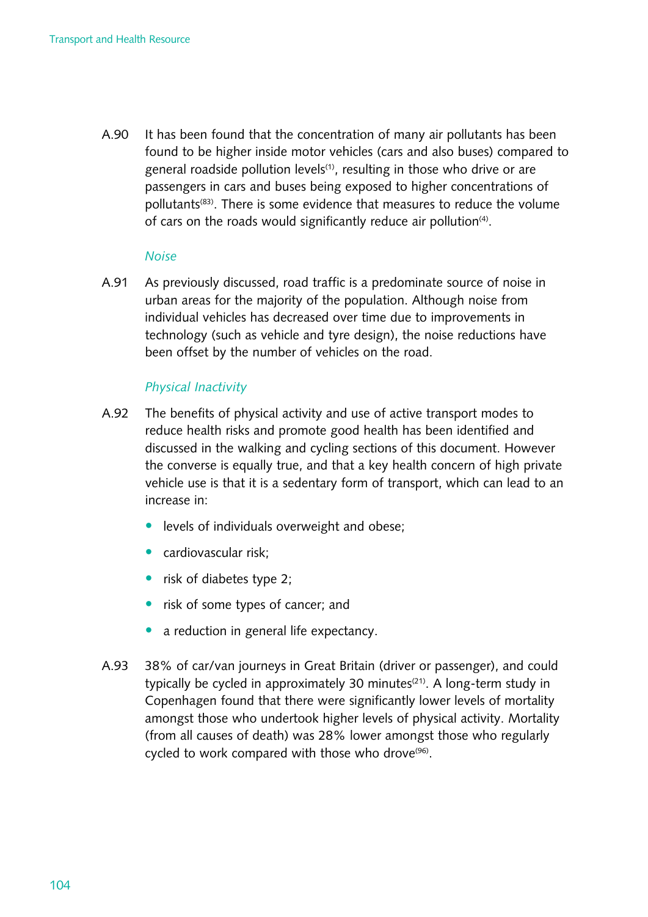A.90 It has been found that the concentration of many air pollutants has been found to be higher inside motor vehicles (cars and also buses) compared to general roadside pollution levels[1], resulting in those who drive or are passengers in cars and buses being exposed to higher concentrations of pollutants[83]. There is some evidence that measures to reduce the volume of cars on the roads would significantly reduce air pollution[4].

### *Noise*

A.91 As previously discussed, road traffic is a predominate source of noise in urban areas for the majority of the population. Although noise from individual vehicles has decreased over time due to improvements in technology (such as vehicle and tyre design), the noise reductions have been offset by the number of vehicles on the road.

### *Physical Inactivity*

A.92 The benefits of physical activity and use of active transport modes to reduce health risks and promote good health has been identified and discussed in the walking and cycling sections of this document. However the converse is equally true, and that a key health concern of high private vehicle use is that it is a sedentary form of transport, which can lead to an increase in:

- levels of individuals overweight and obese;
- cardiovascular risk;
- risk of diabetes type 2;
- risk of some types of cancer; and
- a reduction in general life expectancy.

A.93 38% of car/van journeys in Great Britain (driver or passenger), and could typically be cycled in approximately 30 minutes[21]. A long-term study in Copenhagen found that there were significantly lower levels of mortality amongst those who undertook higher levels of physical activity. Mortality (from all causes of death) was 28% lower amongst those who regularly cycled to work compared with those who drove[96].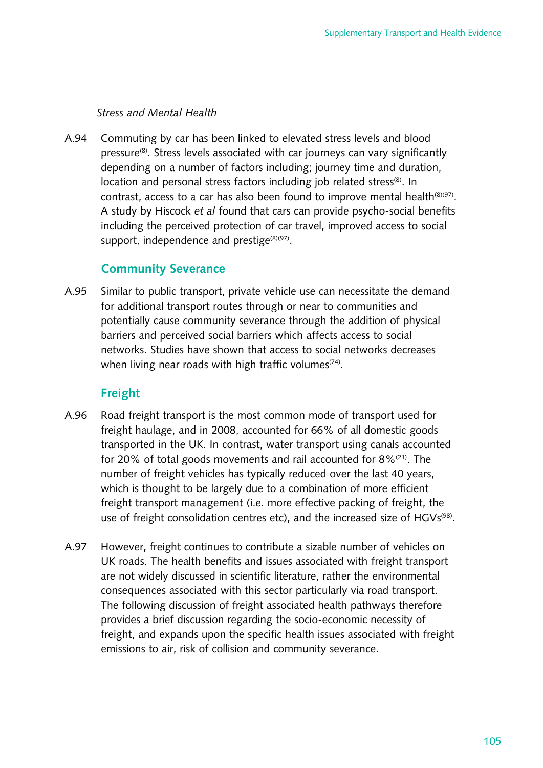*Stress and Mental Health*

A.94 Commuting by car has been linked to elevated stress levels and blood pressure[8]. Stress levels associated with car journeys can vary significantly depending on a number of factors including; journey time and duration, location and personal stress factors including job related stress[8]. In contrast, access to a car has also been found to improve mental health[8][97]. A study by Hiscock *et al* found that cars can provide psycho-social benefits including the perceived protection of car travel, improved access to social support, independence and prestige[8][97].

## Community Severance

A.95 Similar to public transport, private vehicle use can necessitate the demand for additional transport routes through or near to communities and potentially cause community severance through the addition of physical barriers and perceived social barriers which affects access to social networks. Studies have shown that access to social networks decreases when living near roads with high traffic volumes[74].

## Freight

A.96 Road freight transport is the most common mode of transport used for freight haulage, and in 2008, accounted for 66% of all domestic goods transported in the UK. In contrast, water transport using canals accounted for 20% of total goods movements and rail accounted for 8%[21]. The number of freight vehicles has typically reduced over the last 40 years, which is thought to be largely due to a combination of more efficient freight transport management (i.e. more effective packing of freight, the use of freight consolidation centres etc), and the increased size of HGVs[98].

A.97 However, freight continues to contribute a sizable number of vehicles on UK roads. The health benefits and issues associated with freight transport are not widely discussed in scientific literature, rather the environmental consequences associated with this sector particularly via road transport. The following discussion of freight associated health pathways therefore provides a brief discussion regarding the socio-economic necessity of freight, and expands upon the specific health issues associated with freight emissions to air, risk of collision and community severance.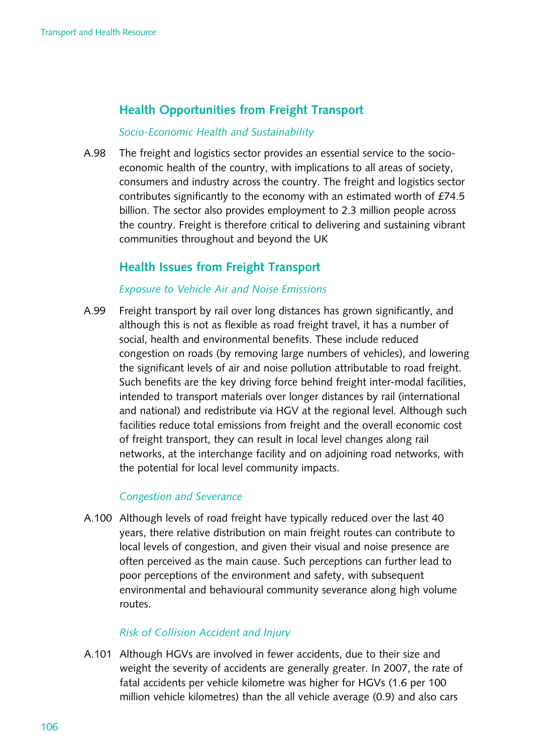## Health Opportunities from Freight Transport

*Socio-Economic Health and Sustainability*

A.98 The freight and logistics sector provides an essential service to the socio-economic health of the country, with implications to all areas of society, consumers and industry across the country. The freight and logistics sector contributes significantly to the economy with an estimated worth of £74.5 billion. The sector also provides employment to 2.3 million people across the country. Freight is therefore critical to delivering and sustaining vibrant communities throughout and beyond the UK

## Health Issues from Freight Transport

*Exposure to Vehicle Air and Noise Emissions*

A.99 Freight transport by rail over long distances has grown significantly, and although this is not as flexible as road freight travel, it has a number of social, health and environmental benefits. These include reduced congestion on roads (by removing large numbers of vehicles), and lowering the significant levels of air and noise pollution attributable to road freight. Such benefits are the key driving force behind freight inter-modal facilities, intended to transport materials over longer distances by rail (international and national) and redistribute via HGV at the regional level. Although such facilities reduce total emissions from freight and the overall economic cost of freight transport, they can result in local level changes along rail networks, at the interchange facility and on adjoining road networks, with the potential for local level community impacts.

*Congestion and Severance*

A.100 Although levels of road freight have typically reduced over the last 40 years, there relative distribution on main freight routes can contribute to local levels of congestion, and given their visual and noise presence are often perceived as the main cause. Such perceptions can further lead to poor perceptions of the environment and safety, with subsequent environmental and behavioural community severance along high volume routes.

*Risk of Collision Accident and Injury*

A.101 Although HGVs are involved in fewer accidents, due to their size and weight the severity of accidents are generally greater. In 2007, the rate of fatal accidents per vehicle kilometre was higher for HGVs (1.6 per 100 million vehicle kilometres) than the all vehicle average (0.9) and also cars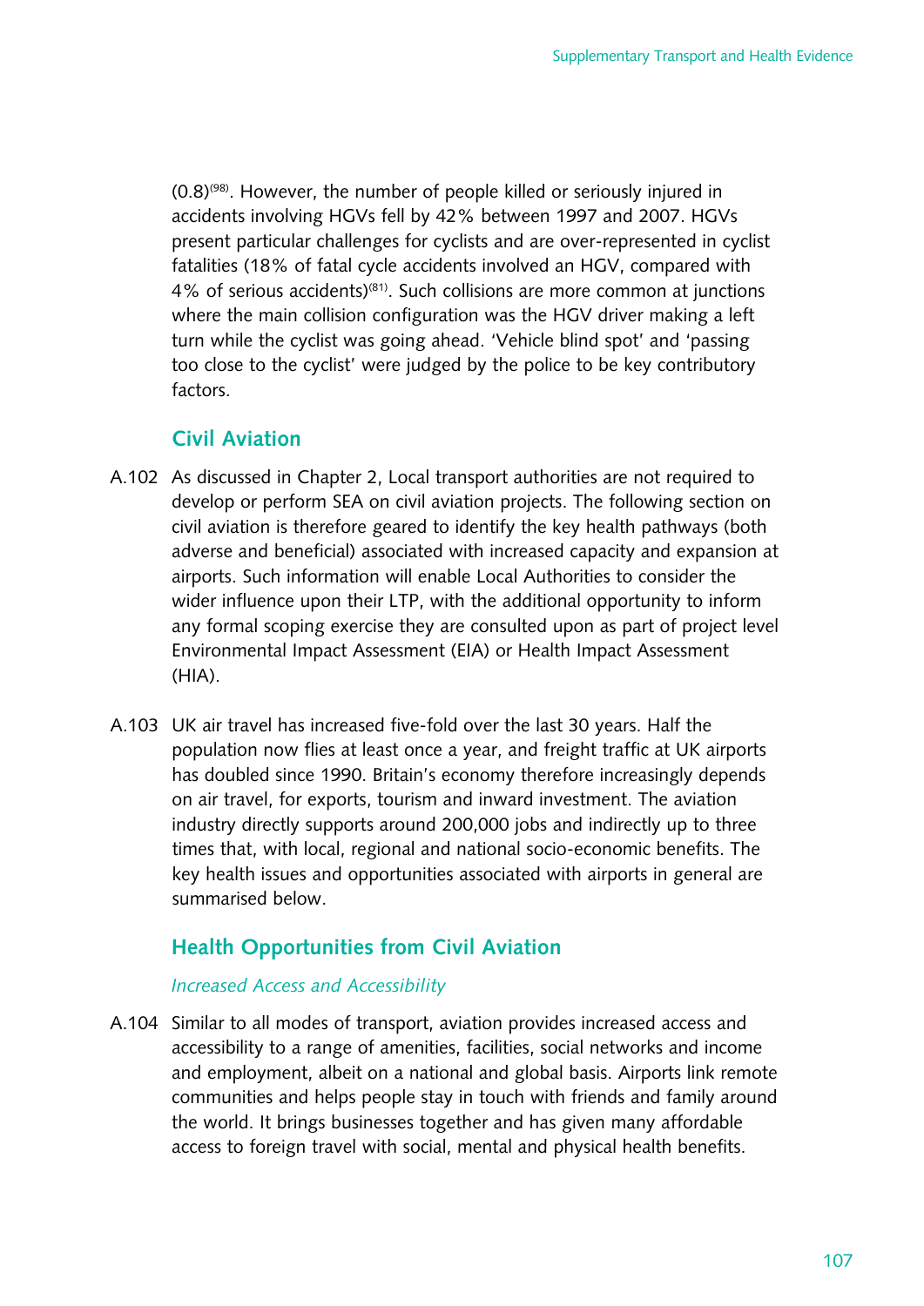(0.8)[98]. However, the number of people killed or seriously injured in accidents involving HGVs fell by 42% between 1997 and 2007. HGVs present particular challenges for cyclists and are over-represented in cyclist fatalities (18% of fatal cycle accidents involved an HGV, compared with 4% of serious accidents)[81]. Such collisions are more common at junctions where the main collision configuration was the HGV driver making a left turn while the cyclist was going ahead. 'Vehicle blind spot' and 'passing too close to the cyclist' were judged by the police to be key contributory factors.

## Civil Aviation

A.102 As discussed in Chapter 2, Local transport authorities are not required to develop or perform SEA on civil aviation projects. The following section on civil aviation is therefore geared to identify the key health pathways (both adverse and beneficial) associated with increased capacity and expansion at airports. Such information will enable Local Authorities to consider the wider influence upon their LTP, with the additional opportunity to inform any formal scoping exercise they are consulted upon as part of project level Environmental Impact Assessment (EIA) or Health Impact Assessment (HIA).

A.103 UK air travel has increased five-fold over the last 30 years. Half the population now flies at least once a year, and freight traffic at UK airports has doubled since 1990. Britain's economy therefore increasingly depends on air travel, for exports, tourism and inward investment. The aviation industry directly supports around 200,000 jobs and indirectly up to three times that, with local, regional and national socio-economic benefits. The key health issues and opportunities associated with airports in general are summarised below.

## Health Opportunities from Civil Aviation

### *Increased Access and Accessibility*

A.104 Similar to all modes of transport, aviation provides increased access and accessibility to a range of amenities, facilities, social networks and income and employment, albeit on a national and global basis. Airports link remote communities and helps people stay in touch with friends and family around the world. It brings businesses together and has given many affordable access to foreign travel with social, mental and physical health benefits.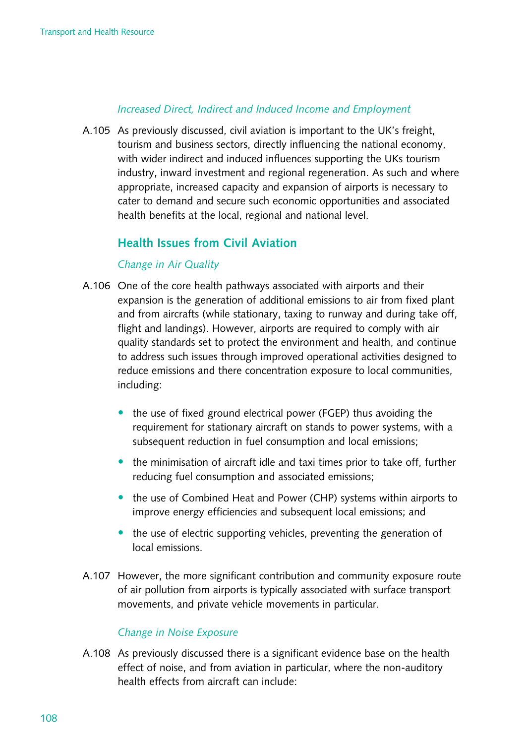*Increased Direct, Indirect and Induced Income and Employment*

A.105 As previously discussed, civil aviation is important to the UK's freight, tourism and business sectors, directly influencing the national economy, with wider indirect and induced influences supporting the UKs tourism industry, inward investment and regional regeneration. As such and where appropriate, increased capacity and expansion of airports is necessary to cater to demand and secure such economic opportunities and associated health benefits at the local, regional and national level.

## Health Issues from Civil Aviation

*Change in Air Quality*

A.106 One of the core health pathways associated with airports and their expansion is the generation of additional emissions to air from fixed plant and from aircrafts (while stationary, taxing to runway and during take off, flight and landings). However, airports are required to comply with air quality standards set to protect the environment and health, and continue to address such issues through improved operational activities designed to reduce emissions and there concentration exposure to local communities, including:

- the use of fixed ground electrical power (FGEP) thus avoiding the requirement for stationary aircraft on stands to power systems, with a subsequent reduction in fuel consumption and local emissions;
- the minimisation of aircraft idle and taxi times prior to take off, further reducing fuel consumption and associated emissions;
- the use of Combined Heat and Power (CHP) systems within airports to improve energy efficiencies and subsequent local emissions; and
- the use of electric supporting vehicles, preventing the generation of local emissions.

A.107 However, the more significant contribution and community exposure route of air pollution from airports is typically associated with surface transport movements, and private vehicle movements in particular.

*Change in Noise Exposure*

A.108 As previously discussed there is a significant evidence base on the health effect of noise, and from aviation in particular, where the non-auditory health effects from aircraft can include: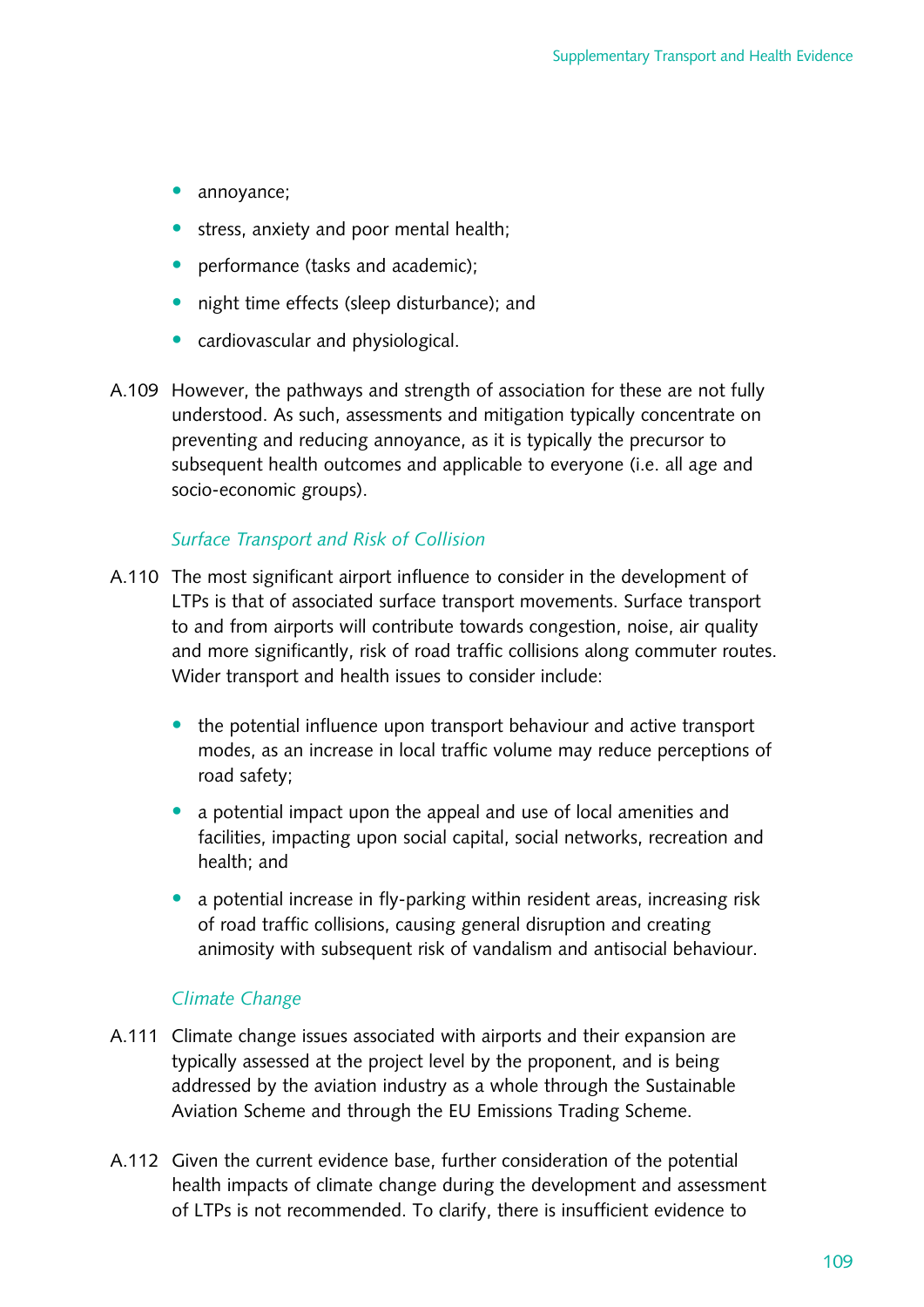- annoyance;
- stress, anxiety and poor mental health;
- performance (tasks and academic);
- night time effects (sleep disturbance); and
- cardiovascular and physiological.

A.109 However, the pathways and strength of association for these are not fully understood. As such, assessments and mitigation typically concentrate on preventing and reducing annoyance, as it is typically the precursor to subsequent health outcomes and applicable to everyone (i.e. all age and socio-economic groups).

*Surface Transport and Risk of Collision*

A.110 The most significant airport influence to consider in the development of LTPs is that of associated surface transport movements. Surface transport to and from airports will contribute towards congestion, noise, air quality and more significantly, risk of road traffic collisions along commuter routes. Wider transport and health issues to consider include:

- the potential influence upon transport behaviour and active transport modes, as an increase in local traffic volume may reduce perceptions of road safety;
- a potential impact upon the appeal and use of local amenities and facilities, impacting upon social capital, social networks, recreation and health; and
- a potential increase in fly-parking within resident areas, increasing risk of road traffic collisions, causing general disruption and creating animosity with subsequent risk of vandalism and antisocial behaviour.

*Climate Change*

A.111 Climate change issues associated with airports and their expansion are typically assessed at the project level by the proponent, and is being addressed by the aviation industry as a whole through the Sustainable Aviation Scheme and through the EU Emissions Trading Scheme.

A.112 Given the current evidence base, further consideration of the potential health impacts of climate change during the development and assessment of LTPs is not recommended. To clarify, there is insufficient evidence to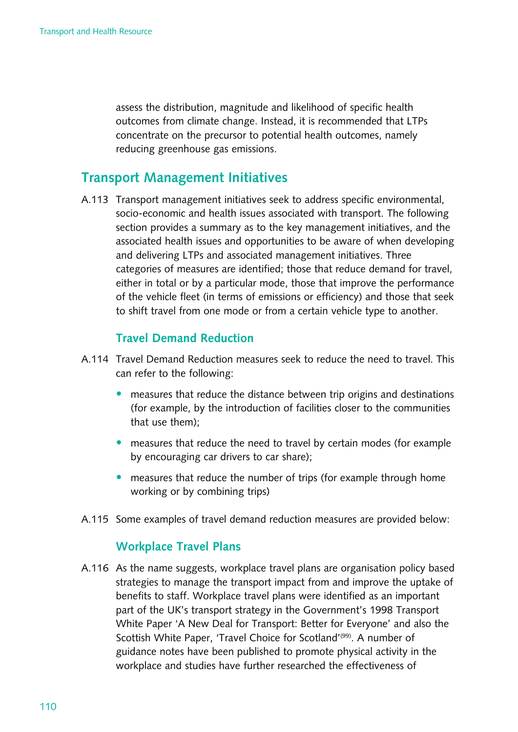assess the distribution, magnitude and likelihood of specific health outcomes from climate change. Instead, it is recommended that LTPs concentrate on the precursor to potential health outcomes, namely reducing greenhouse gas emissions.

## Transport Management Initiatives

A.113 Transport management initiatives seek to address specific environmental, socio-economic and health issues associated with transport. The following section provides a summary as to the key management initiatives, and the associated health issues and opportunities to be aware of when developing and delivering LTPs and associated management initiatives. Three categories of measures are identified; those that reduce demand for travel, either in total or by a particular mode, those that improve the performance of the vehicle fleet (in terms of emissions or efficiency) and those that seek to shift travel from one mode or from a certain vehicle type to another.

### Travel Demand Reduction

A.114 Travel Demand Reduction measures seek to reduce the need to travel. This can refer to the following:

- measures that reduce the distance between trip origins and destinations (for example, by the introduction of facilities closer to the communities that use them);
- measures that reduce the need to travel by certain modes (for example by encouraging car drivers to car share);
- measures that reduce the number of trips (for example through home working or by combining trips)

A.115 Some examples of travel demand reduction measures are provided below:

### Workplace Travel Plans

A.116 As the name suggests, workplace travel plans are organisation policy based strategies to manage the transport impact from and improve the uptake of benefits to staff. Workplace travel plans were identified as an important part of the UK's transport strategy in the Government's 1998 Transport White Paper 'A New Deal for Transport: Better for Everyone' and also the Scottish White Paper, 'Travel Choice for Scotland'[99]. A number of guidance notes have been published to promote physical activity in the workplace and studies have further researched the effectiveness of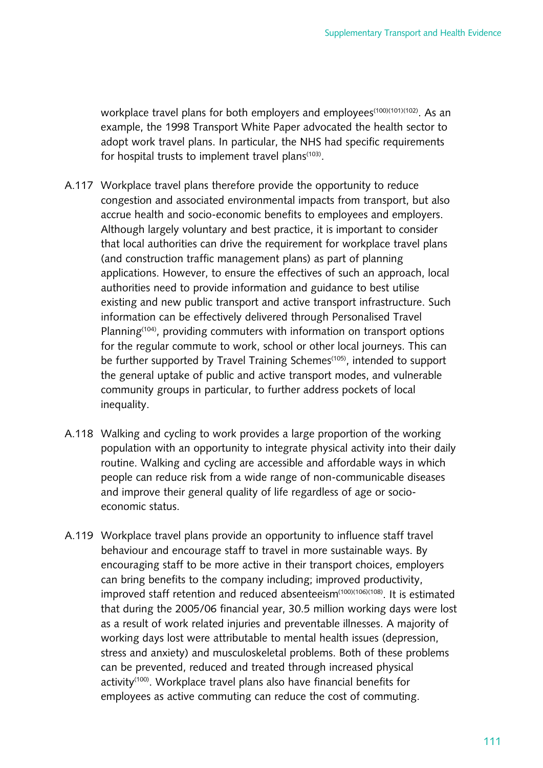workplace travel plans for both employers and employees[100][101][102]. As an example, the 1998 Transport White Paper advocated the health sector to adopt work travel plans. In particular, the NHS had specific requirements for hospital trusts to implement travel plans[103].

A.117 Workplace travel plans therefore provide the opportunity to reduce congestion and associated environmental impacts from transport, but also accrue health and socio-economic benefits to employees and employers. Although largely voluntary and best practice, it is important to consider that local authorities can drive the requirement for workplace travel plans (and construction traffic management plans) as part of planning applications. However, to ensure the effectives of such an approach, local authorities need to provide information and guidance to best utilise existing and new public transport and active transport infrastructure. Such information can be effectively delivered through Personalised Travel Planning[104], providing commuters with information on transport options for the regular commute to work, school or other local journeys. This can be further supported by Travel Training Schemes[105], intended to support the general uptake of public and active transport modes, and vulnerable community groups in particular, to further address pockets of local inequality.

A.118 Walking and cycling to work provides a large proportion of the working population with an opportunity to integrate physical activity into their daily routine. Walking and cycling are accessible and affordable ways in which people can reduce risk from a wide range of non-communicable diseases and improve their general quality of life regardless of age or socio-economic status.

A.119 Workplace travel plans provide an opportunity to influence staff travel behaviour and encourage staff to travel in more sustainable ways. By encouraging staff to be more active in their transport choices, employers can bring benefits to the company including; improved productivity, improved staff retention and reduced absenteeism[100][106][108]. It is estimated that during the 2005/06 financial year, 30.5 million working days were lost as a result of work related injuries and preventable illnesses. A majority of working days lost were attributable to mental health issues (depression, stress and anxiety) and musculoskeletal problems. Both of these problems can be prevented, reduced and treated through increased physical activity[100]. Workplace travel plans also have financial benefits for employees as active commuting can reduce the cost of commuting.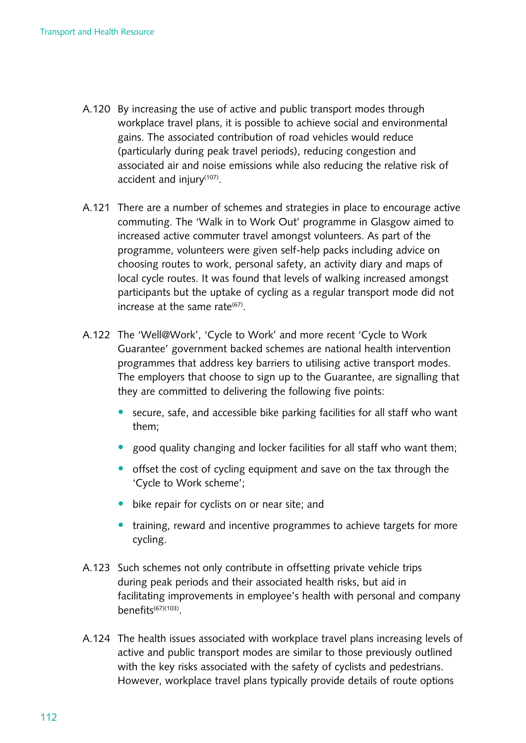A.120 By increasing the use of active and public transport modes through workplace travel plans, it is possible to achieve social and environmental gains. The associated contribution of road vehicles would reduce (particularly during peak travel periods), reducing congestion and associated air and noise emissions while also reducing the relative risk of accident and injury[107].

A.121 There are a number of schemes and strategies in place to encourage active commuting. The 'Walk in to Work Out' programme in Glasgow aimed to increased active commuter travel amongst volunteers. As part of the programme, volunteers were given self-help packs including advice on choosing routes to work, personal safety, an activity diary and maps of local cycle routes. It was found that levels of walking increased amongst participants but the uptake of cycling as a regular transport mode did not increase at the same rate[67].

A.122 The 'Well@Work', 'Cycle to Work' and more recent 'Cycle to Work Guarantee' government backed schemes are national health intervention programmes that address key barriers to utilising active transport modes. The employers that choose to sign up to the Guarantee, are signalling that they are committed to delivering the following five points:

- secure, safe, and accessible bike parking facilities for all staff who want them;
- good quality changing and locker facilities for all staff who want them;
- offset the cost of cycling equipment and save on the tax through the 'Cycle to Work scheme';
- bike repair for cyclists on or near site; and
- training, reward and incentive programmes to achieve targets for more cycling.

A.123 Such schemes not only contribute in offsetting private vehicle trips during peak periods and their associated health risks, but aid in facilitating improvements in employee's health with personal and company benefits[67][103].

A.124 The health issues associated with workplace travel plans increasing levels of active and public transport modes are similar to those previously outlined with the key risks associated with the safety of cyclists and pedestrians. However, workplace travel plans typically provide details of route options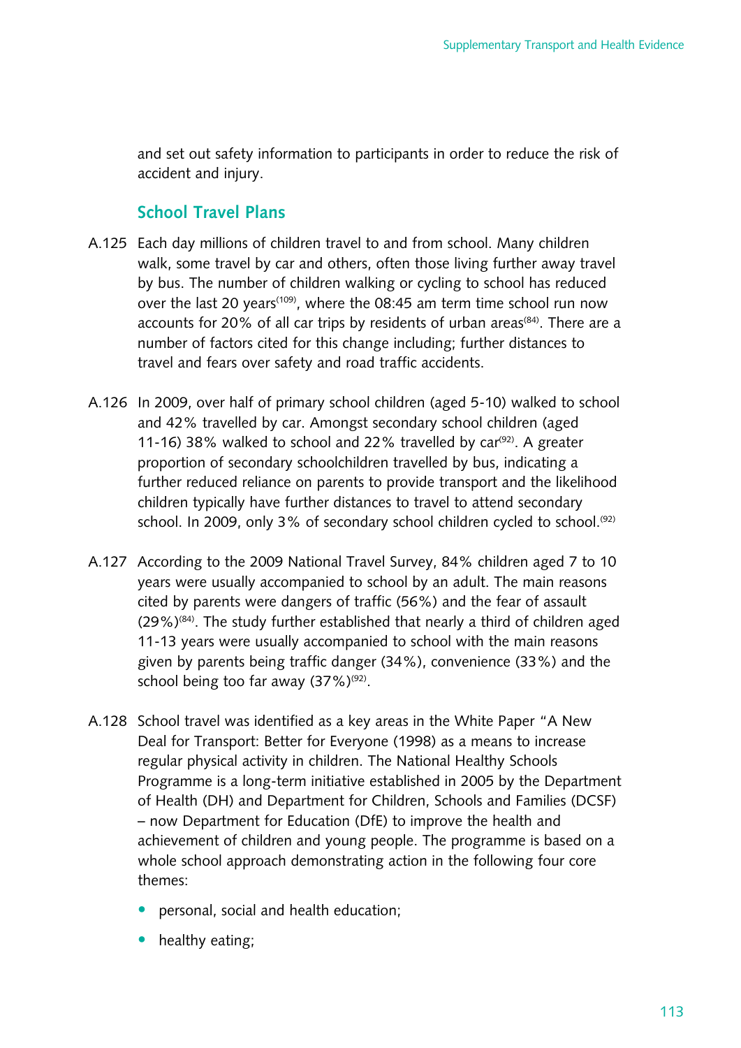and set out safety information to participants in order to reduce the risk of accident and injury.

## School Travel Plans

A.125 Each day millions of children travel to and from school. Many children walk, some travel by car and others, often those living further away travel by bus. The number of children walking or cycling to school has reduced over the last 20 years[109], where the 08:45 am term time school run now accounts for 20% of all car trips by residents of urban areas[84]. There are a number of factors cited for this change including; further distances to travel and fears over safety and road traffic accidents.

A.126 In 2009, over half of primary school children (aged 5-10) walked to school and 42% travelled by car. Amongst secondary school children (aged 11-16) 38% walked to school and 22% travelled by car[92]. A greater proportion of secondary schoolchildren travelled by bus, indicating a further reduced reliance on parents to provide transport and the likelihood children typically have further distances to travel to attend secondary school. In 2009, only 3% of secondary school children cycled to school.[92]

A.127 According to the 2009 National Travel Survey, 84% children aged 7 to 10 years were usually accompanied to school by an adult. The main reasons cited by parents were dangers of traffic (56%) and the fear of assault (29%)[84]. The study further established that nearly a third of children aged 11-13 years were usually accompanied to school with the main reasons given by parents being traffic danger (34%), convenience (33%) and the school being too far away (37%)[92].

A.128 School travel was identified as a key areas in the White Paper "A New Deal for Transport: Better for Everyone (1998) as a means to increase regular physical activity in children. The National Healthy Schools Programme is a long-term initiative established in 2005 by the Department of Health (DH) and Department for Children, Schools and Families (DCSF) – now Department for Education (DfE) to improve the health and achievement of children and young people. The programme is based on a whole school approach demonstrating action in the following four core themes:

- personal, social and health education;
- healthy eating;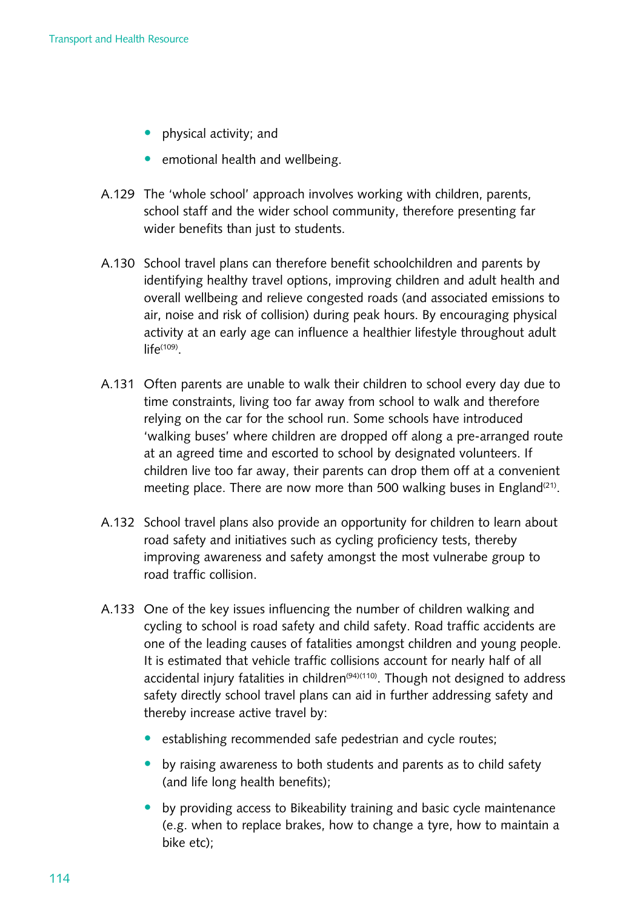- physical activity; and
- emotional health and wellbeing.

A.129 The 'whole school' approach involves working with children, parents, school staff and the wider school community, therefore presenting far wider benefits than just to students.

A.130 School travel plans can therefore benefit schoolchildren and parents by identifying healthy travel options, improving children and adult health and overall wellbeing and relieve congested roads (and associated emissions to air, noise and risk of collision) during peak hours. By encouraging physical activity at an early age can influence a healthier lifestyle throughout adult life[109].

A.131 Often parents are unable to walk their children to school every day due to time constraints, living too far away from school to walk and therefore relying on the car for the school run. Some schools have introduced 'walking buses' where children are dropped off along a pre-arranged route at an agreed time and escorted to school by designated volunteers. If children live too far away, their parents can drop them off at a convenient meeting place. There are now more than 500 walking buses in England[21].

A.132 School travel plans also provide an opportunity for children to learn about road safety and initiatives such as cycling proficiency tests, thereby improving awareness and safety amongst the most vulnerabe group to road traffic collision.

A.133 One of the key issues influencing the number of children walking and cycling to school is road safety and child safety. Road traffic accidents are one of the leading causes of fatalities amongst children and young people. It is estimated that vehicle traffic collisions account for nearly half of all accidental injury fatalities in children[94][110]. Though not designed to address safety directly school travel plans can aid in further addressing safety and thereby increase active travel by:

- establishing recommended safe pedestrian and cycle routes;
- by raising awareness to both students and parents as to child safety (and life long health benefits);
- by providing access to Bikeability training and basic cycle maintenance (e.g. when to replace brakes, how to change a tyre, how to maintain a bike etc);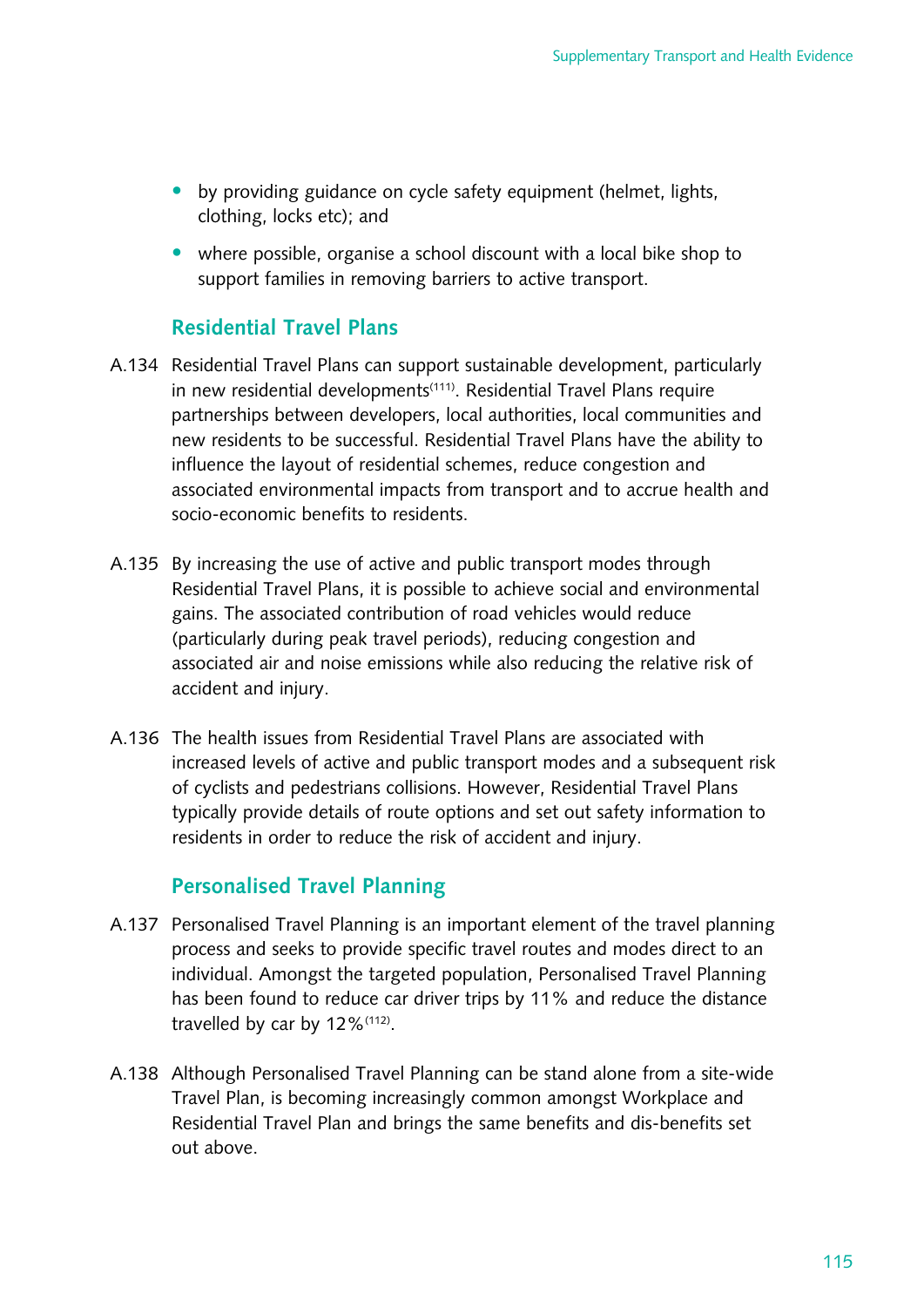- by providing guidance on cycle safety equipment (helmet, lights, clothing, locks etc); and
- where possible, organise a school discount with a local bike shop to support families in removing barriers to active transport.

### Residential Travel Plans

A.134 Residential Travel Plans can support sustainable development, particularly in new residential developments[111]. Residential Travel Plans require partnerships between developers, local authorities, local communities and new residents to be successful. Residential Travel Plans have the ability to influence the layout of residential schemes, reduce congestion and associated environmental impacts from transport and to accrue health and socio-economic benefits to residents.

A.135 By increasing the use of active and public transport modes through Residential Travel Plans, it is possible to achieve social and environmental gains. The associated contribution of road vehicles would reduce (particularly during peak travel periods), reducing congestion and associated air and noise emissions while also reducing the relative risk of accident and injury.

A.136 The health issues from Residential Travel Plans are associated with increased levels of active and public transport modes and a subsequent risk of cyclists and pedestrians collisions. However, Residential Travel Plans typically provide details of route options and set out safety information to residents in order to reduce the risk of accident and injury.

### Personalised Travel Planning

A.137 Personalised Travel Planning is an important element of the travel planning process and seeks to provide specific travel routes and modes direct to an individual. Amongst the targeted population, Personalised Travel Planning has been found to reduce car driver trips by 11% and reduce the distance travelled by car by 12%[112].

A.138 Although Personalised Travel Planning can be stand alone from a site-wide Travel Plan, is becoming increasingly common amongst Workplace and Residential Travel Plan and brings the same benefits and dis-benefits set out above.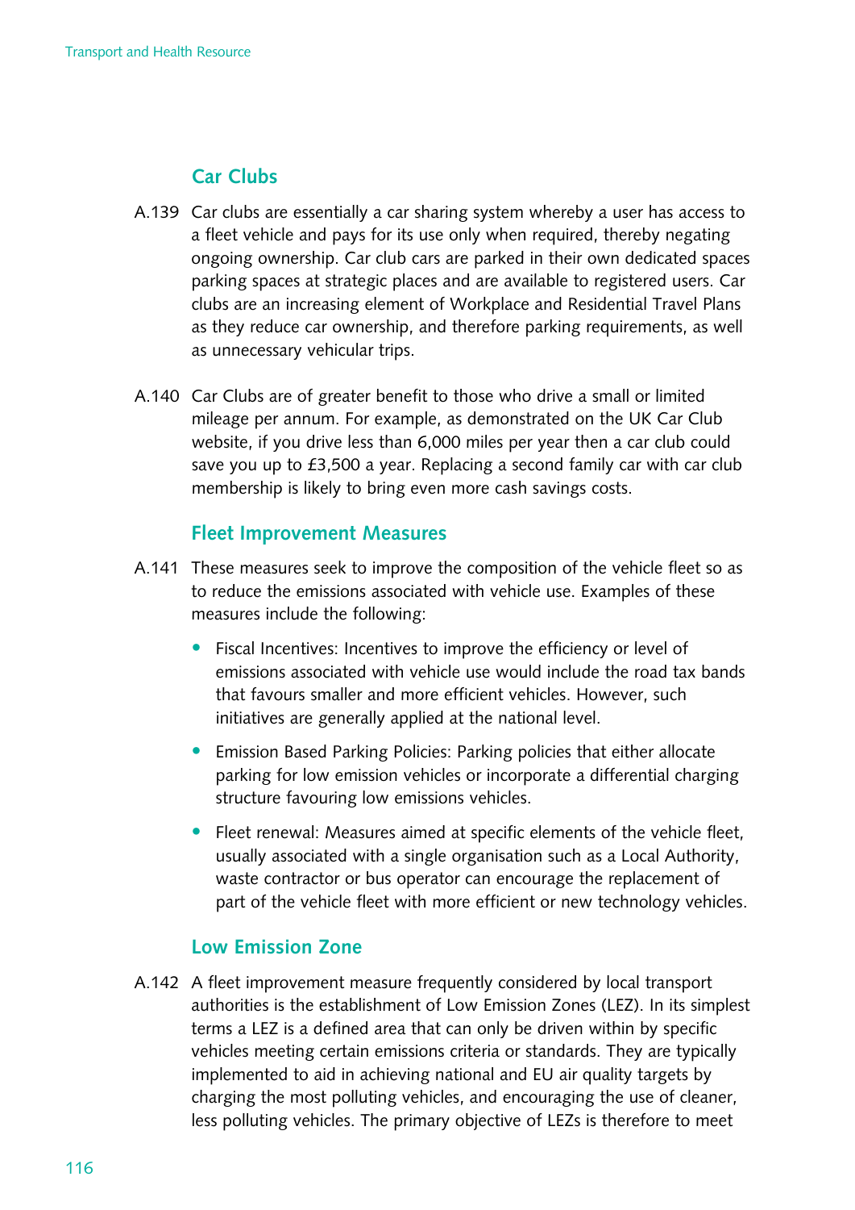## Car Clubs

A.139 Car clubs are essentially a car sharing system whereby a user has access to a fleet vehicle and pays for its use only when required, thereby negating ongoing ownership. Car club cars are parked in their own dedicated spaces parking spaces at strategic places and are available to registered users. Car clubs are an increasing element of Workplace and Residential Travel Plans as they reduce car ownership, and therefore parking requirements, as well as unnecessary vehicular trips.

A.140 Car Clubs are of greater benefit to those who drive a small or limited mileage per annum. For example, as demonstrated on the UK Car Club website, if you drive less than 6,000 miles per year then a car club could save you up to £3,500 a year. Replacing a second family car with car club membership is likely to bring even more cash savings costs.

## Fleet Improvement Measures

A.141 These measures seek to improve the composition of the vehicle fleet so as to reduce the emissions associated with vehicle use. Examples of these measures include the following:

- Fiscal Incentives: Incentives to improve the efficiency or level of emissions associated with vehicle use would include the road tax bands that favours smaller and more efficient vehicles. However, such initiatives are generally applied at the national level.
- Emission Based Parking Policies: Parking policies that either allocate parking for low emission vehicles or incorporate a differential charging structure favouring low emissions vehicles.
- Fleet renewal: Measures aimed at specific elements of the vehicle fleet, usually associated with a single organisation such as a Local Authority, waste contractor or bus operator can encourage the replacement of part of the vehicle fleet with more efficient or new technology vehicles.

## Low Emission Zone

A.142 A fleet improvement measure frequently considered by local transport authorities is the establishment of Low Emission Zones (LEZ). In its simplest terms a LEZ is a defined area that can only be driven within by specific vehicles meeting certain emissions criteria or standards. They are typically implemented to aid in achieving national and EU air quality targets by charging the most polluting vehicles, and encouraging the use of cleaner, less polluting vehicles. The primary objective of LEZs is therefore to meet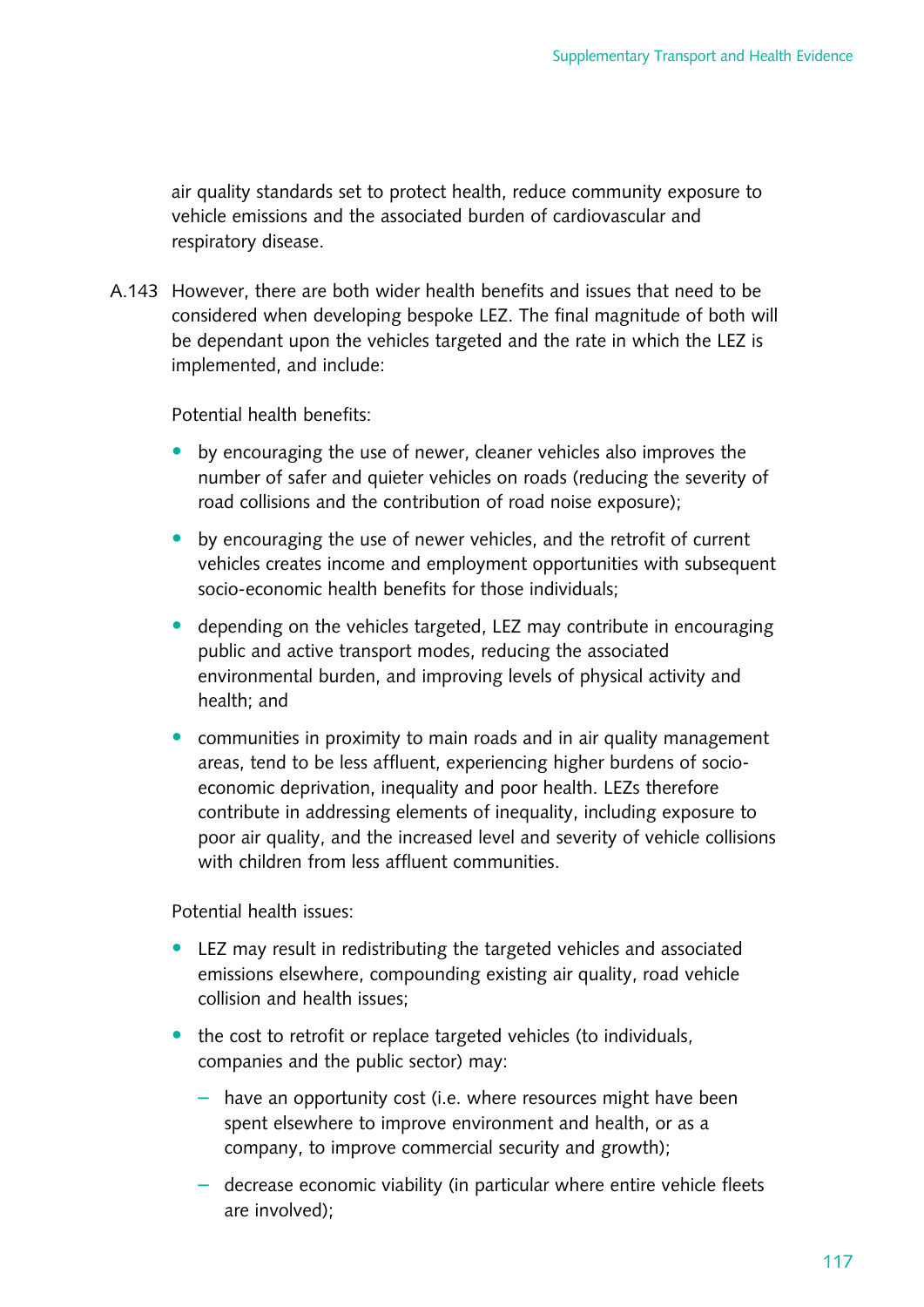air quality standards set to protect health, reduce community exposure to vehicle emissions and the associated burden of cardiovascular and respiratory disease.

A.143 However, there are both wider health benefits and issues that need to be considered when developing bespoke LEZ. The final magnitude of both will be dependant upon the vehicles targeted and the rate in which the LEZ is implemented, and include:

Potential health benefits:

- by encouraging the use of newer, cleaner vehicles also improves the number of safer and quieter vehicles on roads (reducing the severity of road collisions and the contribution of road noise exposure);
- by encouraging the use of newer vehicles, and the retrofit of current vehicles creates income and employment opportunities with subsequent socio-economic health benefits for those individuals;
- depending on the vehicles targeted, LEZ may contribute in encouraging public and active transport modes, reducing the associated environmental burden, and improving levels of physical activity and health; and
- communities in proximity to main roads and in air quality management areas, tend to be less affluent, experiencing higher burdens of socio-economic deprivation, inequality and poor health. LEZs therefore contribute in addressing elements of inequality, including exposure to poor air quality, and the increased level and severity of vehicle collisions with children from less affluent communities.

Potential health issues:

- LEZ may result in redistributing the targeted vehicles and associated emissions elsewhere, compounding existing air quality, road vehicle collision and health issues;
- the cost to retrofit or replace targeted vehicles (to individuals, companies and the public sector) may:
  - have an opportunity cost (i.e. where resources might have been spent elsewhere to improve environment and health, or as a company, to improve commercial security and growth);
  - decrease economic viability (in particular where entire vehicle fleets are involved);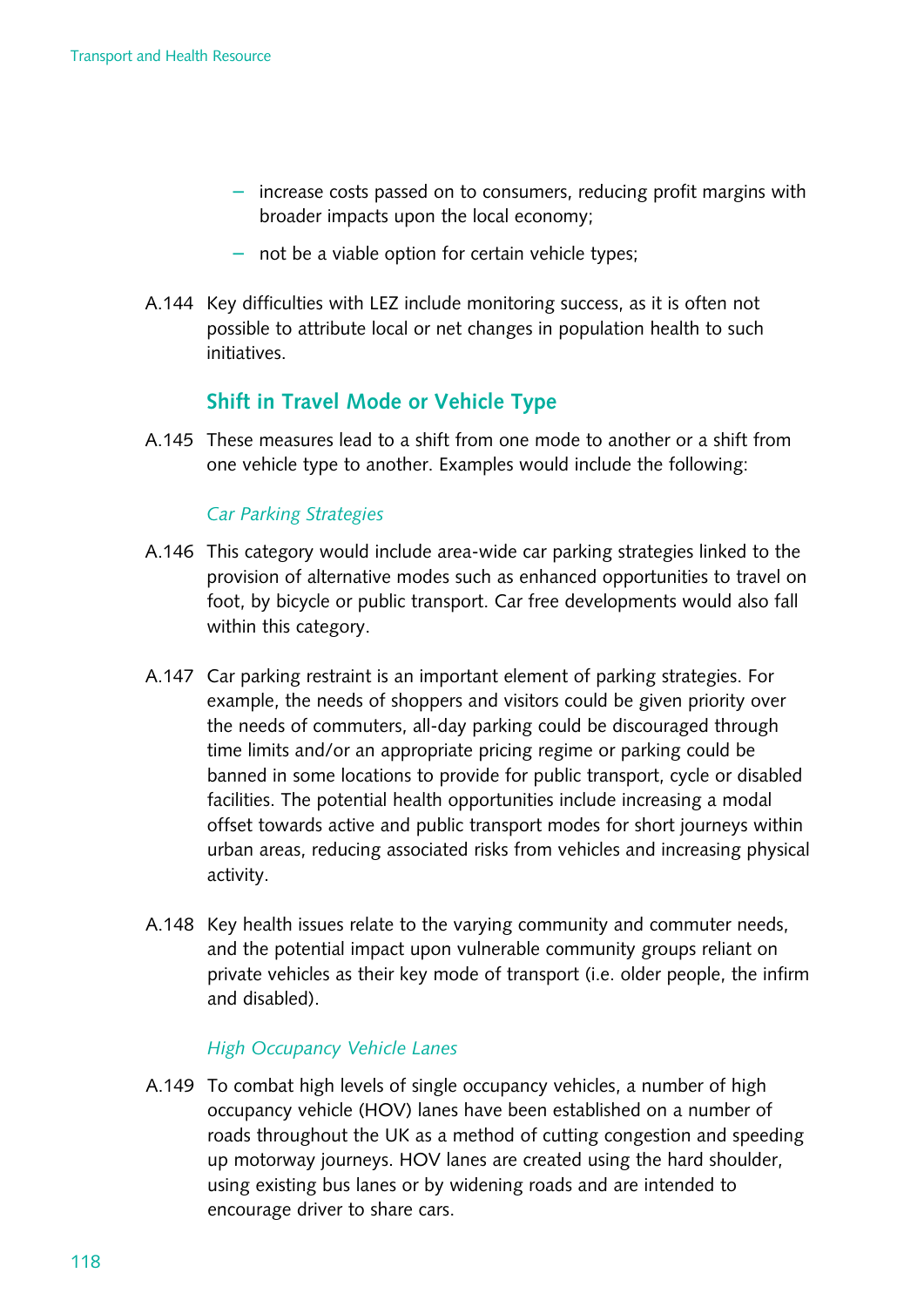- increase costs passed on to consumers, reducing profit margins with broader impacts upon the local economy;
- not be a viable option for certain vehicle types;

A.144 Key difficulties with LEZ include monitoring success, as it is often not possible to attribute local or net changes in population health to such initiatives.

### Shift in Travel Mode or Vehicle Type

A.145 These measures lead to a shift from one mode to another or a shift from one vehicle type to another. Examples would include the following:

*Car Parking Strategies*

A.146 This category would include area-wide car parking strategies linked to the provision of alternative modes such as enhanced opportunities to travel on foot, by bicycle or public transport. Car free developments would also fall within this category.

A.147 Car parking restraint is an important element of parking strategies. For example, the needs of shoppers and visitors could be given priority over the needs of commuters, all-day parking could be discouraged through time limits and/or an appropriate pricing regime or parking could be banned in some locations to provide for public transport, cycle or disabled facilities. The potential health opportunities include increasing a modal offset towards active and public transport modes for short journeys within urban areas, reducing associated risks from vehicles and increasing physical activity.

A.148 Key health issues relate to the varying community and commuter needs, and the potential impact upon vulnerable community groups reliant on private vehicles as their key mode of transport (i.e. older people, the infirm and disabled).

*High Occupancy Vehicle Lanes*

A.149 To combat high levels of single occupancy vehicles, a number of high occupancy vehicle (HOV) lanes have been established on a number of roads throughout the UK as a method of cutting congestion and speeding up motorway journeys. HOV lanes are created using the hard shoulder, using existing bus lanes or by widening roads and are intended to encourage driver to share cars.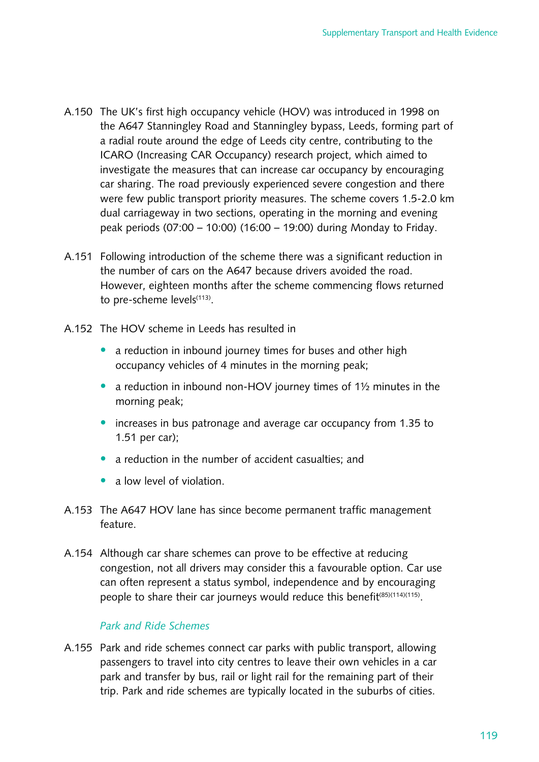A.150 The UK's first high occupancy vehicle (HOV) was introduced in 1998 on the A647 Stanningley Road and Stanningley bypass, Leeds, forming part of a radial route around the edge of Leeds city centre, contributing to the ICARO (Increasing CAR Occupancy) research project, which aimed to investigate the measures that can increase car occupancy by encouraging car sharing. The road previously experienced severe congestion and there were few public transport priority measures. The scheme covers 1.5-2.0 km dual carriageway in two sections, operating in the morning and evening peak periods (07:00 – 10:00) (16:00 – 19:00) during Monday to Friday.

A.151 Following introduction of the scheme there was a significant reduction in the number of cars on the A647 because drivers avoided the road. However, eighteen months after the scheme commencing flows returned to pre-scheme levels[113].

A.152 The HOV scheme in Leeds has resulted in

- a reduction in inbound journey times for buses and other high occupancy vehicles of 4 minutes in the morning peak;
- a reduction in inbound non-HOV journey times of 1½ minutes in the morning peak;
- increases in bus patronage and average car occupancy from 1.35 to 1.51 per car);
- a reduction in the number of accident casualties; and
- a low level of violation.

A.153 The A647 HOV lane has since become permanent traffic management feature.

A.154 Although car share schemes can prove to be effective at reducing congestion, not all drivers may consider this a favourable option. Car use can often represent a status symbol, independence and by encouraging people to share their car journeys would reduce this benefit[85][114][115].

*Park and Ride Schemes*

A.155 Park and ride schemes connect car parks with public transport, allowing passengers to travel into city centres to leave their own vehicles in a car park and transfer by bus, rail or light rail for the remaining part of their trip. Park and ride schemes are typically located in the suburbs of cities.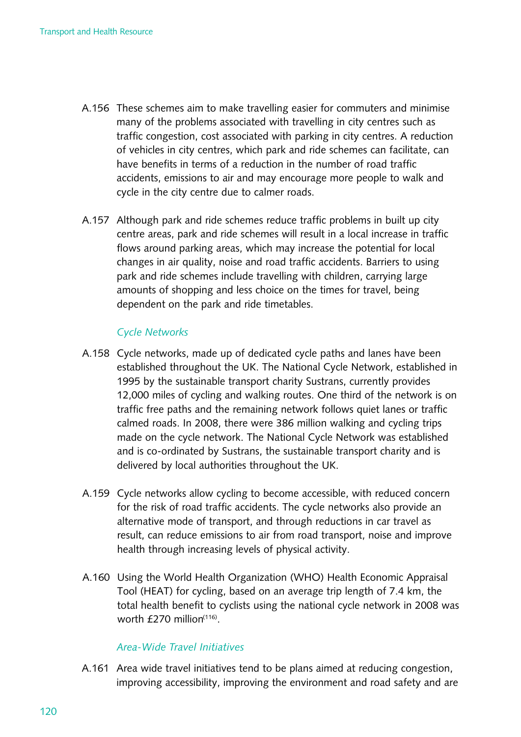A.156 These schemes aim to make travelling easier for commuters and minimise many of the problems associated with travelling in city centres such as traffic congestion, cost associated with parking in city centres. A reduction of vehicles in city centres, which park and ride schemes can facilitate, can have benefits in terms of a reduction in the number of road traffic accidents, emissions to air and may encourage more people to walk and cycle in the city centre due to calmer roads.

A.157 Although park and ride schemes reduce traffic problems in built up city centre areas, park and ride schemes will result in a local increase in traffic flows around parking areas, which may increase the potential for local changes in air quality, noise and road traffic accidents. Barriers to using park and ride schemes include travelling with children, carrying large amounts of shopping and less choice on the times for travel, being dependent on the park and ride timetables.

*Cycle Networks*

A.158 Cycle networks, made up of dedicated cycle paths and lanes have been established throughout the UK. The National Cycle Network, established in 1995 by the sustainable transport charity Sustrans, currently provides 12,000 miles of cycling and walking routes. One third of the network is on traffic free paths and the remaining network follows quiet lanes or traffic calmed roads. In 2008, there were 386 million walking and cycling trips made on the cycle network. The National Cycle Network was established and is co-ordinated by Sustrans, the sustainable transport charity and is delivered by local authorities throughout the UK.

A.159 Cycle networks allow cycling to become accessible, with reduced concern for the risk of road traffic accidents. The cycle networks also provide an alternative mode of transport, and through reductions in car travel as result, can reduce emissions to air from road transport, noise and improve health through increasing levels of physical activity.

A.160 Using the World Health Organization (WHO) Health Economic Appraisal Tool (HEAT) for cycling, based on an average trip length of 7.4 km, the total health benefit to cyclists using the national cycle network in 2008 was worth £270 million[116].

*Area-Wide Travel Initiatives*

A.161 Area wide travel initiatives tend to be plans aimed at reducing congestion, improving accessibility, improving the environment and road safety and are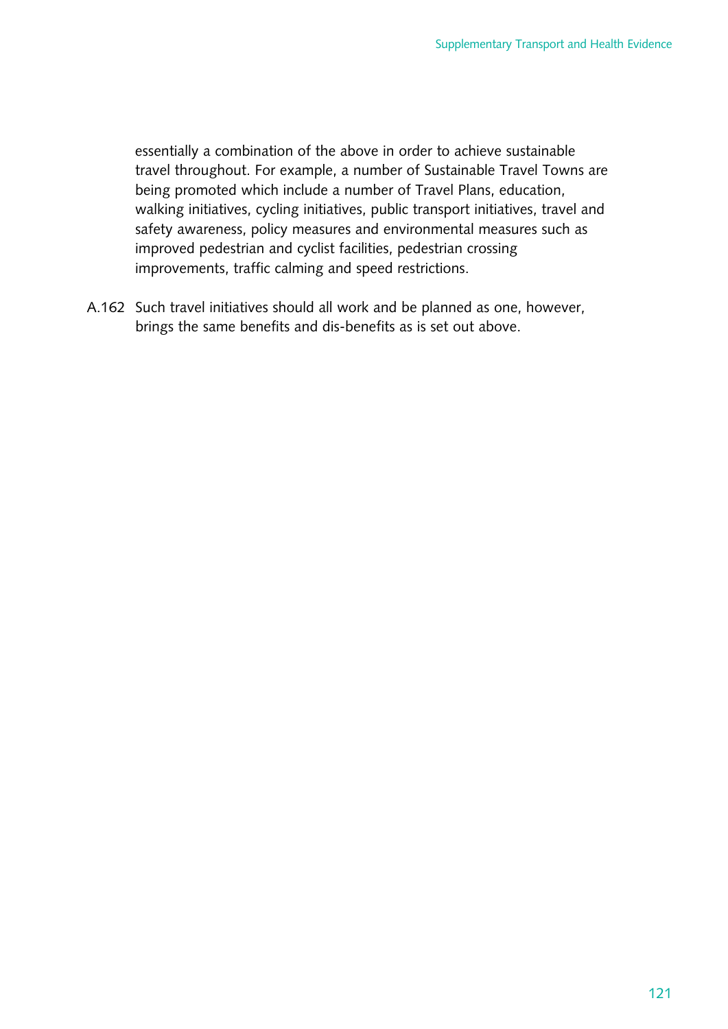essentially a combination of the above in order to achieve sustainable travel throughout. For example, a number of Sustainable Travel Towns are being promoted which include a number of Travel Plans, education, walking initiatives, cycling initiatives, public transport initiatives, travel and safety awareness, policy measures and environmental measures such as improved pedestrian and cyclist facilities, pedestrian crossing improvements, traffic calming and speed restrictions.

A.162 Such travel initiatives should all work and be planned as one, however, brings the same benefits and dis-benefits as is set out above.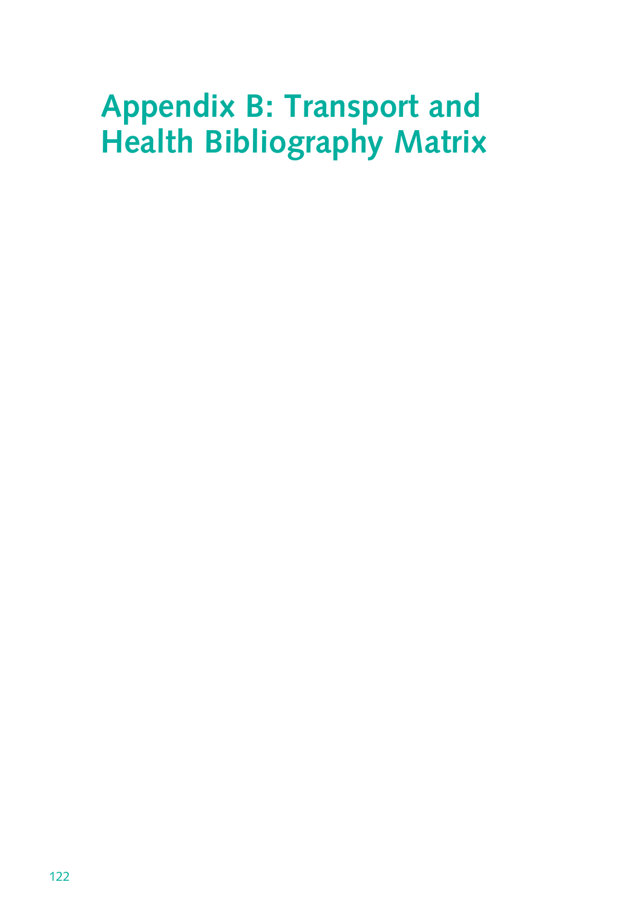# Appendix B: Transport and Health Bibliography Matrix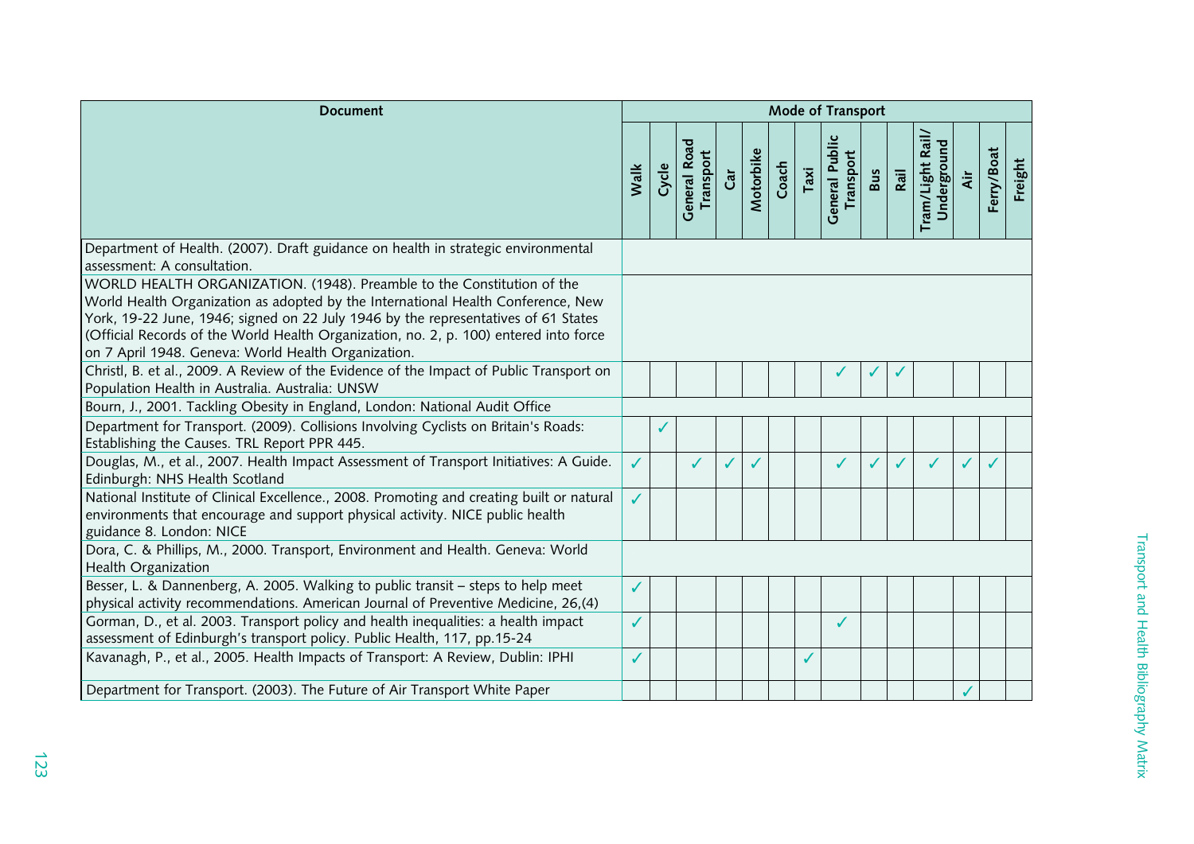| Document | Mode of Transport | | | | | | | | | | | | | |
|---|---|---|---|---|---|---|---|---|---|---|---|---|---|---|
| | Walk | Cycle | General Road Transport | Car | Motorbike | Coach | Taxi | General Public Transport | Bus | Rail | Tram/Light Rail/ Underground | Air | Ferry/Boat | Freight |
| Department of Health. (2007). Draft guidance on health in strategic environmental assessment: A consultation. | | | | | | | | | | | | | | |
| WORLD HEALTH ORGANIZATION. (1948). Preamble to the Constitution of the World Health Organization as adopted by the International Health Conference, New York, 19-22 June, 1946; signed on 22 July 1946 by the representatives of 61 States (Official Records of the World Health Organization, no. 2, p. 100) entered into force on 7 April 1948. Geneva: World Health Organization. | | | | | | | | | | | | | | |
| Christl, B. et al., 2009. A Review of the Evidence of the Impact of Public Transport on Population Health in Australia. Australia: UNSW | | | | | | | | ✓ | ✓ | ✓ | | | | |
| Bourn, J., 2001. Tackling Obesity in England, London: National Audit Office | | | | | | | | | | | | | | |
| Department for Transport. (2009). Collisions Involving Cyclists on Britain's Roads: Establishing the Causes. TRL Report PPR 445. | | ✓ | | | | | | | | | | | | |
| Douglas, M., et al., 2007. Health Impact Assessment of Transport Initiatives: A Guide. Edinburgh: NHS Health Scotland | ✓ | | ✓ | ✓ | ✓ | | | ✓ | ✓ | ✓ | ✓ | ✓ | ✓ | |
| National Institute of Clinical Excellence., 2008. Promoting and creating built or natural environments that encourage and support physical activity. NICE public health guidance 8. London: NICE | ✓ | | | | | | | | | | | | | |
| Dora, C. & Phillips, M., 2000. Transport, Environment and Health. Geneva: World Health Organization | | | | | | | | | | | | | | |
| Besser, L. & Dannenberg, A. 2005. Walking to public transit – steps to help meet physical activity recommendations. American Journal of Preventive Medicine, 26,(4) | ✓ | | | | | | | | | | | | | |
| Gorman, D., et al. 2003. Transport policy and health inequalities: a health impact assessment of Edinburgh's transport policy. Public Health, 117, pp.15-24 | ✓ | | | | | | | ✓ | | | | | | |
| Kavanagh, P., et al., 2005. Health Impacts of Transport: A Review, Dublin: IPHI | ✓ | | | | | | ✓ | | | | | | | |
| Department for Transport. (2003). The Future of Air Transport White Paper | | | | | | | | | | | | ✓ | | |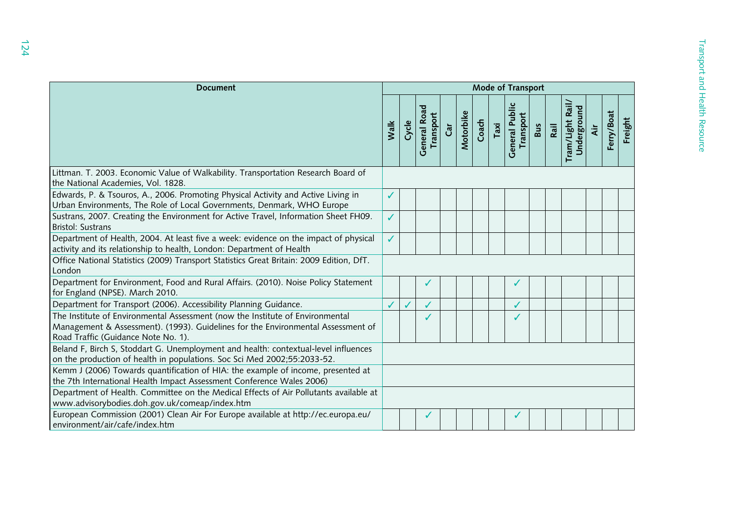| Document | Mode of Transport | | | | | | | | | | | | | |
|---|---|---|---|---|---|---|---|---|---|---|---|---|---|---|
| | Walk | Cycle | General Road Transport | Car | Motorbike | Coach | Taxi | General Public Transport | Bus | Rail | Tram/Light Rail/ Underground | Air | Ferry/Boat | Freight |
| Littman. T. 2003. Economic Value of Walkability. Transportation Research Board of the National Academies, Vol. 1828. | | | | | | | | | | | | | | |
| Edwards, P. & Tsouros, A., 2006. Promoting Physical Activity and Active Living in Urban Environments, The Role of Local Governments, Denmark, WHO Europe | ✓ | | | | | | | | | | | | | |
| Sustrans, 2007. Creating the Environment for Active Travel, Information Sheet FH09. Bristol: Sustrans | ✓ | | | | | | | | | | | | | |
| Department of Health, 2004. At least five a week: evidence on the impact of physical activity and its relationship to health, London: Department of Health | ✓ | | | | | | | | | | | | | |
| Office National Statistics (2009) Transport Statistics Great Britain: 2009 Edition, DfT. London | | | | | | | | | | | | | | |
| Department for Environment, Food and Rural Affairs. (2010). Noise Policy Statement for England (NPSE). March 2010. | | | ✓ | | | | | ✓ | | | | | | |
| Department for Transport (2006). Accessibility Planning Guidance. | ✓ | ✓ | ✓ | | | | | ✓ | | | | | | |
| The Institute of Environmental Assessment (now the Institute of Environmental Management & Assessment). (1993). Guidelines for the Environmental Assessment of Road Traffic (Guidance Note No. 1). | | | ✓ | | | | | ✓ | | | | | | |
| Beland F, Birch S, Stoddart G. Unemployment and health: contextual-level influences on the production of health in populations. Soc Sci Med 2002;55:2033-52. | | | | | | | | | | | | | | |
| Kemm J (2006) Towards quantification of HIA: the example of income, presented at the 7th International Health Impact Assessment Conference Wales 2006) | | | | | | | | | | | | | | |
| Department of Health. Committee on the Medical Effects of Air Pollutants available at www.advisorybodies.doh.gov.uk/comeap/index.htm | | | | | | | | | | | | | | |
| European Commission (2001) Clean Air For Europe available at http://ec.europa.eu/environment/air/cafe/index.htm | | | ✓ | | | | | ✓ | | | | | | |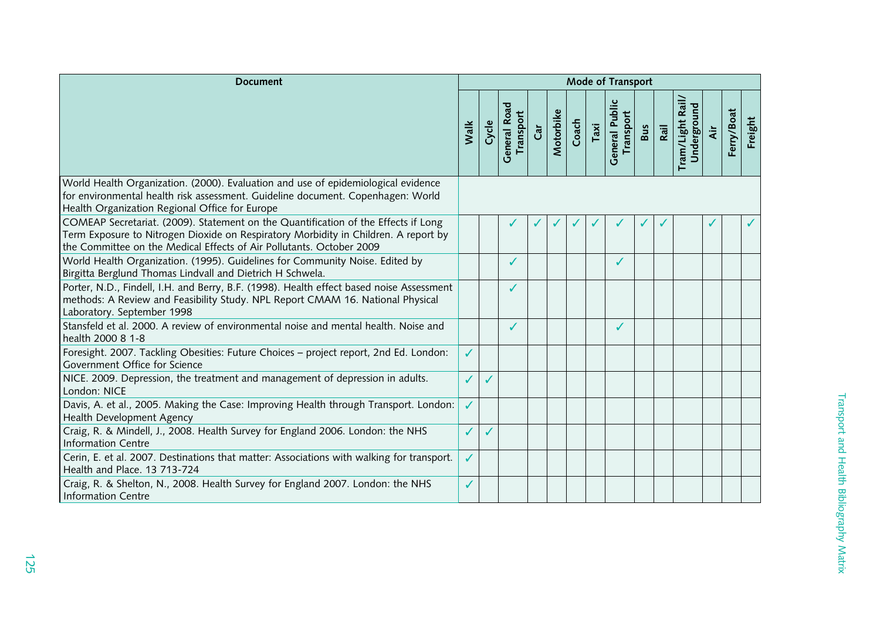| Document | Mode of Transport | | | | | | | | | | | | | |
|---|---|---|---|---|---|---|---|---|---|---|---|---|---|---|
| | Walk | Cycle | General Road Transport | Car | Motorbike | Coach | Taxi | General Public Transport | Bus | Rail | Tram/Light Rail/ Underground | Air | Ferry/Boat | Freight |
| World Health Organization. (2000). Evaluation and use of epidemiological evidence for environmental health risk assessment. Guideline document. Copenhagen: World Health Organization Regional Office for Europe | | | | | | | | | | | | | | |
| COMEAP Secretariat. (2009). Statement on the Quantification of the Effects if Long Term Exposure to Nitrogen Dioxide on Respiratory Morbidity in Children. A report by the Committee on the Medical Effects of Air Pollutants. October 2009 | | | ✓ | ✓ | ✓ | ✓ | ✓ | ✓ | ✓ | ✓ | | ✓ | | ✓ |
| World Health Organization. (1995). Guidelines for Community Noise. Edited by Birgitta Berglund Thomas Lindvall and Dietrich H Schwela. | | | ✓ | | | | | ✓ | | | | | | |
| Porter, N.D., Findell, I.H. and Berry, B.F. (1998). Health effect based noise Assessment methods: A Review and Feasibility Study. NPL Report CMAM 16. National Physical Laboratory. September 1998 | | | ✓ | | | | | | | | | | | |
| Stansfeld et al. 2000. A review of environmental noise and mental health. Noise and health 2000 8 1-8 | | | ✓ | | | | | ✓ | | | | | | |
| Foresight. 2007. Tackling Obesities: Future Choices – project report, 2nd Ed. London: Government Office for Science | ✓ | | | | | | | | | | | | | |
| NICE. 2009. Depression, the treatment and management of depression in adults. London: NICE | ✓ | ✓ | | | | | | | | | | | | |
| Davis, A. et al., 2005. Making the Case: Improving Health through Transport. London: Health Development Agency | ✓ | | | | | | | | | | | | | |
| Craig, R. & Mindell, J., 2008. Health Survey for England 2006. London: the NHS Information Centre | ✓ | ✓ | | | | | | | | | | | | |
| Cerin, E. et al. 2007. Destinations that matter: Associations with walking for transport. Health and Place. 13 713-724 | ✓ | | | | | | | | | | | | | |
| Craig, R. & Shelton, N., 2008. Health Survey for England 2007. London: the NHS Information Centre | ✓ | | | | | | | | | | | | | |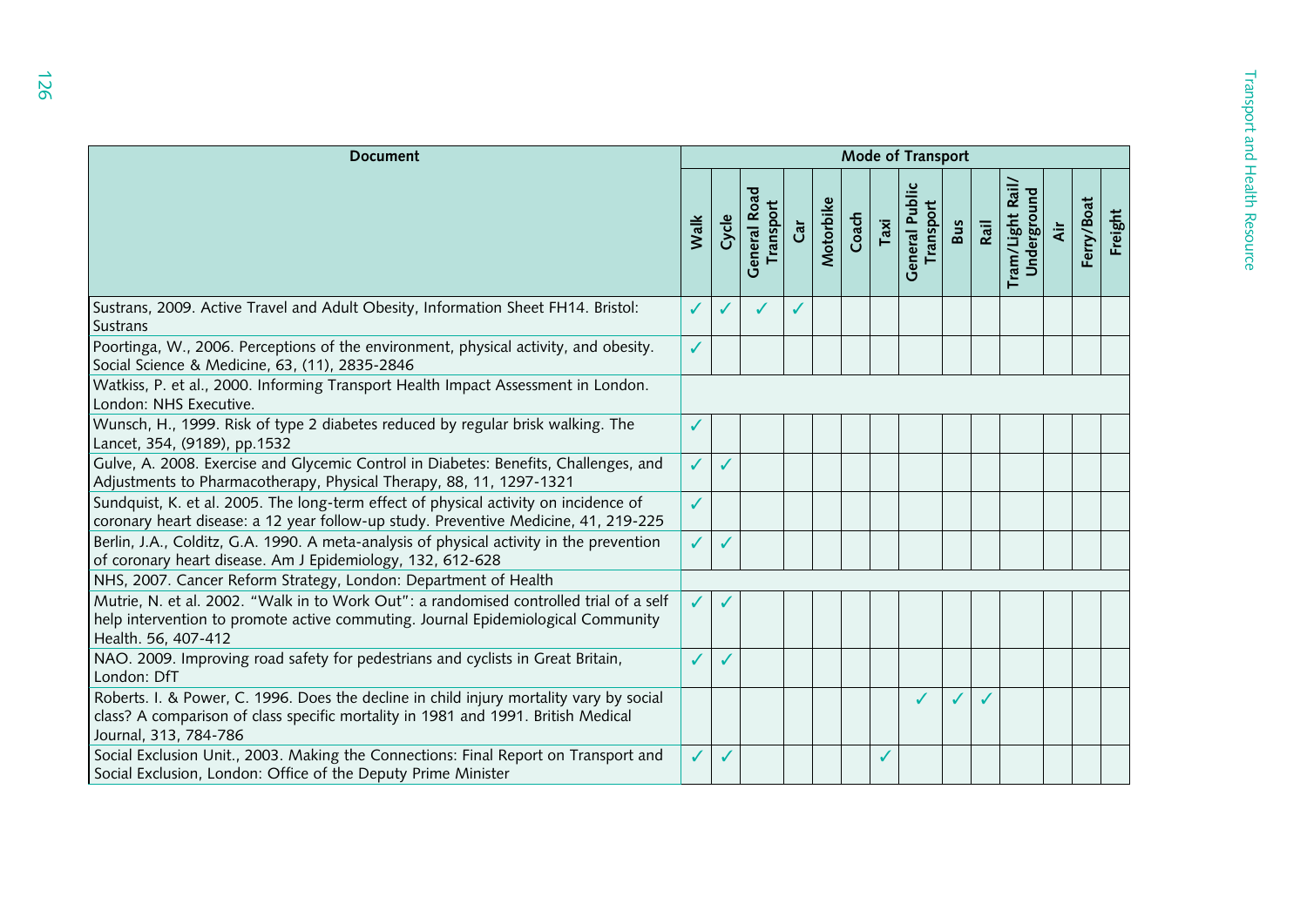| Document | Mode of Transport | | | | | | | | | | | | | |
|---|---|---|---|---|---|---|---|---|---|---|---|---|---|---|
| | Walk | Cycle | General Road Transport | Car | Motorbike | Coach | Taxi | General Public Transport | Bus | Rail | Tram/Light Rail/ Underground | Air | Ferry/Boat | Freight |
| Sustrans, 2009. Active Travel and Adult Obesity, Information Sheet FH14. Bristol: Sustrans | ✓ | ✓ | ✓ | ✓ | | | | | | | | | | |
| Poortinga, W., 2006. Perceptions of the environment, physical activity, and obesity. Social Science & Medicine, 63, (11), 2835-2846 | ✓ | | | | | | | | | | | | | |
| Watkiss, P. et al., 2000. Informing Transport Health Impact Assessment in London. London: NHS Executive. | | | | | | | | | | | | | | |
| Wunsch, H., 1999. Risk of type 2 diabetes reduced by regular brisk walking. The Lancet, 354, (9189), pp.1532 | ✓ | | | | | | | | | | | | | |
| Gulve, A. 2008. Exercise and Glycemic Control in Diabetes: Benefits, Challenges, and Adjustments to Pharmacotherapy, Physical Therapy, 88, 11, 1297-1321 | ✓ | ✓ | | | | | | | | | | | | |
| Sundquist, K. et al. 2005. The long-term effect of physical activity on incidence of coronary heart disease: a 12 year follow-up study. Preventive Medicine, 41, 219-225 | ✓ | | | | | | | | | | | | | |
| Berlin, J.A., Colditz, G.A. 1990. A meta-analysis of physical activity in the prevention of coronary heart disease. Am J Epidemiology, 132, 612-628 | ✓ | ✓ | | | | | | | | | | | | |
| NHS, 2007. Cancer Reform Strategy, London: Department of Health | | | | | | | | | | | | | | |
| Mutrie, N. et al. 2002. "Walk in to Work Out": a randomised controlled trial of a self help intervention to promote active commuting. Journal Epidemiological Community Health. 56, 407-412 | ✓ | ✓ | | | | | | | | | | | | |
| NAO. 2009. Improving road safety for pedestrians and cyclists in Great Britain, London: DfT | ✓ | ✓ | | | | | | | | | | | | |
| Roberts. I. & Power, C. 1996. Does the decline in child injury mortality vary by social class? A comparison of class specific mortality in 1981 and 1991. British Medical Journal, 313, 784-786 | | | | | | | | ✓ | ✓ | ✓ | | | | |
| Social Exclusion Unit., 2003. Making the Connections: Final Report on Transport and Social Exclusion, London: Office of the Deputy Prime Minister | ✓ | ✓ | | | | | ✓ | | | | | | | |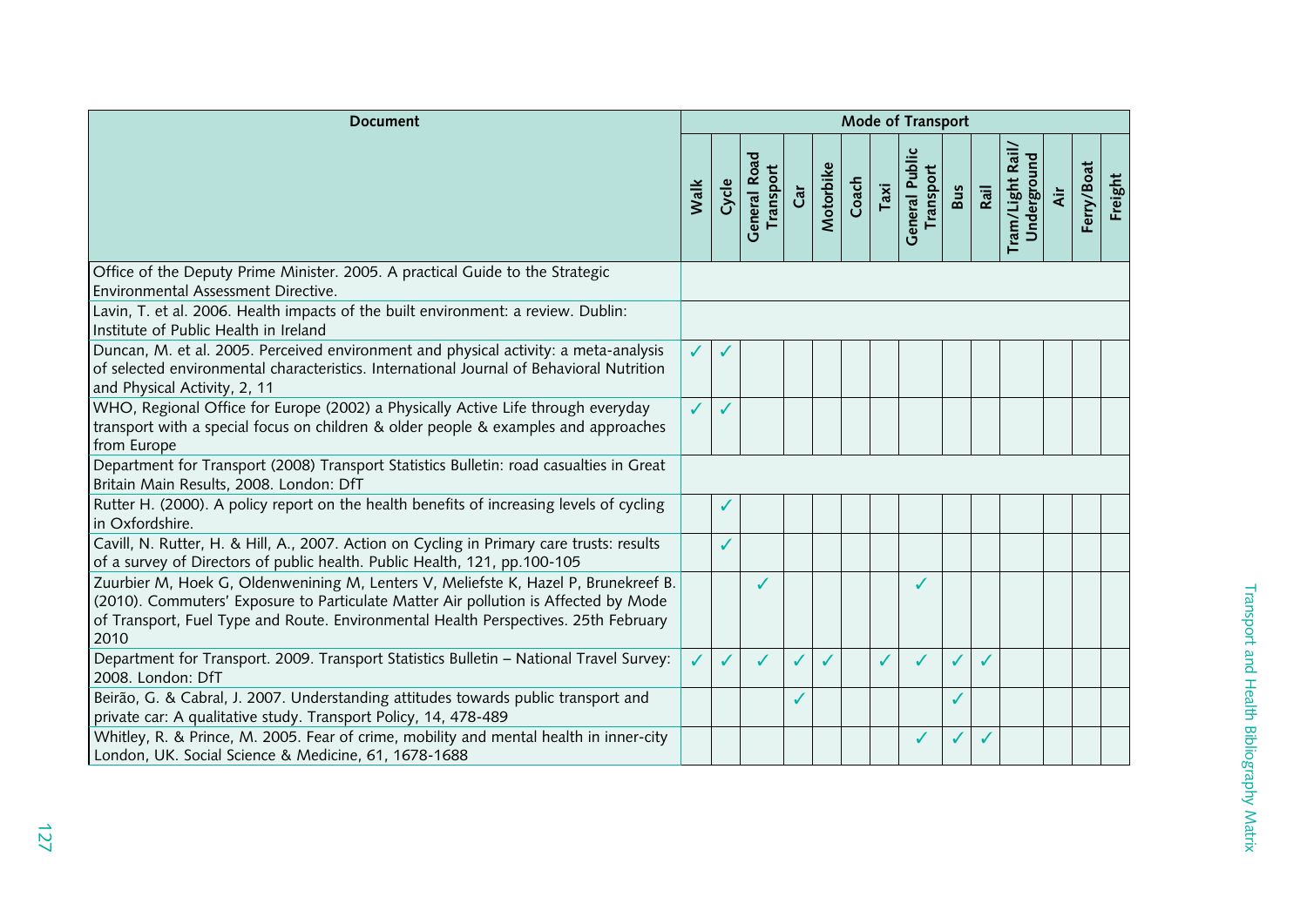| Document | Mode of Transport | | | | | | | | | | | | | |
|---|---|---|---|---|---|---|---|---|---|---|---|---|---|---|
| | Walk | Cycle | General Road Transport | Car | Motorbike | Coach | Taxi | General Public Transport | Bus | Rail | Tram/Light Rail/ Underground | Air | Ferry/Boat | Freight |
| Office of the Deputy Prime Minister. 2005. A practical Guide to the Strategic Environmental Assessment Directive. | | | | | | | | | | | | | | |
| Lavin, T. et al. 2006. Health impacts of the built environment: a review. Dublin: Institute of Public Health in Ireland | | | | | | | | | | | | | | |
| Duncan, M. et al. 2005. Perceived environment and physical activity: a meta-analysis of selected environmental characteristics. International Journal of Behavioral Nutrition and Physical Activity, 2, 11 | ✓ | ✓ | | | | | | | | | | | | |
| WHO, Regional Office for Europe (2002) a Physically Active Life through everyday transport with a special focus on children & older people & examples and approaches from Europe | ✓ | ✓ | | | | | | | | | | | | |
| Department for Transport (2008) Transport Statistics Bulletin: road casualties in Great Britain Main Results, 2008. London: DfT | | | | | | | | | | | | | | |
| Rutter H. (2000). A policy report on the health benefits of increasing levels of cycling in Oxfordshire. | | ✓ | | | | | | | | | | | | |
| Cavill, N. Rutter, H. & Hill, A., 2007. Action on Cycling in Primary care trusts: results of a survey of Directors of public health. Public Health, 121, pp.100-105 | | ✓ | | | | | | | | | | | | |
| Zuurbier M, Hoek G, Oldenwenining M, Lenters V, Meliefste K, Hazel P, Brunekreef B. (2010). Commuters' Exposure to Particulate Matter Air pollution is Affected by Mode of Transport, Fuel Type and Route. Environmental Health Perspectives. 25th February 2010 | | | ✓ | | | | | ✓ | | | | | | |
| Department for Transport. 2009. Transport Statistics Bulletin – National Travel Survey: 2008. London: DfT | ✓ | ✓ | ✓ | ✓ | ✓ | | ✓ | ✓ | ✓ | ✓ | | | | |
| Beirão, G. & Cabral, J. 2007. Understanding attitudes towards public transport and private car: A qualitative study. Transport Policy, 14, 478-489 | | | | ✓ | | | | | ✓ | | | | | |
| Whitley, R. & Prince, M. 2005. Fear of crime, mobility and mental health in inner-city London, UK. Social Science & Medicine, 61, 1678-1688 | | | | | | | | ✓ | ✓ | ✓ | | | | |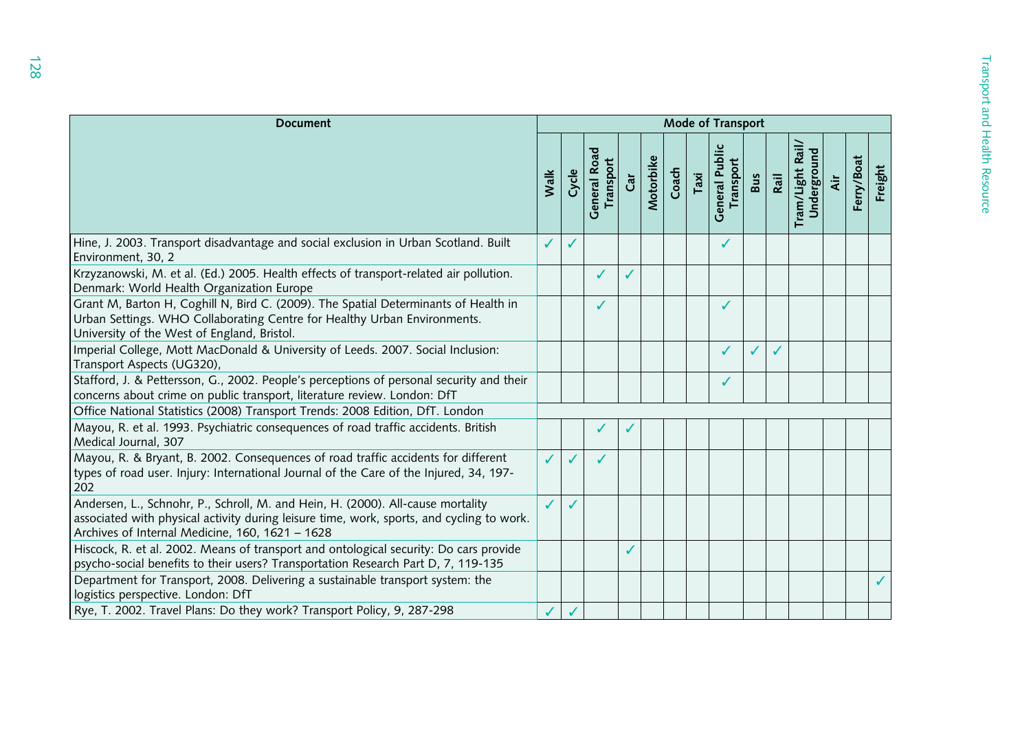| Document | Mode of Transport | | | | | | | | | | | | | |
|---|---|---|---|---|---|---|---|---|---|---|---|---|---|---|
| | Walk | Cycle | General Road Transport | Car | Motorbike | Coach | Taxi | General Public Transport | Bus | Rail | Tram/Light Rail/ Underground | Air | Ferry/Boat | Freight |
| Hine, J. 2003. Transport disadvantage and social exclusion in Urban Scotland. Built Environment, 30, 2 | ✓ | ✓ | | | | | | ✓ | | | | | | |
| Krzyzanowski, M. et al. (Ed.) 2005. Health effects of transport-related air pollution. Denmark: World Health Organization Europe | | | ✓ | ✓ | | | | | | | | | | |
| Grant M, Barton H, Coghill N, Bird C. (2009). The Spatial Determinants of Health in Urban Settings. WHO Collaborating Centre for Healthy Urban Environments. University of the West of England, Bristol. | | | ✓ | | | | | ✓ | | | | | | |
| Imperial College, Mott MacDonald & University of Leeds. 2007. Social Inclusion: Transport Aspects (UG320), | | | | | | | | ✓ | ✓ | ✓ | | | | |
| Stafford, J. & Pettersson, G., 2002. People's perceptions of personal security and their concerns about crime on public transport, literature review. London: DfT | | | | | | | | ✓ | | | | | | |
| Office National Statistics (2008) Transport Trends: 2008 Edition, DfT. London | | | | | | | | | | | | | | |
| Mayou, R. et al. 1993. Psychiatric consequences of road traffic accidents. British Medical Journal, 307 | | | ✓ | ✓ | | | | | | | | | | |
| Mayou, R. & Bryant, B. 2002. Consequences of road traffic accidents for different types of road user. Injury: International Journal of the Care of the Injured, 34, 197-202 | ✓ | ✓ | ✓ | | | | | | | | | | | |
| Andersen, L., Schnohr, P., Schroll, M. and Hein, H. (2000). All-cause mortality associated with physical activity during leisure time, work, sports, and cycling to work. Archives of Internal Medicine, 160, 1621 – 1628 | ✓ | ✓ | | | | | | | | | | | | |
| Hiscock, R. et al. 2002. Means of transport and ontological security: Do cars provide psycho-social benefits to their users? Transportation Research Part D, 7, 119-135 | | | | ✓ | | | | | | | | | | |
| Department for Transport, 2008. Delivering a sustainable transport system: the logistics perspective. London: DfT | | | | | | | | | | | | | | ✓ |
| Rye, T. 2002. Travel Plans: Do they work? Transport Policy, 9, 287-298 | ✓ | ✓ | | | | | | | | | | | | |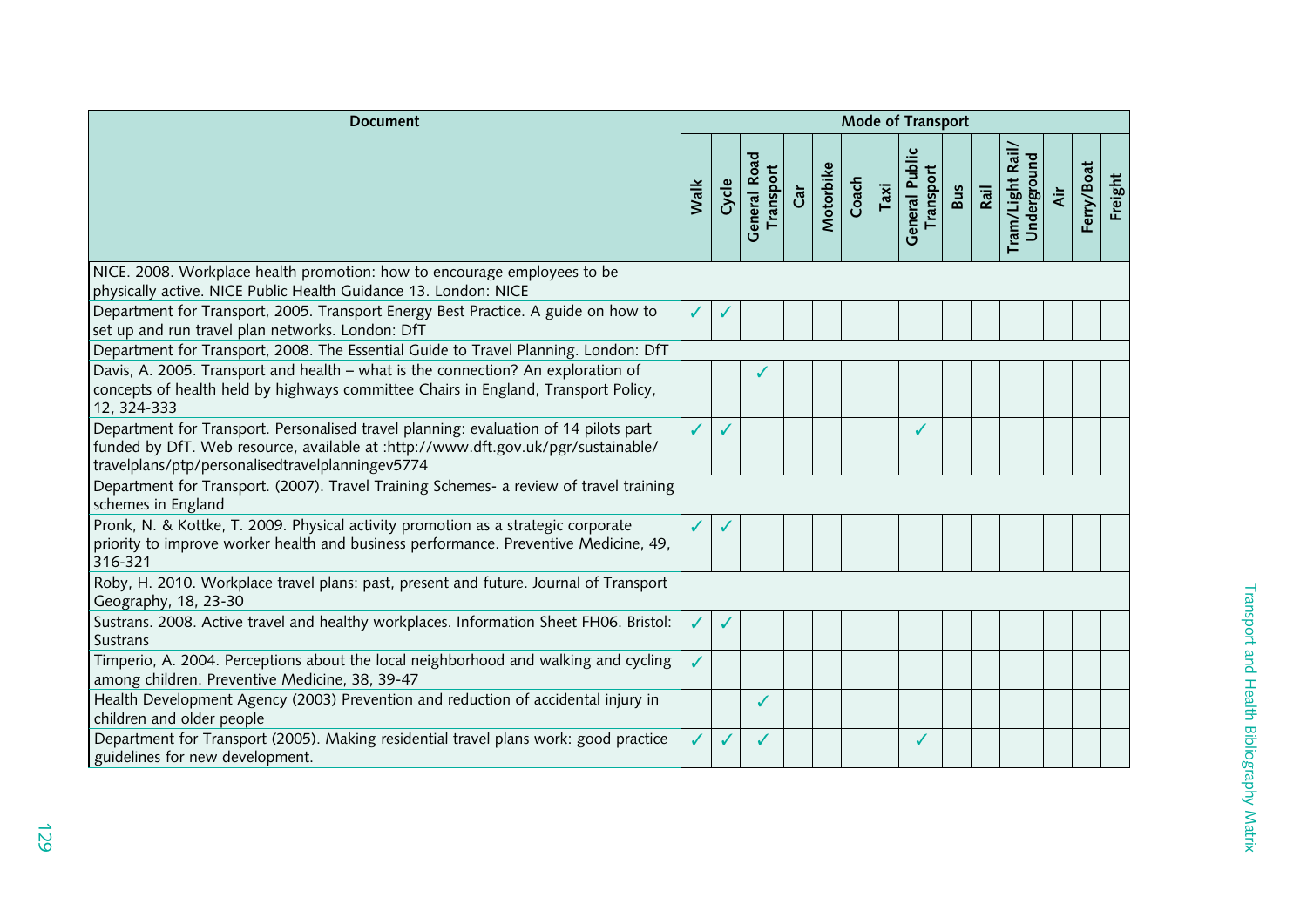| Document | Mode of Transport | | | | | | | | | | | | | |
|---|---|---|---|---|---|---|---|---|---|---|---|---|---|---|
| | Walk | Cycle | General Road Transport | Car | Motorbike | Coach | Taxi | General Public Transport | Bus | Rail | Tram/Light Rail/ Underground | Air | Ferry/Boat | Freight |
| NICE. 2008. Workplace health promotion: how to encourage employees to be physically active. NICE Public Health Guidance 13. London: NICE | | | | | | | | | | | | | | |
| Department for Transport, 2005. Transport Energy Best Practice. A guide on how to set up and run travel plan networks. London: DfT | ✓ | ✓ | | | | | | | | | | | | |
| Department for Transport, 2008. The Essential Guide to Travel Planning. London: DfT | | | | | | | | | | | | | | |
| Davis, A. 2005. Transport and health – what is the connection? An exploration of concepts of health held by highways committee Chairs in England, Transport Policy, 12, 324-333 | | | ✓ | | | | | | | | | | | |
| Department for Transport. Personalised travel planning: evaluation of 14 pilots part funded by DfT. Web resource, available at :http://www.dft.gov.uk/pgr/sustainable/travelplans/ptp/personalisedtravelplanningev5774 | ✓ | ✓ | | | | | | ✓ | | | | | | |
| Department for Transport. (2007). Travel Training Schemes- a review of travel training schemes in England | | | | | | | | | | | | | | |
| Pronk, N. & Kottke, T. 2009. Physical activity promotion as a strategic corporate priority to improve worker health and business performance. Preventive Medicine, 49, 316-321 | ✓ | ✓ | | | | | | | | | | | | |
| Roby, H. 2010. Workplace travel plans: past, present and future. Journal of Transport Geography, 18, 23-30 | | | | | | | | | | | | | | |
| Sustrans. 2008. Active travel and healthy workplaces. Information Sheet FH06. Bristol: Sustrans | ✓ | ✓ | | | | | | | | | | | | |
| Timperio, A. 2004. Perceptions about the local neighborhood and walking and cycling among children. Preventive Medicine, 38, 39-47 | ✓ | | | | | | | | | | | | | |
| Health Development Agency (2003) Prevention and reduction of accidental injury in children and older people | | | ✓ | | | | | | | | | | | |
| Department for Transport (2005). Making residential travel plans work: good practice guidelines for new development. | ✓ | ✓ | ✓ | | | | | ✓ | | | | | | |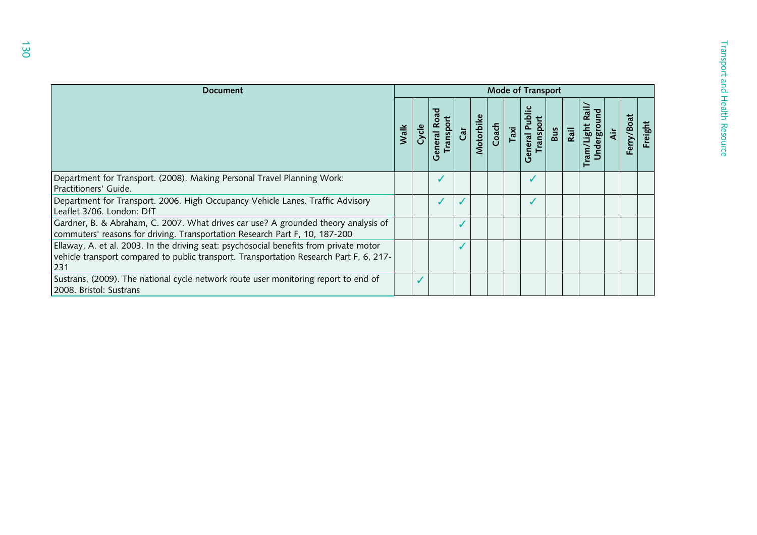| Document | Mode of Transport | | | | | | | | | | | | | |
|---|---|---|---|---|---|---|---|---|---|---|---|---|---|---|
| | Walk | Cycle | General Road Transport | Car | Motorbike | Coach | Taxi | General Public Transport | Bus | Rail | Tram/Light Rail/ Underground | Air | Ferry/Boat | Freight |
| Department for Transport. (2008). Making Personal Travel Planning Work: Practitioners' Guide. | | | ✓ | | | | | ✓ | | | | | | |
| Department for Transport. 2006. High Occupancy Vehicle Lanes. Traffic Advisory Leaflet 3/06. London: DfT | | | ✓ | ✓ | | | | ✓ | | | | | | |
| Gardner, B. & Abraham, C. 2007. What drives car use? A grounded theory analysis of commuters' reasons for driving. Transportation Research Part F, 10, 187-200 | | | | ✓ | | | | | | | | | | |
| Ellaway, A. et al. 2003. In the driving seat: psychosocial benefits from private motor vehicle transport compared to public transport. Transportation Research Part F, 6, 217-231 | | | | ✓ | | | | | | | | | | |
| Sustrans, (2009). The national cycle network route user monitoring report to end of 2008. Bristol: Sustrans | | ✓ | | | | | | | | | | | | |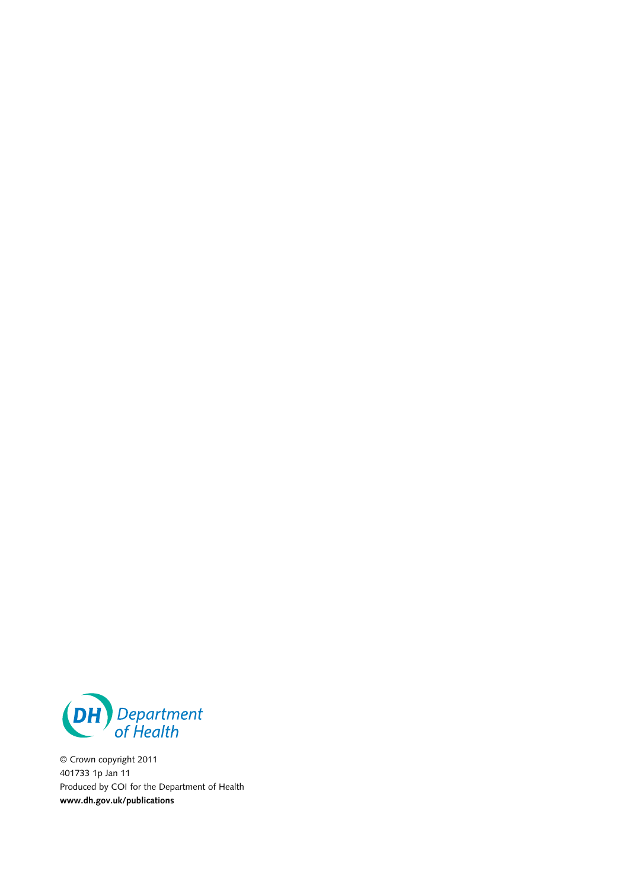DH Department of Health

© Crown copyright 2011
401733 1p Jan 11
Produced by COI for the Department of Health
**www.dh.gov.uk/publications**